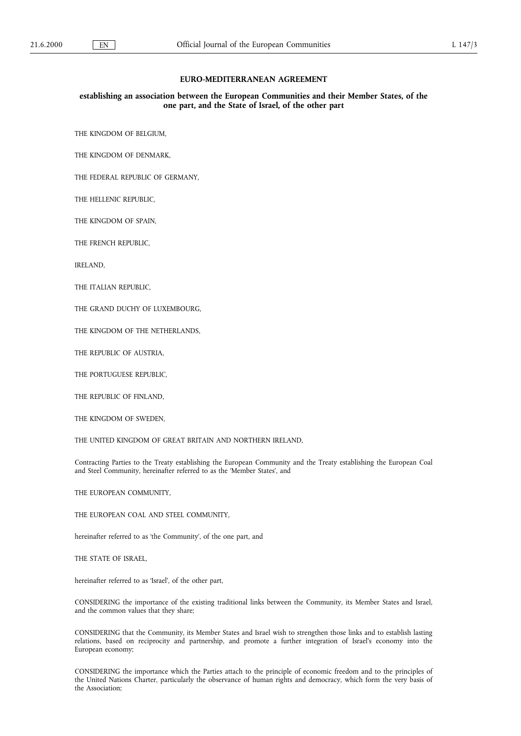# EURO-MEDITERRANEAN AGREEMENT

## establishing an association between the European Communities and their Member States, of the one part, and the State of Israel, of the other part

THE KINGDOM OF BELGIUM,

THE KINGDOM OF DENMARK,

THE FEDERAL REPUBLIC OF GERMANY,

THE HELLENIC REPUBLIC,

THE KINGDOM OF SPAIN,

THE FRENCH REPUBLIC,

IRELAND,

THE ITALIAN REPUBLIC,

THE GRAND DUCHY OF LUXEMBOURG,

THE KINGDOM OF THE NETHERLANDS,

THE REPUBLIC OF AUSTRIA,

THE PORTUGUESE REPUBLIC,

THE REPUBLIC OF FINLAND,

THE KINGDOM OF SWEDEN,

THE UNITED KINGDOM OF GREAT BRITAIN AND NORTHERN IRELAND,

Contracting Parties to the Treaty establishing the European Community and the Treaty establishing the European Coal and Steel Community, hereinafter referred to as the 'Member States', and

THE EUROPEAN COMMUNITY,

THE EUROPEAN COAL AND STEEL COMMUNITY,

hereinafter referred to as 'the Community', of the one part, and

THE STATE OF ISRAEL,

hereinafter referred to as 'Israel', of the other part,

CONSIDERING the importance of the existing traditional links between the Community, its Member States and Israel, and the common values that they share;

CONSIDERING that the Community, its Member States and Israel wish to strengthen those links and to establish lasting relations, based on reciprocity and partnership, and promote a further integration of Israel's economy into the European economy;

CONSIDERING the importance which the Parties attach to the principle of economic freedom and to the principles of the United Nations Charter, particularly the observance of human rights and democracy, which form the very basis of the Association;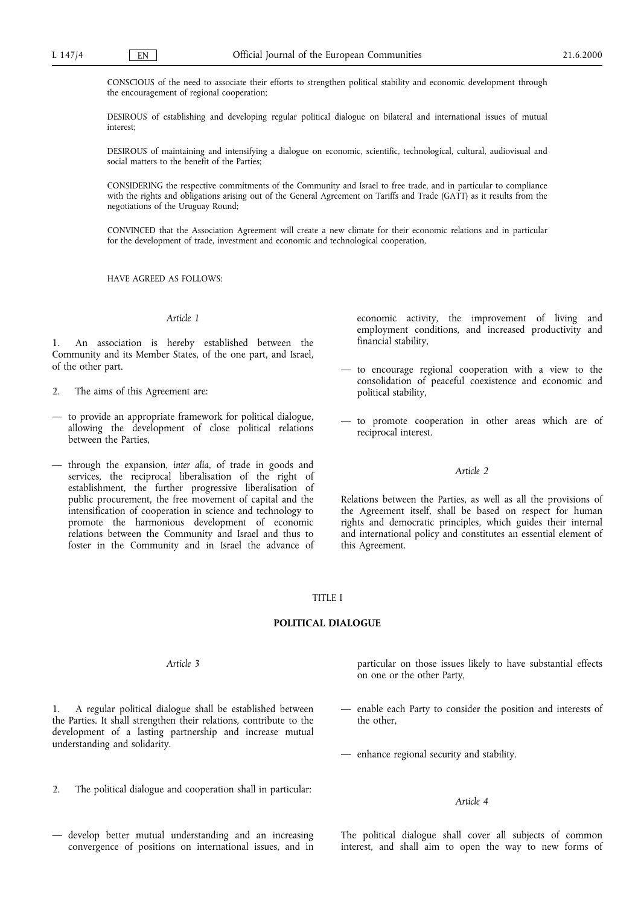CONSCIOUS of the need to associate their efforts to strengthen political stability and economic development through the encouragement of regional cooperation;

DESIROUS of establishing and developing regular political dialogue on bilateral and international issues of mutual interest;

DESIROUS of maintaining and intensifying a dialogue on economic, scientific, technological, cultural, audiovisual and social matters to the benefit of the Parties;

CONSIDERING the respective commitments of the Community and Israel to free trade, and in particular to compliance with the rights and obligations arising out of the General Agreement on Tariffs and Trade (GATT) as it results from the negotiations of the Uruguay Round;

CONVINCED that the Association Agreement will create a new climate for their economic relations and in particular for the development of trade, investment and economic and technological cooperation,

HAVE AGREED AS FOLLOWS:

*Article 1*

1. An association is hereby established between the Community and its Member States, of the one part, and Israel, of the other part.

2. The aims of this Agreement are:

— to provide an appropriate framework for political dialogue, allowing the development of close political relations between the Parties,

— through the expansion, *inter alia*, of trade in goods and services, the reciprocal liberalisation of the right of establishment, the further progressive liberalisation of public procurement, the free movement of capital and the intensification of cooperation in science and technology to promote the harmonious development of economic relations between the Community and Israel and thus to foster in the Community and in Israel the advance of economic activity, the improvement of living and employment conditions, and increased productivity and financial stability,

— to encourage regional cooperation with a view to the consolidation of peaceful coexistence and economic and political stability,

— to promote cooperation in other areas which are of reciprocal interest.

*Article 2*

Relations between the Parties, as well as all the provisions of the Agreement itself, shall be based on respect for human rights and democratic principles, which guides their internal and international policy and constitutes an essential element of this Agreement.

## TITLE I

## POLITICAL DIALOGUE

*Article 3*

1. A regular political dialogue shall be established between the Parties. It shall strengthen their relations, contribute to the development of a lasting partnership and increase mutual understanding and solidarity.

2. The political dialogue and cooperation shall in particular:

— develop better mutual understanding and an increasing convergence of positions on international issues, and in particular on those issues likely to have substantial effects on one or the other Party,

— enable each Party to consider the position and interests of the other,

— enhance regional security and stability.

*Article 4*

The political dialogue shall cover all subjects of common interest, and shall aim to open the way to new forms of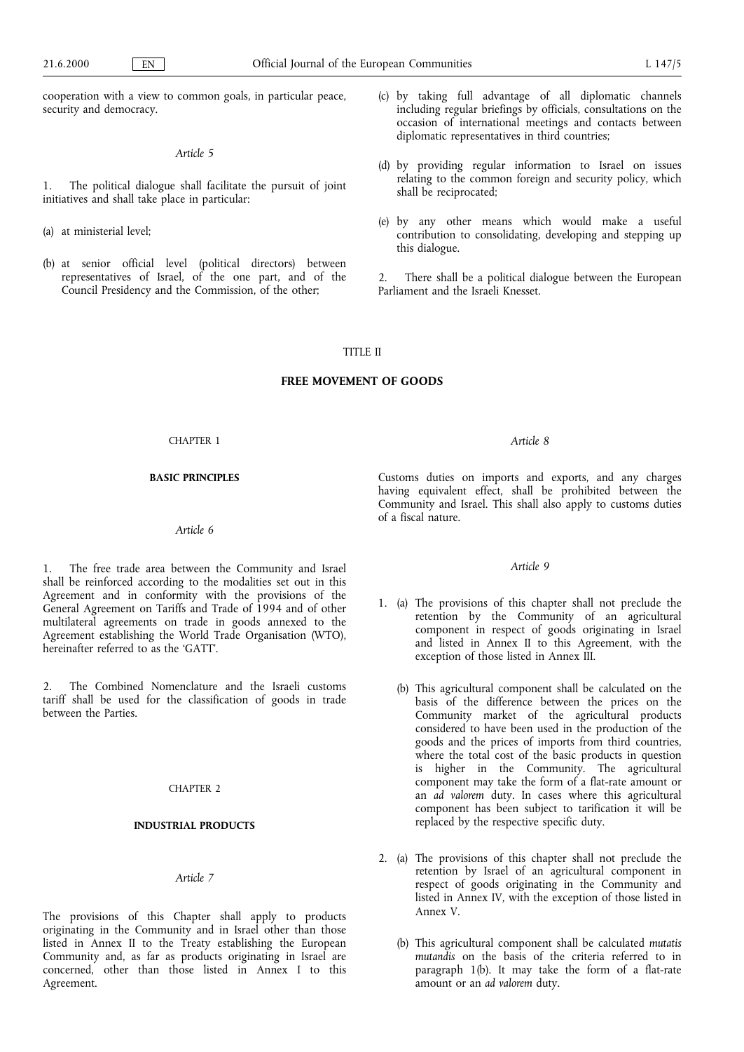cooperation with a view to common goals, in particular peace, security and democracy.

*Article 5*

1. The political dialogue shall facilitate the pursuit of joint initiatives and shall take place in particular:

(a) at ministerial level;

(b) at senior official level (political directors) between representatives of Israel, of the one part, and of the Council Presidency and the Commission, of the other;

(c) by taking full advantage of all diplomatic channels including regular briefings by officials, consultations on the occasion of international meetings and contacts between diplomatic representatives in third countries;

(d) by providing regular information to Israel on issues relating to the common foreign and security policy, which shall be reciprocated;

(e) by any other means which would make a useful contribution to consolidating, developing and stepping up this dialogue.

2. There shall be a political dialogue between the European Parliament and the Israeli Knesset.

# TITLE II

# FREE MOVEMENT OF GOODS

## CHAPTER 1

## BASIC PRINCIPLES

*Article 6*

1. The free trade area between the Community and Israel shall be reinforced according to the modalities set out in this Agreement and in conformity with the provisions of the General Agreement on Tariffs and Trade of 1994 and of other multilateral agreements on trade in goods annexed to the Agreement establishing the World Trade Organisation (WTO), hereinafter referred to as the 'GATT'.

2. The Combined Nomenclature and the Israeli customs tariff shall be used for the classification of goods in trade between the Parties.

## CHAPTER 2

## INDUSTRIAL PRODUCTS

*Article 7*

The provisions of this Chapter shall apply to products originating in the Community and in Israel other than those listed in Annex II to the Treaty establishing the European Community and, as far as products originating in Israel are concerned, other than those listed in Annex I to this Agreement.

*Article 8*

Customs duties on imports and exports, and any charges having equivalent effect, shall be prohibited between the Community and Israel. This shall also apply to customs duties of a fiscal nature.

*Article 9*

1. (a) The provisions of this chapter shall not preclude the retention by the Community of an agricultural component in respect of goods originating in Israel and listed in Annex II to this Agreement, with the exception of those listed in Annex III.

   (b) This agricultural component shall be calculated on the basis of the difference between the prices on the Community market of the agricultural products considered to have been used in the production of the goods and the prices of imports from third countries, where the total cost of the basic products in question is higher in the Community. The agricultural component may take the form of a flat-rate amount or an *ad valorem* duty. In cases where this agricultural component has been subject to tarification it will be replaced by the respective specific duty.

2. (a) The provisions of this chapter shall not preclude the retention by Israel of an agricultural component in respect of goods originating in the Community and listed in Annex IV, with the exception of those listed in Annex V.

   (b) This agricultural component shall be calculated *mutatis mutandis* on the basis of the criteria referred to in paragraph 1(b). It may take the form of a flat-rate amount or an *ad valorem* duty.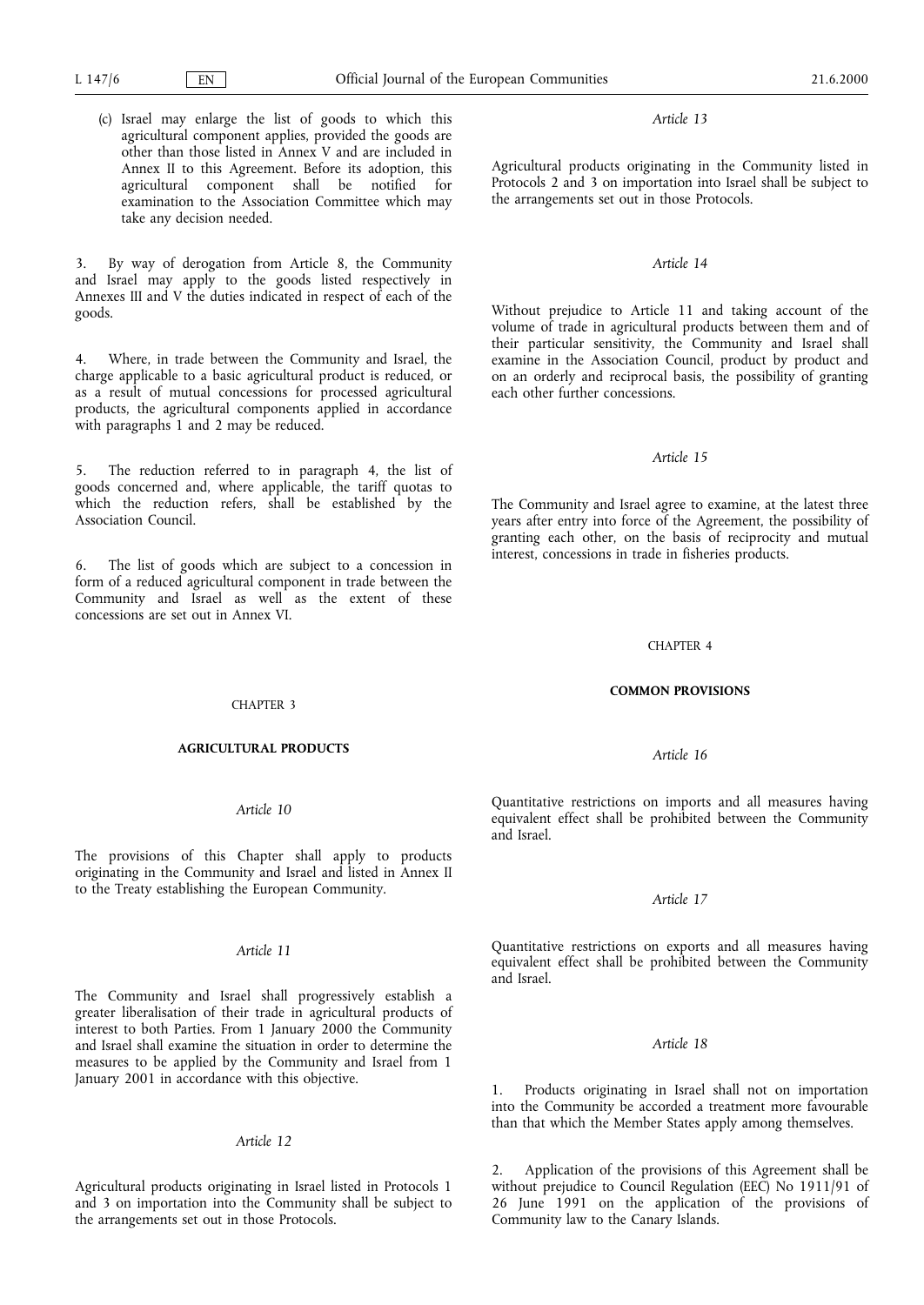(c) Israel may enlarge the list of goods to which this agricultural component applies, provided the goods are other than those listed in Annex V and are included in Annex II to this Agreement. Before its adoption, this agricultural component shall be notified for examination to the Association Committee which may take any decision needed.

3. By way of derogation from Article 8, the Community and Israel may apply to the goods listed respectively in Annexes III and V the duties indicated in respect of each of the goods.

4. Where, in trade between the Community and Israel, the charge applicable to a basic agricultural product is reduced, or as a result of mutual concessions for processed agricultural products, the agricultural components applied in accordance with paragraphs 1 and 2 may be reduced.

5. The reduction referred to in paragraph 4, the list of goods concerned and, where applicable, the tariff quotas to which the reduction refers, shall be established by the Association Council.

6. The list of goods which are subject to a concession in form of a reduced agricultural component in trade between the Community and Israel as well as the extent of these concessions are set out in Annex VI.

CHAPTER 3

**AGRICULTURAL PRODUCTS**

*Article 10*

The provisions of this Chapter shall apply to products originating in the Community and Israel and listed in Annex II to the Treaty establishing the European Community.

*Article 11*

The Community and Israel shall progressively establish a greater liberalisation of their trade in agricultural products of interest to both Parties. From 1 January 2000 the Community and Israel shall examine the situation in order to determine the measures to be applied by the Community and Israel from 1 January 2001 in accordance with this objective.

*Article 12*

Agricultural products originating in Israel listed in Protocols 1 and 3 on importation into the Community shall be subject to the arrangements set out in those Protocols.

*Article 13*

Agricultural products originating in the Community listed in Protocols 2 and 3 on importation into Israel shall be subject to the arrangements set out in those Protocols.

*Article 14*

Without prejudice to Article 11 and taking account of the volume of trade in agricultural products between them and of their particular sensitivity, the Community and Israel shall examine in the Association Council, product by product and on an orderly and reciprocal basis, the possibility of granting each other further concessions.

*Article 15*

The Community and Israel agree to examine, at the latest three years after entry into force of the Agreement, the possibility of granting each other, on the basis of reciprocity and mutual interest, concessions in trade in fisheries products.

CHAPTER 4

**COMMON PROVISIONS**

*Article 16*

Quantitative restrictions on imports and all measures having equivalent effect shall be prohibited between the Community and Israel.

*Article 17*

Quantitative restrictions on exports and all measures having equivalent effect shall be prohibited between the Community and Israel.

*Article 18*

1. Products originating in Israel shall not on importation into the Community be accorded a treatment more favourable than that which the Member States apply among themselves.

2. Application of the provisions of this Agreement shall be without prejudice to Council Regulation (EEC) No 1911/91 of 26 June 1991 on the application of the provisions of Community law to the Canary Islands.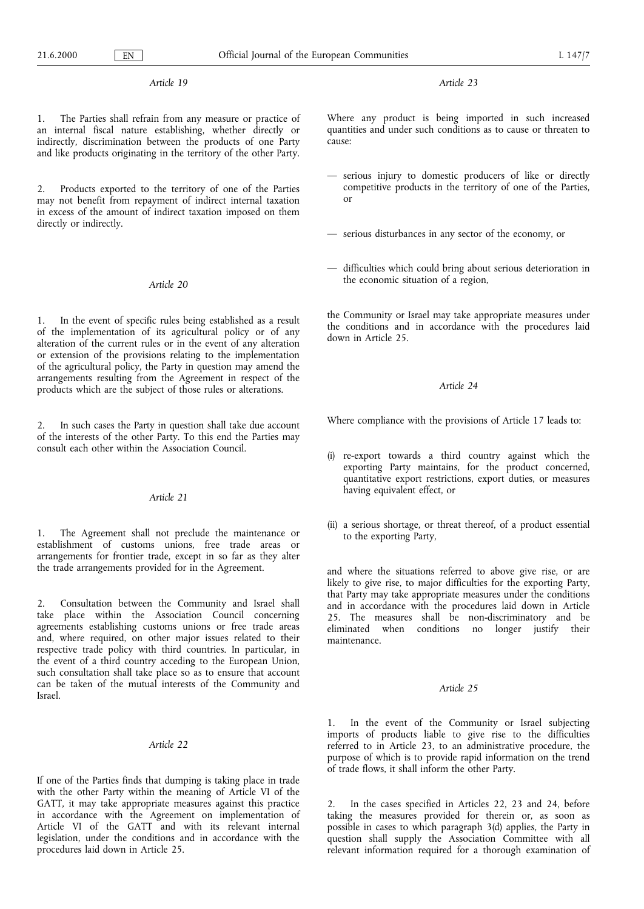*Article 19*

1. The Parties shall refrain from any measure or practice of an internal fiscal nature establishing, whether directly or indirectly, discrimination between the products of one Party and like products originating in the territory of the other Party.

2. Products exported to the territory of one of the Parties may not benefit from repayment of indirect internal taxation in excess of the amount of indirect taxation imposed on them directly or indirectly.

*Article 20*

1. In the event of specific rules being established as a result of the implementation of its agricultural policy or of any alteration of the current rules or in the event of any alteration or extension of the provisions relating to the implementation of the agricultural policy, the Party in question may amend the arrangements resulting from the Agreement in respect of the products which are the subject of those rules or alterations.

2. In such cases the Party in question shall take due account of the interests of the other Party. To this end the Parties may consult each other within the Association Council.

*Article 21*

1. The Agreement shall not preclude the maintenance or establishment of customs unions, free trade areas or arrangements for frontier trade, except in so far as they alter the trade arrangements provided for in the Agreement.

2. Consultation between the Community and Israel shall take place within the Association Council concerning agreements establishing customs unions or free trade areas and, where required, on other major issues related to their respective trade policy with third countries. In particular, in the event of a third country acceding to the European Union, such consultation shall take place so as to ensure that account can be taken of the mutual interests of the Community and Israel.

*Article 22*

If one of the Parties finds that dumping is taking place in trade with the other Party within the meaning of Article VI of the GATT, it may take appropriate measures against this practice in accordance with the Agreement on implementation of Article VI of the GATT and with its relevant internal legislation, under the conditions and in accordance with the procedures laid down in Article 25.

*Article 23*

Where any product is being imported in such increased quantities and under such conditions as to cause or threaten to cause:

— serious injury to domestic producers of like or directly competitive products in the territory of one of the Parties, or

— serious disturbances in any sector of the economy, or

— difficulties which could bring about serious deterioration in the economic situation of a region,

the Community or Israel may take appropriate measures under the conditions and in accordance with the procedures laid down in Article 25.

*Article 24*

Where compliance with the provisions of Article 17 leads to:

(i) re-export towards a third country against which the exporting Party maintains, for the product concerned, quantitative export restrictions, export duties, or measures having equivalent effect, or

(ii) a serious shortage, or threat thereof, of a product essential to the exporting Party,

and where the situations referred to above give rise, or are likely to give rise, to major difficulties for the exporting Party, that Party may take appropriate measures under the conditions and in accordance with the procedures laid down in Article 25. The measures shall be non-discriminatory and be eliminated when conditions no longer justify their maintenance.

*Article 25*

1. In the event of the Community or Israel subjecting imports of products liable to give rise to the difficulties referred to in Article 23, to an administrative procedure, the purpose of which is to provide rapid information on the trend of trade flows, it shall inform the other Party.

2. In the cases specified in Articles 22, 23 and 24, before taking the measures provided for therein or, as soon as possible in cases to which paragraph 3(d) applies, the Party in question shall supply the Association Committee with all relevant information required for a thorough examination of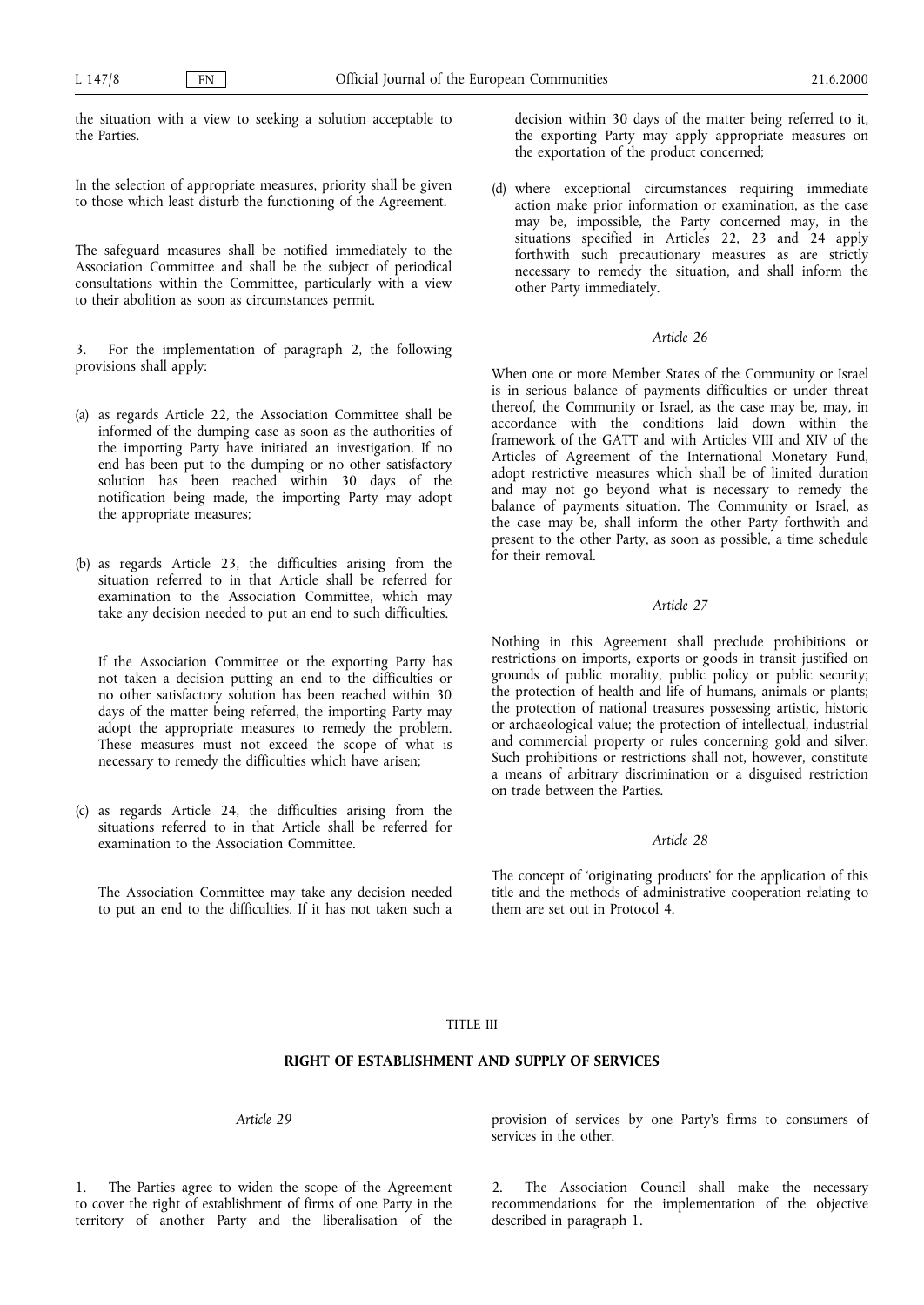the situation with a view to seeking a solution acceptable to the Parties.

In the selection of appropriate measures, priority shall be given to those which least disturb the functioning of the Agreement.

The safeguard measures shall be notified immediately to the Association Committee and shall be the subject of periodical consultations within the Committee, particularly with a view to their abolition as soon as circumstances permit.

3. For the implementation of paragraph 2, the following provisions shall apply:

(a) as regards Article 22, the Association Committee shall be informed of the dumping case as soon as the authorities of the importing Party have initiated an investigation. If no end has been put to the dumping or no other satisfactory solution has been reached within 30 days of the notification being made, the importing Party may adopt the appropriate measures;

(b) as regards Article 23, the difficulties arising from the situation referred to in that Article shall be referred for examination to the Association Committee, which may take any decision needed to put an end to such difficulties.

If the Association Committee or the exporting Party has not taken a decision putting an end to the difficulties or no other satisfactory solution has been reached within 30 days of the matter being referred, the importing Party may adopt the appropriate measures to remedy the problem. These measures must not exceed the scope of what is necessary to remedy the difficulties which have arisen;

(c) as regards Article 24, the difficulties arising from the situations referred to in that Article shall be referred for examination to the Association Committee.

The Association Committee may take any decision needed to put an end to the difficulties. If it has not taken such a decision within 30 days of the matter being referred to it, the exporting Party may apply appropriate measures on the exportation of the product concerned;

(d) where exceptional circumstances requiring immediate action make prior information or examination, as the case may be, impossible, the Party concerned may, in the situations specified in Articles 22, 23 and 24 apply forthwith such precautionary measures as are strictly necessary to remedy the situation, and shall inform the other Party immediately.

*Article 26*

When one or more Member States of the Community or Israel is in serious balance of payments difficulties or under threat thereof, the Community or Israel, as the case may be, may, in accordance with the conditions laid down within the framework of the GATT and with Articles VIII and XIV of the Articles of Agreement of the International Monetary Fund, adopt restrictive measures which shall be of limited duration and may not go beyond what is necessary to remedy the balance of payments situation. The Community or Israel, as the case may be, shall inform the other Party forthwith and present to the other Party, as soon as possible, a time schedule for their removal.

*Article 27*

Nothing in this Agreement shall preclude prohibitions or restrictions on imports, exports or goods in transit justified on grounds of public morality, public policy or public security; the protection of health and life of humans, animals or plants; the protection of national treasures possessing artistic, historic or archaeological value; the protection of intellectual, industrial and commercial property or rules concerning gold and silver. Such prohibitions or restrictions shall not, however, constitute a means of arbitrary discrimination or a disguised restriction on trade between the Parties.

*Article 28*

The concept of 'originating products' for the application of this title and the methods of administrative cooperation relating to them are set out in Protocol 4.

## TITLE III

## RIGHT OF ESTABLISHMENT AND SUPPLY OF SERVICES

*Article 29*

1. The Parties agree to widen the scope of the Agreement to cover the right of establishment of firms of one Party in the territory of another Party and the liberalisation of the provision of services by one Party's firms to consumers of services in the other.

2. The Association Council shall make the necessary recommendations for the implementation of the objective described in paragraph 1.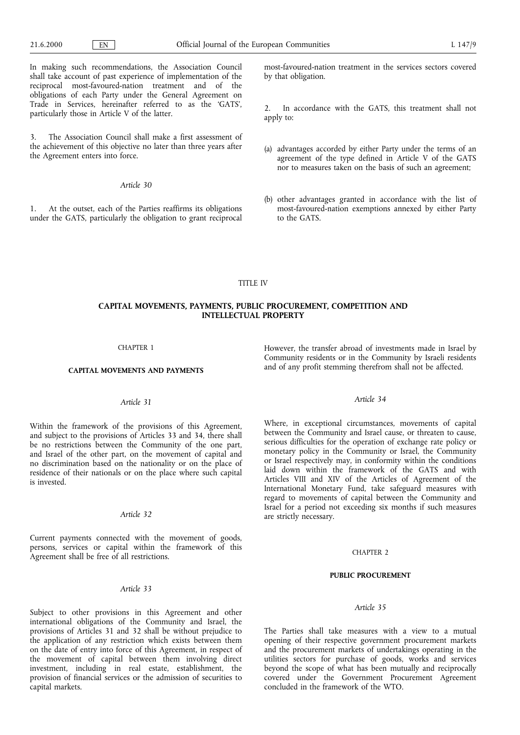In making such recommendations, the Association Council shall take account of past experience of implementation of the reciprocal most-favoured-nation treatment and of the obligations of each Party under the General Agreement on Trade in Services, hereinafter referred to as the 'GATS', particularly those in Article V of the latter.

3. The Association Council shall make a first assessment of the achievement of this objective no later than three years after the Agreement enters into force.

*Article 30*

1. At the outset, each of the Parties reaffirms its obligations under the GATS, particularly the obligation to grant reciprocal most-favoured-nation treatment in the services sectors covered by that obligation.

2. In accordance with the GATS, this treatment shall not apply to:

(a) advantages accorded by either Party under the terms of an agreement of the type defined in Article V of the GATS nor to measures taken on the basis of such an agreement;

(b) other advantages granted in accordance with the list of most-favoured-nation exemptions annexed by either Party to the GATS.

TITLE IV

## CAPITAL MOVEMENTS, PAYMENTS, PUBLIC PROCUREMENT, COMPETITION AND INTELLECTUAL PROPERTY

CHAPTER 1

### CAPITAL MOVEMENTS AND PAYMENTS

*Article 31*

Within the framework of the provisions of this Agreement, and subject to the provisions of Articles 33 and 34, there shall be no restrictions between the Community of the one part, and Israel of the other part, on the movement of capital and no discrimination based on the nationality or on the place of residence of their nationals or on the place where such capital is invested.

*Article 32*

Current payments connected with the movement of goods, persons, services or capital within the framework of this Agreement shall be free of all restrictions.

*Article 33*

Subject to other provisions in this Agreement and other international obligations of the Community and Israel, the provisions of Articles 31 and 32 shall be without prejudice to the application of any restriction which exists between them on the date of entry into force of this Agreement, in respect of the movement of capital between them involving direct investment, including in real estate, establishment, the provision of financial services or the admission of securities to capital markets.

However, the transfer abroad of investments made in Israel by Community residents or in the Community by Israeli residents and of any profit stemming therefrom shall not be affected.

*Article 34*

Where, in exceptional circumstances, movements of capital between the Community and Israel cause, or threaten to cause, serious difficulties for the operation of exchange rate policy or monetary policy in the Community or Israel, the Community or Israel respectively may, in conformity within the conditions laid down within the framework of the GATS and with Articles VIII and XIV of the Articles of Agreement of the International Monetary Fund, take safeguard measures with regard to movements of capital between the Community and Israel for a period not exceeding six months if such measures are strictly necessary.

CHAPTER 2

### PUBLIC PROCUREMENT

*Article 35*

The Parties shall take measures with a view to a mutual opening of their respective government procurement markets and the procurement markets of undertakings operating in the utilities sectors for purchase of goods, works and services beyond the scope of what has been mutually and reciprocally covered under the Government Procurement Agreement concluded in the framework of the WTO.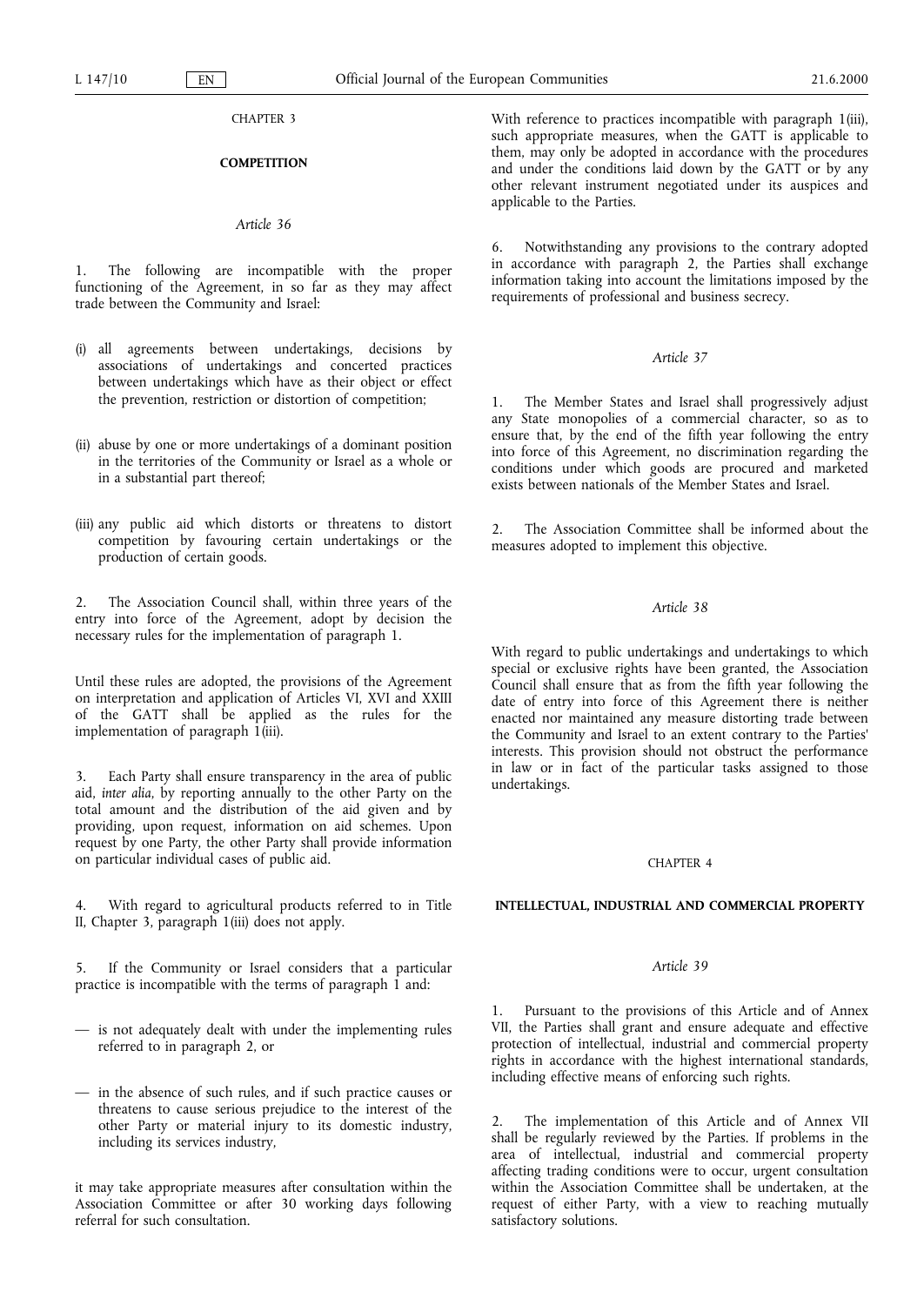CHAPTER 3

**COMPETITION**

*Article 36*

1. The following are incompatible with the proper functioning of the Agreement, in so far as they may affect trade between the Community and Israel:

(i) all agreements between undertakings, decisions by associations of undertakings and concerted practices between undertakings which have as their object or effect the prevention, restriction or distortion of competition;

(ii) abuse by one or more undertakings of a dominant position in the territories of the Community or Israel as a whole or in a substantial part thereof;

(iii) any public aid which distorts or threatens to distort competition by favouring certain undertakings or the production of certain goods.

2. The Association Council shall, within three years of the entry into force of the Agreement, adopt by decision the necessary rules for the implementation of paragraph 1.

Until these rules are adopted, the provisions of the Agreement on interpretation and application of Articles VI, XVI and XXIII of the GATT shall be applied as the rules for the implementation of paragraph 1(iii).

3. Each Party shall ensure transparency in the area of public aid, *inter alia*, by reporting annually to the other Party on the total amount and the distribution of the aid given and by providing, upon request, information on aid schemes. Upon request by one Party, the other Party shall provide information on particular individual cases of public aid.

4. With regard to agricultural products referred to in Title II, Chapter 3, paragraph 1(iii) does not apply.

5. If the Community or Israel considers that a particular practice is incompatible with the terms of paragraph 1 and:

— is not adequately dealt with under the implementing rules referred to in paragraph 2, or

— in the absence of such rules, and if such practice causes or threatens to cause serious prejudice to the interest of the other Party or material injury to its domestic industry, including its services industry,

it may take appropriate measures after consultation within the Association Committee or after 30 working days following referral for such consultation.

With reference to practices incompatible with paragraph 1(iii), such appropriate measures, when the GATT is applicable to them, may only be adopted in accordance with the procedures and under the conditions laid down by the GATT or by any other relevant instrument negotiated under its auspices and applicable to the Parties.

6. Notwithstanding any provisions to the contrary adopted in accordance with paragraph 2, the Parties shall exchange information taking into account the limitations imposed by the requirements of professional and business secrecy.

*Article 37*

1. The Member States and Israel shall progressively adjust any State monopolies of a commercial character, so as to ensure that, by the end of the fifth year following the entry into force of this Agreement, no discrimination regarding the conditions under which goods are procured and marketed exists between nationals of the Member States and Israel.

2. The Association Committee shall be informed about the measures adopted to implement this objective.

*Article 38*

With regard to public undertakings and undertakings to which special or exclusive rights have been granted, the Association Council shall ensure that as from the fifth year following the date of entry into force of this Agreement there is neither enacted nor maintained any measure distorting trade between the Community and Israel to an extent contrary to the Parties' interests. This provision should not obstruct the performance in law or in fact of the particular tasks assigned to those undertakings.

CHAPTER 4

**INTELLECTUAL, INDUSTRIAL AND COMMERCIAL PROPERTY**

*Article 39*

1. Pursuant to the provisions of this Article and of Annex VII, the Parties shall grant and ensure adequate and effective protection of intellectual, industrial and commercial property rights in accordance with the highest international standards, including effective means of enforcing such rights.

2. The implementation of this Article and of Annex VII shall be regularly reviewed by the Parties. If problems in the area of intellectual, industrial and commercial property affecting trading conditions were to occur, urgent consultation within the Association Committee shall be undertaken, at the request of either Party, with a view to reaching mutually satisfactory solutions.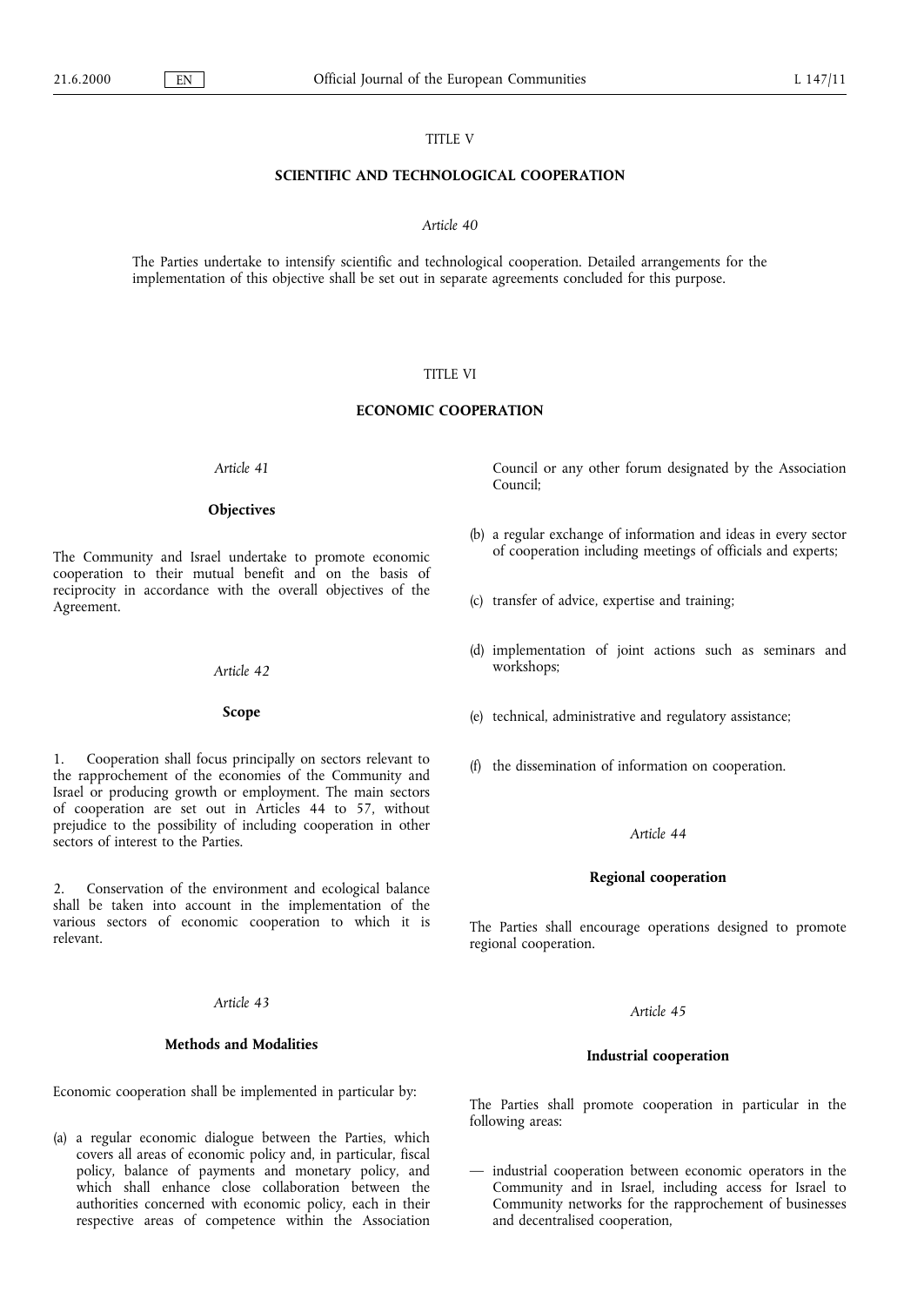## TITLE V

## SCIENTIFIC AND TECHNOLOGICAL COOPERATION

*Article 40*

The Parties undertake to intensify scientific and technological cooperation. Detailed arrangements for the implementation of this objective shall be set out in separate agreements concluded for this purpose.

## TITLE VI

## ECONOMIC COOPERATION

*Article 41*

**Objectives**

The Community and Israel undertake to promote economic cooperation to their mutual benefit and on the basis of reciprocity in accordance with the overall objectives of the Agreement.

*Article 42*

**Scope**

1. Cooperation shall focus principally on sectors relevant to the rapprochement of the economies of the Community and Israel or producing growth or employment. The main sectors of cooperation are set out in Articles 44 to 57, without prejudice to the possibility of including cooperation in other sectors of interest to the Parties.

2. Conservation of the environment and ecological balance shall be taken into account in the implementation of the various sectors of economic cooperation to which it is relevant.

*Article 43*

**Methods and Modalities**

Economic cooperation shall be implemented in particular by:

(a) a regular economic dialogue between the Parties, which covers all areas of economic policy and, in particular, fiscal policy, balance of payments and monetary policy, and which shall enhance close collaboration between the authorities concerned with economic policy, each in their respective areas of competence within the Association Council or any other forum designated by the Association Council;

(b) a regular exchange of information and ideas in every sector of cooperation including meetings of officials and experts;

(c) transfer of advice, expertise and training;

(d) implementation of joint actions such as seminars and workshops;

(e) technical, administrative and regulatory assistance;

(f) the dissemination of information on cooperation.

*Article 44*

**Regional cooperation**

The Parties shall encourage operations designed to promote regional cooperation.

*Article 45*

**Industrial cooperation**

The Parties shall promote cooperation in particular in the following areas:

— industrial cooperation between economic operators in the Community and in Israel, including access for Israel to Community networks for the rapprochement of businesses and decentralised cooperation,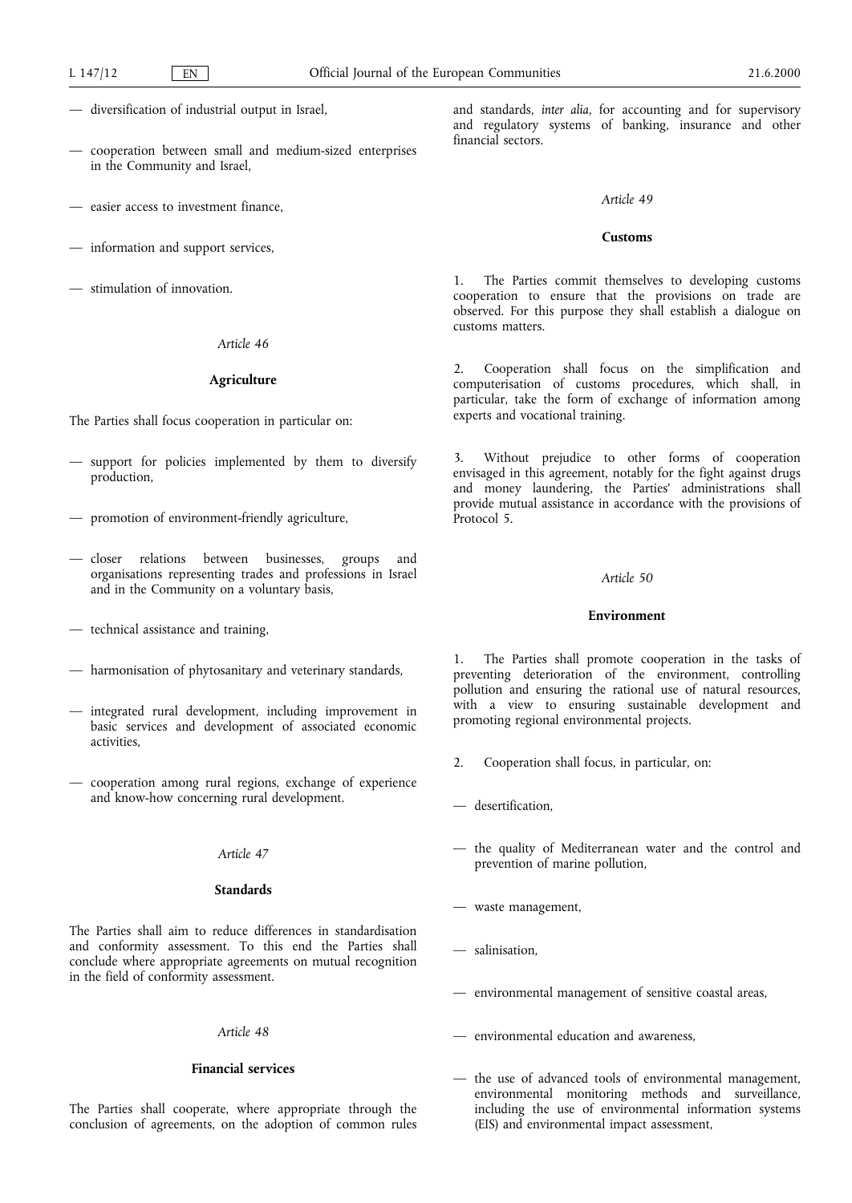— diversification of industrial output in Israel,

— cooperation between small and medium-sized enterprises in the Community and Israel,

— easier access to investment finance,

— information and support services,

— stimulation of innovation.

*Article 46*

**Agriculture**

The Parties shall focus cooperation in particular on:

— support for policies implemented by them to diversify production,

— promotion of environment-friendly agriculture,

— closer relations between businesses, groups and organisations representing trades and professions in Israel and in the Community on a voluntary basis,

— technical assistance and training,

— harmonisation of phytosanitary and veterinary standards,

— integrated rural development, including improvement in basic services and development of associated economic activities,

— cooperation among rural regions, exchange of experience and know-how concerning rural development.

*Article 47*

**Standards**

The Parties shall aim to reduce differences in standardisation and conformity assessment. To this end the Parties shall conclude where appropriate agreements on mutual recognition in the field of conformity assessment.

*Article 48*

**Financial services**

The Parties shall cooperate, where appropriate through the conclusion of agreements, on the adoption of common rules and standards, *inter alia*, for accounting and for supervisory and regulatory systems of banking, insurance and other financial sectors.

*Article 49*

**Customs**

1. The Parties commit themselves to developing customs cooperation to ensure that the provisions on trade are observed. For this purpose they shall establish a dialogue on customs matters.

2. Cooperation shall focus on the simplification and computerisation of customs procedures, which shall, in particular, take the form of exchange of information among experts and vocational training.

3. Without prejudice to other forms of cooperation envisaged in this agreement, notably for the fight against drugs and money laundering, the Parties' administrations shall provide mutual assistance in accordance with the provisions of Protocol 5.

*Article 50*

**Environment**

1. The Parties shall promote cooperation in the tasks of preventing deterioration of the environment, controlling pollution and ensuring the rational use of natural resources, with a view to ensuring sustainable development and promoting regional environmental projects.

2. Cooperation shall focus, in particular, on:

— desertification,

— the quality of Mediterranean water and the control and prevention of marine pollution,

— waste management,

— salinisation,

— environmental management of sensitive coastal areas,

— environmental education and awareness,

— the use of advanced tools of environmental management, environmental monitoring methods and surveillance, including the use of environmental information systems (EIS) and environmental impact assessment,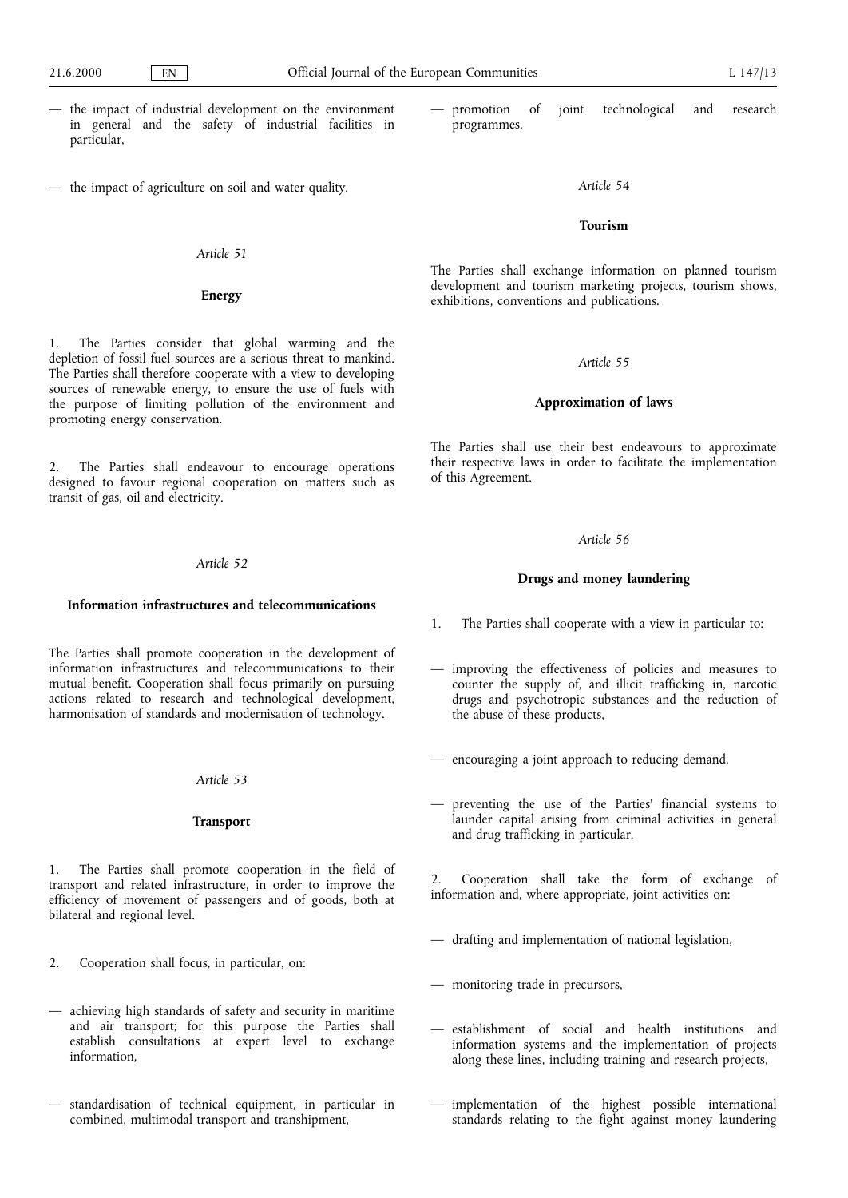— the impact of industrial development on the environment in general and the safety of industrial facilities in particular,

— the impact of agriculture on soil and water quality.

*Article 51*

**Energy**

1. The Parties consider that global warming and the depletion of fossil fuel sources are a serious threat to mankind. The Parties shall therefore cooperate with a view to developing sources of renewable energy, to ensure the use of fuels with the purpose of limiting pollution of the environment and promoting energy conservation.

2. The Parties shall endeavour to encourage operations designed to favour regional cooperation on matters such as transit of gas, oil and electricity.

*Article 52*

**Information infrastructures and telecommunications**

The Parties shall promote cooperation in the development of information infrastructures and telecommunications to their mutual benefit. Cooperation shall focus primarily on pursuing actions related to research and technological development, harmonisation of standards and modernisation of technology.

*Article 53*

**Transport**

1. The Parties shall promote cooperation in the field of transport and related infrastructure, in order to improve the efficiency of movement of passengers and of goods, both at bilateral and regional level.

2. Cooperation shall focus, in particular, on:

— achieving high standards of safety and security in maritime and air transport; for this purpose the Parties shall establish consultations at expert level to exchange information,

— standardisation of technical equipment, in particular in combined, multimodal transport and transhipment,

— promotion of joint technological and research programmes.

*Article 54*

**Tourism**

The Parties shall exchange information on planned tourism development and tourism marketing projects, tourism shows, exhibitions, conventions and publications.

*Article 55*

**Approximation of laws**

The Parties shall use their best endeavours to approximate their respective laws in order to facilitate the implementation of this Agreement.

*Article 56*

**Drugs and money laundering**

1. The Parties shall cooperate with a view in particular to:

— improving the effectiveness of policies and measures to counter the supply of, and illicit trafficking in, narcotic drugs and psychotropic substances and the reduction of the abuse of these products,

— encouraging a joint approach to reducing demand,

— preventing the use of the Parties' financial systems to launder capital arising from criminal activities in general and drug trafficking in particular.

2. Cooperation shall take the form of exchange of information and, where appropriate, joint activities on:

— drafting and implementation of national legislation,

— monitoring trade in precursors,

— establishment of social and health institutions and information systems and the implementation of projects along these lines, including training and research projects,

— implementation of the highest possible international standards relating to the fight against money laundering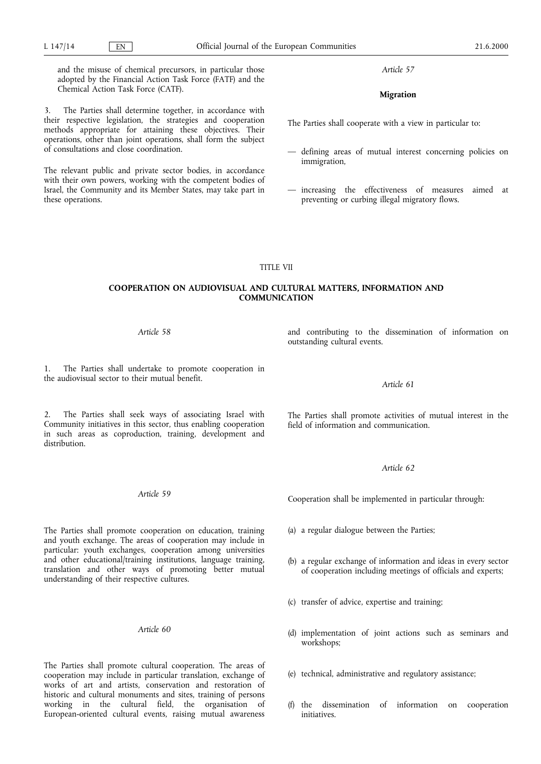and the misuse of chemical precursors, in particular those adopted by the Financial Action Task Force (FATF) and the Chemical Action Task Force (CATF).

3. The Parties shall determine together, in accordance with their respective legislation, the strategies and cooperation methods appropriate for attaining these objectives. Their operations, other than joint operations, shall form the subject of consultations and close coordination.

The relevant public and private sector bodies, in accordance with their own powers, working with the competent bodies of Israel, the Community and its Member States, may take part in these operations.

*Article 57*

**Migration**

The Parties shall cooperate with a view in particular to:

— defining areas of mutual interest concerning policies on immigration,

— increasing the effectiveness of measures aimed at preventing or curbing illegal migratory flows.

TITLE VII

**COOPERATION ON AUDIOVISUAL AND CULTURAL MATTERS, INFORMATION AND COMMUNICATION**

*Article 58*

1. The Parties shall undertake to promote cooperation in the audiovisual sector to their mutual benefit.

2. The Parties shall seek ways of associating Israel with Community initiatives in this sector, thus enabling cooperation in such areas as coproduction, training, development and distribution.

*Article 59*

The Parties shall promote cooperation on education, training and youth exchange. The areas of cooperation may include in particular: youth exchanges, cooperation among universities and other educational/training institutions, language training, translation and other ways of promoting better mutual understanding of their respective cultures.

*Article 60*

The Parties shall promote cultural cooperation. The areas of cooperation may include in particular translation, exchange of works of art and artists, conservation and restoration of historic and cultural monuments and sites, training of persons working in the cultural field, the organisation of European-oriented cultural events, raising mutual awareness and contributing to the dissemination of information on outstanding cultural events.

*Article 61*

The Parties shall promote activities of mutual interest in the field of information and communication.

*Article 62*

Cooperation shall be implemented in particular through:

(a) a regular dialogue between the Parties;

(b) a regular exchange of information and ideas in every sector of cooperation including meetings of officials and experts;

(c) transfer of advice, expertise and training;

(d) implementation of joint actions such as seminars and workshops;

(e) technical, administrative and regulatory assistance;

(f) the dissemination of information on cooperation initiatives.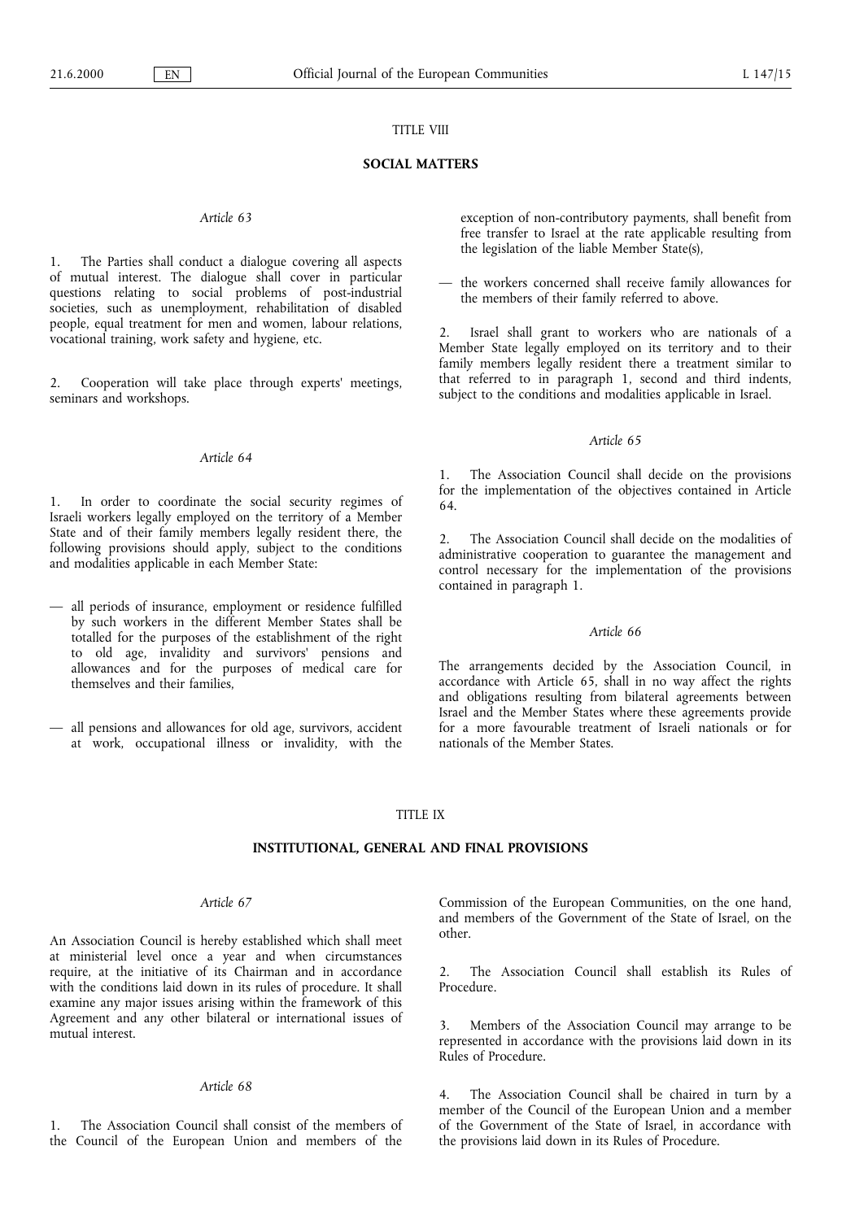TITLE VIII

**SOCIAL MATTERS**

*Article 63*

1. The Parties shall conduct a dialogue covering all aspects of mutual interest. The dialogue shall cover in particular questions relating to social problems of post-industrial societies, such as unemployment, rehabilitation of disabled people, equal treatment for men and women, labour relations, vocational training, work safety and hygiene, etc.

2. Cooperation will take place through experts' meetings, seminars and workshops.

*Article 64*

1. In order to coordinate the social security regimes of Israeli workers legally employed on the territory of a Member State and of their family members legally resident there, the following provisions should apply, subject to the conditions and modalities applicable in each Member State:

— all periods of insurance, employment or residence fulfilled by such workers in the different Member States shall be totalled for the purposes of the establishment of the right to old age, invalidity and survivors' pensions and allowances and for the purposes of medical care for themselves and their families,

— all pensions and allowances for old age, survivors, accident at work, occupational illness or invalidity, with the exception of non-contributory payments, shall benefit from free transfer to Israel at the rate applicable resulting from the legislation of the liable Member State(s),

— the workers concerned shall receive family allowances for the members of their family referred to above.

2. Israel shall grant to workers who are nationals of a Member State legally employed on its territory and to their family members legally resident there a treatment similar to that referred to in paragraph 1, second and third indents, subject to the conditions and modalities applicable in Israel.

*Article 65*

1. The Association Council shall decide on the provisions for the implementation of the objectives contained in Article 64.

2. The Association Council shall decide on the modalities of administrative cooperation to guarantee the management and control necessary for the implementation of the provisions contained in paragraph 1.

*Article 66*

The arrangements decided by the Association Council, in accordance with Article 65, shall in no way affect the rights and obligations resulting from bilateral agreements between Israel and the Member States where these agreements provide for a more favourable treatment of Israeli nationals or for nationals of the Member States.

TITLE IX

**INSTITUTIONAL, GENERAL AND FINAL PROVISIONS**

*Article 67*

An Association Council is hereby established which shall meet at ministerial level once a year and when circumstances require, at the initiative of its Chairman and in accordance with the conditions laid down in its rules of procedure. It shall examine any major issues arising within the framework of this Agreement and any other bilateral or international issues of mutual interest.

*Article 68*

1. The Association Council shall consist of the members of the Council of the European Union and members of the Commission of the European Communities, on the one hand, and members of the Government of the State of Israel, on the other.

2. The Association Council shall establish its Rules of Procedure.

3. Members of the Association Council may arrange to be represented in accordance with the provisions laid down in its Rules of Procedure.

4. The Association Council shall be chaired in turn by a member of the Council of the European Union and a member of the Government of the State of Israel, in accordance with the provisions laid down in its Rules of Procedure.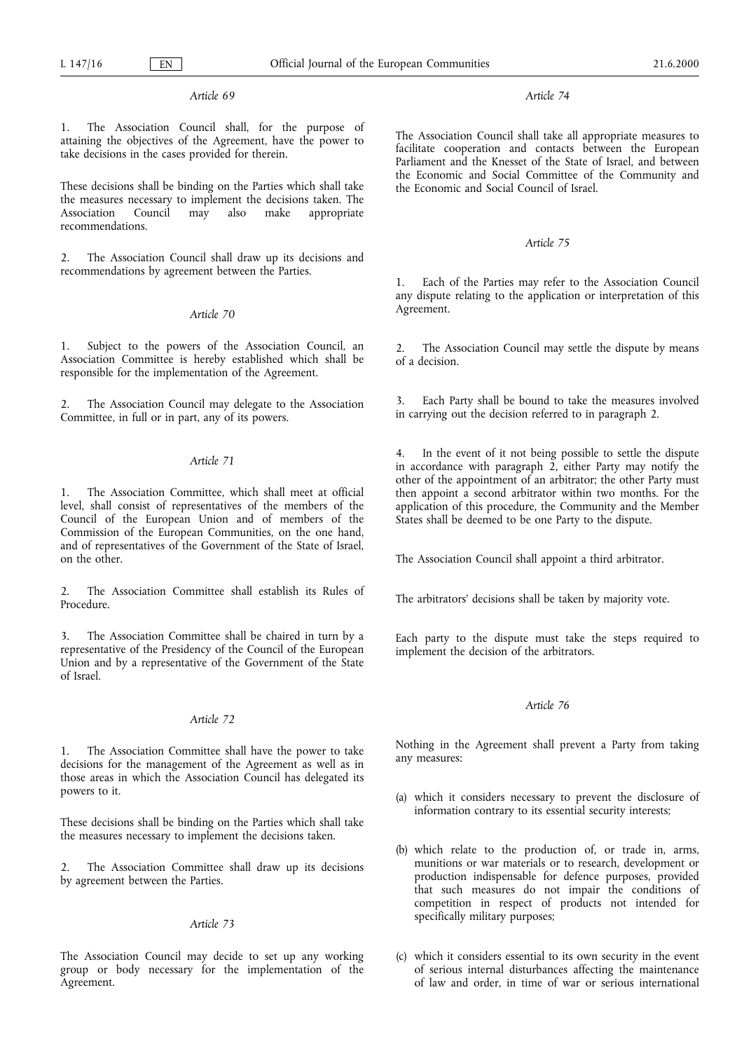*Article 69*

1. The Association Council shall, for the purpose of attaining the objectives of the Agreement, have the power to take decisions in the cases provided for therein.

These decisions shall be binding on the Parties which shall take the measures necessary to implement the decisions taken. The Association Council may also make appropriate recommendations.

2. The Association Council shall draw up its decisions and recommendations by agreement between the Parties.

*Article 70*

1. Subject to the powers of the Association Council, an Association Committee is hereby established which shall be responsible for the implementation of the Agreement.

2. The Association Council may delegate to the Association Committee, in full or in part, any of its powers.

*Article 71*

1. The Association Committee, which shall meet at official level, shall consist of representatives of the members of the Council of the European Union and of members of the Commission of the European Communities, on the one hand, and of representatives of the Government of the State of Israel, on the other.

2. The Association Committee shall establish its Rules of Procedure.

3. The Association Committee shall be chaired in turn by a representative of the Presidency of the Council of the European Union and by a representative of the Government of the State of Israel.

*Article 72*

1. The Association Committee shall have the power to take decisions for the management of the Agreement as well as in those areas in which the Association Council has delegated its powers to it.

These decisions shall be binding on the Parties which shall take the measures necessary to implement the decisions taken.

2. The Association Committee shall draw up its decisions by agreement between the Parties.

*Article 73*

The Association Council may decide to set up any working group or body necessary for the implementation of the Agreement.

*Article 74*

The Association Council shall take all appropriate measures to facilitate cooperation and contacts between the European Parliament and the Knesset of the State of Israel, and between the Economic and Social Committee of the Community and the Economic and Social Council of Israel.

*Article 75*

1. Each of the Parties may refer to the Association Council any dispute relating to the application or interpretation of this Agreement.

2. The Association Council may settle the dispute by means of a decision.

3. Each Party shall be bound to take the measures involved in carrying out the decision referred to in paragraph 2.

4. In the event of it not being possible to settle the dispute in accordance with paragraph 2, either Party may notify the other of the appointment of an arbitrator; the other Party must then appoint a second arbitrator within two months. For the application of this procedure, the Community and the Member States shall be deemed to be one Party to the dispute.

The Association Council shall appoint a third arbitrator.

The arbitrators' decisions shall be taken by majority vote.

Each party to the dispute must take the steps required to implement the decision of the arbitrators.

*Article 76*

Nothing in the Agreement shall prevent a Party from taking any measures:

(a) which it considers necessary to prevent the disclosure of information contrary to its essential security interests;

(b) which relate to the production of, or trade in, arms, munitions or war materials or to research, development or production indispensable for defence purposes, provided that such measures do not impair the conditions of competition in respect of products not intended for specifically military purposes;

(c) which it considers essential to its own security in the event of serious internal disturbances affecting the maintenance of law and order, in time of war or serious international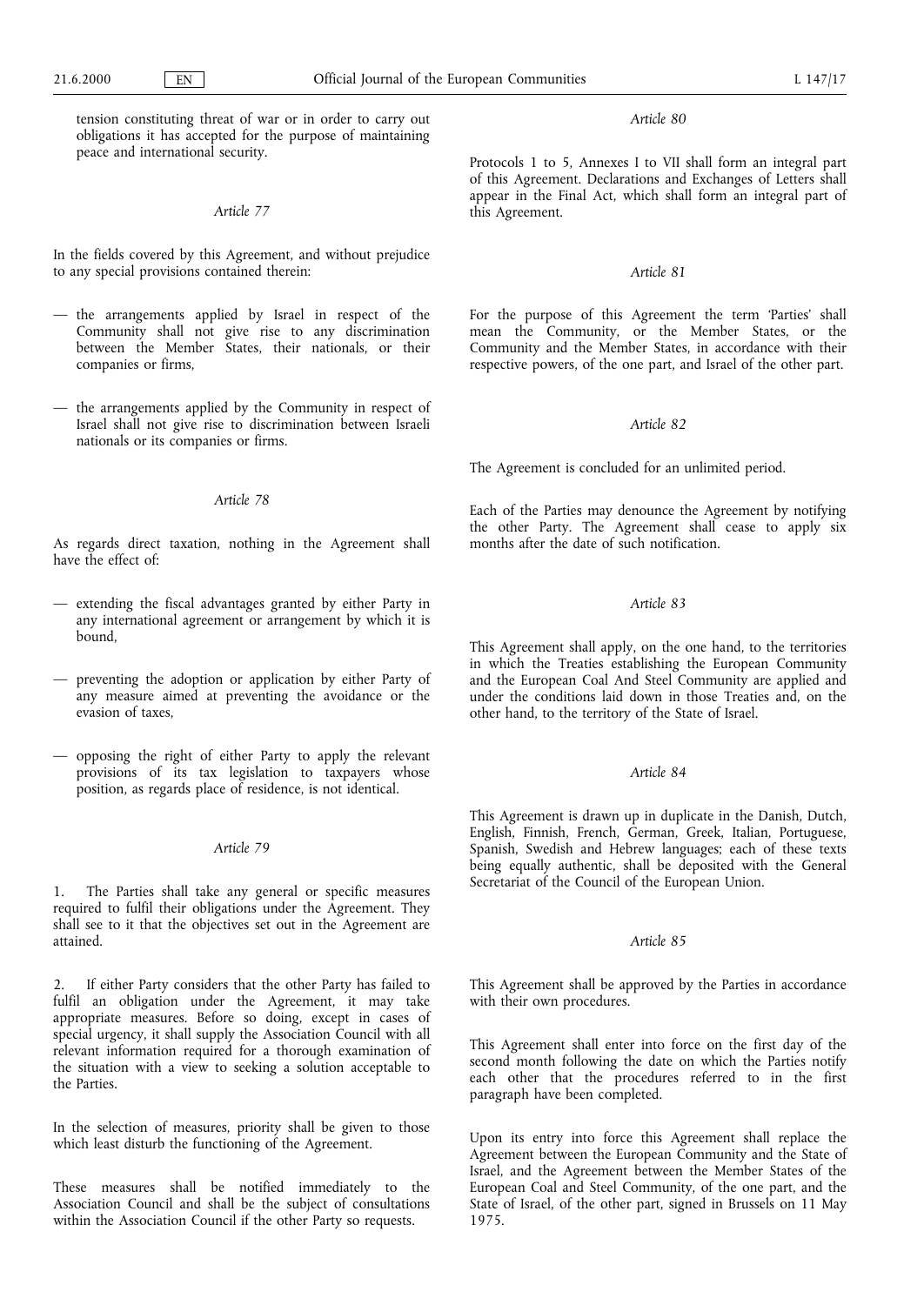tension constituting threat of war or in order to carry out obligations it has accepted for the purpose of maintaining peace and international security.

*Article 77*

In the fields covered by this Agreement, and without prejudice to any special provisions contained therein:

— the arrangements applied by Israel in respect of the Community shall not give rise to any discrimination between the Member States, their nationals, or their companies or firms,

— the arrangements applied by the Community in respect of Israel shall not give rise to discrimination between Israeli nationals or its companies or firms.

*Article 78*

As regards direct taxation, nothing in the Agreement shall have the effect of:

— extending the fiscal advantages granted by either Party in any international agreement or arrangement by which it is bound,

— preventing the adoption or application by either Party of any measure aimed at preventing the avoidance or the evasion of taxes,

— opposing the right of either Party to apply the relevant provisions of its tax legislation to taxpayers whose position, as regards place of residence, is not identical.

*Article 79*

1. The Parties shall take any general or specific measures required to fulfil their obligations under the Agreement. They shall see to it that the objectives set out in the Agreement are attained.

2. If either Party considers that the other Party has failed to fulfil an obligation under the Agreement, it may take appropriate measures. Before so doing, except in cases of special urgency, it shall supply the Association Council with all relevant information required for a thorough examination of the situation with a view to seeking a solution acceptable to the Parties.

In the selection of measures, priority shall be given to those which least disturb the functioning of the Agreement.

These measures shall be notified immediately to the Association Council and shall be the subject of consultations within the Association Council if the other Party so requests.

*Article 80*

Protocols 1 to 5, Annexes I to VII shall form an integral part of this Agreement. Declarations and Exchanges of Letters shall appear in the Final Act, which shall form an integral part of this Agreement.

*Article 81*

For the purpose of this Agreement the term 'Parties' shall mean the Community, or the Member States, or the Community and the Member States, in accordance with their respective powers, of the one part, and Israel of the other part.

*Article 82*

The Agreement is concluded for an unlimited period.

Each of the Parties may denounce the Agreement by notifying the other Party. The Agreement shall cease to apply six months after the date of such notification.

*Article 83*

This Agreement shall apply, on the one hand, to the territories in which the Treaties establishing the European Community and the European Coal And Steel Community are applied and under the conditions laid down in those Treaties and, on the other hand, to the territory of the State of Israel.

*Article 84*

This Agreement is drawn up in duplicate in the Danish, Dutch, English, Finnish, French, German, Greek, Italian, Portuguese, Spanish, Swedish and Hebrew languages; each of these texts being equally authentic, shall be deposited with the General Secretariat of the Council of the European Union.

*Article 85*

This Agreement shall be approved by the Parties in accordance with their own procedures.

This Agreement shall enter into force on the first day of the second month following the date on which the Parties notify each other that the procedures referred to in the first paragraph have been completed.

Upon its entry into force this Agreement shall replace the Agreement between the European Community and the State of Israel, and the Agreement between the Member States of the European Coal and Steel Community, of the one part, and the State of Israel, of the other part, signed in Brussels on 11 May 1975.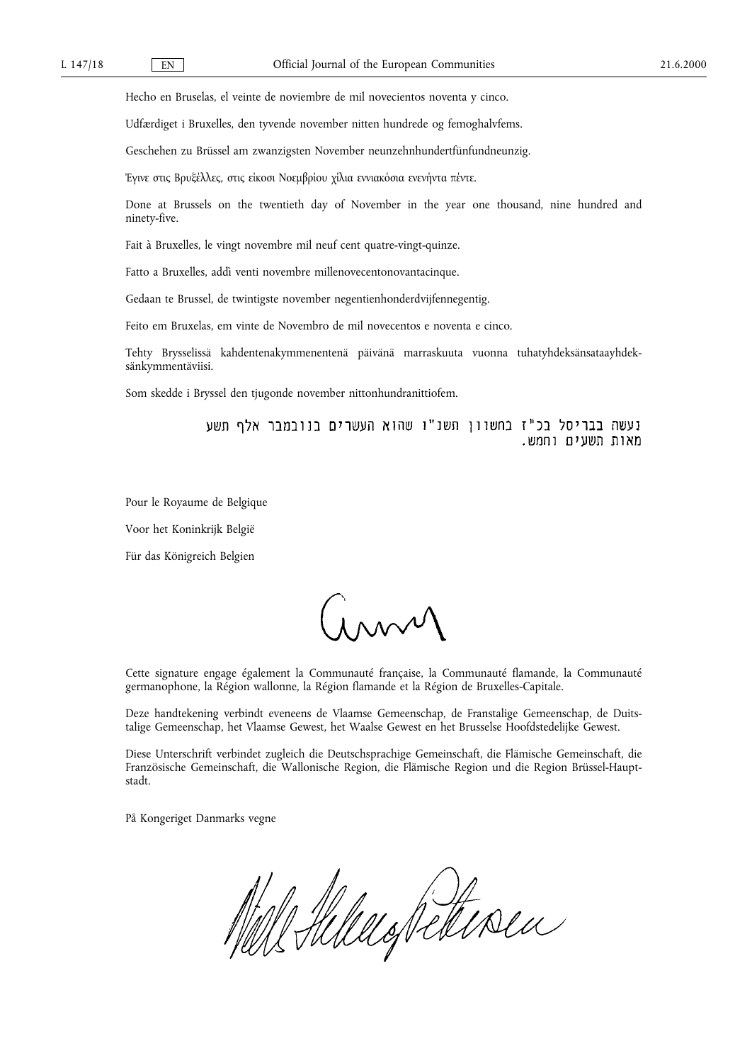Hecho en Bruselas, el veinte de noviembre de mil novecientos noventa y cinco.

Udfærdiget i Bruxelles, den tyvende november nitten hundrede og femoghalvfems.

Geschehen zu Brüssel am zwanzigsten November neunzehnhundertfünfundneunzig.

Έγινε στις Βρυξέλλες, στις είκοσι Νοεμβρίου χίλια εννιακόσια ενενήντα πέντε.

Done at Brussels on the twentieth day of November in the year one thousand, nine hundred and ninety-five.

Fait à Bruxelles, le vingt novembre mil neuf cent quatre-vingt-quinze.

Fatto a Bruxelles, addì venti novembre millenovecentonovantacinque.

Gedaan te Brussel, de twintigste november negentienhonderdvijfennegentig.

Feito em Bruxelas, em vinte de Novembro de mil novecentos e noventa e cinco.

Tehty Brysselissä kahdentenakymmenentenä päivänä marraskuuta vuonna tuhatyhdeksänsataayhdeksänkymmentäviisi.

Som skedde i Bryssel den tjugonde november nittonhundranittiofem.

נעשה בבריסל בכ"ז בחשוון תשנ"ו שהוא העשרים בנובמבר אלף תשע מאות תשעים וחמש.

Pour le Royaume de Belgique

Voor het Koninkrijk België

Für das Königreich Belgien

Cette signature engage également la Communauté française, la Communauté flamande, la Communauté germanophone, la Région wallonne, la Région flamande et la Région de Bruxelles-Capitale.

Deze handtekening verbindt eveneens de Vlaamse Gemeenschap, de Franstalige Gemeenschap, de Duitstalige Gemeenschap, het Vlaamse Gewest, het Waalse Gewest en het Brusselse Hoofdstedelijke Gewest.

Diese Unterschrift verbindet zugleich die Deutschsprachige Gemeinschaft, die Flämische Gemeinschaft, die Französische Gemeinschaft, die Wallonische Region, die Flämische Region und die Region Brüssel-Hauptstadt.

På Kongeriget Danmarks vegne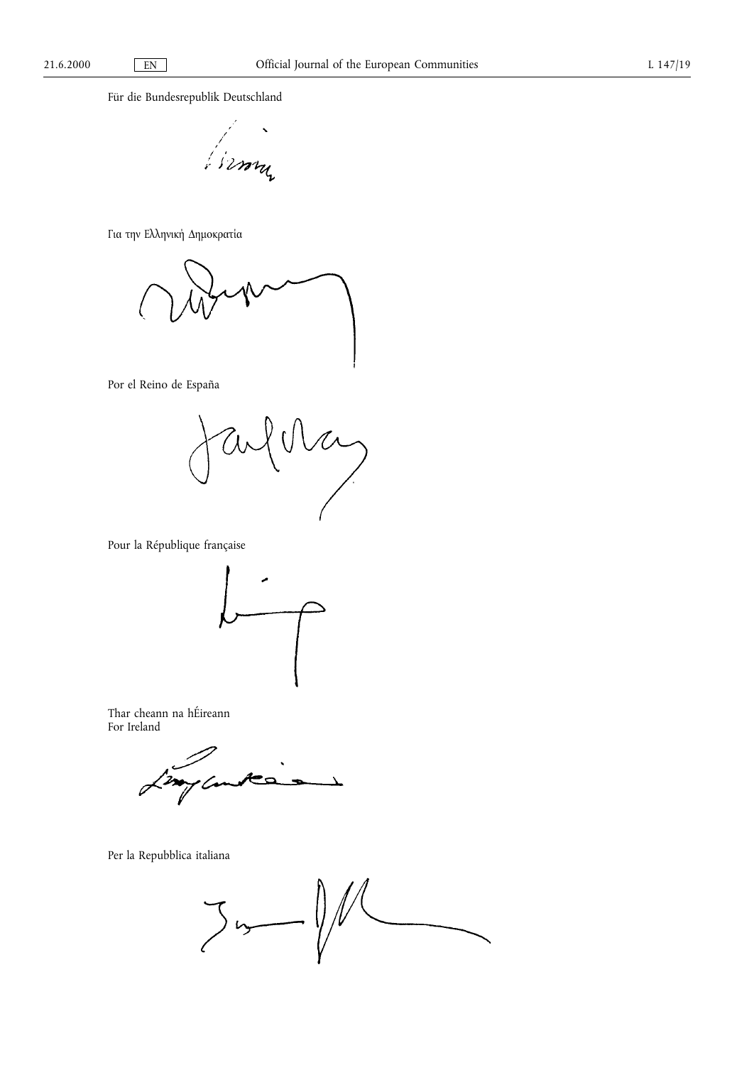Für die Bundesrepublik Deutschland

Για την Ελληνική Δημοκρατία

Por el Reino de España

Pour la République française

Thar cheann na hÉireann
For Ireland

Per la Repubblica italiana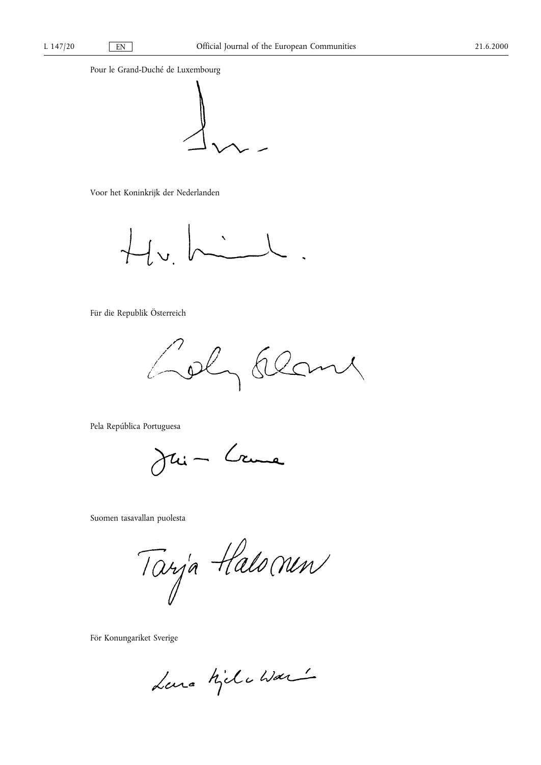Pour le Grand-Duché de Luxembourg

Voor het Koninkrijk der Nederlanden

Für die Republik Österreich

Pela República Portuguesa

Suomen tasavallan puolesta

Tarja Halonen

För Konungariket Sverige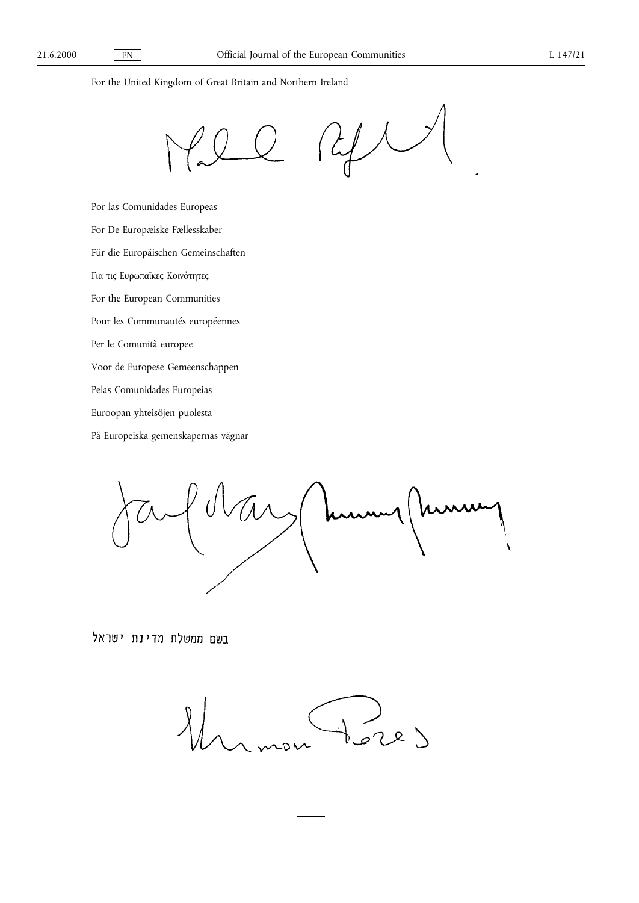For the United Kingdom of Great Britain and Northern Ireland

Por las Comunidades Europeas

For De Europæiske Fællesskaber

Für die Europäischen Gemeinschaften

Για τις Ευρωπαϊκές Κοινότητες

For the European Communities

Pour les Communautés européennes

Per le Comunità europee

Voor de Europese Gemeenschappen

Pelas Comunidades Europeias

Euroopan yhteisöjen puolesta

På Europeiska gemenskapernas vägnar

בשם ממשלת מדינת ישראל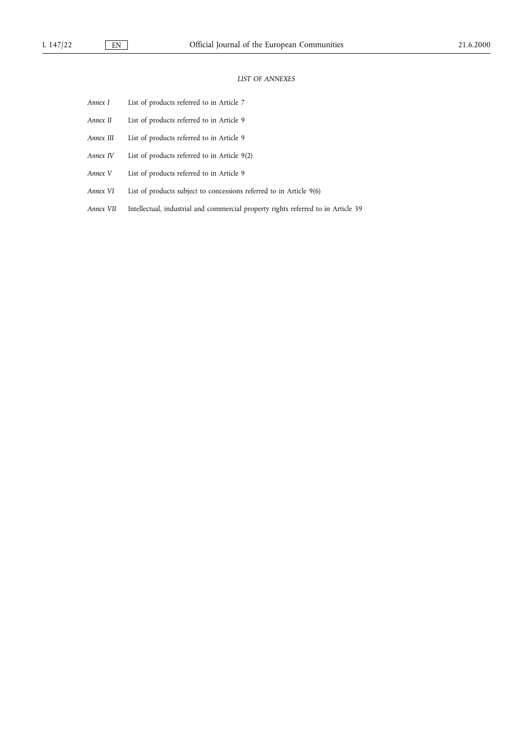*LIST OF ANNEXES*

| | |
|---|---|
| *Annex I* | List of products referred to in Article 7 |
| *Annex II* | List of products referred to in Article 9 |
| *Annex III* | List of products referred to in Article 9 |
| *Annex IV* | List of products referred to in Article 9(2) |
| *Annex V* | List of products referred to in Article 9 |
| *Annex VI* | List of products subject to concessions referred to in Article 9(6) |
| *Annex VII* | Intellectual, industrial and commercial property rights referred to in Article 39 |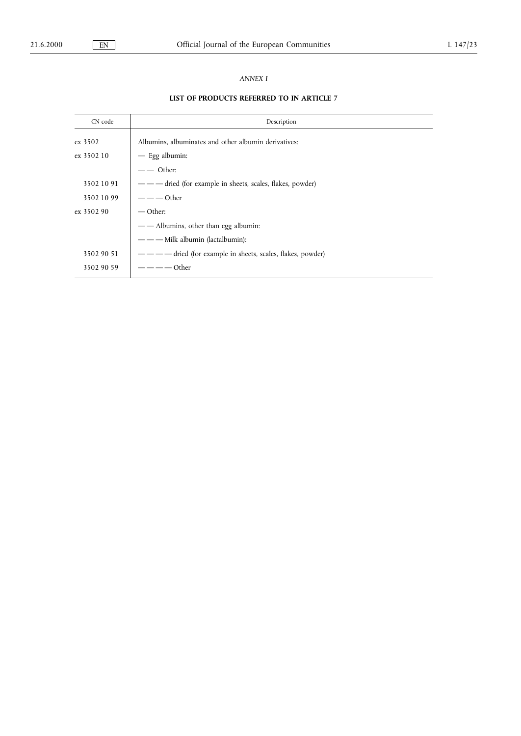*ANNEX I*

## LIST OF PRODUCTS REFERRED TO IN ARTICLE 7

| CN code | Description |
|---|---|
| ex 3502 | Albumins, albuminates and other albumin derivatives: |
| ex 3502 10 | — Egg albumin: |
| | — — Other: |
| 3502 10 91 | — — — dried (for example in sheets, scales, flakes, powder) |
| 3502 10 99 | — — — Other |
| ex 3502 90 | — Other: |
| | — — Albumins, other than egg albumin: |
| | — — — Milk albumin (lactalbumin): |
| 3502 90 51 | — — — — dried (for example in sheets, scales, flakes, powder) |
| 3502 90 59 | — — — — Other |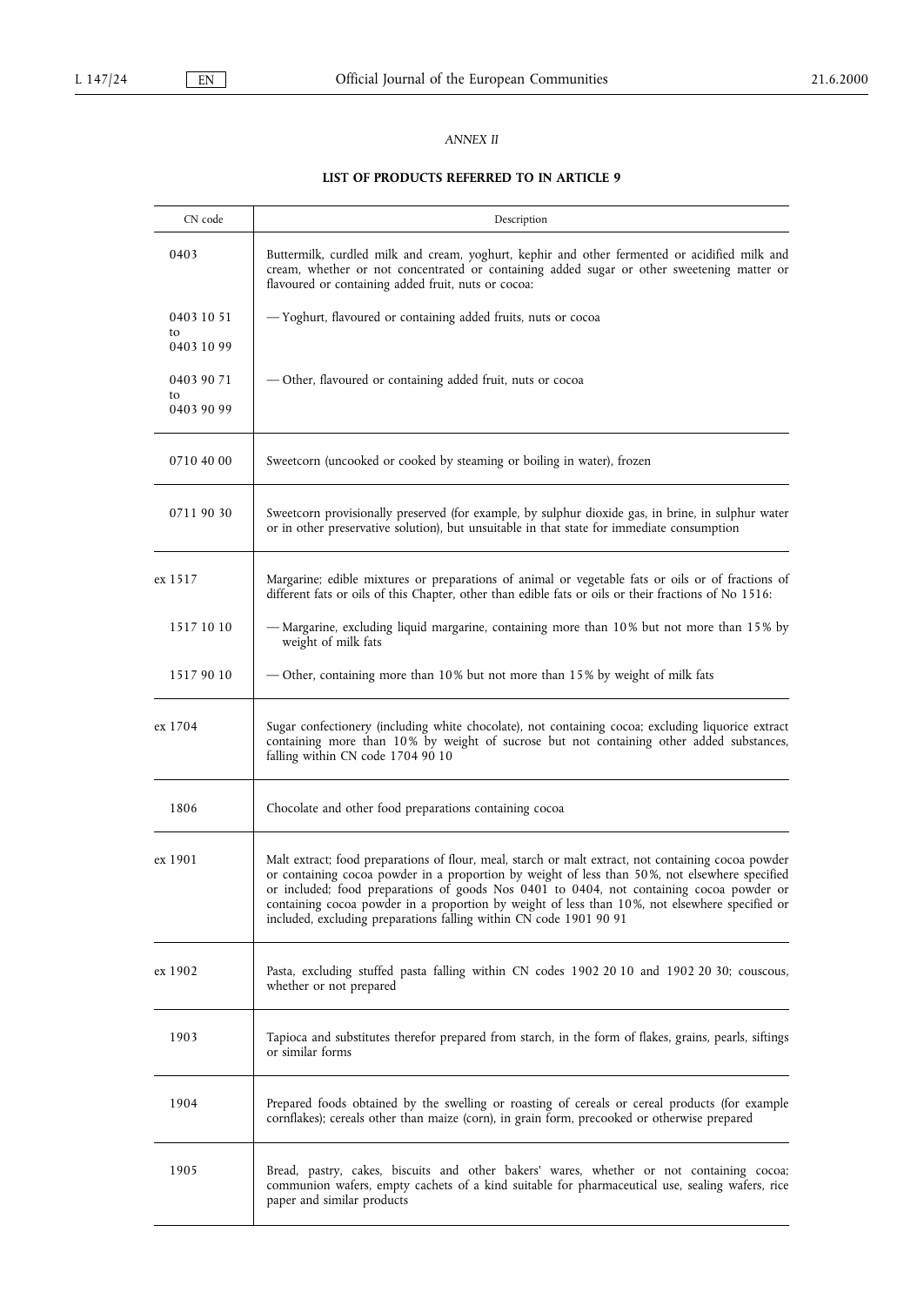*ANNEX II*

**LIST OF PRODUCTS REFERRED TO IN ARTICLE 9**

| CN code | Description |
|---|---|
| 0403 | Buttermilk, curdled milk and cream, yoghurt, kephir and other fermented or acidified milk and cream, whether or not concentrated or containing added sugar or other sweetening matter or flavoured or containing added fruit, nuts or cocoa: |
| 0403 10 51 to 0403 10 99 | — Yoghurt, flavoured or containing added fruits, nuts or cocoa |
| 0403 90 71 to 0403 90 99 | — Other, flavoured or containing added fruit, nuts or cocoa |
| 0710 40 00 | Sweetcorn (uncooked or cooked by steaming or boiling in water), frozen |
| 0711 90 30 | Sweetcorn provisionally preserved (for example, by sulphur dioxide gas, in brine, in sulphur water or in other preservative solution), but unsuitable in that state for immediate consumption |
| ex 1517 | Margarine; edible mixtures or preparations of animal or vegetable fats or oils or of fractions of different fats or oils of this Chapter, other than edible fats or oils or their fractions of No 1516: |
| 1517 10 10 | — Margarine, excluding liquid margarine, containing more than 10% but not more than 15% by weight of milk fats |
| 1517 90 10 | — Other, containing more than 10% but not more than 15% by weight of milk fats |
| ex 1704 | Sugar confectionery (including white chocolate), not containing cocoa; excluding liquorice extract containing more than 10% by weight of sucrose but not containing other added substances, falling within CN code 1704 90 10 |
| 1806 | Chocolate and other food preparations containing cocoa |
| ex 1901 | Malt extract; food preparations of flour, meal, starch or malt extract, not containing cocoa powder or containing cocoa powder in a proportion by weight of less than 50%, not elsewhere specified or included; food preparations of goods Nos 0401 to 0404, not containing cocoa powder or containing cocoa powder in a proportion by weight of less than 10%, not elsewhere specified or included, excluding preparations falling within CN code 1901 90 91 |
| ex 1902 | Pasta, excluding stuffed pasta falling within CN codes 1902 20 10 and 1902 20 30; couscous, whether or not prepared |
| 1903 | Tapioca and substitutes therefor prepared from starch, in the form of flakes, grains, pearls, siftings or similar forms |
| 1904 | Prepared foods obtained by the swelling or roasting of cereals or cereal products (for example cornflakes); cereals other than maize (corn), in grain form, precooked or otherwise prepared |
| 1905 | Bread, pastry, cakes, biscuits and other bakers' wares, whether or not containing cocoa; communion wafers, empty cachets of a kind suitable for pharmaceutical use, sealing wafers, rice paper and similar products |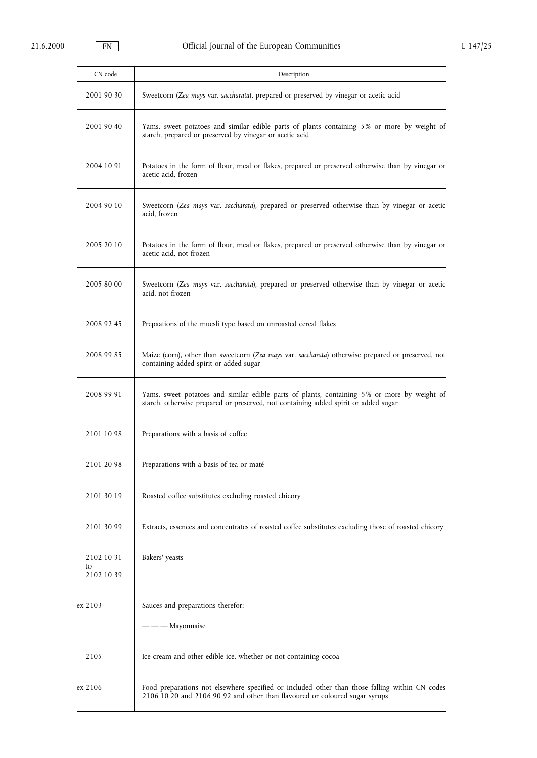| CN code | Description |
|---|---|
| 2001 90 30 | Sweetcorn (*Zea mays* var. *saccharata*), prepared or preserved by vinegar or acetic acid |
| 2001 90 40 | Yams, sweet potatoes and similar edible parts of plants containing 5% or more by weight of starch, prepared or preserved by vinegar or acetic acid |
| 2004 10 91 | Potatoes in the form of flour, meal or flakes, prepared or preserved otherwise than by vinegar or acetic acid, frozen |
| 2004 90 10 | Sweetcorn (*Zea mays* var. *saccharata*), prepared or preserved otherwise than by vinegar or acetic acid, frozen |
| 2005 20 10 | Potatoes in the form of flour, meal or flakes, prepared or preserved otherwise than by vinegar or acetic acid, not frozen |
| 2005 80 00 | Sweetcorn (*Zea mays* var. *saccharata*), prepared or preserved otherwise than by vinegar or acetic acid, not frozen |
| 2008 92 45 | Prepaations of the muesli type based on unroasted cereal flakes |
| 2008 99 85 | Maize (corn), other than sweetcorn (*Zea mays* var. *saccharata*) otherwise prepared or preserved, not containing added spirit or added sugar |
| 2008 99 91 | Yams, sweet potatoes and similar edible parts of plants, containing 5% or more by weight of starch, otherwise prepared or preserved, not containing added spirit or added sugar |
| 2101 10 98 | Preparations with a basis of coffee |
| 2101 20 98 | Preparations with a basis of tea or maté |
| 2101 30 19 | Roasted coffee substitutes excluding roasted chicory |
| 2101 30 99 | Extracts, essences and concentrates of roasted coffee substitutes excluding those of roasted chicory |
| 2102 10 31 to 2102 10 39 | Bakers' yeasts |
| ex 2103 | Sauces and preparations therefor:<br>— — — Mayonnaise |
| 2105 | Ice cream and other edible ice, whether or not containing cocoa |
| ex 2106 | Food preparations not elsewhere specified or included other than those falling within CN codes 2106 10 20 and 2106 90 92 and other than flavoured or coloured sugar syrups |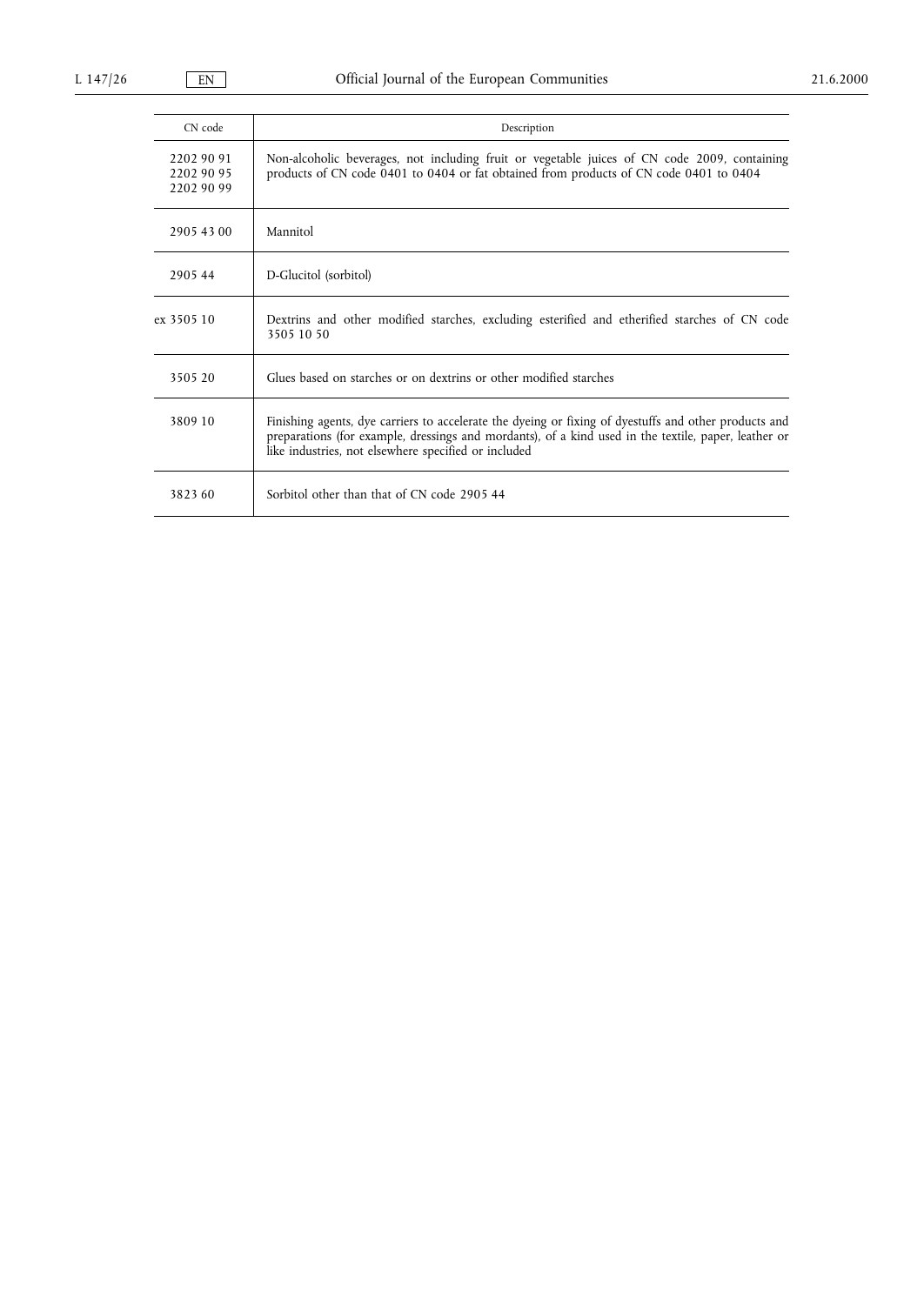| CN code | Description |
| --- | --- |
| 2202 90 91<br>2202 90 95<br>2202 90 99 | Non-alcoholic beverages, not including fruit or vegetable juices of CN code 2009, containing products of CN code 0401 to 0404 or fat obtained from products of CN code 0401 to 0404 |
| 2905 43 00 | Mannitol |
| 2905 44 | D-Glucitol (sorbitol) |
| ex 3505 10 | Dextrins and other modified starches, excluding esterified and etherified starches of CN code 3505 10 50 |
| 3505 20 | Glues based on starches or on dextrins or other modified starches |
| 3809 10 | Finishing agents, dye carriers to accelerate the dyeing or fixing of dyestuffs and other products and preparations (for example, dressings and mordants), of a kind used in the textile, paper, leather or like industries, not elsewhere specified or included |
| 3823 60 | Sorbitol other than that of CN code 2905 44 |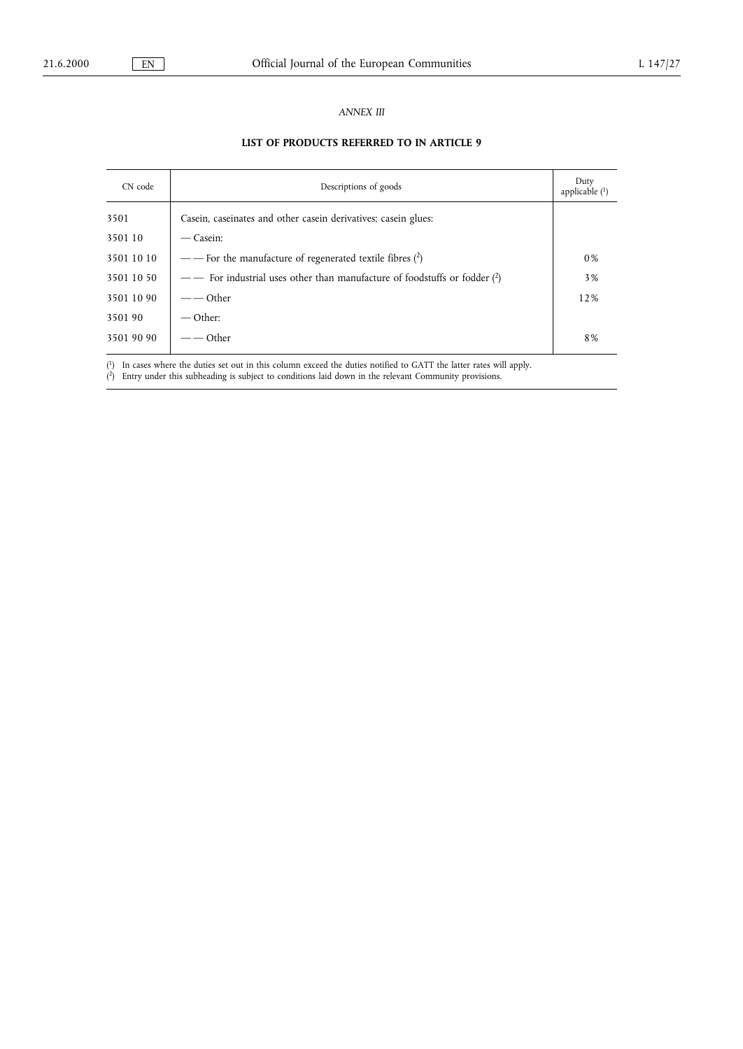*ANNEX III*

**LIST OF PRODUCTS REFERRED TO IN ARTICLE 9**

| CN code | Descriptions of goods | Duty applicable [1] |
|---|---|---|
| 3501 | Casein, caseinates and other casein derivatives; casein glues: | |
| 3501 10 | — Casein: | |
| 3501 10 10 | — — For the manufacture of regenerated textile fibres [2] | 0% |
| 3501 10 50 | — — For industrial uses other than manufacture of foodstuffs or fodder [2] | 3% |
| 3501 10 90 | — — Other | 12% |
| 3501 90 | — Other: | |
| 3501 90 90 | — — Other | 8% |

[1] In cases where the duties set out in this column exceed the duties notified to GATT the latter rates will apply.
[2] Entry under this subheading is subject to conditions laid down in the relevant Community provisions.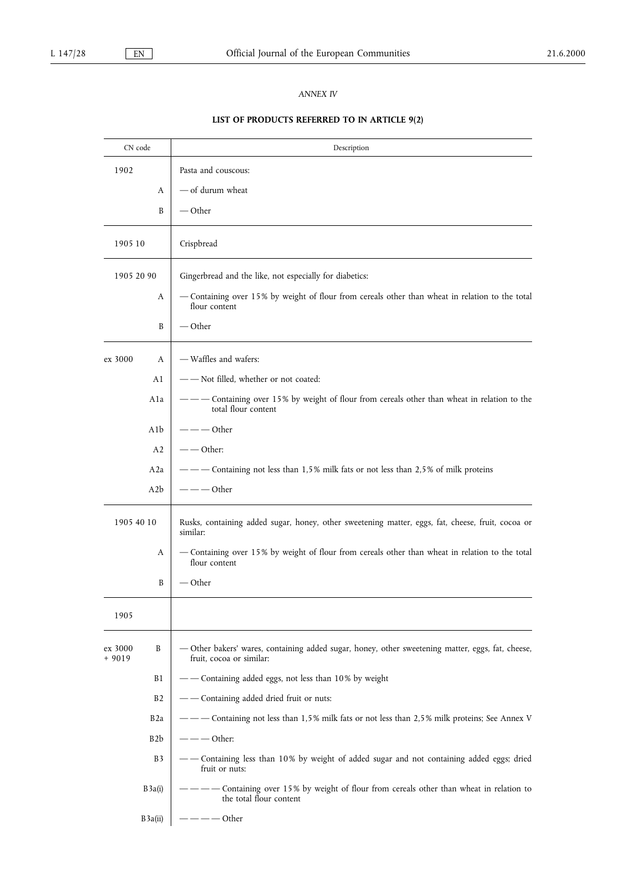*ANNEX IV*

**LIST OF PRODUCTS REFERRED TO IN ARTICLE 9(2)**

| CN code | | Description |
|---|---|---|
| 1902 | | Pasta and couscous: |
| | A | — of durum wheat |
| | B | — Other |
| 1905 10 | | Crispbread |
| 1905 20 90 | | Gingerbread and the like, not especially for diabetics: |
| | A | — Containing over 15% by weight of flour from cereals other than wheat in relation to the total flour content |
| | B | — Other |
| ex 3000 | A | — Waffles and wafers: |
| | A1 | — — Not filled, whether or not coated: |
| | A1a | — — — Containing over 15% by weight of flour from cereals other than wheat in relation to the total flour content |
| | A1b | — — — Other |
| | A2 | — — Other: |
| | A2a | — — — Containing not less than 1,5% milk fats or not less than 2,5% of milk proteins |
| | A2b | — — — Other |
| 1905 40 10 | | Rusks, containing added sugar, honey, other sweetening matter, eggs, fat, cheese, fruit, cocoa or similar: |
| | A | — Containing over 15% by weight of flour from cereals other than wheat in relation to the total flour content |
| | B | — Other |
| 1905 | | |
| ex 3000 + 9019 | B | — Other bakers' wares, containing added sugar, honey, other sweetening matter, eggs, fat, cheese, fruit, cocoa or similar: |
| | B1 | — — Containing added eggs, not less than 10% by weight |
| | B2 | — — Containing added dried fruit or nuts: |
| | B2a | — — — Containing not less than 1,5% milk fats or not less than 2,5% milk proteins; See Annex V |
| | B2b | — — — Other: |
| | B3 | — — Containing less than 10% by weight of added sugar and not containing added eggs; dried fruit or nuts: |
| | B3a(i) | — — — — Containing over 15% by weight of flour from cereals other than wheat in relation to the total flour content |
| | B3a(ii) | — — — — Other |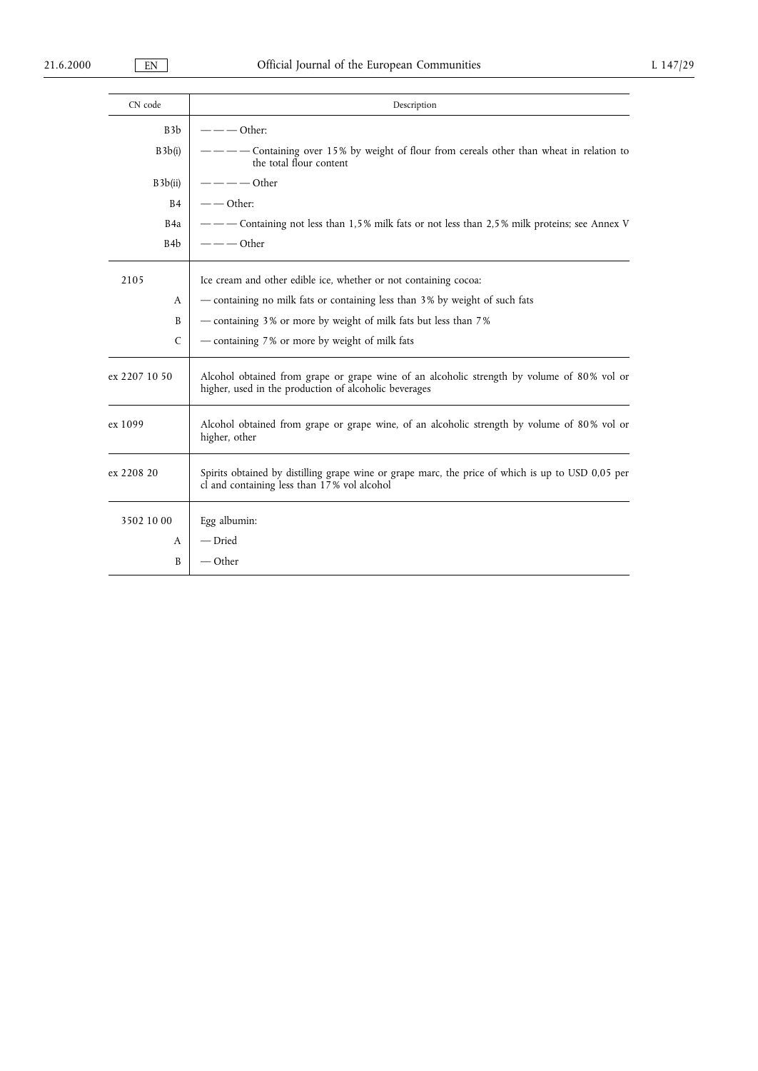| CN code | Description |
|---|---|
| B3b | — — — Other: |
| B3b(i) | — — — — Containing over 15% by weight of flour from cereals other than wheat in relation to the total flour content |
| B3b(ii) | — — — — Other |
| B4 | — — Other: |
| B4a | — — — Containing not less than 1,5% milk fats or not less than 2,5% milk proteins; see Annex V |
| B4b | — — — Other |
| 2105 | Ice cream and other edible ice, whether or not containing cocoa: |
| A | — containing no milk fats or containing less than 3% by weight of such fats |
| B | — containing 3% or more by weight of milk fats but less than 7% |
| C | — containing 7% or more by weight of milk fats |
| ex 2207 10 50 | Alcohol obtained from grape or grape wine of an alcoholic strength by volume of 80% vol or higher, used in the production of alcoholic beverages |
| ex 1099 | Alcohol obtained from grape or grape wine, of an alcoholic strength by volume of 80% vol or higher, other |
| ex 2208 20 | Spirits obtained by distilling grape wine or grape marc, the price of which is up to USD 0,05 per cl and containing less than 17% vol alcohol |
| 3502 10 00 | Egg albumin: |
| A | — Dried |
| B | — Other |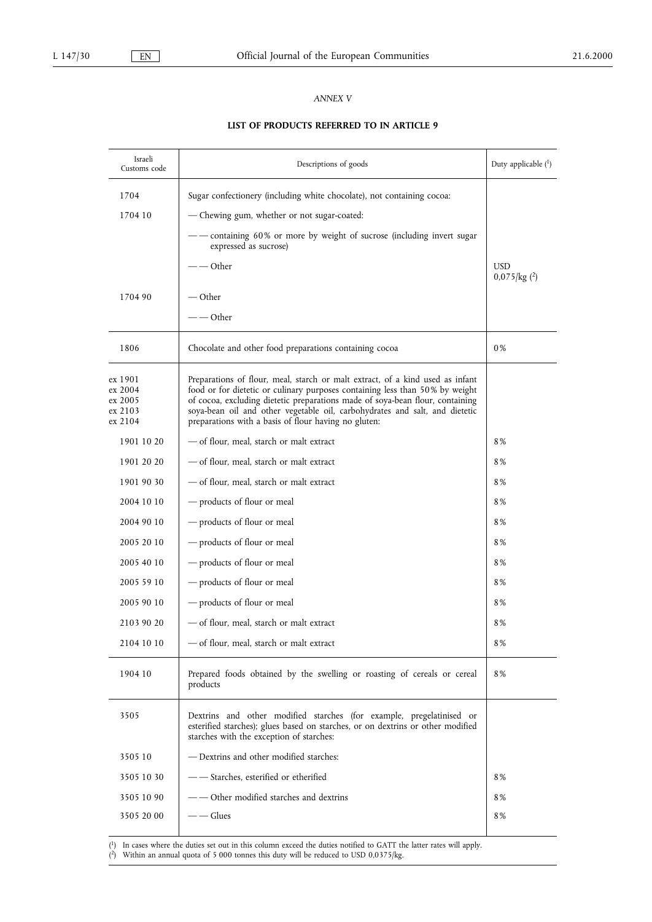*ANNEX V*

**LIST OF PRODUCTS REFERRED TO IN ARTICLE 9**

| Israeli Customs code | Descriptions of goods | Duty applicable [1] |
|---|---|---|
| 1704 | Sugar confectionery (including white chocolate), not containing cocoa: | |
| 1704 10 | — Chewing gum, whether or not sugar-coated: | |
| | — — containing 60% or more by weight of sucrose (including invert sugar expressed as sucrose) | |
| | — — Other | USD 0,075/kg [2] |
| 1704 90 | — Other | |
| | — — Other | |
| 1806 | Chocolate and other food preparations containing cocoa | 0% |
| ex 1901<br>ex 2004<br>ex 2005<br>ex 2103<br>ex 2104 | Preparations of flour, meal, starch or malt extract, of a kind used as infant food or for dietetic or culinary purposes containing less than 50% by weight of cocoa, excluding dietetic preparations made of soya-bean flour, containing soya-bean oil and other vegetable oil, carbohydrates and salt, and dietetic preparations with a basis of flour having no gluten: | |
| 1901 10 20 | — of flour, meal, starch or malt extract | 8% |
| 1901 20 20 | — of flour, meal, starch or malt extract | 8% |
| 1901 90 30 | — of flour, meal, starch or malt extract | 8% |
| 2004 10 10 | — products of flour or meal | 8% |
| 2004 90 10 | — products of flour or meal | 8% |
| 2005 20 10 | — products of flour or meal | 8% |
| 2005 40 10 | — products of flour or meal | 8% |
| 2005 59 10 | — products of flour or meal | 8% |
| 2005 90 10 | — products of flour or meal | 8% |
| 2103 90 20 | — of flour, meal, starch or malt extract | 8% |
| 2104 10 10 | — of flour, meal, starch or malt extract | 8% |
| 1904 10 | Prepared foods obtained by the swelling or roasting of cereals or cereal products | 8% |
| 3505 | Dextrins and other modified starches (for example, pregelatinised or esterified starches); glues based on starches, or on dextrins or other modified starches with the exception of starches: | |
| 3505 10 | — Dextrins and other modified starches: | |
| 3505 10 30 | — — Starches, esterified or etherified | 8% |
| 3505 10 90 | — — Other modified starches and dextrins | 8% |
| 3505 20 00 | — — Glues | 8% |

[1] In cases where the duties set out in this column exceed the duties notified to GATT the latter rates will apply.
[2] Within an annual quota of 5 000 tonnes this duty will be reduced to USD 0,0375/kg.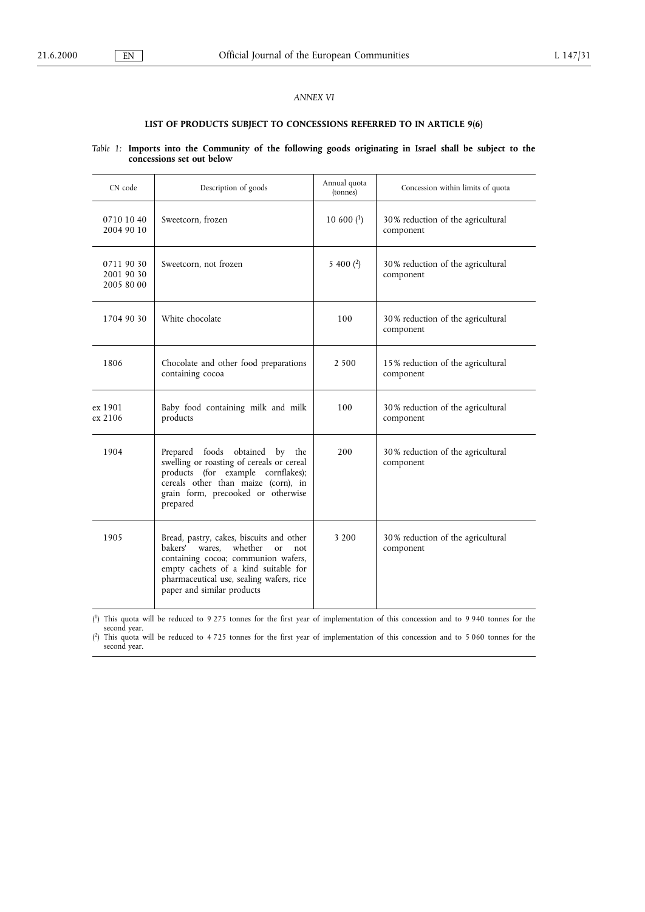*ANNEX VI*

**LIST OF PRODUCTS SUBJECT TO CONCESSIONS REFERRED TO IN ARTICLE 9(6)**

*Table 1:* **Imports into the Community of the following goods originating in Israel shall be subject to the concessions set out below**

| CN code | Description of goods | Annual quota (tonnes) | Concession within limits of quota |
|---|---|---|---|
| 0710 10 40<br>2004 90 10 | Sweetcorn, frozen | 10 600 (1) | 30% reduction of the agricultural component |
| 0711 90 30<br>2001 90 30<br>2005 80 00 | Sweetcorn, not frozen | 5 400 (2) | 30% reduction of the agricultural component |
| 1704 90 30 | White chocolate | 100 | 30% reduction of the agricultural component |
| 1806 | Chocolate and other food preparations containing cocoa | 2 500 | 15% reduction of the agricultural component |
| ex 1901<br>ex 2106 | Baby food containing milk and milk products | 100 | 30% reduction of the agricultural component |
| 1904 | Prepared foods obtained by the swelling or roasting of cereals or cereal products (for example cornflakes); cereals other than maize (corn), in grain form, precooked or otherwise prepared | 200 | 30% reduction of the agricultural component |
| 1905 | Bread, pastry, cakes, biscuits and other bakers' wares, whether or not containing cocoa; communion wafers, empty cachets of a kind suitable for pharmaceutical use, sealing wafers, rice paper and similar products | 3 200 | 30% reduction of the agricultural component |

(1) This quota will be reduced to 9 275 tonnes for the first year of implementation of this concession and to 9 940 tonnes for the second year.

(2) This quota will be reduced to 4 725 tonnes for the first year of implementation of this concession and to 5 060 tonnes for the second year.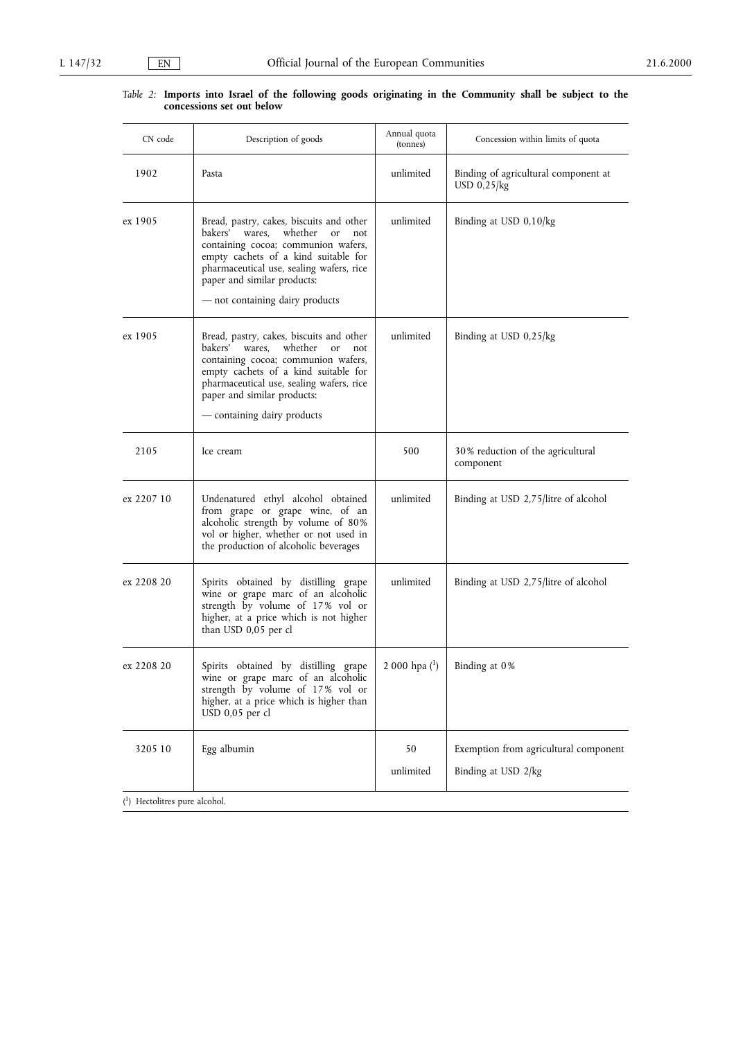*Table 2:* **Imports into Israel of the following goods originating in the Community shall be subject to the concessions set out below**

| CN code | Description of goods | Annual quota (tonnes) | Concession within limits of quota |
|---|---|---|---|
| 1902 | Pasta | unlimited | Binding of agricultural component at USD 0,25/kg |
| ex 1905 | Bread, pastry, cakes, biscuits and other bakers' wares, whether or not containing cocoa; communion wafers, empty cachets of a kind suitable for pharmaceutical use, sealing wafers, rice paper and similar products: — not containing dairy products | unlimited | Binding at USD 0,10/kg |
| ex 1905 | Bread, pastry, cakes, biscuits and other bakers' wares, whether or not containing cocoa; communion wafers, empty cachets of a kind suitable for pharmaceutical use, sealing wafers, rice paper and similar products: — containing dairy products | unlimited | Binding at USD 0,25/kg |
| 2105 | Ice cream | 500 | 30% reduction of the agricultural component |
| ex 2207 10 | Undenatured ethyl alcohol obtained from grape or grape wine, of an alcoholic strength by volume of 80% vol or higher, whether or not used in the production of alcoholic beverages | unlimited | Binding at USD 2,75/litre of alcohol |
| ex 2208 20 | Spirits obtained by distilling grape wine or grape marc of an alcoholic strength by volume of 17% vol or higher, at a price which is not higher than USD 0,05 per cl | unlimited | Binding at USD 2,75/litre of alcohol |
| ex 2208 20 | Spirits obtained by distilling grape wine or grape marc of an alcoholic strength by volume of 17% vol or higher, at a price which is higher than USD 0,05 per cl | 2 000 hpa (1) | Binding at 0% |
| 3205 10 | Egg albumin | 50<br>unlimited | Exemption from agricultural component<br>Binding at USD 2/kg |

(1) Hectolitres pure alcohol.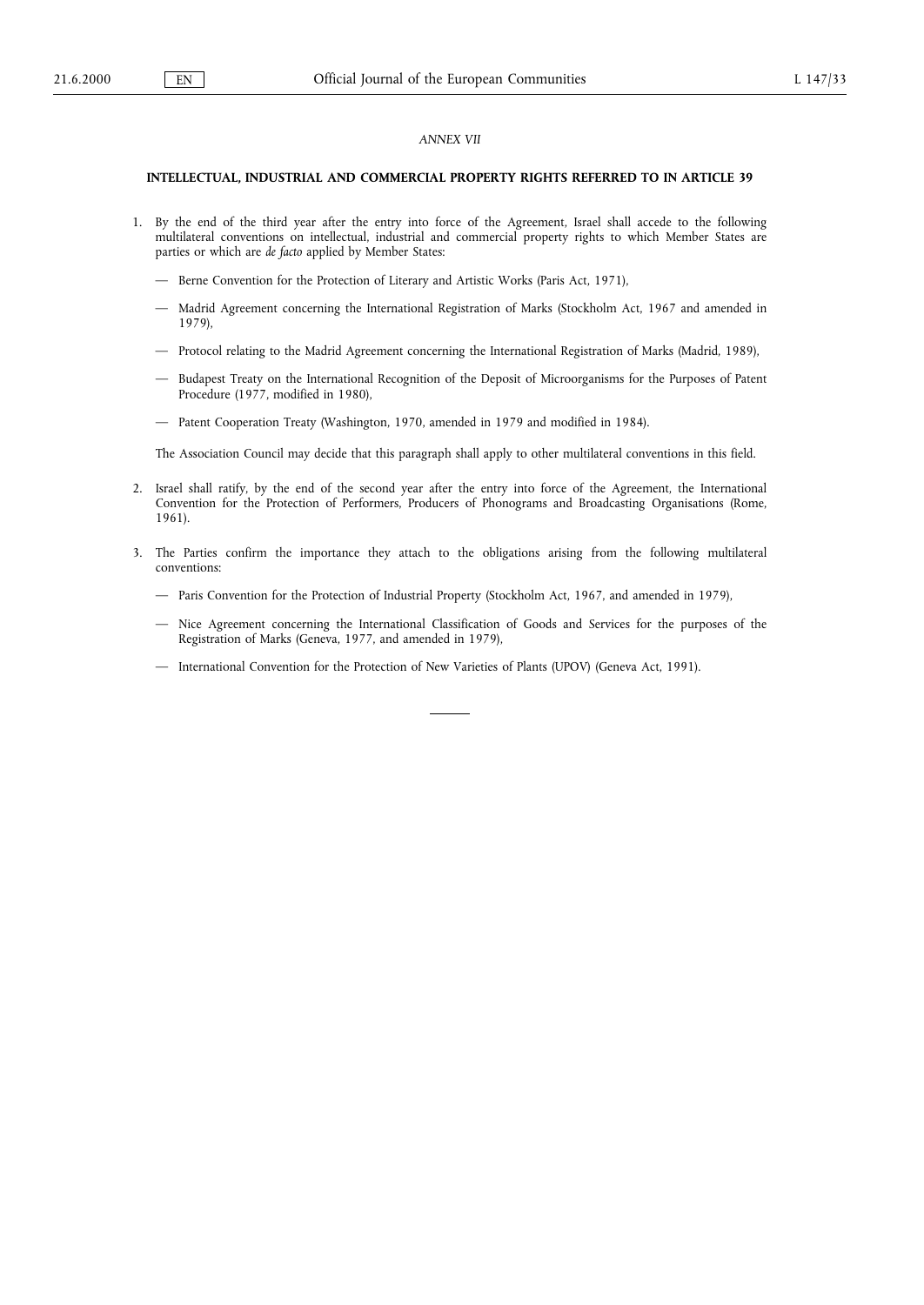*ANNEX VII*

**INTELLECTUAL, INDUSTRIAL AND COMMERCIAL PROPERTY RIGHTS REFERRED TO IN ARTICLE 39**

1. By the end of the third year after the entry into force of the Agreement, Israel shall accede to the following multilateral conventions on intellectual, industrial and commercial property rights to which Member States are parties or which are *de facto* applied by Member States:

   — Berne Convention for the Protection of Literary and Artistic Works (Paris Act, 1971),

   — Madrid Agreement concerning the International Registration of Marks (Stockholm Act, 1967 and amended in 1979),

   — Protocol relating to the Madrid Agreement concerning the International Registration of Marks (Madrid, 1989),

   — Budapest Treaty on the International Recognition of the Deposit of Microorganisms for the Purposes of Patent Procedure (1977, modified in 1980),

   — Patent Cooperation Treaty (Washington, 1970, amended in 1979 and modified in 1984).

   The Association Council may decide that this paragraph shall apply to other multilateral conventions in this field.

2. Israel shall ratify, by the end of the second year after the entry into force of the Agreement, the International Convention for the Protection of Performers, Producers of Phonograms and Broadcasting Organisations (Rome, 1961).

3. The Parties confirm the importance they attach to the obligations arising from the following multilateral conventions:

   — Paris Convention for the Protection of Industrial Property (Stockholm Act, 1967, and amended in 1979),

   — Nice Agreement concerning the International Classification of Goods and Services for the purposes of the Registration of Marks (Geneva, 1977, and amended in 1979),

   — International Convention for the Protection of New Varieties of Plants (UPOV) (Geneva Act, 1991).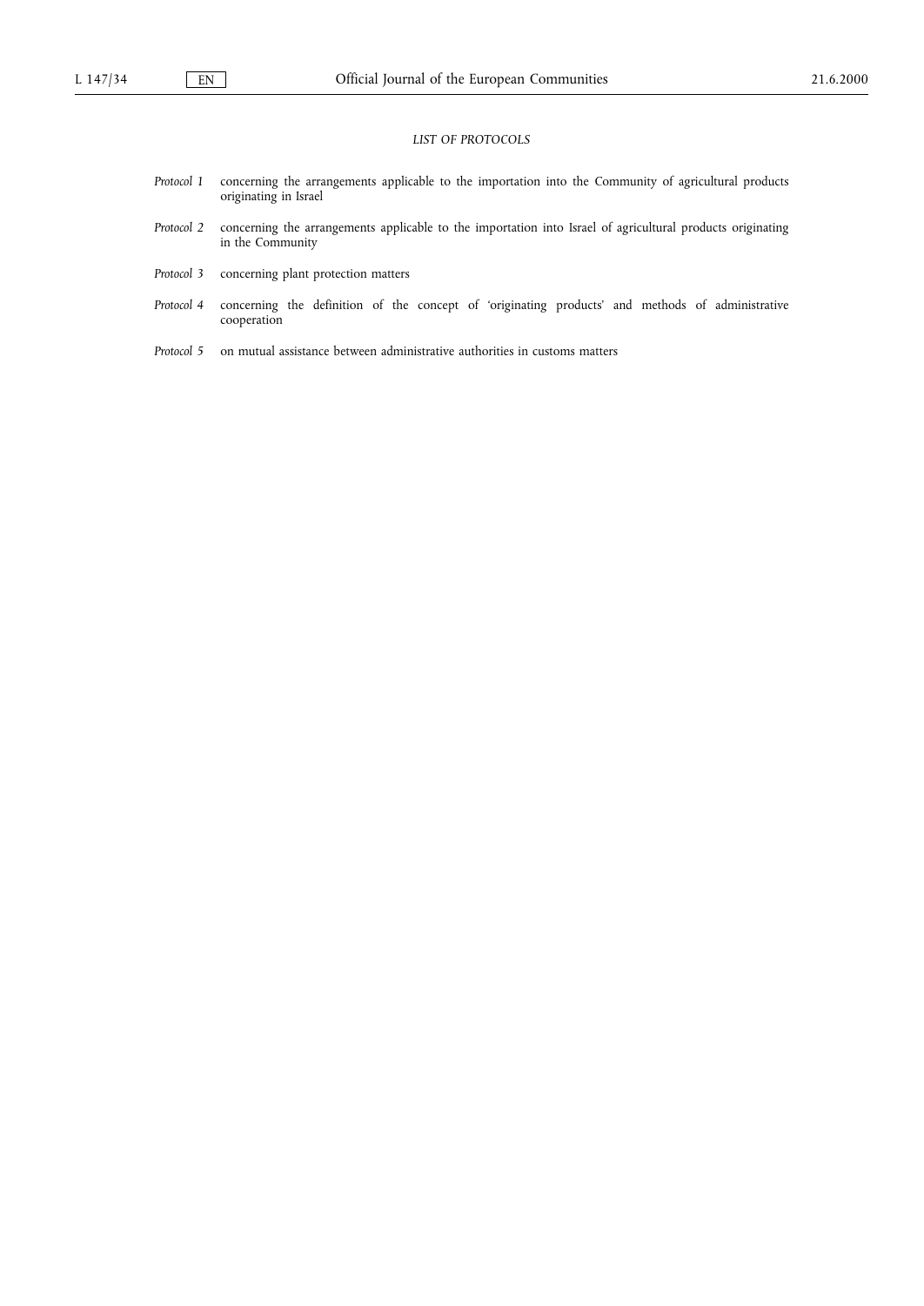*LIST OF PROTOCOLS*

*Protocol 1* concerning the arrangements applicable to the importation into the Community of agricultural products originating in Israel

*Protocol 2* concerning the arrangements applicable to the importation into Israel of agricultural products originating in the Community

*Protocol 3* concerning plant protection matters

*Protocol 4* concerning the definition of the concept of 'originating products' and methods of administrative cooperation

*Protocol 5* on mutual assistance between administrative authorities in customs matters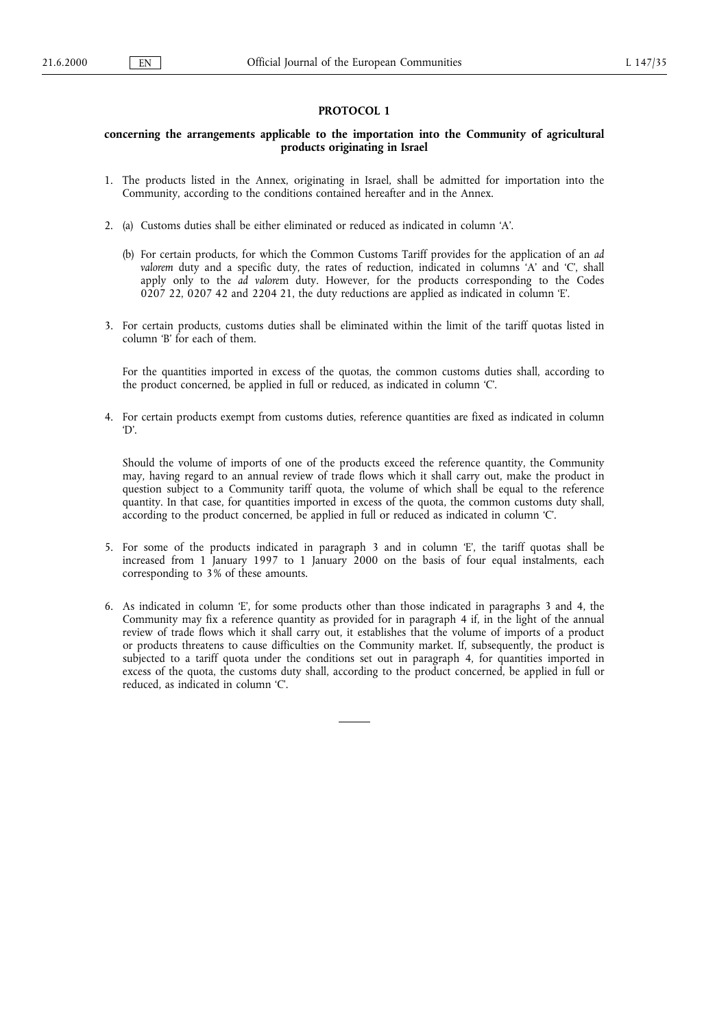## PROTOCOL 1

### concerning the arrangements applicable to the importation into the Community of agricultural products originating in Israel

1. The products listed in the Annex, originating in Israel, shall be admitted for importation into the Community, according to the conditions contained hereafter and in the Annex.

2. (a) Customs duties shall be either eliminated or reduced as indicated in column 'A'.

   (b) For certain products, for which the Common Customs Tariff provides for the application of an *ad valorem* duty and a specific duty, the rates of reduction, indicated in columns 'A' and 'C', shall apply only to the *ad valorem* duty. However, for the products corresponding to the Codes 0207 22, 0207 42 and 2204 21, the duty reductions are applied as indicated in column 'E'.

3. For certain products, customs duties shall be eliminated within the limit of the tariff quotas listed in column 'B' for each of them.

   For the quantities imported in excess of the quotas, the common customs duties shall, according to the product concerned, be applied in full or reduced, as indicated in column 'C'.

4. For certain products exempt from customs duties, reference quantities are fixed as indicated in column 'D'.

   Should the volume of imports of one of the products exceed the reference quantity, the Community may, having regard to an annual review of trade flows which it shall carry out, make the product in question subject to a Community tariff quota, the volume of which shall be equal to the reference quantity. In that case, for quantities imported in excess of the quota, the common customs duties shall, according to the product concerned, be applied in full or reduced as indicated in column 'C'.

5. For some of the products indicated in paragraph 3 and in column 'E', the tariff quotas shall be increased from 1 January 1997 to 1 January 2000 on the basis of four equal instalments, each corresponding to 3% of these amounts.

6. As indicated in column 'E', for some products other than those indicated in paragraphs 3 and 4, the Community may fix a reference quantity as provided for in paragraph 4 if, in the light of the annual review of trade flows which it shall carry out, it establishes that the volume of imports of a product or products threatens to cause difficulties on the Community market. If, subsequently, the product is subjected to a tariff quota under the conditions set out in paragraph 4, for quantities imported in excess of the quota, the customs duty shall, according to the product concerned, be applied in full or reduced, as indicated in column 'C'.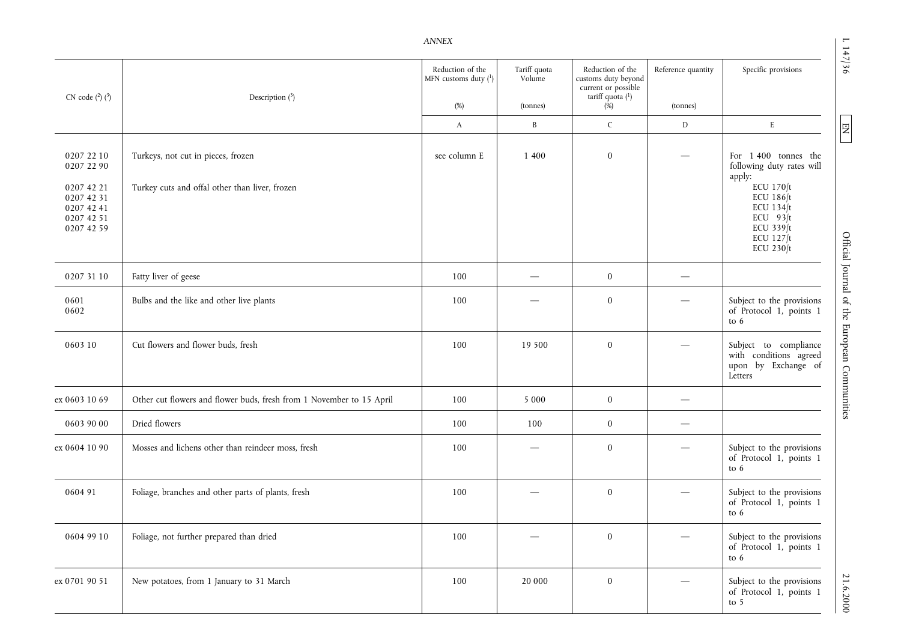ANNEX

| CN code [2] [3] | Description [3] | Reduction of the MFN customs duty [1] (%) | Tariff quota Volume (tonnes) | Reduction of the customs duty beyond current or possible tariff quota [1] (%) | Reference quantity (tonnes) | Specific provisions |
|---|---|---|---|---|---|---|
| | | A | B | C | D | E |
| 0207 22 10<br>0207 22 90<br><br>0207 42 21<br>0207 42 31<br>0207 42 41<br>0207 42 51<br>0207 42 59 | Turkeys, not cut in pieces, frozen<br><br>Turkey cuts and offal other than liver, frozen | see column E | 1 400 | 0 | — | For 1 400 tonnes the following duty rates will apply:<br>ECU 170/t<br>ECU 186/t<br>ECU 134/t<br>ECU 93/t<br>ECU 339/t<br>ECU 127/t<br>ECU 230/t |
| 0207 31 10 | Fatty liver of geese | 100 | — | 0 | — | |
| 0601<br>0602 | Bulbs and the like and other live plants | 100 | — | 0 | — | Subject to the provisions of Protocol 1, points 1 to 6 |
| 0603 10 | Cut flowers and flower buds, fresh | 100 | 19 500 | 0 | — | Subject to compliance with conditions agreed upon by Exchange of Letters |
| ex 0603 10 69 | Other cut flowers and flower buds, fresh from 1 November to 15 April | 100 | 5 000 | 0 | — | |
| 0603 90 00 | Dried flowers | 100 | 100 | 0 | — | |
| ex 0604 10 90 | Mosses and lichens other than reindeer moss, fresh | 100 | — | 0 | — | Subject to the provisions of Protocol 1, points 1 to 6 |
| 0604 91 | Foliage, branches and other parts of plants, fresh | 100 | — | 0 | — | Subject to the provisions of Protocol 1, points 1 to 6 |
| 0604 99 10 | Foliage, not further prepared than dried | 100 | — | 0 | — | Subject to the provisions of Protocol 1, points 1 to 6 |
| ex 0701 90 51 | New potatoes, from 1 January to 31 March | 100 | 20 000 | 0 | — | Subject to the provisions of Protocol 1, points 1 to 5 |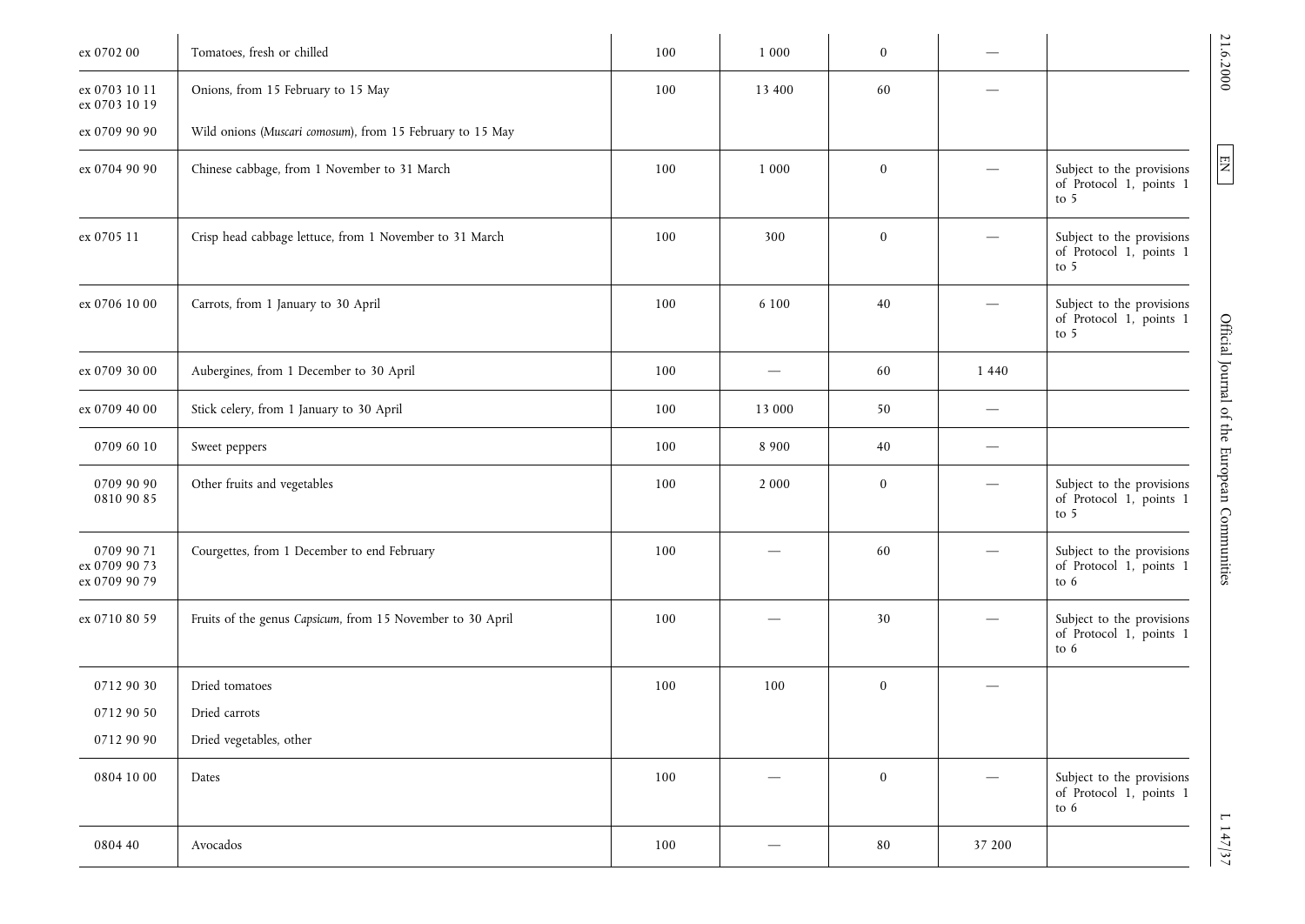| | | | | | | |
|---|---|---|---|---|---|---|
| ex 0702 00 | Tomatoes, fresh or chilled | 100 | 1 000 | 0 | — | |
| ex 0703 10 11<br>ex 0703 10 19 | Onions, from 15 February to 15 May | 100 | 13 400 | 60 | — | |
| ex 0709 90 90 | Wild onions (*Muscari comosum*), from 15 February to 15 May | | | | | |
| ex 0704 90 90 | Chinese cabbage, from 1 November to 31 March | 100 | 1 000 | 0 | — | Subject to the provisions of Protocol 1, points 1 to 5 |
| ex 0705 11 | Crisp head cabbage lettuce, from 1 November to 31 March | 100 | 300 | 0 | — | Subject to the provisions of Protocol 1, points 1 to 5 |
| ex 0706 10 00 | Carrots, from 1 January to 30 April | 100 | 6 100 | 40 | — | Subject to the provisions of Protocol 1, points 1 to 5 |
| ex 0709 30 00 | Aubergines, from 1 December to 30 April | 100 | — | 60 | 1 440 | |
| ex 0709 40 00 | Stick celery, from 1 January to 30 April | 100 | 13 000 | 50 | — | |
| 0709 60 10 | Sweet peppers | 100 | 8 900 | 40 | — | |
| 0709 90 90<br>0810 90 85 | Other fruits and vegetables | 100 | 2 000 | 0 | — | Subject to the provisions of Protocol 1, points 1 to 5 |
| 0709 90 71<br>ex 0709 90 73<br>ex 0709 90 79 | Courgettes, from 1 December to end February | 100 | — | 60 | — | Subject to the provisions of Protocol 1, points 1 to 6 |
| ex 0710 80 59 | Fruits of the genus *Capsicum*, from 15 November to 30 April | 100 | — | 30 | — | Subject to the provisions of Protocol 1, points 1 to 6 |
| 0712 90 30 | Dried tomatoes | 100 | 100 | 0 | — | |
| 0712 90 50 | Dried carrots | | | | | |
| 0712 90 90 | Dried vegetables, other | | | | | |
| 0804 10 00 | Dates | 100 | — | 0 | — | Subject to the provisions of Protocol 1, points 1 to 6 |
| 0804 40 | Avocados | 100 | — | 80 | 37 200 | |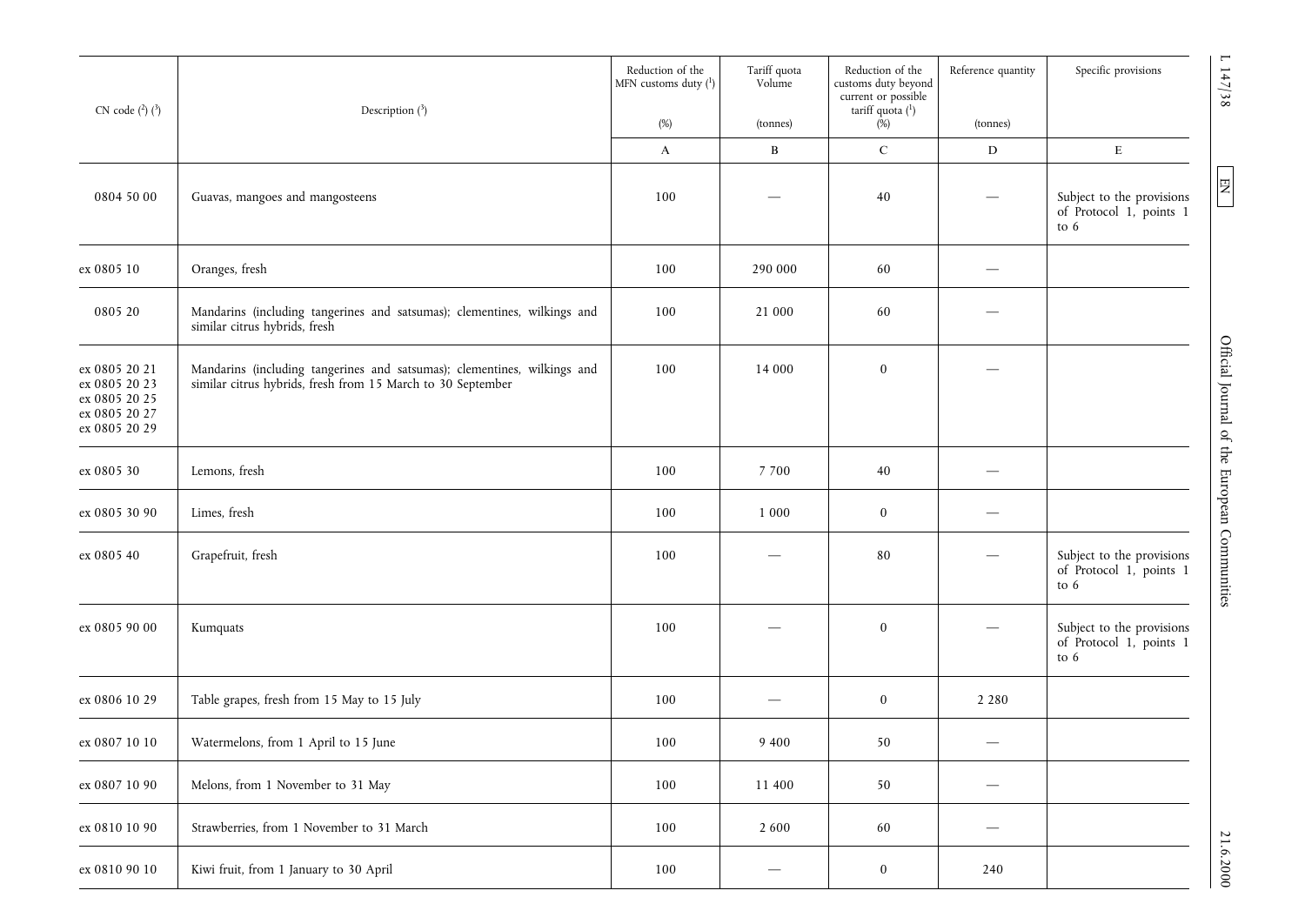| CN code [2] [3] | Description [3] | Reduction of the MFN customs duty [1] (%) | Tariff quota Volume (tonnes) | Reduction of the customs duty beyond current or possible tariff quota [1] (%) | Reference quantity (tonnes) | Specific provisions |
|---|---|---|---|---|---|---|
| | | A | B | C | D | E |
| 0804 50 00 | Guavas, mangoes and mangosteens | 100 | — | 40 | — | Subject to the provisions of Protocol 1, points 1 to 6 |
| ex 0805 10 | Oranges, fresh | 100 | 290 000 | 60 | — | |
| 0805 20 | Mandarins (including tangerines and satsumas); clementines, wilkings and similar citrus hybrids, fresh | 100 | 21 000 | 60 | — | |
| ex 0805 20 21<br>ex 0805 20 23<br>ex 0805 20 25<br>ex 0805 20 27<br>ex 0805 20 29 | Mandarins (including tangerines and satsumas); clementines, wilkings and similar citrus hybrids, fresh from 15 March to 30 September | 100 | 14 000 | 0 | — | |
| ex 0805 30 | Lemons, fresh | 100 | 7 700 | 40 | — | |
| ex 0805 30 90 | Limes, fresh | 100 | 1 000 | 0 | — | |
| ex 0805 40 | Grapefruit, fresh | 100 | — | 80 | — | Subject to the provisions of Protocol 1, points 1 to 6 |
| ex 0805 90 00 | Kumquats | 100 | — | 0 | — | Subject to the provisions of Protocol 1, points 1 to 6 |
| ex 0806 10 29 | Table grapes, fresh from 15 May to 15 July | 100 | — | 0 | 2 280 | |
| ex 0807 10 10 | Watermelons, from 1 April to 15 June | 100 | 9 400 | 50 | — | |
| ex 0807 10 90 | Melons, from 1 November to 31 May | 100 | 11 400 | 50 | — | |
| ex 0810 10 90 | Strawberries, from 1 November to 31 March | 100 | 2 600 | 60 | — | |
| ex 0810 90 10 | Kiwi fruit, from 1 January to 30 April | 100 | — | 0 | 240 | |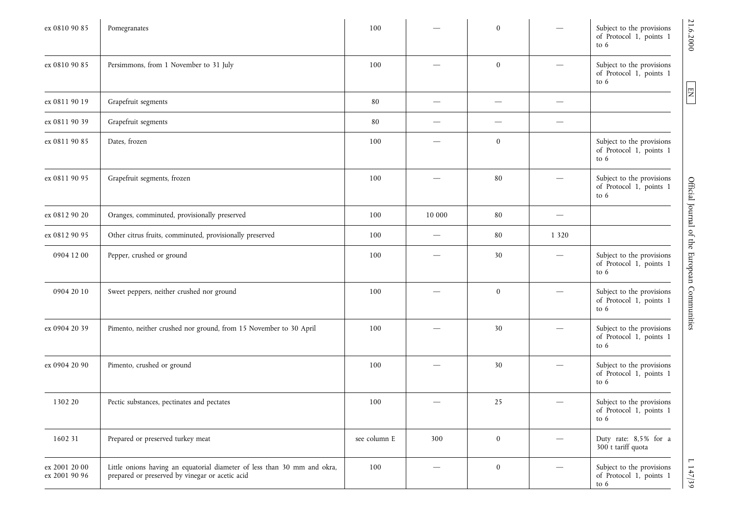| | | | | | | |
|---|---|---|---|---|---|---|
| ex 0810 90 85 | Pomegranates | 100 | — | 0 | — | Subject to the provisions of Protocol 1, points 1 to 6 |
| ex 0810 90 85 | Persimmons, from 1 November to 31 July | 100 | — | 0 | — | Subject to the provisions of Protocol 1, points 1 to 6 |
| ex 0811 90 19 | Grapefruit segments | 80 | — | — | — | |
| ex 0811 90 39 | Grapefruit segments | 80 | — | — | — | |
| ex 0811 90 85 | Dates, frozen | 100 | — | 0 | | Subject to the provisions of Protocol 1, points 1 to 6 |
| ex 0811 90 95 | Grapefruit segments, frozen | 100 | — | 80 | — | Subject to the provisions of Protocol 1, points 1 to 6 |
| ex 0812 90 20 | Oranges, comminuted, provisionally preserved | 100 | 10 000 | 80 | — | |
| ex 0812 90 95 | Other citrus fruits, comminuted, provisionally preserved | 100 | — | 80 | 1 320 | |
| 0904 12 00 | Pepper, crushed or ground | 100 | — | 30 | — | Subject to the provisions of Protocol 1, points 1 to 6 |
| 0904 20 10 | Sweet peppers, neither crushed nor ground | 100 | — | 0 | — | Subject to the provisions of Protocol 1, points 1 to 6 |
| ex 0904 20 39 | Pimento, neither crushed nor ground, from 15 November to 30 April | 100 | — | 30 | — | Subject to the provisions of Protocol 1, points 1 to 6 |
| ex 0904 20 90 | Pimento, crushed or ground | 100 | — | 30 | — | Subject to the provisions of Protocol 1, points 1 to 6 |
| 1302 20 | Pectic substances, pectinates and pectates | 100 | — | 25 | — | Subject to the provisions of Protocol 1, points 1 to 6 |
| 1602 31 | Prepared or preserved turkey meat | see column E | 300 | 0 | — | Duty rate: 8,5% for a 300 t tariff quota |
| ex 2001 20 00<br>ex 2001 90 96 | Little onions having an equatorial diameter of less than 30 mm and okra, prepared or preserved by vinegar or acetic acid | 100 | — | 0 | — | Subject to the provisions of Protocol 1, points 1 to 6 |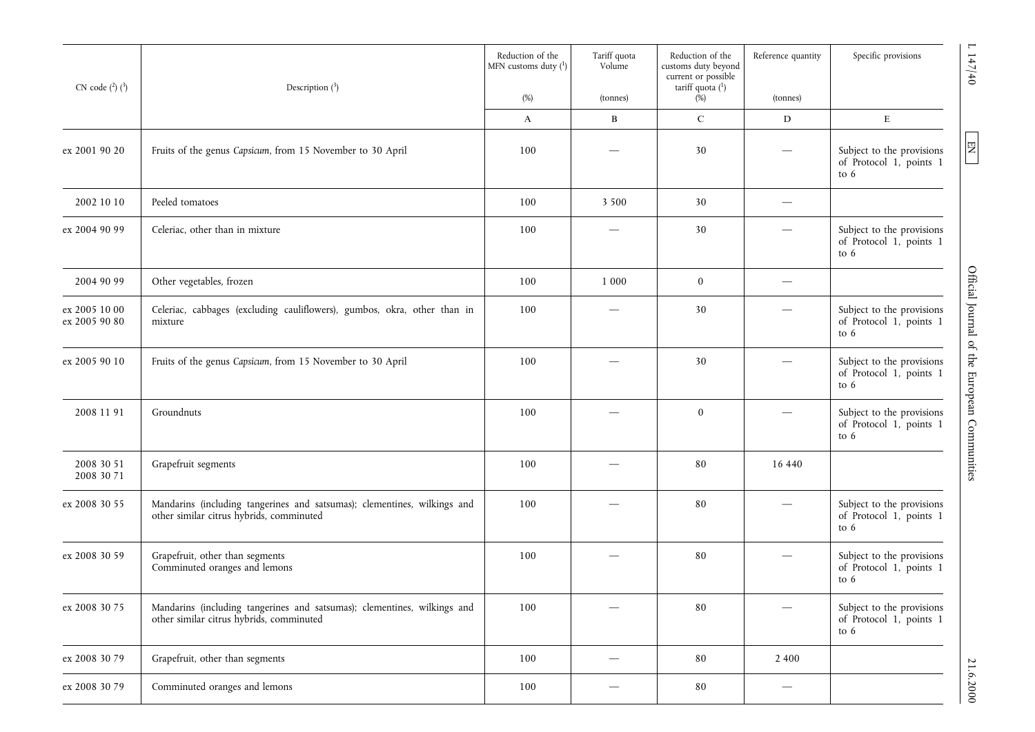| CN code [2] [3] | Description [3] | Reduction of the MFN customs duty [1] (%) | Tariff quota Volume (tonnes) | Reduction of the customs duty beyond current or possible tariff quota [1] (%) | Reference quantity (tonnes) | Specific provisions |
|---|---|---|---|---|---|---|
| | | A | B | C | D | E |
| ex 2001 90 20 | Fruits of the genus *Capsicum*, from 15 November to 30 April | 100 | — | 30 | — | Subject to the provisions of Protocol 1, points 1 to 6 |
| 2002 10 10 | Peeled tomatoes | 100 | 3 500 | 30 | — | |
| ex 2004 90 99 | Celeriac, other than in mixture | 100 | — | 30 | — | Subject to the provisions of Protocol 1, points 1 to 6 |
| 2004 90 99 | Other vegetables, frozen | 100 | 1 000 | 0 | — | |
| ex 2005 10 00<br>ex 2005 90 80 | Celeriac, cabbages (excluding cauliflowers), gumbos, okra, other than in mixture | 100 | — | 30 | — | Subject to the provisions of Protocol 1, points 1 to 6 |
| ex 2005 90 10 | Fruits of the genus *Capsicum*, from 15 November to 30 April | 100 | — | 30 | — | Subject to the provisions of Protocol 1, points 1 to 6 |
| 2008 11 91 | Groundnuts | 100 | — | 0 | — | Subject to the provisions of Protocol 1, points 1 to 6 |
| 2008 30 51<br>2008 30 71 | Grapefruit segments | 100 | — | 80 | 16 440 | |
| ex 2008 30 55 | Mandarins (including tangerines and satsumas); clementines, wilkings and other similar citrus hybrids, comminuted | 100 | — | 80 | — | Subject to the provisions of Protocol 1, points 1 to 6 |
| ex 2008 30 59 | Grapefruit, other than segments<br>Comminuted oranges and lemons | 100 | — | 80 | — | Subject to the provisions of Protocol 1, points 1 to 6 |
| ex 2008 30 75 | Mandarins (including tangerines and satsumas); clementines, wilkings and other similar citrus hybrids, comminuted | 100 | — | 80 | — | Subject to the provisions of Protocol 1, points 1 to 6 |
| ex 2008 30 79 | Grapefruit, other than segments | 100 | — | 80 | 2 400 | |
| ex 2008 30 79 | Comminuted oranges and lemons | 100 | — | 80 | — | |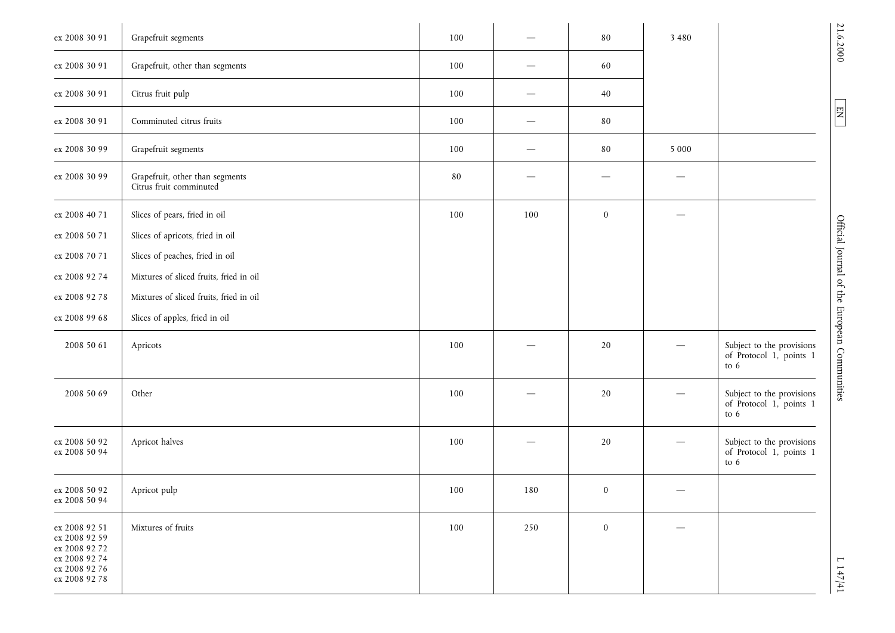| | | | | | | |
|---|---|---|---|---|---|---|
| ex 2008 30 91 | Grapefruit segments | 100 | — | 80 | 3 480 | |
| ex 2008 30 91 | Grapefruit, other than segments | 100 | — | 60 | | |
| ex 2008 30 91 | Citrus fruit pulp | 100 | — | 40 | | |
| ex 2008 30 91 | Comminuted citrus fruits | 100 | — | 80 | | |
| ex 2008 30 99 | Grapefruit segments | 100 | — | 80 | 5 000 | |
| ex 2008 30 99 | Grapefruit, other than segments<br>Citrus fruit comminuted | 80 | — | — | — | |
| ex 2008 40 71<br>ex 2008 50 71<br>ex 2008 70 71<br>ex 2008 92 74<br>ex 2008 92 78<br>ex 2008 99 68 | Slices of pears, fried in oil<br>Slices of apricots, fried in oil<br>Slices of peaches, fried in oil<br>Mixtures of sliced fruits, fried in oil<br>Mixtures of sliced fruits, fried in oil<br>Slices of apples, fried in oil | 100 | 100 | 0 | — | |
| 2008 50 61 | Apricots | 100 | — | 20 | — | Subject to the provisions of Protocol 1, points 1 to 6 |
| 2008 50 69 | Other | 100 | — | 20 | — | Subject to the provisions of Protocol 1, points 1 to 6 |
| ex 2008 50 92<br>ex 2008 50 94 | Apricot halves | 100 | — | 20 | — | Subject to the provisions of Protocol 1, points 1 to 6 |
| ex 2008 50 92<br>ex 2008 50 94 | Apricot pulp | 100 | 180 | 0 | — | |
| ex 2008 92 51<br>ex 2008 92 59<br>ex 2008 92 72<br>ex 2008 92 74<br>ex 2008 92 76<br>ex 2008 92 78 | Mixtures of fruits | 100 | 250 | 0 | — | |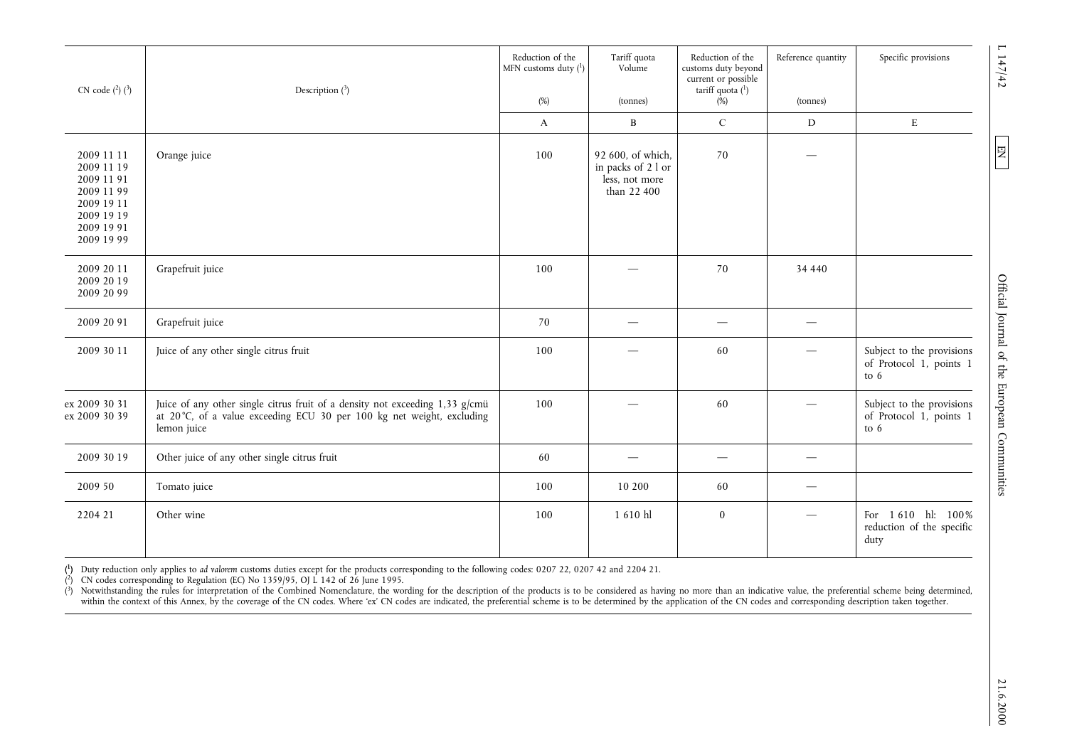| CN code (2) (3) | Description (3) | Reduction of the MFN customs duty (1) (%) | Tariff quota Volume (tonnes) | Reduction of the customs duty beyond current or possible tariff quota (1) (%) | Reference quantity (tonnes) | Specific provisions |
|---|---|---|---|---|---|---|
| | | A | B | C | D | E |
| 2009 11 11<br>2009 11 19<br>2009 11 91<br>2009 11 99<br>2009 19 11<br>2009 19 19<br>2009 19 91<br>2009 19 99 | Orange juice | 100 | 92 600, of which, in packs of 2 l or less, not more than 22 400 | 70 | — | |
| 2009 20 11<br>2009 20 19<br>2009 20 99 | Grapefruit juice | 100 | — | 70 | 34 440 | |
| 2009 20 91 | Grapefruit juice | 70 | — | — | — | |
| 2009 30 11 | Juice of any other single citrus fruit | 100 | — | 60 | — | Subject to the provisions of Protocol 1, points 1 to 6 |
| ex 2009 30 31<br>ex 2009 30 39 | Juice of any other single citrus fruit of a density not exceeding 1,33 g/cmü at 20 °C, of a value exceeding ECU 30 per 100 kg net weight, excluding lemon juice | 100 | — | 60 | — | Subject to the provisions of Protocol 1, points 1 to 6 |
| 2009 30 19 | Other juice of any other single citrus fruit | 60 | — | — | — | |
| 2009 50 | Tomato juice | 100 | 10 200 | 60 | — | |
| 2204 21 | Other wine | 100 | 1 610 hl | 0 | — | For 1 610 hl: 100% reduction of the specific duty |

(1) Duty reduction only applies to *ad valorem* customs duties except for the products corresponding to the following codes: 0207 22, 0207 42 and 2204 21.

(2) CN codes corresponding to Regulation (EC) No 1359/95, OJ L 142 of 26 June 1995.

(3) Notwithstanding the rules for interpretation of the Combined Nomenclature, the wording for the description of the products is to be considered as having no more than an indicative value, the preferential scheme being determined, within the context of this Annex, by the coverage of the CN codes. Where 'ex' CN codes are indicated, the preferential scheme is to be determined by the application of the CN codes and corresponding description taken together.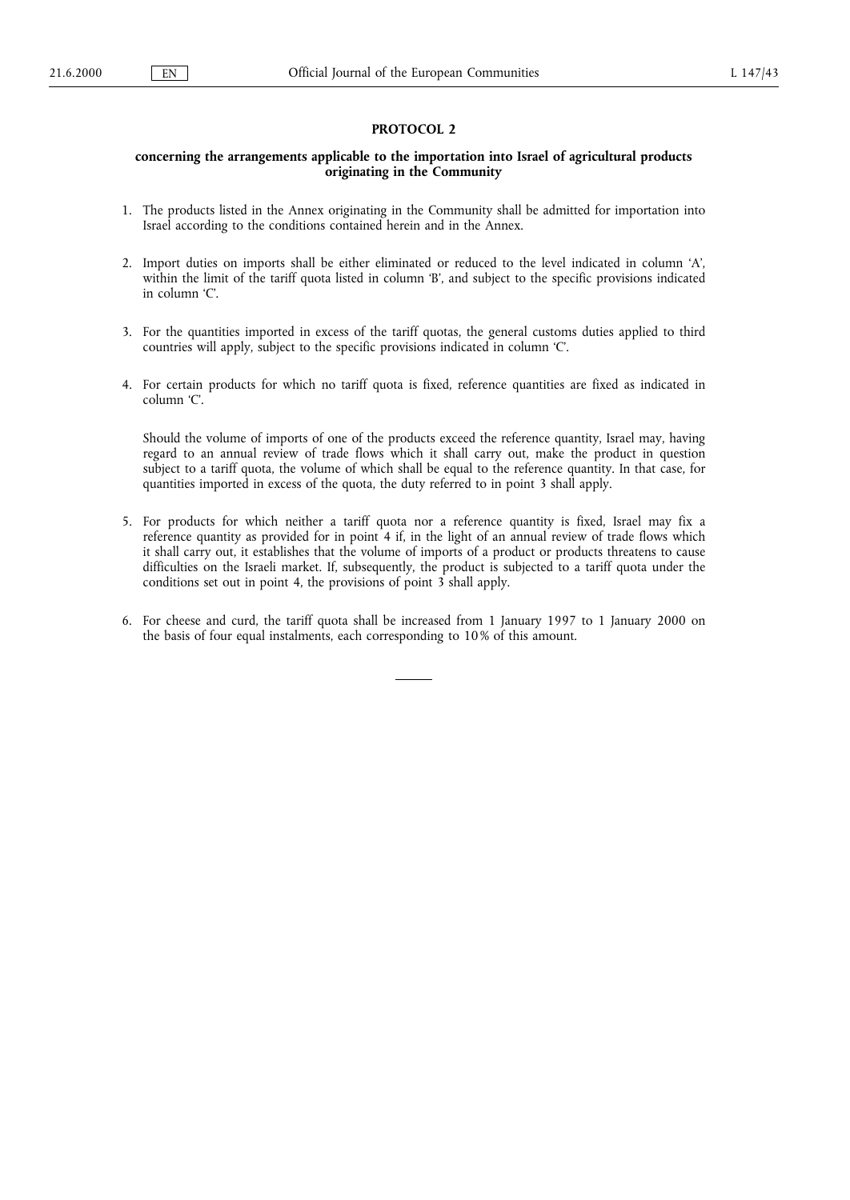## PROTOCOL 2

### concerning the arrangements applicable to the importation into Israel of agricultural products originating in the Community

1. The products listed in the Annex originating in the Community shall be admitted for importation into Israel according to the conditions contained herein and in the Annex.

2. Import duties on imports shall be either eliminated or reduced to the level indicated in column 'A', within the limit of the tariff quota listed in column 'B', and subject to the specific provisions indicated in column 'C'.

3. For the quantities imported in excess of the tariff quotas, the general customs duties applied to third countries will apply, subject to the specific provisions indicated in column 'C'.

4. For certain products for which no tariff quota is fixed, reference quantities are fixed as indicated in column 'C'.

   Should the volume of imports of one of the products exceed the reference quantity, Israel may, having regard to an annual review of trade flows which it shall carry out, make the product in question subject to a tariff quota, the volume of which shall be equal to the reference quantity. In that case, for quantities imported in excess of the quota, the duty referred to in point 3 shall apply.

5. For products for which neither a tariff quota nor a reference quantity is fixed, Israel may fix a reference quantity as provided for in point 4 if, in the light of an annual review of trade flows which it shall carry out, it establishes that the volume of imports of a product or products threatens to cause difficulties on the Israeli market. If, subsequently, the product is subjected to a tariff quota under the conditions set out in point 4, the provisions of point 3 shall apply.

6. For cheese and curd, the tariff quota shall be increased from 1 January 1997 to 1 January 2000 on the basis of four equal instalments, each corresponding to 10 % of this amount.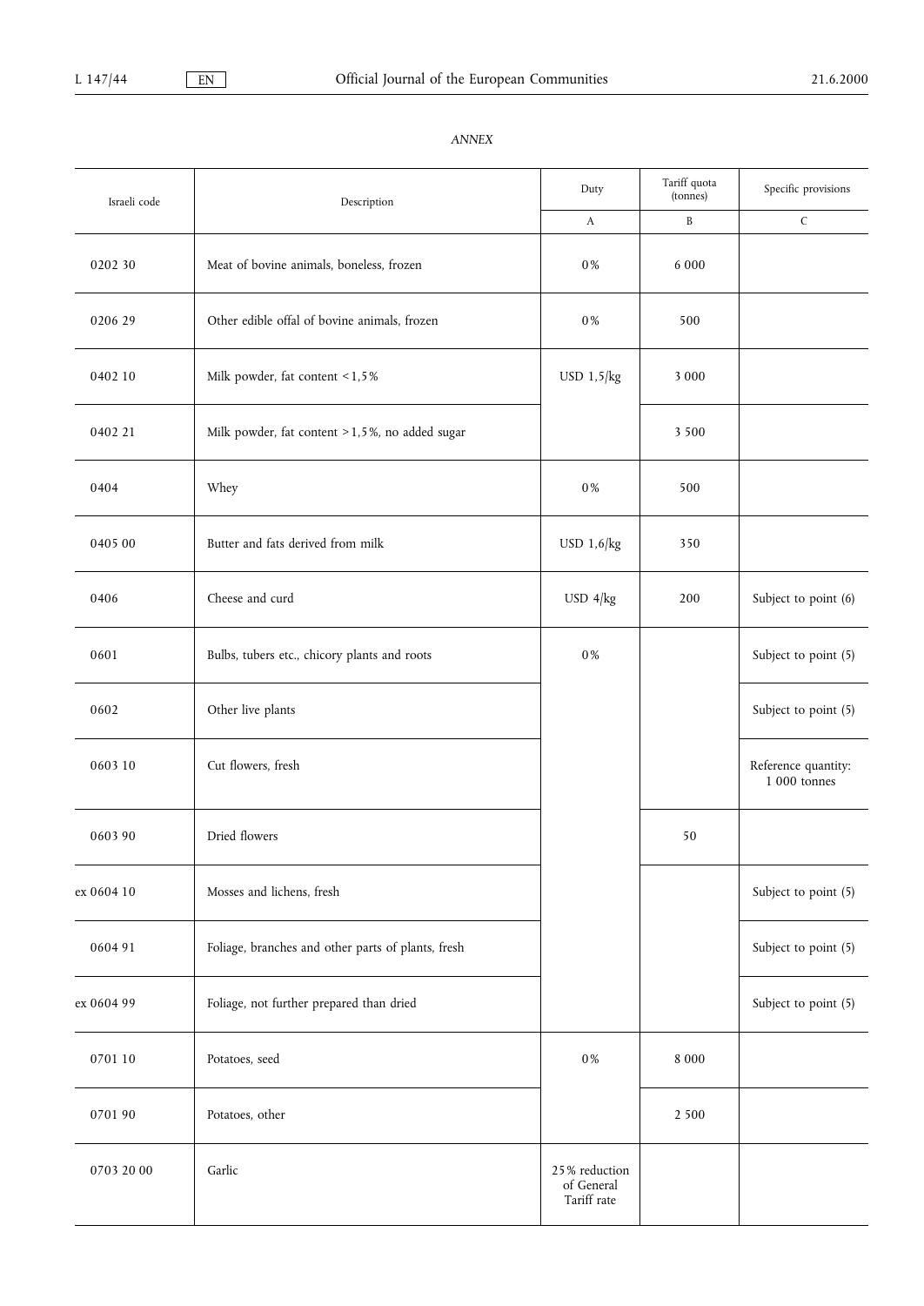*ANNEX*

| Israeli code | Description | Duty | Tariff quota (tonnes) | Specific provisions |
|---|---|---|---|---|
| | | A | B | C |
| 0202 30 | Meat of bovine animals, boneless, frozen | 0% | 6 000 | |
| 0206 29 | Other edible offal of bovine animals, frozen | 0% | 500 | |
| 0402 10 | Milk powder, fat content <1,5% | USD 1,5/kg | 3 000 | |
| 0402 21 | Milk powder, fat content >1,5%, no added sugar | | 3 500 | |
| 0404 | Whey | 0% | 500 | |
| 0405 00 | Butter and fats derived from milk | USD 1,6/kg | 350 | |
| 0406 | Cheese and curd | USD 4/kg | 200 | Subject to point (6) |
| 0601 | Bulbs, tubers etc., chicory plants and roots | 0% | | Subject to point (5) |
| 0602 | Other live plants | | | Subject to point (5) |
| 0603 10 | Cut flowers, fresh | | | Reference quantity: 1 000 tonnes |
| 0603 90 | Dried flowers | | 50 | |
| ex 0604 10 | Mosses and lichens, fresh | | | Subject to point (5) |
| 0604 91 | Foliage, branches and other parts of plants, fresh | | | Subject to point (5) |
| ex 0604 99 | Foliage, not further prepared than dried | | | Subject to point (5) |
| 0701 10 | Potatoes, seed | 0% | 8 000 | |
| 0701 90 | Potatoes, other | | 2 500 | |
| 0703 20 00 | Garlic | 25% reduction of General Tariff rate | | |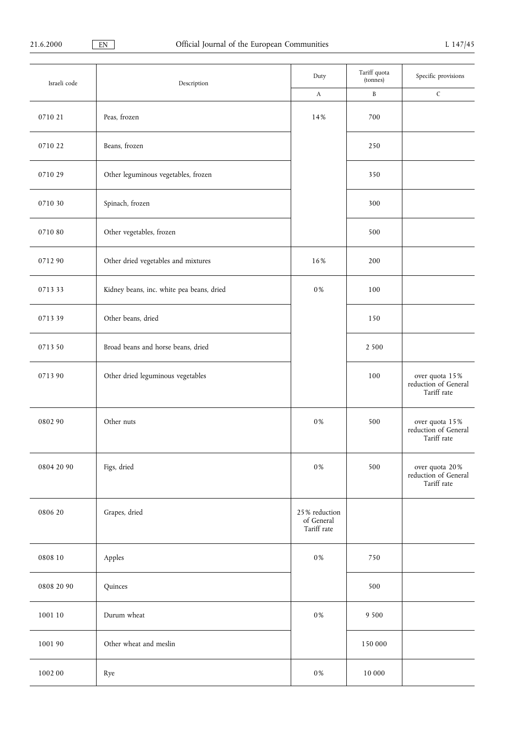| Israeli code | Description | Duty | Tariff quota (tonnes) | Specific provisions |
|---|---|---|---|---|
| | | A | B | C |
| 0710 21 | Peas, frozen | 14% | 700 | |
| 0710 22 | Beans, frozen | | 250 | |
| 0710 29 | Other leguminous vegetables, frozen | | 350 | |
| 0710 30 | Spinach, frozen | | 300 | |
| 0710 80 | Other vegetables, frozen | | 500 | |
| 0712 90 | Other dried vegetables and mixtures | 16% | 200 | |
| 0713 33 | Kidney beans, inc. white pea beans, dried | 0% | 100 | |
| 0713 39 | Other beans, dried | | 150 | |
| 0713 50 | Broad beans and horse beans, dried | | 2 500 | |
| 0713 90 | Other dried leguminous vegetables | | 100 | over quota 15% reduction of General Tariff rate |
| 0802 90 | Other nuts | 0% | 500 | over quota 15% reduction of General Tariff rate |
| 0804 20 90 | Figs, dried | 0% | 500 | over quota 20% reduction of General Tariff rate |
| 0806 20 | Grapes, dried | 25% reduction of General Tariff rate | | |
| 0808 10 | Apples | 0% | 750 | |
| 0808 20 90 | Quinces | | 500 | |
| 1001 10 | Durum wheat | 0% | 9 500 | |
| 1001 90 | Other wheat and meslin | | 150 000 | |
| 1002 00 | Rye | 0% | 10 000 | |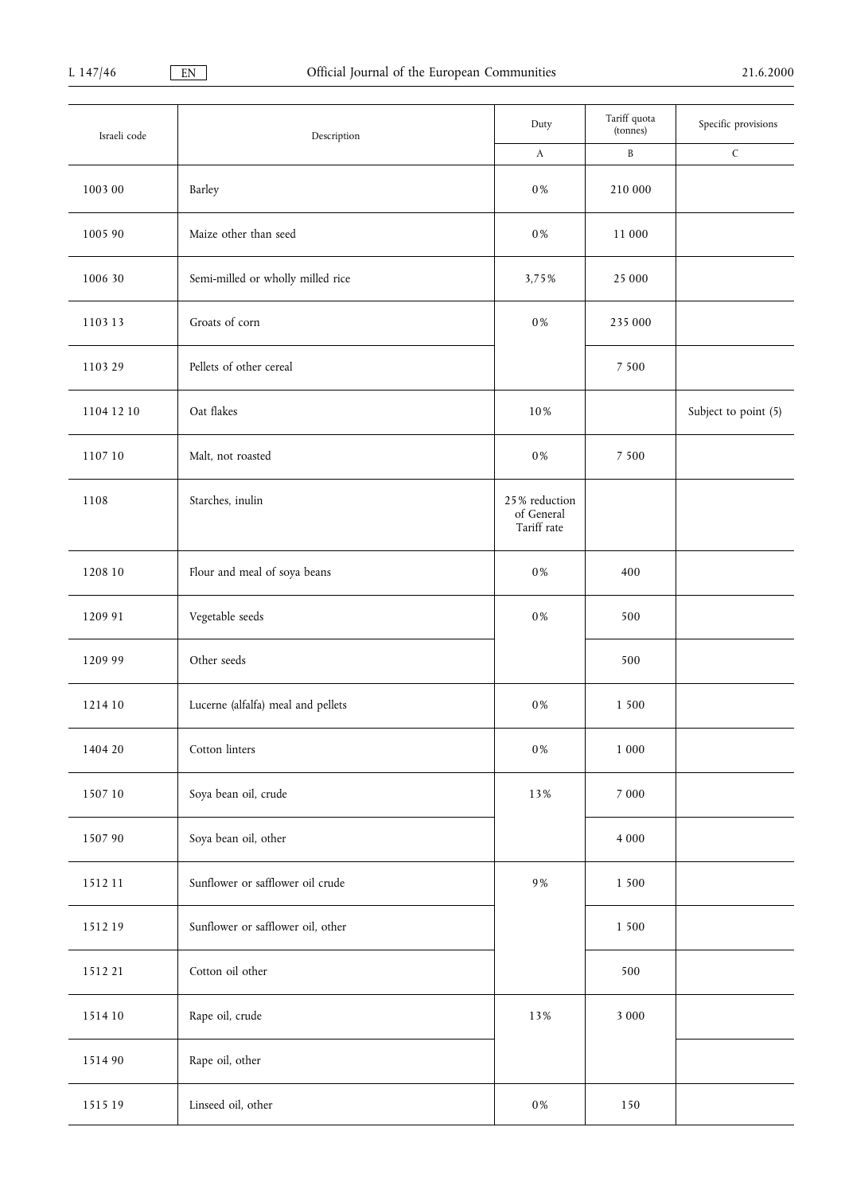| Israeli code | Description | Duty | Tariff quota (tonnes) | Specific provisions |
|---|---|---|---|---|
| | | A | B | C |
| 1003 00 | Barley | 0% | 210 000 | |
| 1005 90 | Maize other than seed | 0% | 11 000 | |
| 1006 30 | Semi-milled or wholly milled rice | 3,75% | 25 000 | |
| 1103 13 | Groats of corn | 0% | 235 000 | |
| 1103 29 | Pellets of other cereal | | 7 500 | |
| 1104 12 10 | Oat flakes | 10% | | Subject to point (5) |
| 1107 10 | Malt, not roasted | 0% | 7 500 | |
| 1108 | Starches, inulin | 25% reduction of General Tariff rate | | |
| 1208 10 | Flour and meal of soya beans | 0% | 400 | |
| 1209 91 | Vegetable seeds | 0% | 500 | |
| 1209 99 | Other seeds | | 500 | |
| 1214 10 | Lucerne (alfalfa) meal and pellets | 0% | 1 500 | |
| 1404 20 | Cotton linters | 0% | 1 000 | |
| 1507 10 | Soya bean oil, crude | 13% | 7 000 | |
| 1507 90 | Soya bean oil, other | | 4 000 | |
| 1512 11 | Sunflower or safflower oil crude | 9% | 1 500 | |
| 1512 19 | Sunflower or safflower oil, other | | 1 500 | |
| 1512 21 | Cotton oil other | | 500 | |
| 1514 10 | Rape oil, crude | 13% | 3 000 | |
| 1514 90 | Rape oil, other | | | |
| 1515 19 | Linseed oil, other | 0% | 150 | |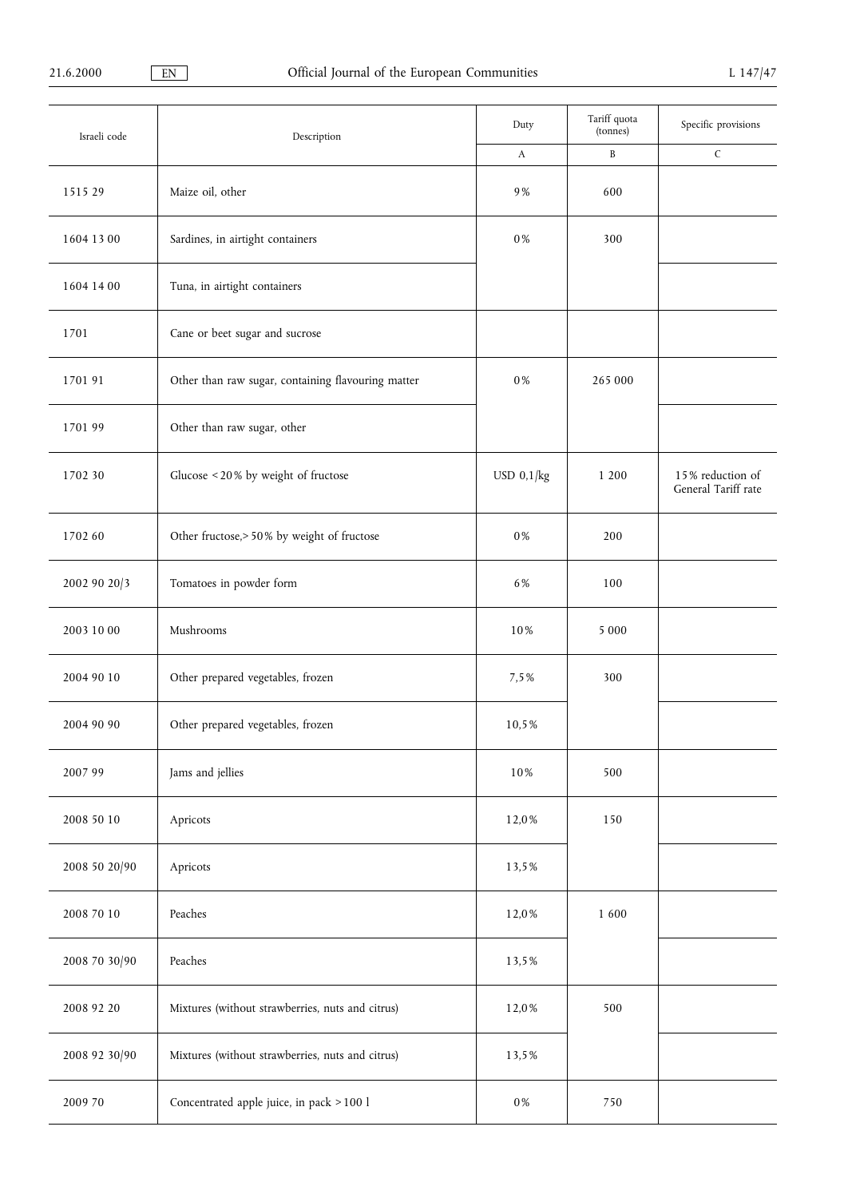| Israeli code | Description | Duty | Tariff quota (tonnes) | Specific provisions |
|---|---|---|---|---|
| | | A | B | C |
| 1515 29 | Maize oil, other | 9% | 600 | |
| 1604 13 00 | Sardines, in airtight containers | 0% | 300 | |
| 1604 14 00 | Tuna, in airtight containers | | | |
| 1701 | Cane or beet sugar and sucrose | | | |
| 1701 91 | Other than raw sugar, containing flavouring matter | 0% | 265 000 | |
| 1701 99 | Other than raw sugar, other | | | |
| 1702 30 | Glucose < 20% by weight of fructose | USD 0,1/kg | 1 200 | 15% reduction of General Tariff rate |
| 1702 60 | Other fructose,> 50% by weight of fructose | 0% | 200 | |
| 2002 90 20/3 | Tomatoes in powder form | 6% | 100 | |
| 2003 10 00 | Mushrooms | 10% | 5 000 | |
| 2004 90 10 | Other prepared vegetables, frozen | 7,5% | 300 | |
| 2004 90 90 | Other prepared vegetables, frozen | 10,5% | | |
| 2007 99 | Jams and jellies | 10% | 500 | |
| 2008 50 10 | Apricots | 12,0% | 150 | |
| 2008 50 20/90 | Apricots | 13,5% | | |
| 2008 70 10 | Peaches | 12,0% | 1 600 | |
| 2008 70 30/90 | Peaches | 13,5% | | |
| 2008 92 20 | Mixtures (without strawberries, nuts and citrus) | 12,0% | 500 | |
| 2008 92 30/90 | Mixtures (without strawberries, nuts and citrus) | 13,5% | | |
| 2009 70 | Concentrated apple juice, in pack > 100 l | 0% | 750 | |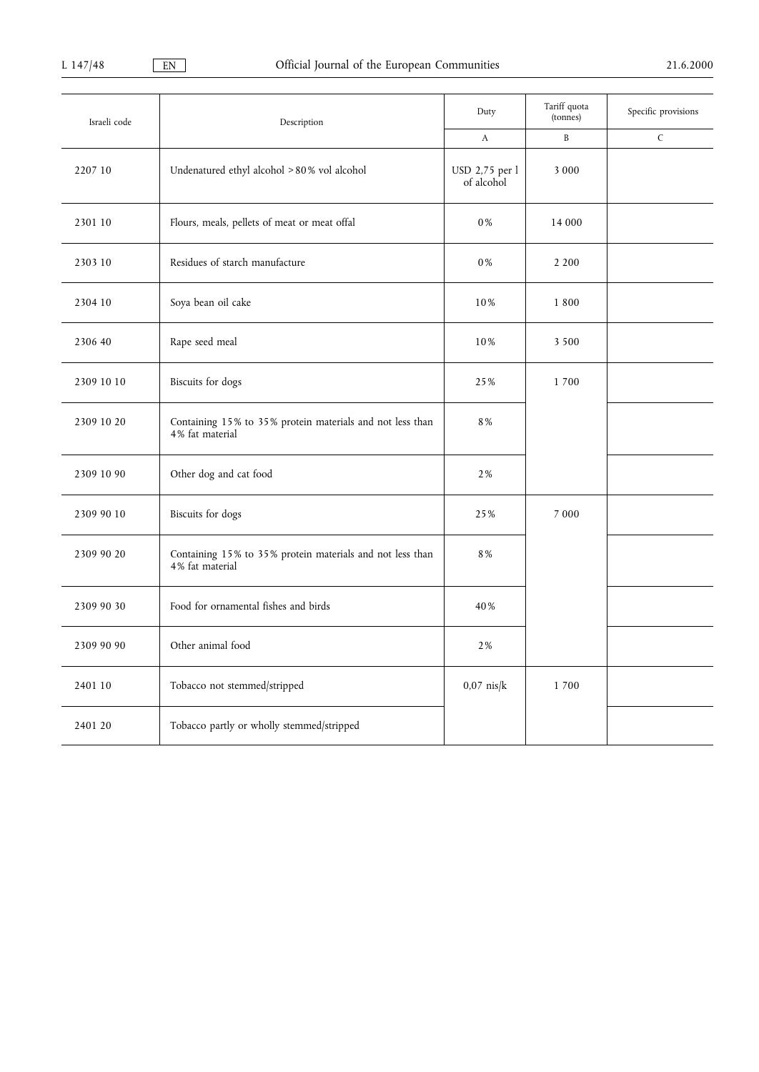| Israeli code | Description | Duty | Tariff quota (tonnes) | Specific provisions |
|---|---|---|---|---|
| | | A | B | C |
| 2207 10 | Undenatured ethyl alcohol > 80% vol alcohol | USD 2,75 per l of alcohol | 3 000 | |
| 2301 10 | Flours, meals, pellets of meat or meat offal | 0% | 14 000 | |
| 2303 10 | Residues of starch manufacture | 0% | 2 200 | |
| 2304 10 | Soya bean oil cake | 10% | 1 800 | |
| 2306 40 | Rape seed meal | 10% | 3 500 | |
| 2309 10 10 | Biscuits for dogs | 25% | 1 700 | |
| 2309 10 20 | Containing 15% to 35% protein materials and not less than 4% fat material | 8% | | |
| 2309 10 90 | Other dog and cat food | 2% | | |
| 2309 90 10 | Biscuits for dogs | 25% | 7 000 | |
| 2309 90 20 | Containing 15% to 35% protein materials and not less than 4% fat material | 8% | | |
| 2309 90 30 | Food for ornamental fishes and birds | 40% | | |
| 2309 90 90 | Other animal food | 2% | | |
| 2401 10 | Tobacco not stemmed/stripped | 0,07 nis/k | 1 700 | |
| 2401 20 | Tobacco partly or wholly stemmed/stripped | | | |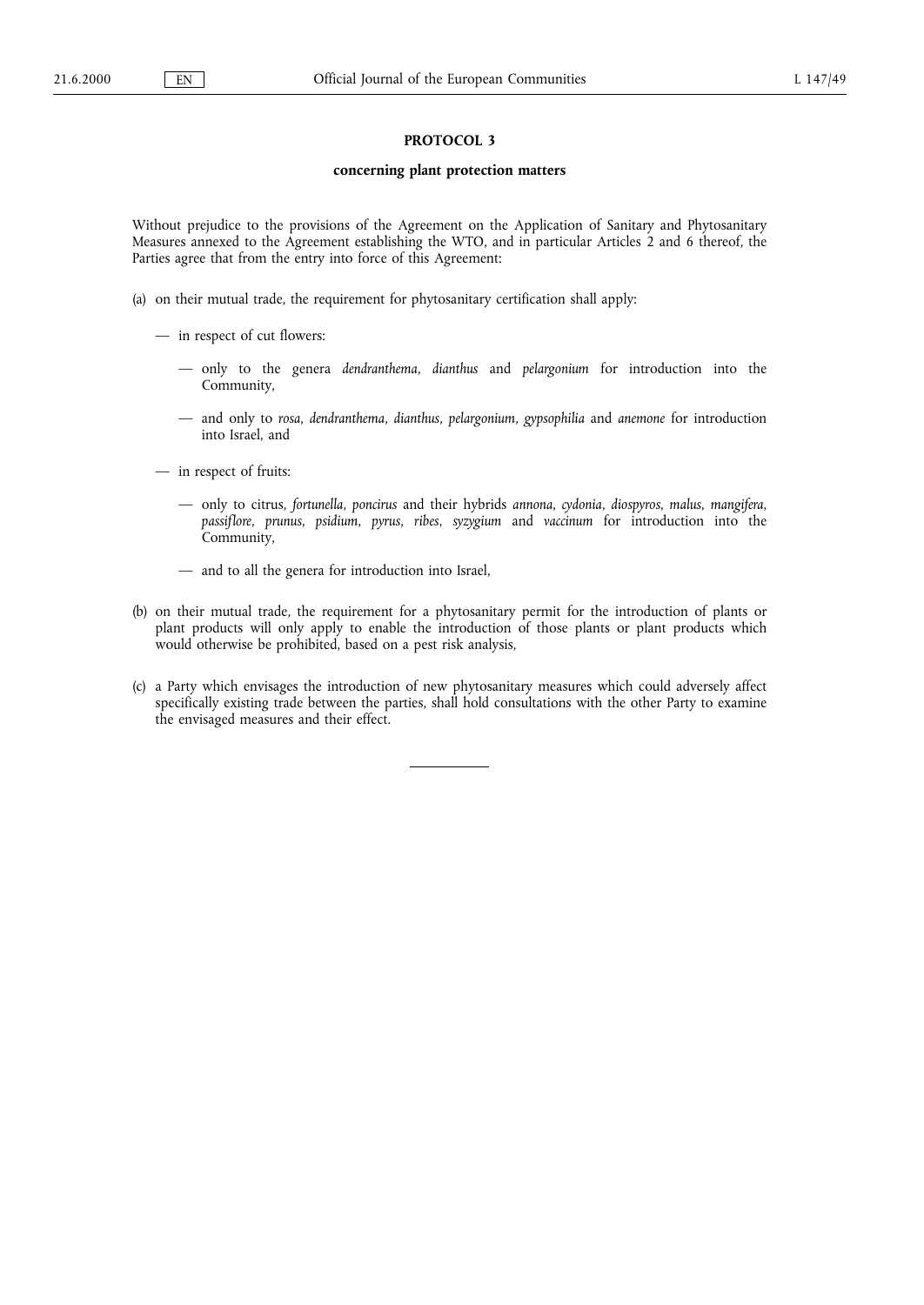## PROTOCOL 3

### concerning plant protection matters

Without prejudice to the provisions of the Agreement on the Application of Sanitary and Phytosanitary Measures annexed to the Agreement establishing the WTO, and in particular Articles 2 and 6 thereof, the Parties agree that from the entry into force of this Agreement:

(a) on their mutual trade, the requirement for phytosanitary certification shall apply:

— in respect of cut flowers:

— only to the genera *dendranthema*, *dianthus* and *pelargonium* for introduction into the Community,

— and only to *rosa*, *dendranthema*, *dianthus*, *pelargonium*, *gypsophilia* and *anemone* for introduction into Israel, and

— in respect of fruits:

— only to citrus, *fortunella*, *poncirus* and their hybrids *annona*, *cydonia*, *diospyros*, *malus*, *mangifera*, *passiflore*, *prunus*, *psidium*, *pyrus*, *ribes*, *syzygium* and *vaccinum* for introduction into the Community,

— and to all the genera for introduction into Israel,

(b) on their mutual trade, the requirement for a phytosanitary permit for the introduction of plants or plant products will only apply to enable the introduction of those plants or plant products which would otherwise be prohibited, based on a pest risk analysis,

(c) a Party which envisages the introduction of new phytosanitary measures which could adversely affect specifically existing trade between the parties, shall hold consultations with the other Party to examine the envisaged measures and their effect.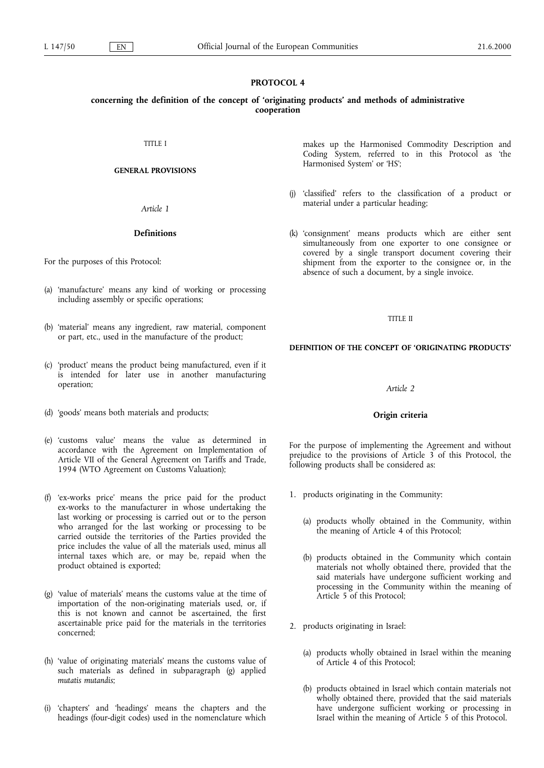# PROTOCOL 4

## concerning the definition of the concept of 'originating products' and methods of administrative cooperation

TITLE I

### GENERAL PROVISIONS

*Article 1*

#### Definitions

For the purposes of this Protocol:

(a) 'manufacture' means any kind of working or processing including assembly or specific operations;

(b) 'material' means any ingredient, raw material, component or part, etc., used in the manufacture of the product;

(c) 'product' means the product being manufactured, even if it is intended for later use in another manufacturing operation;

(d) 'goods' means both materials and products;

(e) 'customs value' means the value as determined in accordance with the Agreement on Implementation of Article VII of the General Agreement on Tariffs and Trade, 1994 (WTO Agreement on Customs Valuation);

(f) 'ex-works price' means the price paid for the product ex-works to the manufacturer in whose undertaking the last working or processing is carried out or to the person who arranged for the last working or processing to be carried outside the territories of the Parties provided the price includes the value of all the materials used, minus all internal taxes which are, or may be, repaid when the product obtained is exported;

(g) 'value of materials' means the customs value at the time of importation of the non-originating materials used, or, if this is not known and cannot be ascertained, the first ascertainable price paid for the materials in the territories concerned;

(h) 'value of originating materials' means the customs value of such materials as defined in subparagraph (g) applied *mutatis mutandis*;

(i) 'chapters' and 'headings' means the chapters and the headings (four-digit codes) used in the nomenclature which makes up the Harmonised Commodity Description and Coding System, referred to in this Protocol as 'the Harmonised System' or 'HS';

(j) 'classified' refers to the classification of a product or material under a particular heading;

(k) 'consignment' means products which are either sent simultaneously from one exporter to one consignee or covered by a single transport document covering their shipment from the exporter to the consignee or, in the absence of such a document, by a single invoice.

TITLE II

### DEFINITION OF THE CONCEPT OF 'ORIGINATING PRODUCTS'

*Article 2*

#### Origin criteria

For the purpose of implementing the Agreement and without prejudice to the provisions of Article 3 of this Protocol, the following products shall be considered as:

1. products originating in the Community:

   (a) products wholly obtained in the Community, within the meaning of Article 4 of this Protocol;

   (b) products obtained in the Community which contain materials not wholly obtained there, provided that the said materials have undergone sufficient working and processing in the Community within the meaning of Article 5 of this Protocol;

2. products originating in Israel:

   (a) products wholly obtained in Israel within the meaning of Article 4 of this Protocol;

   (b) products obtained in Israel which contain materials not wholly obtained there, provided that the said materials have undergone sufficient working or processing in Israel within the meaning of Article 5 of this Protocol.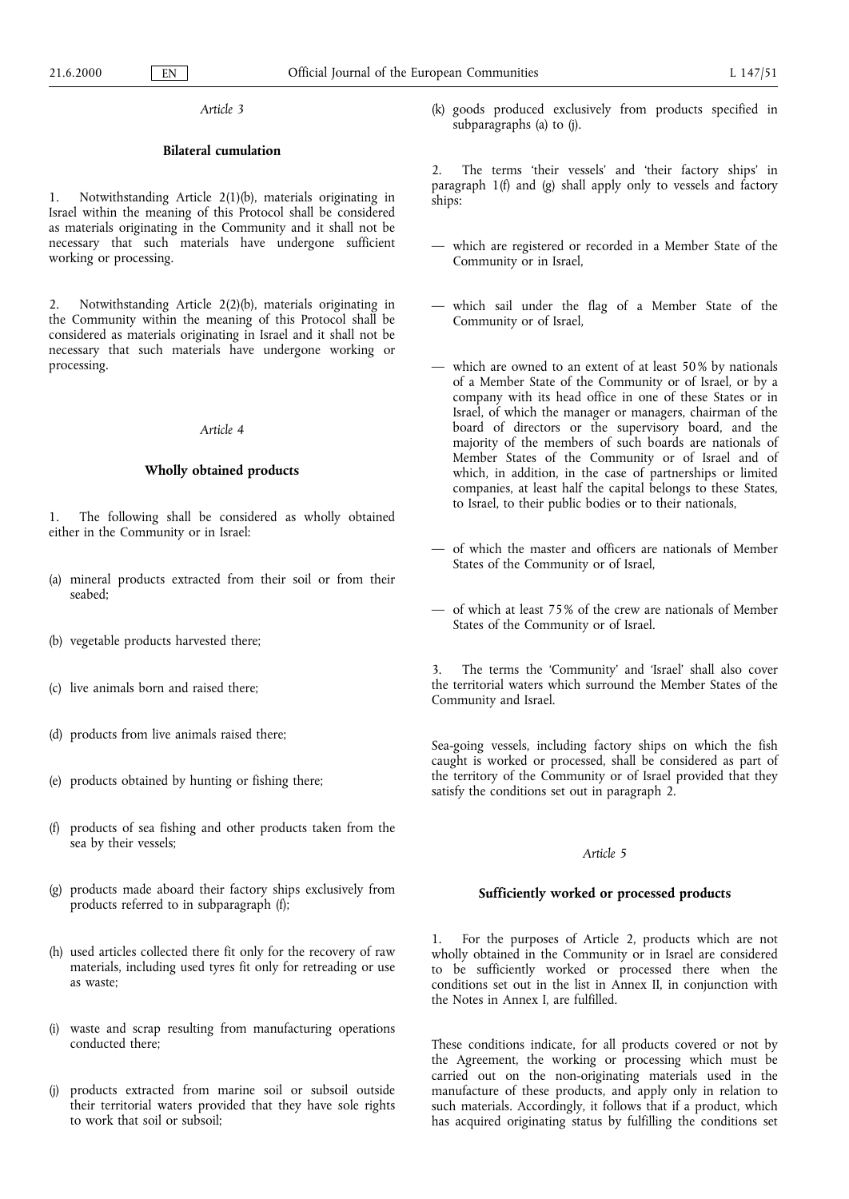*Article 3*

**Bilateral cumulation**

1. Notwithstanding Article 2(1)(b), materials originating in Israel within the meaning of this Protocol shall be considered as materials originating in the Community and it shall not be necessary that such materials have undergone sufficient working or processing.

2. Notwithstanding Article 2(2)(b), materials originating in the Community within the meaning of this Protocol shall be considered as materials originating in Israel and it shall not be necessary that such materials have undergone working or processing.

*Article 4*

**Wholly obtained products**

1. The following shall be considered as wholly obtained either in the Community or in Israel:

(a) mineral products extracted from their soil or from their seabed;

(b) vegetable products harvested there;

(c) live animals born and raised there;

(d) products from live animals raised there;

(e) products obtained by hunting or fishing there;

(f) products of sea fishing and other products taken from the sea by their vessels;

(g) products made aboard their factory ships exclusively from products referred to in subparagraph (f);

(h) used articles collected there fit only for the recovery of raw materials, including used tyres fit only for retreading or use as waste;

(i) waste and scrap resulting from manufacturing operations conducted there;

(j) products extracted from marine soil or subsoil outside their territorial waters provided that they have sole rights to work that soil or subsoil;

(k) goods produced exclusively from products specified in subparagraphs (a) to (j).

2. The terms 'their vessels' and 'their factory ships' in paragraph 1(f) and (g) shall apply only to vessels and factory ships:

— which are registered or recorded in a Member State of the Community or in Israel,

— which sail under the flag of a Member State of the Community or of Israel,

— which are owned to an extent of at least 50 % by nationals of a Member State of the Community or of Israel, or by a company with its head office in one of these States or in Israel, of which the manager or managers, chairman of the board of directors or the supervisory board, and the majority of the members of such boards are nationals of Member States of the Community or of Israel and of which, in addition, in the case of partnerships or limited companies, at least half the capital belongs to these States, to Israel, to their public bodies or to their nationals,

— of which the master and officers are nationals of Member States of the Community or of Israel,

— of which at least 75 % of the crew are nationals of Member States of the Community or of Israel.

3. The terms the 'Community' and 'Israel' shall also cover the territorial waters which surround the Member States of the Community and Israel.

Sea-going vessels, including factory ships on which the fish caught is worked or processed, shall be considered as part of the territory of the Community or of Israel provided that they satisfy the conditions set out in paragraph 2.

*Article 5*

**Sufficiently worked or processed products**

1. For the purposes of Article 2, products which are not wholly obtained in the Community or in Israel are considered to be sufficiently worked or processed there when the conditions set out in the list in Annex II, in conjunction with the Notes in Annex I, are fulfilled.

These conditions indicate, for all products covered or not by the Agreement, the working or processing which must be carried out on the non-originating materials used in the manufacture of these products, and apply only in relation to such materials. Accordingly, it follows that if a product, which has acquired originating status by fulfilling the conditions set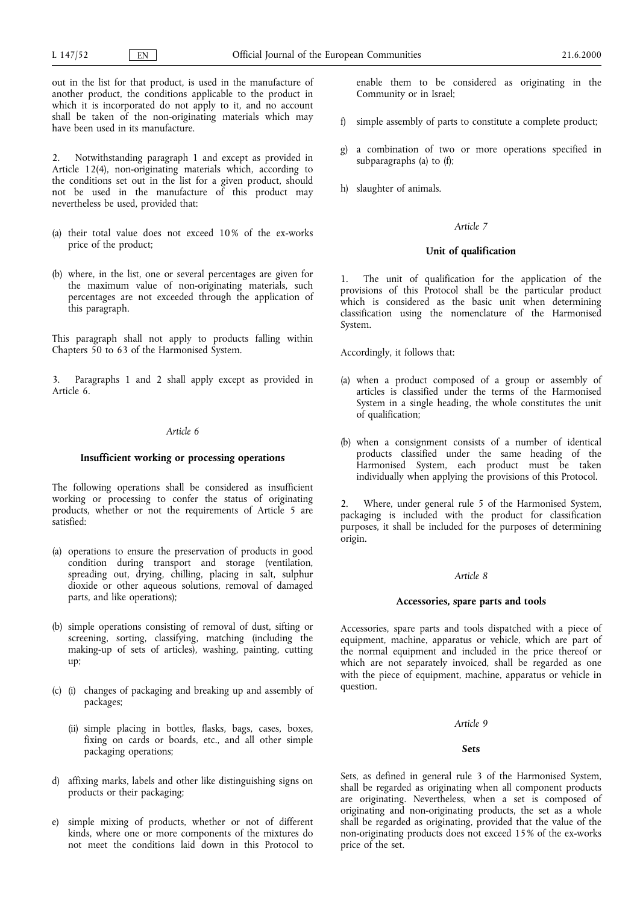out in the list for that product, is used in the manufacture of another product, the conditions applicable to the product in which it is incorporated do not apply to it, and no account shall be taken of the non-originating materials which may have been used in its manufacture.

2. Notwithstanding paragraph 1 and except as provided in Article 12(4), non-originating materials which, according to the conditions set out in the list for a given product, should not be used in the manufacture of this product may nevertheless be used, provided that:

(a) their total value does not exceed 10% of the ex-works price of the product;

(b) where, in the list, one or several percentages are given for the maximum value of non-originating materials, such percentages are not exceeded through the application of this paragraph.

This paragraph shall not apply to products falling within Chapters 50 to 63 of the Harmonised System.

3. Paragraphs 1 and 2 shall apply except as provided in Article 6.

*Article 6*

**Insufficient working or processing operations**

The following operations shall be considered as insufficient working or processing to confer the status of originating products, whether or not the requirements of Article 5 are satisfied:

(a) operations to ensure the preservation of products in good condition during transport and storage (ventilation, spreading out, drying, chilling, placing in salt, sulphur dioxide or other aqueous solutions, removal of damaged parts, and like operations);

(b) simple operations consisting of removal of dust, sifting or screening, sorting, classifying, matching (including the making-up of sets of articles), washing, painting, cutting up;

(c) (i) changes of packaging and breaking up and assembly of packages;

(ii) simple placing in bottles, flasks, bags, cases, boxes, fixing on cards or boards, etc., and all other simple packaging operations;

d) affixing marks, labels and other like distinguishing signs on products or their packaging;

e) simple mixing of products, whether or not of different kinds, where one or more components of the mixtures do not meet the conditions laid down in this Protocol to enable them to be considered as originating in the Community or in Israel;

f) simple assembly of parts to constitute a complete product;

g) a combination of two or more operations specified in subparagraphs (a) to (f);

h) slaughter of animals.

*Article 7*

**Unit of qualification**

1. The unit of qualification for the application of the provisions of this Protocol shall be the particular product which is considered as the basic unit when determining classification using the nomenclature of the Harmonised System.

Accordingly, it follows that:

(a) when a product composed of a group or assembly of articles is classified under the terms of the Harmonised System in a single heading, the whole constitutes the unit of qualification;

(b) when a consignment consists of a number of identical products classified under the same heading of the Harmonised System, each product must be taken individually when applying the provisions of this Protocol.

2. Where, under general rule 5 of the Harmonised System, packaging is included with the product for classification purposes, it shall be included for the purposes of determining origin.

*Article 8*

**Accessories, spare parts and tools**

Accessories, spare parts and tools dispatched with a piece of equipment, machine, apparatus or vehicle, which are part of the normal equipment and included in the price thereof or which are not separately invoiced, shall be regarded as one with the piece of equipment, machine, apparatus or vehicle in question.

*Article 9*

**Sets**

Sets, as defined in general rule 3 of the Harmonised System, shall be regarded as originating when all component products are originating. Nevertheless, when a set is composed of originating and non-originating products, the set as a whole shall be regarded as originating, provided that the value of the non-originating products does not exceed 15% of the ex-works price of the set.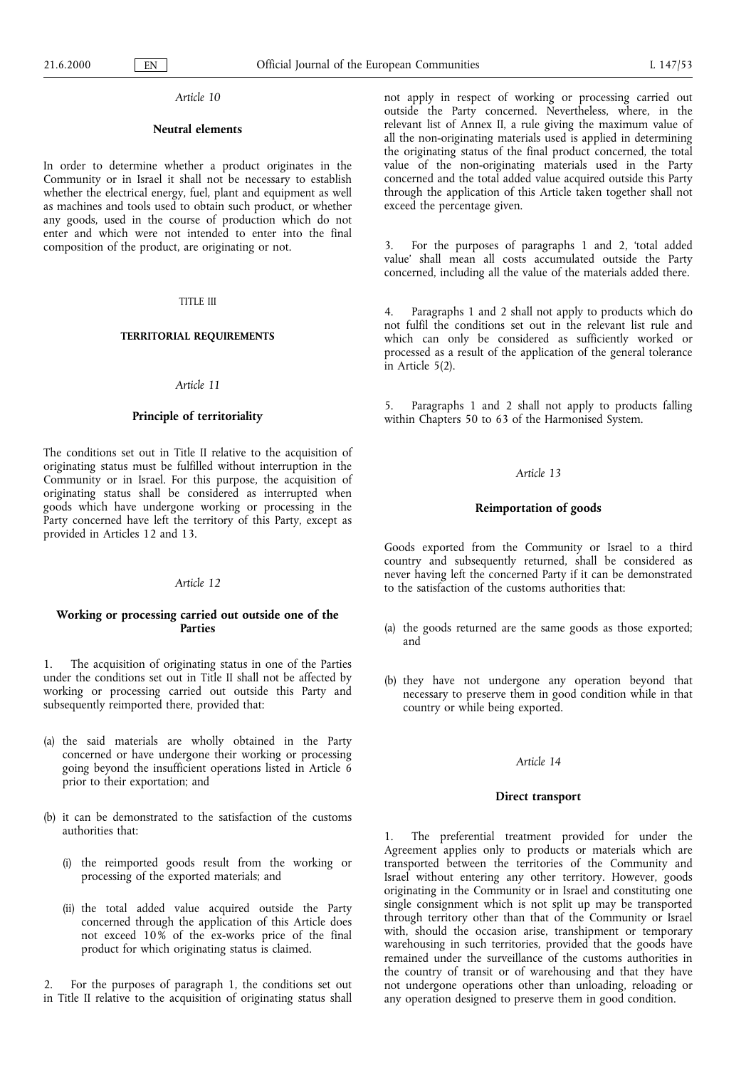*Article 10*

**Neutral elements**

In order to determine whether a product originates in the Community or in Israel it shall not be necessary to establish whether the electrical energy, fuel, plant and equipment as well as machines and tools used to obtain such product, or whether any goods, used in the course of production which do not enter and which were not intended to enter into the final composition of the product, are originating or not.

TITLE III

**TERRITORIAL REQUIREMENTS**

*Article 11*

**Principle of territoriality**

The conditions set out in Title II relative to the acquisition of originating status must be fulfilled without interruption in the Community or in Israel. For this purpose, the acquisition of originating status shall be considered as interrupted when goods which have undergone working or processing in the Party concerned have left the territory of this Party, except as provided in Articles 12 and 13.

*Article 12*

**Working or processing carried out outside one of the Parties**

1. The acquisition of originating status in one of the Parties under the conditions set out in Title II shall not be affected by working or processing carried out outside this Party and subsequently reimported there, provided that:

(a) the said materials are wholly obtained in the Party concerned or have undergone their working or processing going beyond the insufficient operations listed in Article 6 prior to their exportation; and

(b) it can be demonstrated to the satisfaction of the customs authorities that:

(i) the reimported goods result from the working or processing of the exported materials; and

(ii) the total added value acquired outside the Party concerned through the application of this Article does not exceed 10% of the ex-works price of the final product for which originating status is claimed.

2. For the purposes of paragraph 1, the conditions set out in Title II relative to the acquisition of originating status shall not apply in respect of working or processing carried out outside the Party concerned. Nevertheless, where, in the relevant list of Annex II, a rule giving the maximum value of all the non-originating materials used is applied in determining the originating status of the final product concerned, the total value of the non-originating materials used in the Party concerned and the total added value acquired outside this Party through the application of this Article taken together shall not exceed the percentage given.

3. For the purposes of paragraphs 1 and 2, 'total added value' shall mean all costs accumulated outside the Party concerned, including all the value of the materials added there.

4. Paragraphs 1 and 2 shall not apply to products which do not fulfil the conditions set out in the relevant list rule and which can only be considered as sufficiently worked or processed as a result of the application of the general tolerance in Article 5(2).

5. Paragraphs 1 and 2 shall not apply to products falling within Chapters 50 to 63 of the Harmonised System.

*Article 13*

**Reimportation of goods**

Goods exported from the Community or Israel to a third country and subsequently returned, shall be considered as never having left the concerned Party if it can be demonstrated to the satisfaction of the customs authorities that:

(a) the goods returned are the same goods as those exported; and

(b) they have not undergone any operation beyond that necessary to preserve them in good condition while in that country or while being exported.

*Article 14*

**Direct transport**

1. The preferential treatment provided for under the Agreement applies only to products or materials which are transported between the territories of the Community and Israel without entering any other territory. However, goods originating in the Community or in Israel and constituting one single consignment which is not split up may be transported through territory other than that of the Community or Israel with, should the occasion arise, transhipment or temporary warehousing in such territories, provided that the goods have remained under the surveillance of the customs authorities in the country of transit or of warehousing and that they have not undergone operations other than unloading, reloading or any operation designed to preserve them in good condition.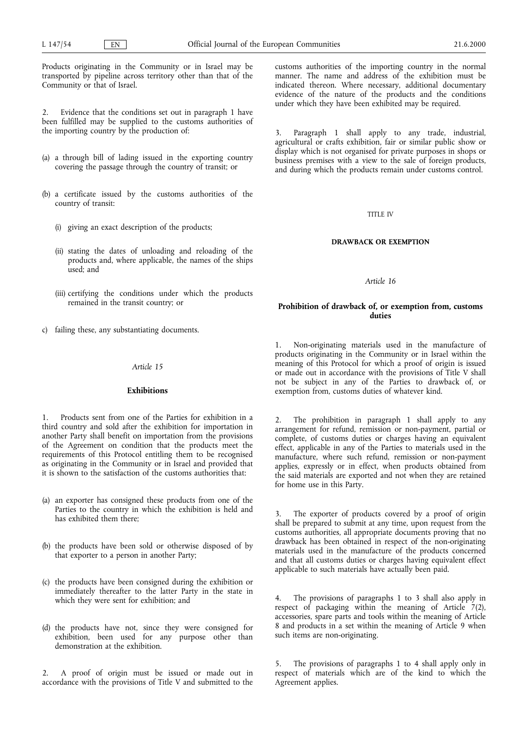Products originating in the Community or in Israel may be transported by pipeline across territory other than that of the Community or that of Israel.

2. Evidence that the conditions set out in paragraph 1 have been fulfilled may be supplied to the customs authorities of the importing country by the production of:

(a) a through bill of lading issued in the exporting country covering the passage through the country of transit; or

(b) a certificate issued by the customs authorities of the country of transit:

   (i) giving an exact description of the products;

   (ii) stating the dates of unloading and reloading of the products and, where applicable, the names of the ships used; and

   (iii) certifying the conditions under which the products remained in the transit country; or

c) failing these, any substantiating documents.

*Article 15*

**Exhibitions**

1. Products sent from one of the Parties for exhibition in a third country and sold after the exhibition for importation in another Party shall benefit on importation from the provisions of the Agreement on condition that the products meet the requirements of this Protocol entitling them to be recognised as originating in the Community or in Israel and provided that it is shown to the satisfaction of the customs authorities that:

(a) an exporter has consigned these products from one of the Parties to the country in which the exhibition is held and has exhibited them there;

(b) the products have been sold or otherwise disposed of by that exporter to a person in another Party;

(c) the products have been consigned during the exhibition or immediately thereafter to the latter Party in the state in which they were sent for exhibition; and

(d) the products have not, since they were consigned for exhibition, been used for any purpose other than demonstration at the exhibition.

2. A proof of origin must be issued or made out in accordance with the provisions of Title V and submitted to the customs authorities of the importing country in the normal manner. The name and address of the exhibition must be indicated thereon. Where necessary, additional documentary evidence of the nature of the products and the conditions under which they have been exhibited may be required.

3. Paragraph 1 shall apply to any trade, industrial, agricultural or crafts exhibition, fair or similar public show or display which is not organised for private purposes in shops or business premises with a view to the sale of foreign products, and during which the products remain under customs control.

TITLE IV

**DRAWBACK OR EXEMPTION**

*Article 16*

**Prohibition of drawback of, or exemption from, customs duties**

1. Non-originating materials used in the manufacture of products originating in the Community or in Israel within the meaning of this Protocol for which a proof of origin is issued or made out in accordance with the provisions of Title V shall not be subject in any of the Parties to drawback of, or exemption from, customs duties of whatever kind.

2. The prohibition in paragraph 1 shall apply to any arrangement for refund, remission or non-payment, partial or complete, of customs duties or charges having an equivalent effect, applicable in any of the Parties to materials used in the manufacture, where such refund, remission or non-payment applies, expressly or in effect, when products obtained from the said materials are exported and not when they are retained for home use in this Party.

3. The exporter of products covered by a proof of origin shall be prepared to submit at any time, upon request from the customs authorities, all appropriate documents proving that no drawback has been obtained in respect of the non-originating materials used in the manufacture of the products concerned and that all customs duties or charges having equivalent effect applicable to such materials have actually been paid.

4. The provisions of paragraphs 1 to 3 shall also apply in respect of packaging within the meaning of Article 7(2), accessories, spare parts and tools within the meaning of Article 8 and products in a set within the meaning of Article 9 when such items are non-originating.

5. The provisions of paragraphs 1 to 4 shall apply only in respect of materials which are of the kind to which the Agreement applies.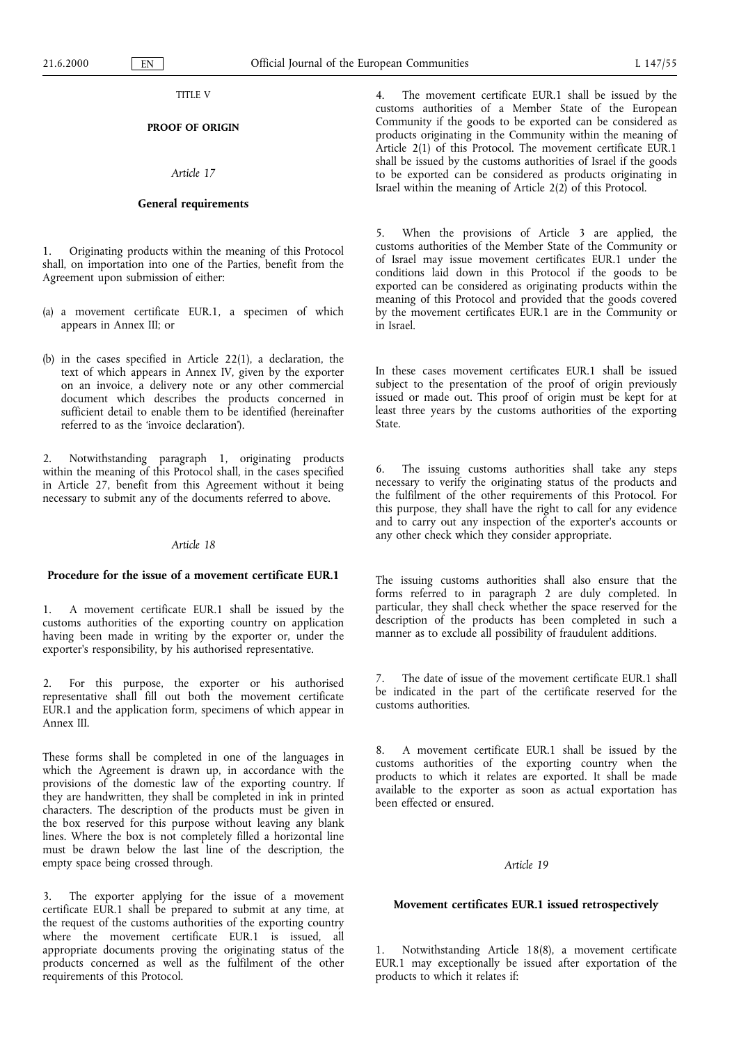TITLE V

## PROOF OF ORIGIN

*Article 17*

### General requirements

1. Originating products within the meaning of this Protocol shall, on importation into one of the Parties, benefit from the Agreement upon submission of either:

(a) a movement certificate EUR.1, a specimen of which appears in Annex III; or

(b) in the cases specified in Article 22(1), a declaration, the text of which appears in Annex IV, given by the exporter on an invoice, a delivery note or any other commercial document which describes the products concerned in sufficient detail to enable them to be identified (hereinafter referred to as the 'invoice declaration').

2. Notwithstanding paragraph 1, originating products within the meaning of this Protocol shall, in the cases specified in Article 27, benefit from this Agreement without it being necessary to submit any of the documents referred to above.

*Article 18*

### Procedure for the issue of a movement certificate EUR.1

1. A movement certificate EUR.1 shall be issued by the customs authorities of the exporting country on application having been made in writing by the exporter or, under the exporter's responsibility, by his authorised representative.

2. For this purpose, the exporter or his authorised representative shall fill out both the movement certificate EUR.1 and the application form, specimens of which appear in Annex III.

These forms shall be completed in one of the languages in which the Agreement is drawn up, in accordance with the provisions of the domestic law of the exporting country. If they are handwritten, they shall be completed in ink in printed characters. The description of the products must be given in the box reserved for this purpose without leaving any blank lines. Where the box is not completely filled a horizontal line must be drawn below the last line of the description, the empty space being crossed through.

3. The exporter applying for the issue of a movement certificate EUR.1 shall be prepared to submit at any time, at the request of the customs authorities of the exporting country where the movement certificate EUR.1 is issued, all appropriate documents proving the originating status of the products concerned as well as the fulfilment of the other requirements of this Protocol.

4. The movement certificate EUR.1 shall be issued by the customs authorities of a Member State of the European Community if the goods to be exported can be considered as products originating in the Community within the meaning of Article 2(1) of this Protocol. The movement certificate EUR.1 shall be issued by the customs authorities of Israel if the goods to be exported can be considered as products originating in Israel within the meaning of Article 2(2) of this Protocol.

5. When the provisions of Article 3 are applied, the customs authorities of the Member State of the Community or of Israel may issue movement certificates EUR.1 under the conditions laid down in this Protocol if the goods to be exported can be considered as originating products within the meaning of this Protocol and provided that the goods covered by the movement certificates EUR.1 are in the Community or in Israel.

In these cases movement certificates EUR.1 shall be issued subject to the presentation of the proof of origin previously issued or made out. This proof of origin must be kept for at least three years by the customs authorities of the exporting State.

6. The issuing customs authorities shall take any steps necessary to verify the originating status of the products and the fulfilment of the other requirements of this Protocol. For this purpose, they shall have the right to call for any evidence and to carry out any inspection of the exporter's accounts or any other check which they consider appropriate.

The issuing customs authorities shall also ensure that the forms referred to in paragraph 2 are duly completed. In particular, they shall check whether the space reserved for the description of the products has been completed in such a manner as to exclude all possibility of fraudulent additions.

7. The date of issue of the movement certificate EUR.1 shall be indicated in the part of the certificate reserved for the customs authorities.

8. A movement certificate EUR.1 shall be issued by the customs authorities of the exporting country when the products to which it relates are exported. It shall be made available to the exporter as soon as actual exportation has been effected or ensured.

*Article 19*

### Movement certificates EUR.1 issued retrospectively

1. Notwithstanding Article 18(8), a movement certificate EUR.1 may exceptionally be issued after exportation of the products to which it relates if: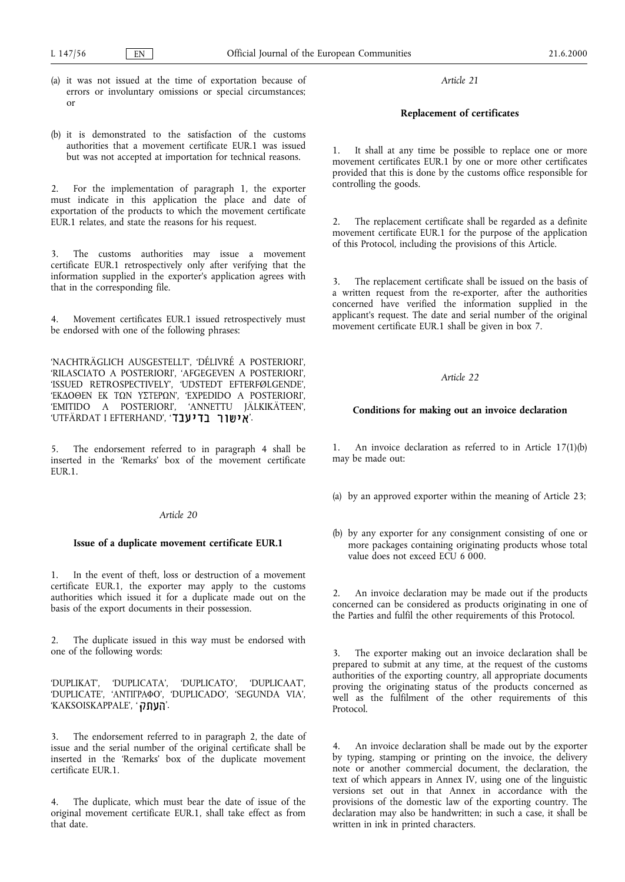(a) it was not issued at the time of exportation because of errors or involuntary omissions or special circumstances; or

(b) it is demonstrated to the satisfaction of the customs authorities that a movement certificate EUR.1 was issued but was not accepted at importation for technical reasons.

2. For the implementation of paragraph 1, the exporter must indicate in this application the place and date of exportation of the products to which the movement certificate EUR.1 relates, and state the reasons for his request.

3. The customs authorities may issue a movement certificate EUR.1 retrospectively only after verifying that the information supplied in the exporter's application agrees with that in the corresponding file.

4. Movement certificates EUR.1 issued retrospectively must be endorsed with one of the following phrases:

'NACHTRÄGLICH AUSGESTELLT', 'DÉLIVRÉ A POSTERIORI', 'RILASCIATO A POSTERIORI', 'AFGEGEVEN A POSTERIORI', 'ISSUED RETROSPECTIVELY', 'UDSTEDT EFTERFØLGENDE', 'ΕΚΔΟΘΕΝ ΕΚ ΤΩΝ ΥΣΤΕΡΩΝ', 'EXPEDIDO A POSTERIORI', 'EMITIDO A POSTERIORI', 'ANNETTU JÄLKIKÄTEEN', 'UTFÄRDAT I EFTERHAND', 'אישור בדיעבד'.

5. The endorsement referred to in paragraph 4 shall be inserted in the 'Remarks' box of the movement certificate EUR.1.

*Article 20*

**Issue of a duplicate movement certificate EUR.1**

1. In the event of theft, loss or destruction of a movement certificate EUR.1, the exporter may apply to the customs authorities which issued it for a duplicate made out on the basis of the export documents in their possession.

2. The duplicate issued in this way must be endorsed with one of the following words:

'DUPLIKAT', 'DUPLICATA', 'DUPLICATO', 'DUPLICAAT', 'DUPLICATE', 'ΑΝΤΙΓΡΑΦΟ', 'DUPLICADO', 'SEGUNDA VIA', 'KAKSOISKAPPALE', 'העתק'.

3. The endorsement referred to in paragraph 2, the date of issue and the serial number of the original certificate shall be inserted in the 'Remarks' box of the duplicate movement certificate EUR.1.

4. The duplicate, which must bear the date of issue of the original movement certificate EUR.1, shall take effect as from that date.

*Article 21*

**Replacement of certificates**

1. It shall at any time be possible to replace one or more movement certificates EUR.1 by one or more other certificates provided that this is done by the customs office responsible for controlling the goods.

2. The replacement certificate shall be regarded as a definite movement certificate EUR.1 for the purpose of the application of this Protocol, including the provisions of this Article.

3. The replacement certificate shall be issued on the basis of a written request from the re-exporter, after the authorities concerned have verified the information supplied in the applicant's request. The date and serial number of the original movement certificate EUR.1 shall be given in box 7.

*Article 22*

**Conditions for making out an invoice declaration**

1. An invoice declaration as referred to in Article 17(1)(b) may be made out:

(a) by an approved exporter within the meaning of Article 23;

(b) by any exporter for any consignment consisting of one or more packages containing originating products whose total value does not exceed ECU 6 000.

2. An invoice declaration may be made out if the products concerned can be considered as products originating in one of the Parties and fulfil the other requirements of this Protocol.

3. The exporter making out an invoice declaration shall be prepared to submit at any time, at the request of the customs authorities of the exporting country, all appropriate documents proving the originating status of the products concerned as well as the fulfilment of the other requirements of this Protocol.

4. An invoice declaration shall be made out by the exporter by typing, stamping or printing on the invoice, the delivery note or another commercial document, the declaration, the text of which appears in Annex IV, using one of the linguistic versions set out in that Annex in accordance with the provisions of the domestic law of the exporting country. The declaration may also be handwritten; in such a case, it shall be written in ink in printed characters.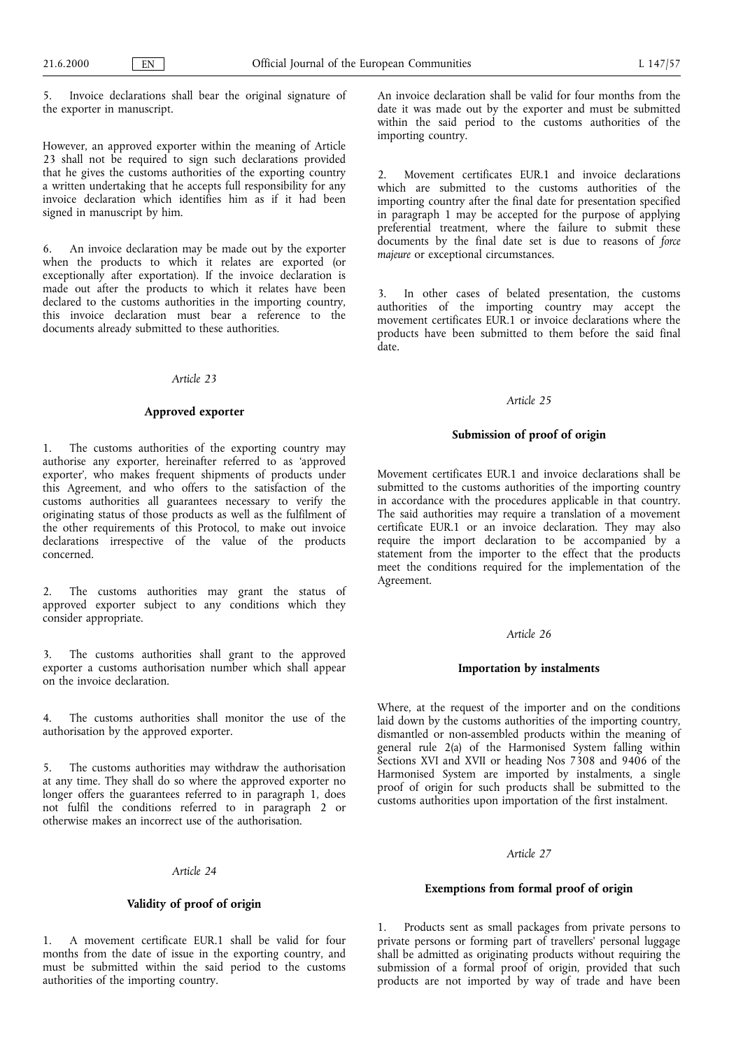5. Invoice declarations shall bear the original signature of the exporter in manuscript.

However, an approved exporter within the meaning of Article 23 shall not be required to sign such declarations provided that he gives the customs authorities of the exporting country a written undertaking that he accepts full responsibility for any invoice declaration which identifies him as if it had been signed in manuscript by him.

6. An invoice declaration may be made out by the exporter when the products to which it relates are exported (or exceptionally after exportation). If the invoice declaration is made out after the products to which it relates have been declared to the customs authorities in the importing country, this invoice declaration must bear a reference to the documents already submitted to these authorities.

*Article 23*

**Approved exporter**

1. The customs authorities of the exporting country may authorise any exporter, hereinafter referred to as 'approved exporter', who makes frequent shipments of products under this Agreement, and who offers to the satisfaction of the customs authorities all guarantees necessary to verify the originating status of those products as well as the fulfilment of the other requirements of this Protocol, to make out invoice declarations irrespective of the value of the products concerned.

2. The customs authorities may grant the status of approved exporter subject to any conditions which they consider appropriate.

3. The customs authorities shall grant to the approved exporter a customs authorisation number which shall appear on the invoice declaration.

4. The customs authorities shall monitor the use of the authorisation by the approved exporter.

5. The customs authorities may withdraw the authorisation at any time. They shall do so where the approved exporter no longer offers the guarantees referred to in paragraph 1, does not fulfil the conditions referred to in paragraph 2 or otherwise makes an incorrect use of the authorisation.

*Article 24*

**Validity of proof of origin**

1. A movement certificate EUR.1 shall be valid for four months from the date of issue in the exporting country, and must be submitted within the said period to the customs authorities of the importing country.

An invoice declaration shall be valid for four months from the date it was made out by the exporter and must be submitted within the said period to the customs authorities of the importing country.

2. Movement certificates EUR.1 and invoice declarations which are submitted to the customs authorities of the importing country after the final date for presentation specified in paragraph 1 may be accepted for the purpose of applying preferential treatment, where the failure to submit these documents by the final date set is due to reasons of *force majeure* or exceptional circumstances.

3. In other cases of belated presentation, the customs authorities of the importing country may accept the movement certificates EUR.1 or invoice declarations where the products have been submitted to them before the said final date.

*Article 25*

**Submission of proof of origin**

Movement certificates EUR.1 and invoice declarations shall be submitted to the customs authorities of the importing country in accordance with the procedures applicable in that country. The said authorities may require a translation of a movement certificate EUR.1 or an invoice declaration. They may also require the import declaration to be accompanied by a statement from the importer to the effect that the products meet the conditions required for the implementation of the Agreement.

*Article 26*

**Importation by instalments**

Where, at the request of the importer and on the conditions laid down by the customs authorities of the importing country, dismantled or non-assembled products within the meaning of general rule 2(a) of the Harmonised System falling within Sections XVI and XVII or heading Nos 7308 and 9406 of the Harmonised System are imported by instalments, a single proof of origin for such products shall be submitted to the customs authorities upon importation of the first instalment.

*Article 27*

**Exemptions from formal proof of origin**

1. Products sent as small packages from private persons to private persons or forming part of travellers' personal luggage shall be admitted as originating products without requiring the submission of a formal proof of origin, provided that such products are not imported by way of trade and have been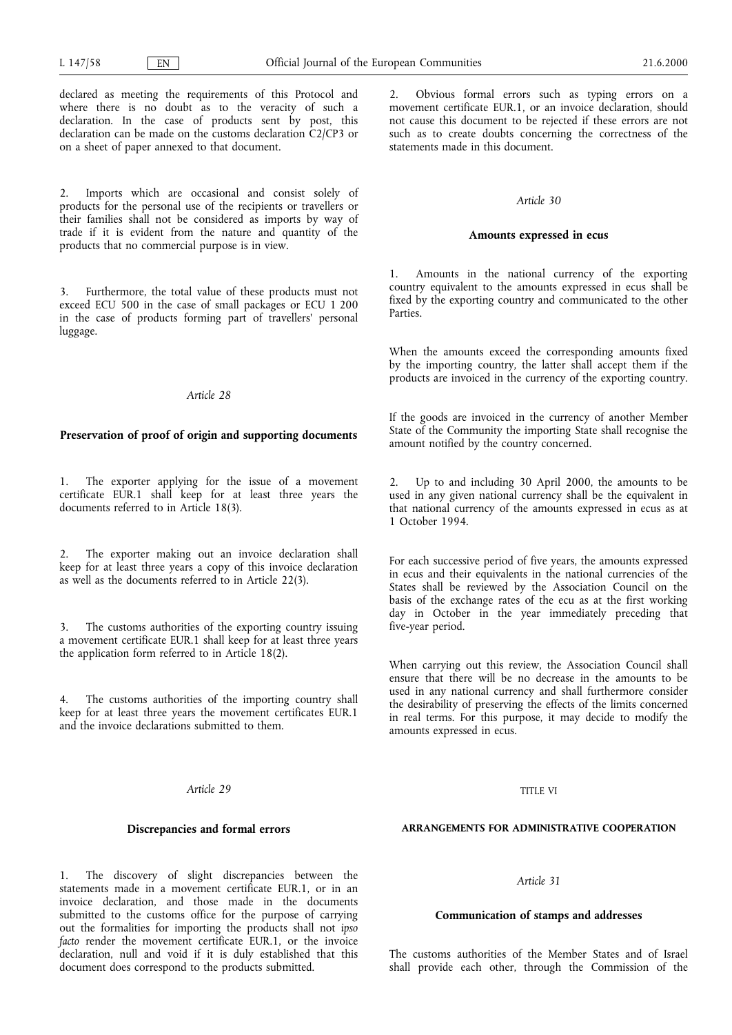declared as meeting the requirements of this Protocol and where there is no doubt as to the veracity of such a declaration. In the case of products sent by post, this declaration can be made on the customs declaration C2/CP3 or on a sheet of paper annexed to that document.

2. Imports which are occasional and consist solely of products for the personal use of the recipients or travellers or their families shall not be considered as imports by way of trade if it is evident from the nature and quantity of the products that no commercial purpose is in view.

3. Furthermore, the total value of these products must not exceed ECU 500 in the case of small packages or ECU 1 200 in the case of products forming part of travellers' personal luggage.

*Article 28*

**Preservation of proof of origin and supporting documents**

1. The exporter applying for the issue of a movement certificate EUR.1 shall keep for at least three years the documents referred to in Article 18(3).

2. The exporter making out an invoice declaration shall keep for at least three years a copy of this invoice declaration as well as the documents referred to in Article 22(3).

3. The customs authorities of the exporting country issuing a movement certificate EUR.1 shall keep for at least three years the application form referred to in Article 18(2).

4. The customs authorities of the importing country shall keep for at least three years the movement certificates EUR.1 and the invoice declarations submitted to them.

*Article 29*

**Discrepancies and formal errors**

1. The discovery of slight discrepancies between the statements made in a movement certificate EUR.1, or in an invoice declaration, and those made in the documents submitted to the customs office for the purpose of carrying out the formalities for importing the products shall not *ipso facto* render the movement certificate EUR.1, or the invoice declaration, null and void if it is duly established that this document does correspond to the products submitted.

2. Obvious formal errors such as typing errors on a movement certificate EUR.1, or an invoice declaration, should not cause this document to be rejected if these errors are not such as to create doubts concerning the correctness of the statements made in this document.

*Article 30*

**Amounts expressed in ecus**

1. Amounts in the national currency of the exporting country equivalent to the amounts expressed in ecus shall be fixed by the exporting country and communicated to the other Parties.

When the amounts exceed the corresponding amounts fixed by the importing country, the latter shall accept them if the products are invoiced in the currency of the exporting country.

If the goods are invoiced in the currency of another Member State of the Community the importing State shall recognise the amount notified by the country concerned.

2. Up to and including 30 April 2000, the amounts to be used in any given national currency shall be the equivalent in that national currency of the amounts expressed in ecus as at 1 October 1994.

For each successive period of five years, the amounts expressed in ecus and their equivalents in the national currencies of the States shall be reviewed by the Association Council on the basis of the exchange rates of the ecu as at the first working day in October in the year immediately preceding that five-year period.

When carrying out this review, the Association Council shall ensure that there will be no decrease in the amounts to be used in any national currency and shall furthermore consider the desirability of preserving the effects of the limits concerned in real terms. For this purpose, it may decide to modify the amounts expressed in ecus.

TITLE VI

**ARRANGEMENTS FOR ADMINISTRATIVE COOPERATION**

*Article 31*

**Communication of stamps and addresses**

The customs authorities of the Member States and of Israel shall provide each other, through the Commission of the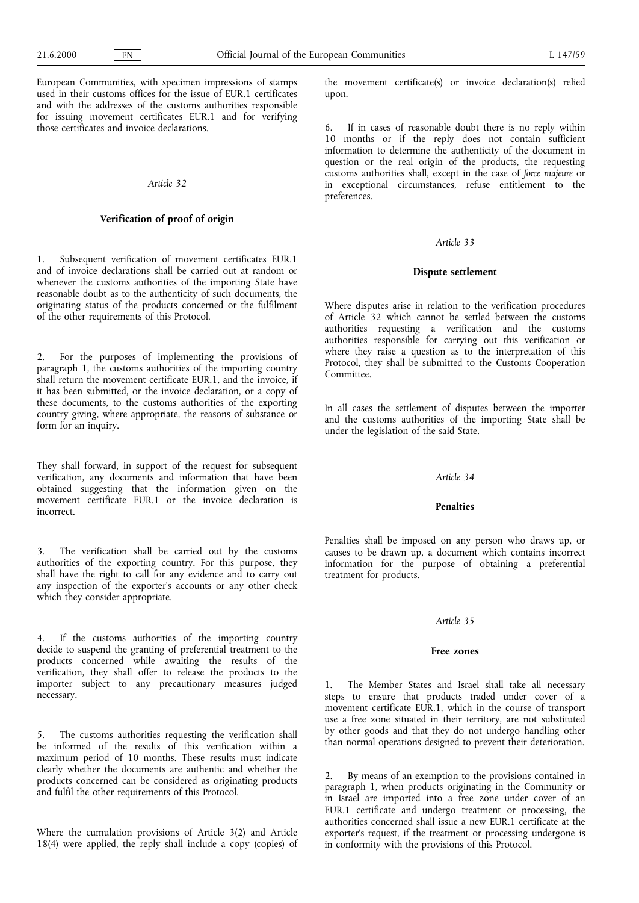European Communities, with specimen impressions of stamps used in their customs offices for the issue of EUR.1 certificates and with the addresses of the customs authorities responsible for issuing movement certificates EUR.1 and for verifying those certificates and invoice declarations.

*Article 32*

**Verification of proof of origin**

1. Subsequent verification of movement certificates EUR.1 and of invoice declarations shall be carried out at random or whenever the customs authorities of the importing State have reasonable doubt as to the authenticity of such documents, the originating status of the products concerned or the fulfilment of the other requirements of this Protocol.

2. For the purposes of implementing the provisions of paragraph 1, the customs authorities of the importing country shall return the movement certificate EUR.1, and the invoice, if it has been submitted, or the invoice declaration, or a copy of these documents, to the customs authorities of the exporting country giving, where appropriate, the reasons of substance or form for an inquiry.

They shall forward, in support of the request for subsequent verification, any documents and information that have been obtained suggesting that the information given on the movement certificate EUR.1 or the invoice declaration is incorrect.

3. The verification shall be carried out by the customs authorities of the exporting country. For this purpose, they shall have the right to call for any evidence and to carry out any inspection of the exporter's accounts or any other check which they consider appropriate.

4. If the customs authorities of the importing country decide to suspend the granting of preferential treatment to the products concerned while awaiting the results of the verification, they shall offer to release the products to the importer subject to any precautionary measures judged necessary.

5. The customs authorities requesting the verification shall be informed of the results of this verification within a maximum period of 10 months. These results must indicate clearly whether the documents are authentic and whether the products concerned can be considered as originating products and fulfil the other requirements of this Protocol.

Where the cumulation provisions of Article 3(2) and Article 18(4) were applied, the reply shall include a copy (copies) of the movement certificate(s) or invoice declaration(s) relied upon.

6. If in cases of reasonable doubt there is no reply within 10 months or if the reply does not contain sufficient information to determine the authenticity of the document in question or the real origin of the products, the requesting customs authorities shall, except in the case of *force majeure* or in exceptional circumstances, refuse entitlement to the preferences.

*Article 33*

**Dispute settlement**

Where disputes arise in relation to the verification procedures of Article 32 which cannot be settled between the customs authorities requesting a verification and the customs authorities responsible for carrying out this verification or where they raise a question as to the interpretation of this Protocol, they shall be submitted to the Customs Cooperation Committee.

In all cases the settlement of disputes between the importer and the customs authorities of the importing State shall be under the legislation of the said State.

*Article 34*

**Penalties**

Penalties shall be imposed on any person who draws up, or causes to be drawn up, a document which contains incorrect information for the purpose of obtaining a preferential treatment for products.

*Article 35*

**Free zones**

1. The Member States and Israel shall take all necessary steps to ensure that products traded under cover of a movement certificate EUR.1, which in the course of transport use a free zone situated in their territory, are not substituted by other goods and that they do not undergo handling other than normal operations designed to prevent their deterioration.

2. By means of an exemption to the provisions contained in paragraph 1, when products originating in the Community or in Israel are imported into a free zone under cover of an EUR.1 certificate and undergo treatment or processing, the authorities concerned shall issue a new EUR.1 certificate at the exporter's request, if the treatment or processing undergone is in conformity with the provisions of this Protocol.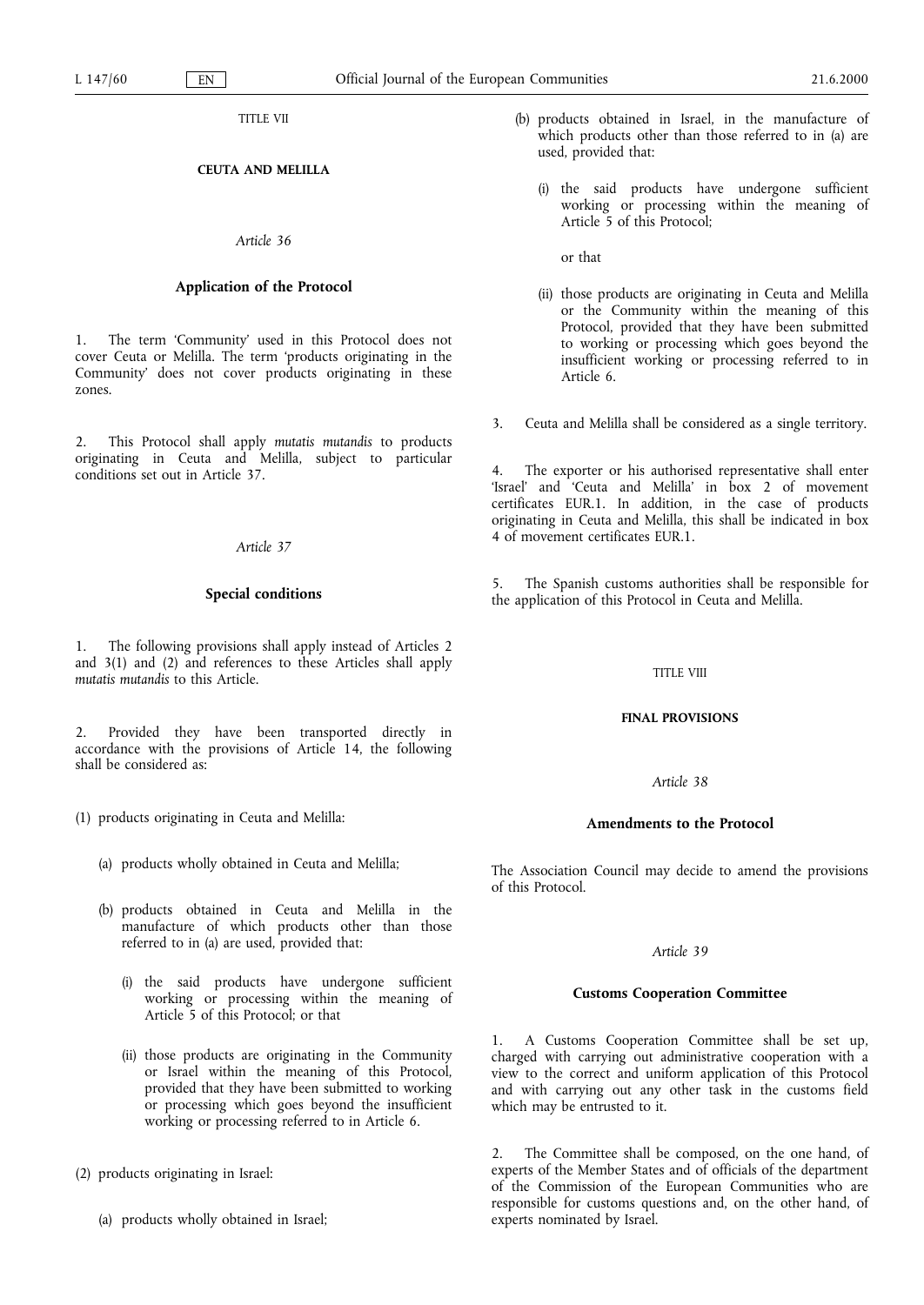TITLE VII

**CEUTA AND MELILLA**

*Article 36*

**Application of the Protocol**

1. The term 'Community' used in this Protocol does not cover Ceuta or Melilla. The term 'products originating in the Community' does not cover products originating in these zones.

2. This Protocol shall apply *mutatis mutandis* to products originating in Ceuta and Melilla, subject to particular conditions set out in Article 37.

*Article 37*

**Special conditions**

1. The following provisions shall apply instead of Articles 2 and 3(1) and (2) and references to these Articles shall apply *mutatis mutandis* to this Article.

2. Provided they have been transported directly in accordance with the provisions of Article 14, the following shall be considered as:

(1) products originating in Ceuta and Melilla:

(a) products wholly obtained in Ceuta and Melilla;

(b) products obtained in Ceuta and Melilla in the manufacture of which products other than those referred to in (a) are used, provided that:

(i) the said products have undergone sufficient working or processing within the meaning of Article 5 of this Protocol; or that

(ii) those products are originating in the Community or Israel within the meaning of this Protocol, provided that they have been submitted to working or processing which goes beyond the insufficient working or processing referred to in Article 6.

(2) products originating in Israel:

(a) products wholly obtained in Israel;

(b) products obtained in Israel, in the manufacture of which products other than those referred to in (a) are used, provided that:

(i) the said products have undergone sufficient working or processing within the meaning of Article 5 of this Protocol;

or that

(ii) those products are originating in Ceuta and Melilla or the Community within the meaning of this Protocol, provided that they have been submitted to working or processing which goes beyond the insufficient working or processing referred to in Article 6.

3. Ceuta and Melilla shall be considered as a single territory.

4. The exporter or his authorised representative shall enter 'Israel' and 'Ceuta and Melilla' in box 2 of movement certificates EUR.1. In addition, in the case of products originating in Ceuta and Melilla, this shall be indicated in box 4 of movement certificates EUR.1.

5. The Spanish customs authorities shall be responsible for the application of this Protocol in Ceuta and Melilla.

TITLE VIII

**FINAL PROVISIONS**

*Article 38*

**Amendments to the Protocol**

The Association Council may decide to amend the provisions of this Protocol.

*Article 39*

**Customs Cooperation Committee**

1. A Customs Cooperation Committee shall be set up, charged with carrying out administrative cooperation with a view to the correct and uniform application of this Protocol and with carrying out any other task in the customs field which may be entrusted to it.

2. The Committee shall be composed, on the one hand, of experts of the Member States and of officials of the department of the Commission of the European Communities who are responsible for customs questions and, on the other hand, of experts nominated by Israel.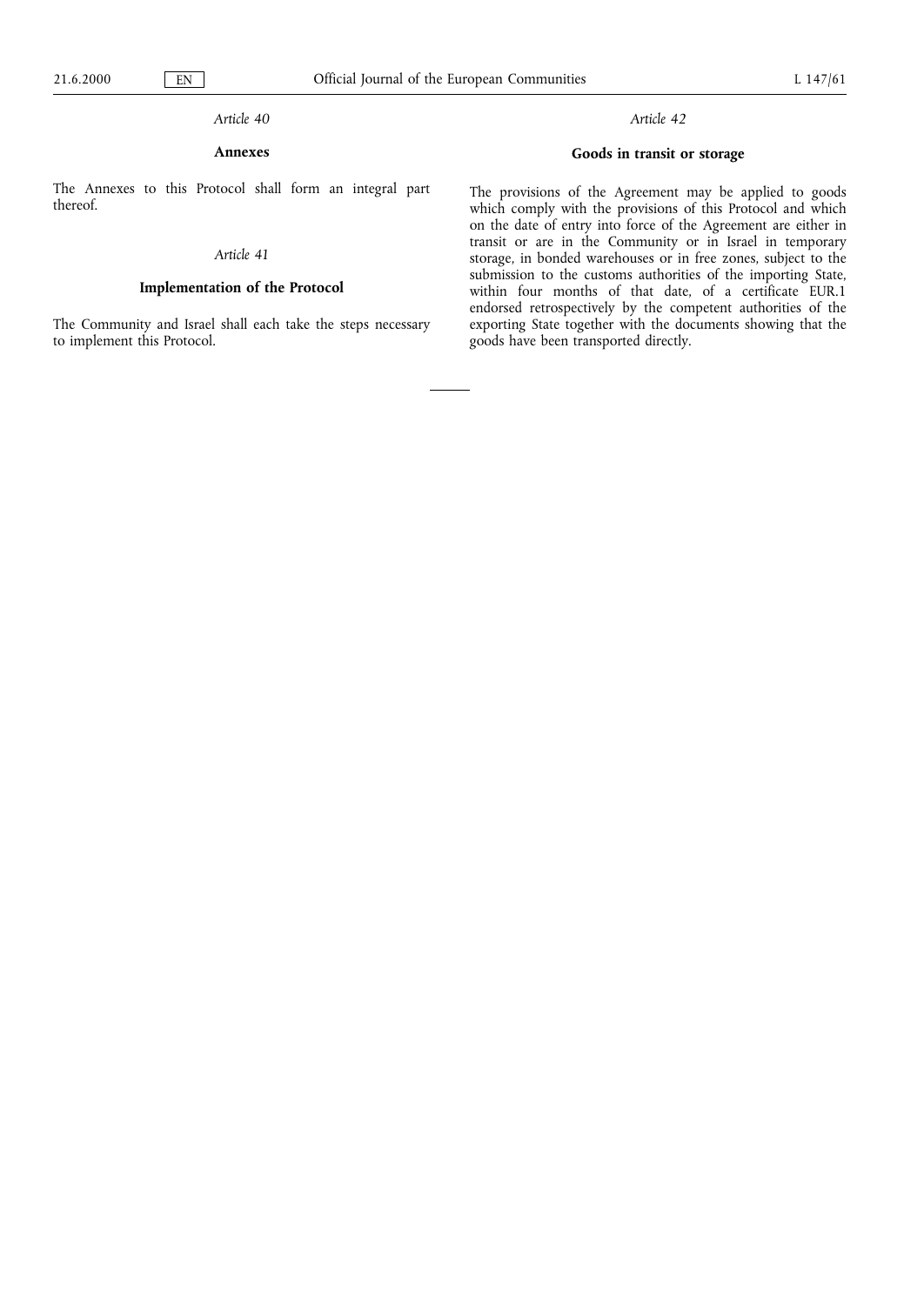*Article 40*

**Annexes**

The Annexes to this Protocol shall form an integral part thereof.

*Article 41*

**Implementation of the Protocol**

The Community and Israel shall each take the steps necessary to implement this Protocol.

*Article 42*

**Goods in transit or storage**

The provisions of the Agreement may be applied to goods which comply with the provisions of this Protocol and which on the date of entry into force of the Agreement are either in transit or are in the Community or in Israel in temporary storage, in bonded warehouses or in free zones, subject to the submission to the customs authorities of the importing State, within four months of that date, of a certificate EUR.1 endorsed retrospectively by the competent authorities of the exporting State together with the documents showing that the goods have been transported directly.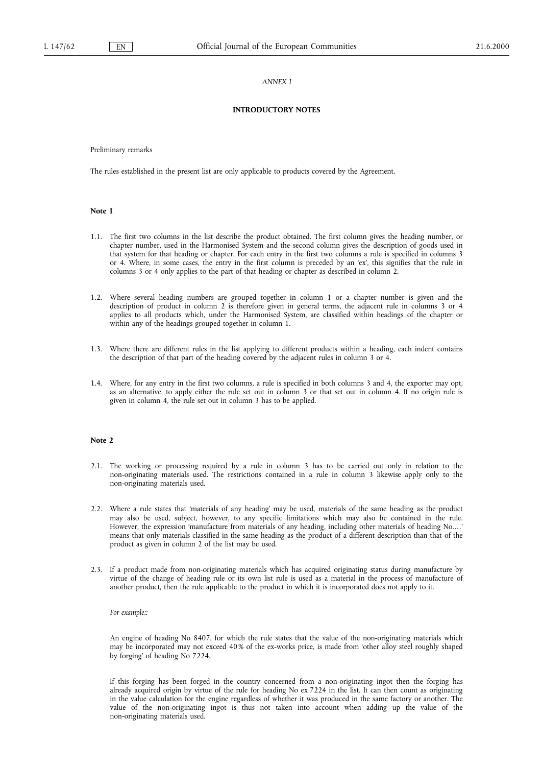*ANNEX I*

**INTRODUCTORY NOTES**

Preliminary remarks

The rules established in the present list are only applicable to products covered by the Agreement.

**Note 1**

1.1. The first two columns in the list describe the product obtained. The first column gives the heading number, or chapter number, used in the Harmonised System and the second column gives the description of goods used in that system for that heading or chapter. For each entry in the first two columns a rule is specified in columns 3 or 4. Where, in some cases, the entry in the first column is preceded by an 'ex', this signifies that the rule in columns 3 or 4 only applies to the part of that heading or chapter as described in column 2.

1.2. Where several heading numbers are grouped together in column 1 or a chapter number is given and the description of product in column 2 is therefore given in general terms, the adjacent rule in columns 3 or 4 applies to all products which, under the Harmonised System, are classified within headings of the chapter or within any of the headings grouped together in column 1.

1.3. Where there are different rules in the list applying to different products within a heading, each indent contains the description of that part of the heading covered by the adjacent rules in column 3 or 4.

1.4. Where, for any entry in the first two columns, a rule is specified in both columns 3 and 4, the exporter may opt, as an alternative, to apply either the rule set out in column 3 or that set out in column 4. If no origin rule is given in column 4, the rule set out in column 3 has to be applied.

**Note 2**

2.1. The working or processing required by a rule in column 3 has to be carried out only in relation to the non-originating materials used. The restrictions contained in a rule in column 3 likewise apply only to the non-originating materials used.

2.2. Where a rule states that 'materials of any heading' may be used, materials of the same heading as the product may also be used, subject, however, to any specific limitations which may also be contained in the rule. However, the expression 'manufacture from materials of any heading, including other materials of heading No....' means that only materials classified in the same heading as the product of a different description than that of the product as given in column 2 of the list may be used.

2.3. If a product made from non-originating materials which has acquired originating status during manufacture by virtue of the change of heading rule or its own list rule is used as a material in the process of manufacture of another product, then the rule applicable to the product in which it is incorporated does not apply to it.

*For example::*

An engine of heading No 8407, for which the rule states that the value of the non-originating materials which may be incorporated may not exceed 40 % of the ex-works price, is made from 'other alloy steel roughly shaped by forging' of heading No 7224.

If this forging has been forged in the country concerned from a non-originating ingot then the forging has already acquired origin by virtue of the rule for heading No ex 7224 in the list. It can then count as originating in the value calculation for the engine regardless of whether it was produced in the same factory or another. The value of the non-originating ingot is thus not taken into account when adding up the value of the non-originating materials used.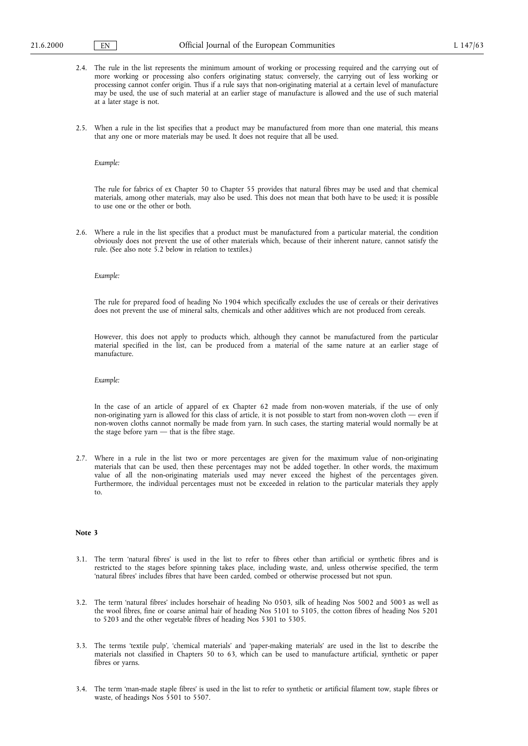2.4. The rule in the list represents the minimum amount of working or processing required and the carrying out of more working or processing also confers originating status; conversely, the carrying out of less working or processing cannot confer origin. Thus if a rule says that non-originating material at a certain level of manufacture may be used, the use of such material at an earlier stage of manufacture is allowed and the use of such material at a later stage is not.

2.5. When a rule in the list specifies that a product may be manufactured from more than one material, this means that any one or more materials may be used. It does not require that all be used.

*Example:*

The rule for fabrics of ex Chapter 50 to Chapter 55 provides that natural fibres may be used and that chemical materials, among other materials, may also be used. This does not mean that both have to be used; it is possible to use one or the other or both.

2.6. Where a rule in the list specifies that a product must be manufactured from a particular material, the condition obviously does not prevent the use of other materials which, because of their inherent nature, cannot satisfy the rule. (See also note 5.2 below in relation to textiles.)

*Example:*

The rule for prepared food of heading No 1904 which specifically excludes the use of cereals or their derivatives does not prevent the use of mineral salts, chemicals and other additives which are not produced from cereals.

However, this does not apply to products which, although they cannot be manufactured from the particular material specified in the list, can be produced from a material of the same nature at an earlier stage of manufacture.

*Example:*

In the case of an article of apparel of ex Chapter 62 made from non-woven materials, if the use of only non-originating yarn is allowed for this class of article, it is not possible to start from non-woven cloth — even if non-woven cloths cannot normally be made from yarn. In such cases, the starting material would normally be at the stage before yarn — that is the fibre stage.

2.7. Where in a rule in the list two or more percentages are given for the maximum value of non-originating materials that can be used, then these percentages may not be added together. In other words, the maximum value of all the non-originating materials used may never exceed the highest of the percentages given. Furthermore, the individual percentages must not be exceeded in relation to the particular materials they apply to.

**Note 3**

3.1. The term 'natural fibres' is used in the list to refer to fibres other than artificial or synthetic fibres and is restricted to the stages before spinning takes place, including waste, and, unless otherwise specified, the term 'natural fibres' includes fibres that have been carded, combed or otherwise processed but not spun.

3.2. The term 'natural fibres' includes horsehair of heading No 0503, silk of heading Nos 5002 and 5003 as well as the wool fibres, fine or coarse animal hair of heading Nos 5101 to 5105, the cotton fibres of heading Nos 5201 to 5203 and the other vegetable fibres of heading Nos 5301 to 5305.

3.3. The terms 'textile pulp', 'chemical materials' and 'paper-making materials' are used in the list to describe the materials not classified in Chapters 50 to 63, which can be used to manufacture artificial, synthetic or paper fibres or yarns.

3.4. The term 'man-made staple fibres' is used in the list to refer to synthetic or artificial filament tow, staple fibres or waste, of headings Nos 5501 to 5507.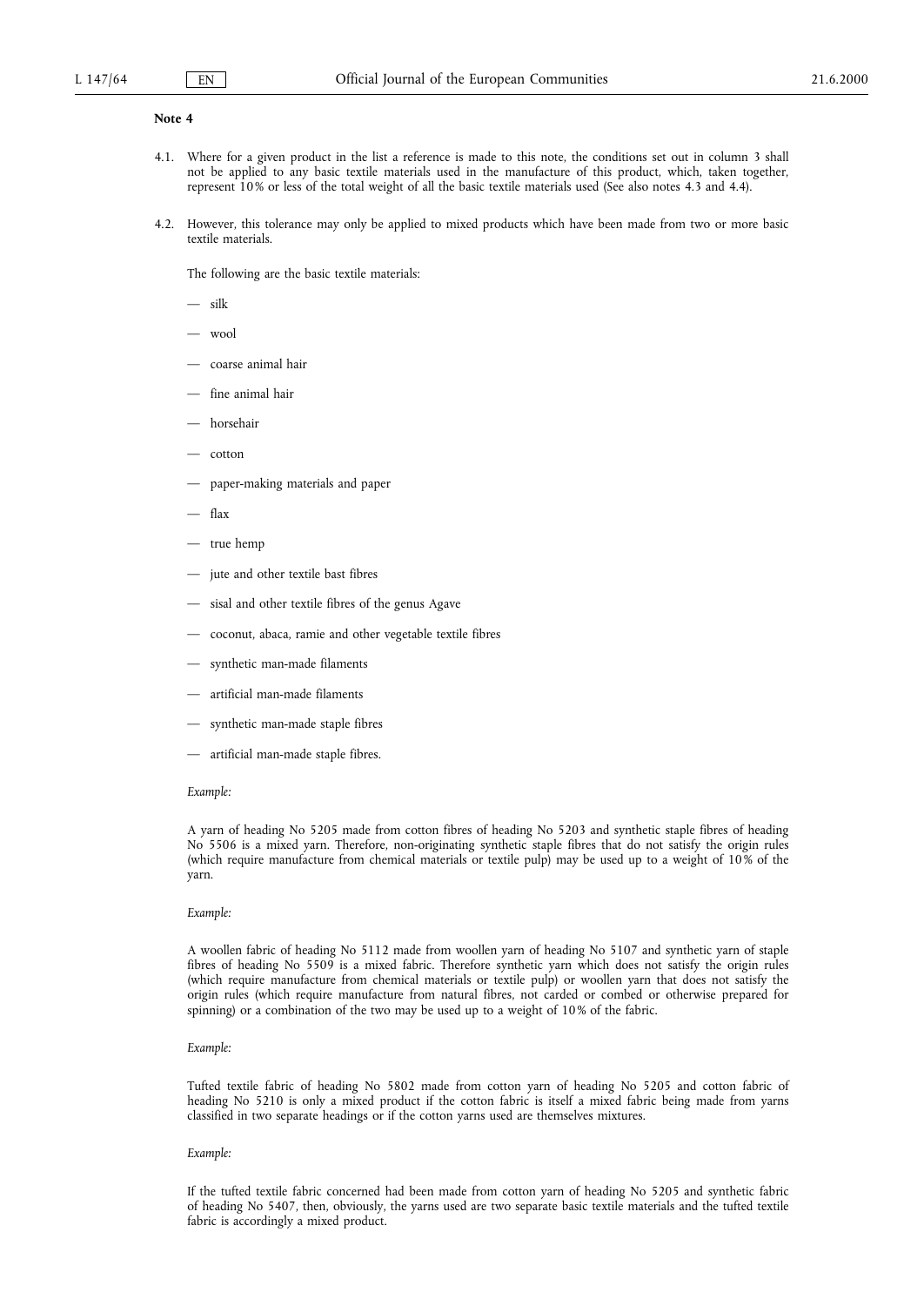**Note 4**

4.1. Where for a given product in the list a reference is made to this note, the conditions set out in column 3 shall not be applied to any basic textile materials used in the manufacture of this product, which, taken together, represent 10% or less of the total weight of all the basic textile materials used (See also notes 4.3 and 4.4).

4.2. However, this tolerance may only be applied to mixed products which have been made from two or more basic textile materials.

The following are the basic textile materials:

— silk

— wool

— coarse animal hair

— fine animal hair

— horsehair

— cotton

— paper-making materials and paper

— flax

— true hemp

— jute and other textile bast fibres

— sisal and other textile fibres of the genus Agave

— coconut, abaca, ramie and other vegetable textile fibres

— synthetic man-made filaments

— artificial man-made filaments

— synthetic man-made staple fibres

— artificial man-made staple fibres.

*Example:*

A yarn of heading No 5205 made from cotton fibres of heading No 5203 and synthetic staple fibres of heading No 5506 is a mixed yarn. Therefore, non-originating synthetic staple fibres that do not satisfy the origin rules (which require manufacture from chemical materials or textile pulp) may be used up to a weight of 10% of the yarn.

*Example:*

A woollen fabric of heading No 5112 made from woollen yarn of heading No 5107 and synthetic yarn of staple fibres of heading No 5509 is a mixed fabric. Therefore synthetic yarn which does not satisfy the origin rules (which require manufacture from chemical materials or textile pulp) or woollen yarn that does not satisfy the origin rules (which require manufacture from natural fibres, not carded or combed or otherwise prepared for spinning) or a combination of the two may be used up to a weight of 10% of the fabric.

*Example:*

Tufted textile fabric of heading No 5802 made from cotton yarn of heading No 5205 and cotton fabric of heading No 5210 is only a mixed product if the cotton fabric is itself a mixed fabric being made from yarns classified in two separate headings or if the cotton yarns used are themselves mixtures.

*Example:*

If the tufted textile fabric concerned had been made from cotton yarn of heading No 5205 and synthetic fabric of heading No 5407, then, obviously, the yarns used are two separate basic textile materials and the tufted textile fabric is accordingly a mixed product.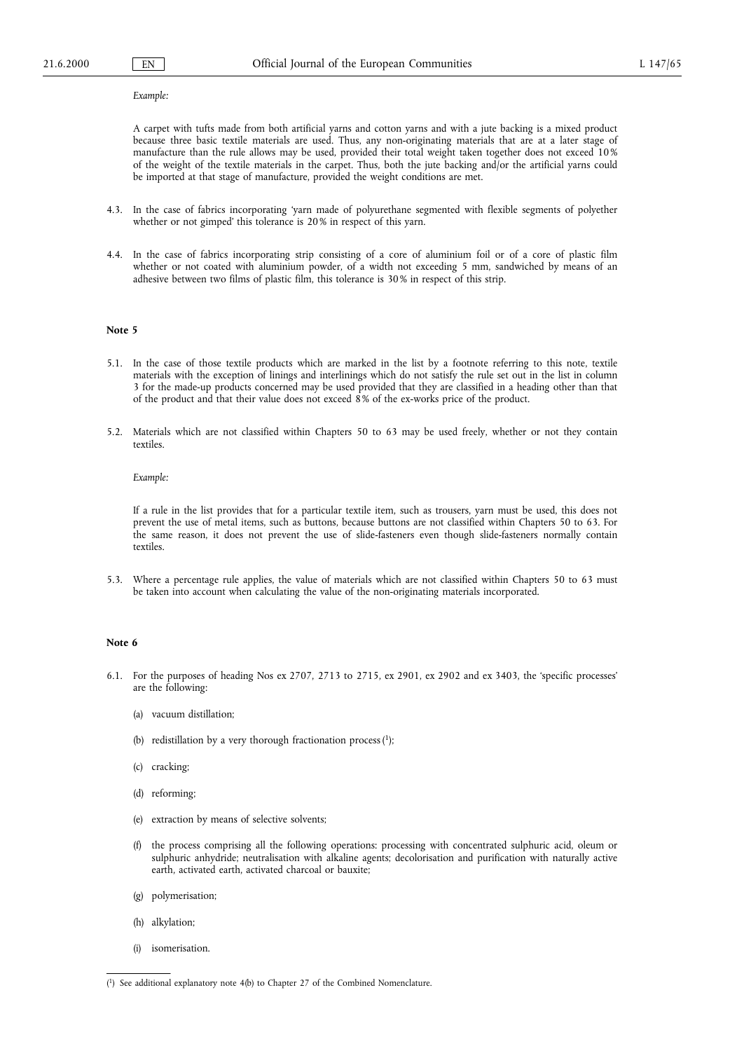*Example:*

A carpet with tufts made from both artificial yarns and cotton yarns and with a jute backing is a mixed product because three basic textile materials are used. Thus, any non-originating materials that are at a later stage of manufacture than the rule allows may be used, provided their total weight taken together does not exceed 10% of the weight of the textile materials in the carpet. Thus, both the jute backing and/or the artificial yarns could be imported at that stage of manufacture, provided the weight conditions are met.

4.3. In the case of fabrics incorporating 'yarn made of polyurethane segmented with flexible segments of polyether whether or not gimped' this tolerance is 20% in respect of this yarn.

4.4. In the case of fabrics incorporating strip consisting of a core of aluminium foil or of a core of plastic film whether or not coated with aluminium powder, of a width not exceeding 5 mm, sandwiched by means of an adhesive between two films of plastic film, this tolerance is 30% in respect of this strip.

**Note 5**

5.1. In the case of those textile products which are marked in the list by a footnote referring to this note, textile materials with the exception of linings and interlinings which do not satisfy the rule set out in the list in column 3 for the made-up products concerned may be used provided that they are classified in a heading other than that of the product and that their value does not exceed 8% of the ex-works price of the product.

5.2. Materials which are not classified within Chapters 50 to 63 may be used freely, whether or not they contain textiles.

*Example:*

If a rule in the list provides that for a particular textile item, such as trousers, yarn must be used, this does not prevent the use of metal items, such as buttons, because buttons are not classified within Chapters 50 to 63. For the same reason, it does not prevent the use of slide-fasteners even though slide-fasteners normally contain textiles.

5.3. Where a percentage rule applies, the value of materials which are not classified within Chapters 50 to 63 must be taken into account when calculating the value of the non-originating materials incorporated.

**Note 6**

6.1. For the purposes of heading Nos ex 2707, 2713 to 2715, ex 2901, ex 2902 and ex 3403, the 'specific processes' are the following:

(a) vacuum distillation;

(b) redistillation by a very thorough fractionation process [1];

(c) cracking;

(d) reforming;

(e) extraction by means of selective solvents;

(f) the process comprising all the following operations: processing with concentrated sulphuric acid, oleum or sulphuric anhydride; neutralisation with alkaline agents; decolorisation and purification with naturally active earth, activated earth, activated charcoal or bauxite;

(g) polymerisation;

(h) alkylation;

(i) isomerisation.

[1] See additional explanatory note 4(b) to Chapter 27 of the Combined Nomenclature.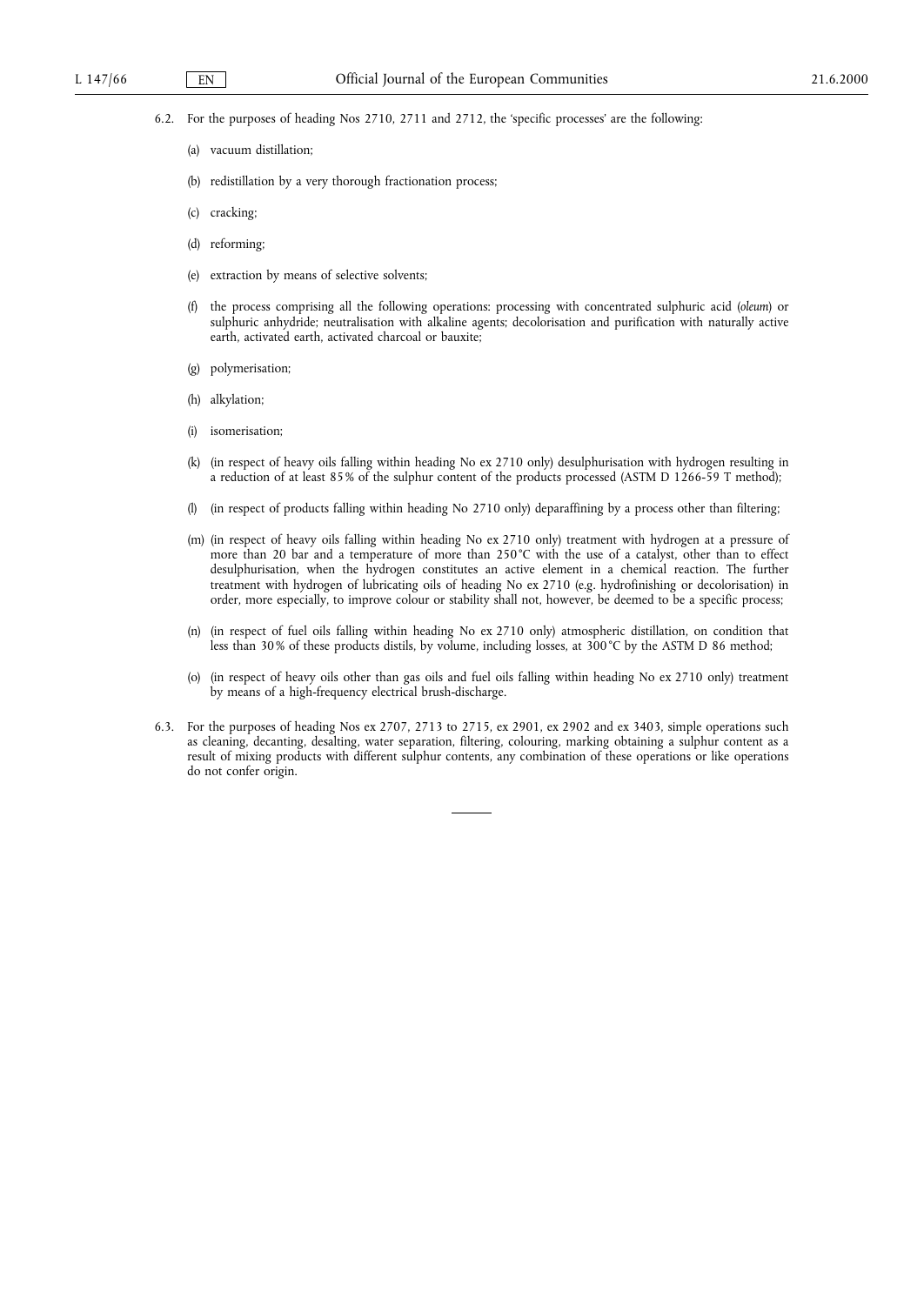6.2. For the purposes of heading Nos 2710, 2711 and 2712, the 'specific processes' are the following:

(a) vacuum distillation;

(b) redistillation by a very thorough fractionation process;

(c) cracking;

(d) reforming;

(e) extraction by means of selective solvents;

(f) the process comprising all the following operations: processing with concentrated sulphuric acid (*oleum*) or sulphuric anhydride; neutralisation with alkaline agents; decolorisation and purification with naturally active earth, activated earth, activated charcoal or bauxite;

(g) polymerisation;

(h) alkylation;

(i) isomerisation;

(k) (in respect of heavy oils falling within heading No ex 2710 only) desulphurisation with hydrogen resulting in a reduction of at least 85 % of the sulphur content of the products processed (ASTM D 1266-59 T method);

(l) (in respect of products falling within heading No 2710 only) deparaffining by a process other than filtering;

(m) (in respect of heavy oils falling within heading No ex 2710 only) treatment with hydrogen at a pressure of more than 20 bar and a temperature of more than 250 °C with the use of a catalyst, other than to effect desulphurisation, when the hydrogen constitutes an active element in a chemical reaction. The further treatment with hydrogen of lubricating oils of heading No ex 2710 (e.g. hydrofinishing or decolorisation) in order, more especially, to improve colour or stability shall not, however, be deemed to be a specific process;

(n) (in respect of fuel oils falling within heading No ex 2710 only) atmospheric distillation, on condition that less than 30 % of these products distils, by volume, including losses, at 300 °C by the ASTM D 86 method;

(o) (in respect of heavy oils other than gas oils and fuel oils falling within heading No ex 2710 only) treatment by means of a high-frequency electrical brush-discharge.

6.3. For the purposes of heading Nos ex 2707, 2713 to 2715, ex 2901, ex 2902 and ex 3403, simple operations such as cleaning, decanting, desalting, water separation, filtering, colouring, marking obtaining a sulphur content as a result of mixing products with different sulphur contents, any combination of these operations or like operations do not confer origin.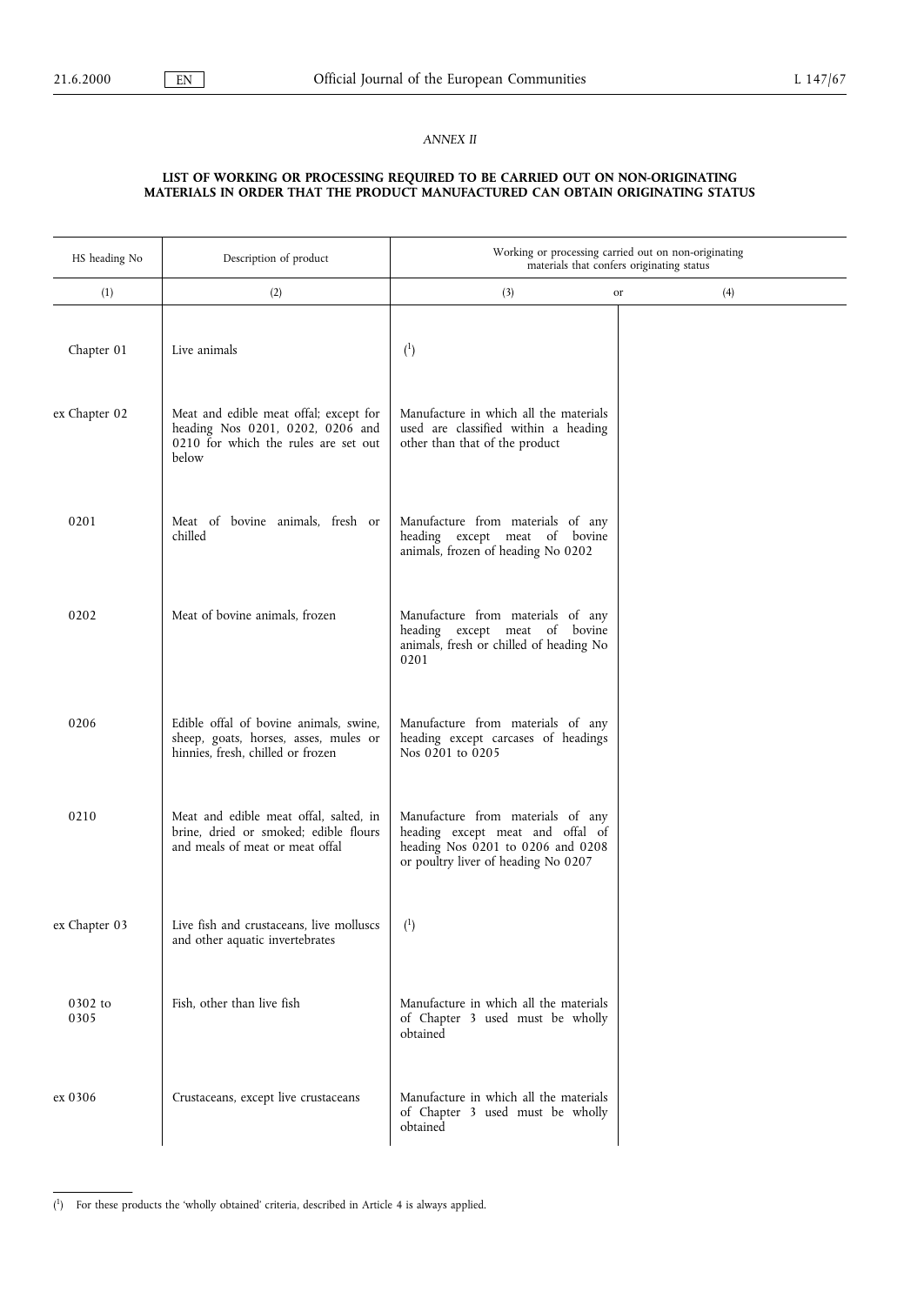*ANNEX II*

**LIST OF WORKING OR PROCESSING REQUIRED TO BE CARRIED OUT ON NON-ORIGINATING MATERIALS IN ORDER THAT THE PRODUCT MANUFACTURED CAN OBTAIN ORIGINATING STATUS**

| HS heading No | Description of product | Working or processing carried out on non-originating materials that confers originating status | |
|---|---|---|---|
| (1) | (2) | (3) or | (4) |
| Chapter 01 | Live animals | [1] | |
| ex Chapter 02 | Meat and edible meat offal; except for heading Nos 0201, 0202, 0206 and 0210 for which the rules are set out below | Manufacture in which all the materials used are classified within a heading other than that of the product | |
| 0201 | Meat of bovine animals, fresh or chilled | Manufacture from materials of any heading except meat of bovine animals, frozen of heading No 0202 | |
| 0202 | Meat of bovine animals, frozen | Manufacture from materials of any heading except meat of bovine animals, fresh or chilled of heading No 0201 | |
| 0206 | Edible offal of bovine animals, swine, sheep, goats, horses, asses, mules or hinnies, fresh, chilled or frozen | Manufacture from materials of any heading except carcases of headings Nos 0201 to 0205 | |
| 0210 | Meat and edible meat offal, salted, in brine, dried or smoked; edible flours and meals of meat or meat offal | Manufacture from materials of any heading except meat and offal of heading Nos 0201 to 0206 and 0208 or poultry liver of heading No 0207 | |
| ex Chapter 03 | Live fish and crustaceans, live molluscs and other aquatic invertebrates | [1] | |
| 0302 to 0305 | Fish, other than live fish | Manufacture in which all the materials of Chapter 3 used must be wholly obtained | |
| ex 0306 | Crustaceans, except live crustaceans | Manufacture in which all the materials of Chapter 3 used must be wholly obtained | |

[1] For these products the 'wholly obtained' criteria, described in Article 4 is always applied.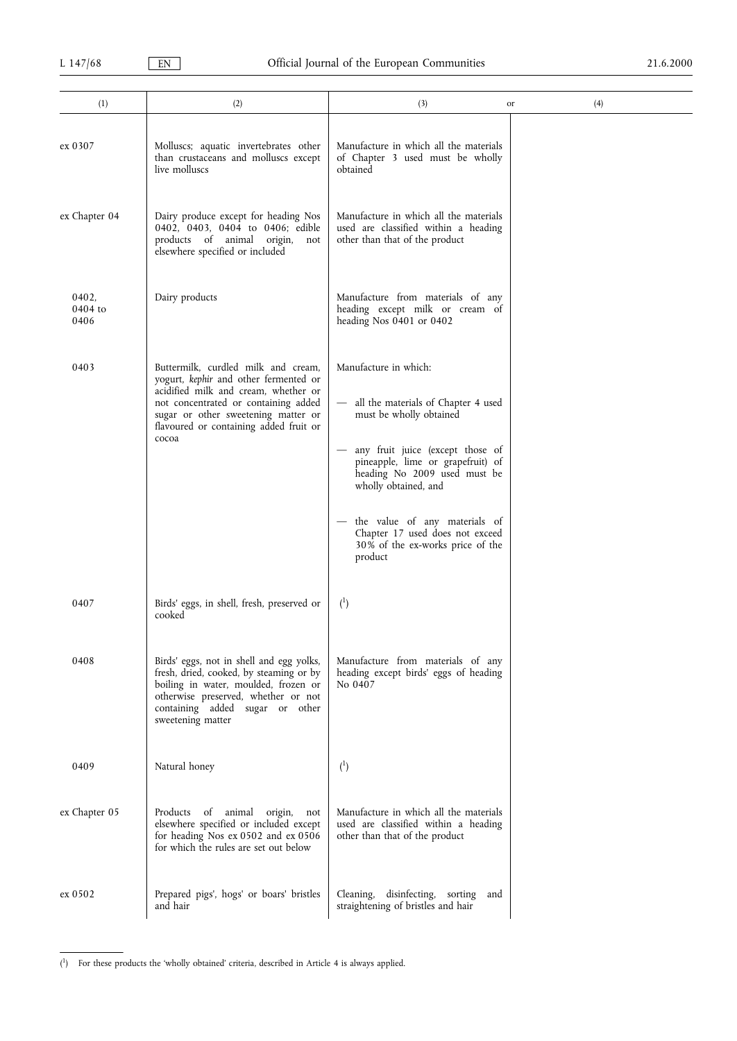| (1) | (2) | (3) or | (4) |
|---|---|---|---|
| ex 0307 | Molluscs; aquatic invertebrates other than crustaceans and molluscs except live molluscs | Manufacture in which all the materials of Chapter 3 used must be wholly obtained | |
| ex Chapter 04 | Dairy produce except for heading Nos 0402, 0403, 0404 to 0406; edible products of animal origin, not elsewhere specified or included | Manufacture in which all the materials used are classified within a heading other than that of the product | |
| 0402, 0404 to 0406 | Dairy products | Manufacture from materials of any heading except milk or cream of heading Nos 0401 or 0402 | |
| 0403 | Buttermilk, curdled milk and cream, yogurt, *kephir* and other fermented or acidified milk and cream, whether or not concentrated or containing added sugar or other sweetening matter or flavoured or containing added fruit or cocoa | Manufacture in which:<br>— all the materials of Chapter 4 used must be wholly obtained<br>— any fruit juice (except those of pineapple, lime or grapefruit) of heading No 2009 used must be wholly obtained, and<br>— the value of any materials of Chapter 17 used does not exceed 30% of the ex-works price of the product | |
| 0407 | Birds' eggs, in shell, fresh, preserved or cooked | [1] | |
| 0408 | Birds' eggs, not in shell and egg yolks, fresh, dried, cooked, by steaming or by boiling in water, moulded, frozen or otherwise preserved, whether or not containing added sugar or other sweetening matter | Manufacture from materials of any heading except birds' eggs of heading No 0407 | |
| 0409 | Natural honey | [1] | |
| ex Chapter 05 | Products of animal origin, not elsewhere specified or included except for heading Nos ex 0502 and ex 0506 for which the rules are set out below | Manufacture in which all the materials used are classified within a heading other than that of the product | |
| ex 0502 | Prepared pigs', hogs' or boars' bristles and hair | Cleaning, disinfecting, sorting and straightening of bristles and hair | |

[1] For these products the 'wholly obtained' criteria, described in Article 4 is always applied.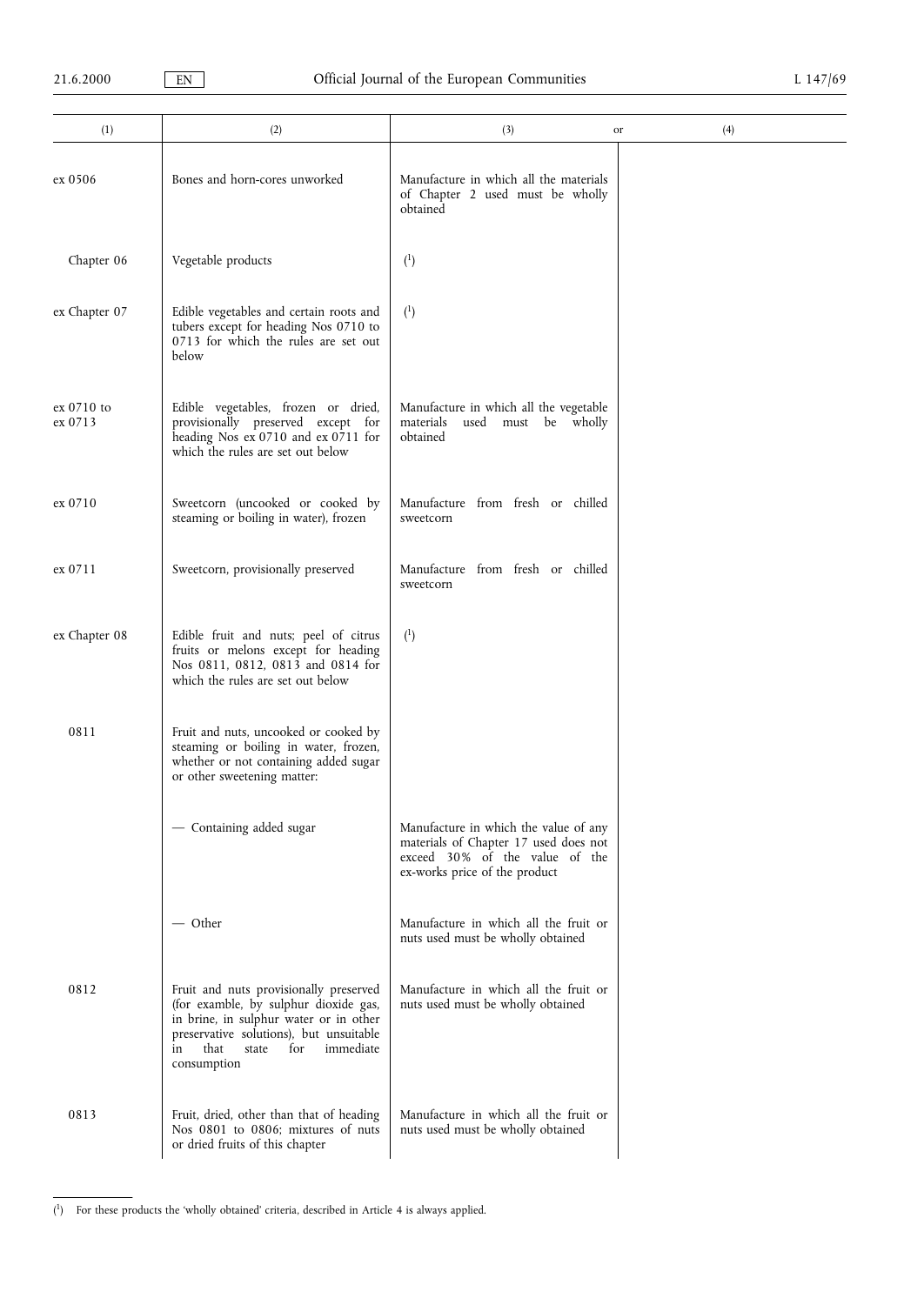| (1) | (2) | (3) or | (4) |
|---|---|---|---|
| ex 0506 | Bones and horn-cores unworked | Manufacture in which all the materials of Chapter 2 used must be wholly obtained | |
| Chapter 06 | Vegetable products | [1] | |
| ex Chapter 07 | Edible vegetables and certain roots and tubers except for heading Nos 0710 to 0713 for which the rules are set out below | [1] | |
| ex 0710 to ex 0713 | Edible vegetables, frozen or dried, provisionally preserved except for heading Nos ex 0710 and ex 0711 for which the rules are set out below | Manufacture in which all the vegetable materials used must be wholly obtained | |
| ex 0710 | Sweetcorn (uncooked or cooked by steaming or boiling in water), frozen | Manufacture from fresh or chilled sweetcorn | |
| ex 0711 | Sweetcorn, provisionally preserved | Manufacture from fresh or chilled sweetcorn | |
| ex Chapter 08 | Edible fruit and nuts; peel of citrus fruits or melons except for heading Nos 0811, 0812, 0813 and 0814 for which the rules are set out below | [1] | |
| 0811 | Fruit and nuts, uncooked or cooked by steaming or boiling in water, frozen, whether or not containing added sugar or other sweetening matter: | | |
| | — Containing added sugar | Manufacture in which the value of any materials of Chapter 17 used does not exceed 30% of the value of the ex-works price of the product | |
| | — Other | Manufacture in which all the fruit or nuts used must be wholly obtained | |
| 0812 | Fruit and nuts provisionally preserved (for examble, by sulphur dioxide gas, in brine, in sulphur water or in other preservative solutions), but unsuitable in that state for immediate consumption | Manufacture in which all the fruit or nuts used must be wholly obtained | |
| 0813 | Fruit, dried, other than that of heading Nos 0801 to 0806; mixtures of nuts or dried fruits of this chapter | Manufacture in which all the fruit or nuts used must be wholly obtained | |

[1] For these products the 'wholly obtained' criteria, described in Article 4 is always applied.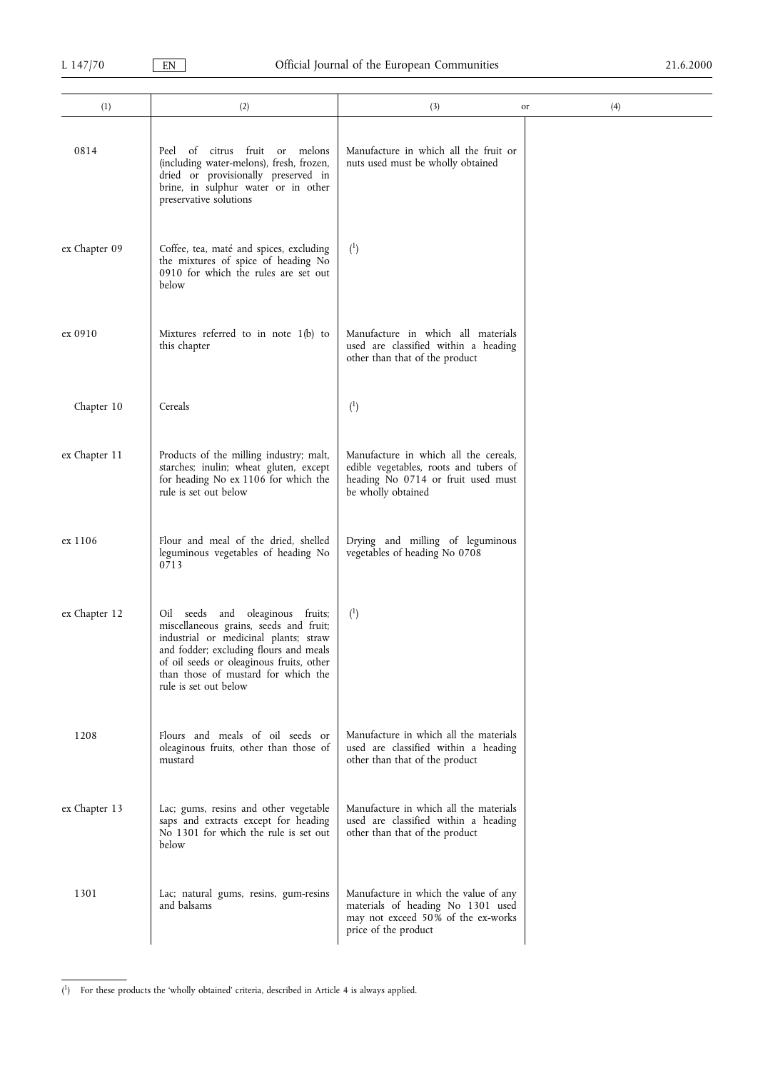| (1) | (2) | (3) or | (4) |
|---|---|---|---|
| 0814 | Peel of citrus fruit or melons (including water-melons), fresh, frozen, dried or provisionally preserved in brine, in sulphur water or in other preservative solutions | Manufacture in which all the fruit or nuts used must be wholly obtained | |
| ex Chapter 09 | Coffee, tea, maté and spices, excluding the mixtures of spice of heading No 0910 for which the rules are set out below | ([1]) | |
| ex 0910 | Mixtures referred to in note 1(b) to this chapter | Manufacture in which all materials used are classified within a heading other than that of the product | |
| Chapter 10 | Cereals | ([1]) | |
| ex Chapter 11 | Products of the milling industry; malt, starches; inulin; wheat gluten, except for heading No ex 1106 for which the rule is set out below | Manufacture in which all the cereals, edible vegetables, roots and tubers of heading No 0714 or fruit used must be wholly obtained | |
| ex 1106 | Flour and meal of the dried, shelled leguminous vegetables of heading No 0713 | Drying and milling of leguminous vegetables of heading No 0708 | |
| ex Chapter 12 | Oil seeds and oleaginous fruits; miscellaneous grains, seeds and fruit; industrial or medicinal plants; straw and fodder; excluding flours and meals of oil seeds or oleaginous fruits, other than those of mustard for which the rule is set out below | ([1]) | |
| 1208 | Flours and meals of oil seeds or oleaginous fruits, other than those of mustard | Manufacture in which all the materials used are classified within a heading other than that of the product | |
| ex Chapter 13 | Lac; gums, resins and other vegetable saps and extracts except for heading No 1301 for which the rule is set out below | Manufacture in which all the materials used are classified within a heading other than that of the product | |
| 1301 | Lac; natural gums, resins, gum-resins and balsams | Manufacture in which the value of any materials of heading No 1301 used may not exceed 50 % of the ex-works price of the product | |

([1]) For these products the 'wholly obtained' criteria, described in Article 4 is always applied.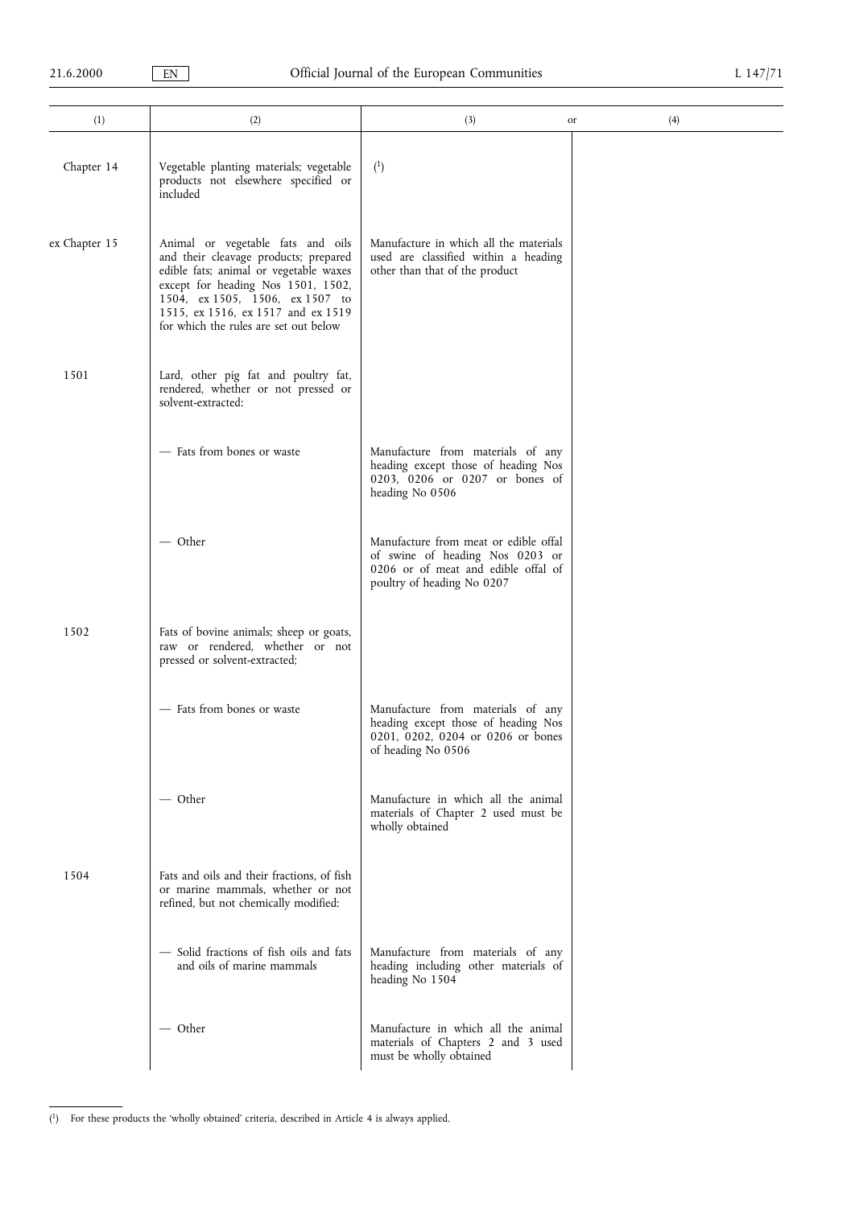| (1) | (2) | (3) or | (4) |
|---|---|---|---|
| Chapter 14 | Vegetable planting materials; vegetable products not elsewhere specified or included | [1] | |
| ex Chapter 15 | Animal or vegetable fats and oils and their cleavage products; prepared edible fats; animal or vegetable waxes except for heading Nos 1501, 1502, 1504, ex 1505, 1506, ex 1507 to 1515, ex 1516, ex 1517 and ex 1519 for which the rules are set out below | Manufacture in which all the materials used are classified within a heading other than that of the product | |
| 1501 | Lard, other pig fat and poultry fat, rendered, whether or not pressed or solvent-extracted: | | |
| | — Fats from bones or waste | Manufacture from materials of any heading except those of heading Nos 0203, 0206 or 0207 or bones of heading No 0506 | |
| | — Other | Manufacture from meat or edible offal of swine of heading Nos 0203 or 0206 or of meat and edible offal of poultry of heading No 0207 | |
| 1502 | Fats of bovine animals; sheep or goats, raw or rendered, whether or not pressed or solvent-extracted; | | |
| | — Fats from bones or waste | Manufacture from materials of any heading except those of heading Nos 0201, 0202, 0204 or 0206 or bones of heading No 0506 | |
| | — Other | Manufacture in which all the animal materials of Chapter 2 used must be wholly obtained | |
| 1504 | Fats and oils and their fractions, of fish or marine mammals, whether or not refined, but not chemically modified: | | |
| | — Solid fractions of fish oils and fats and oils of marine mammals | Manufacture from materials of any heading including other materials of heading No 1504 | |
| | — Other | Manufacture in which all the animal materials of Chapters 2 and 3 used must be wholly obtained | |

[1] For these products the 'wholly obtained' criteria, described in Article 4 is always applied.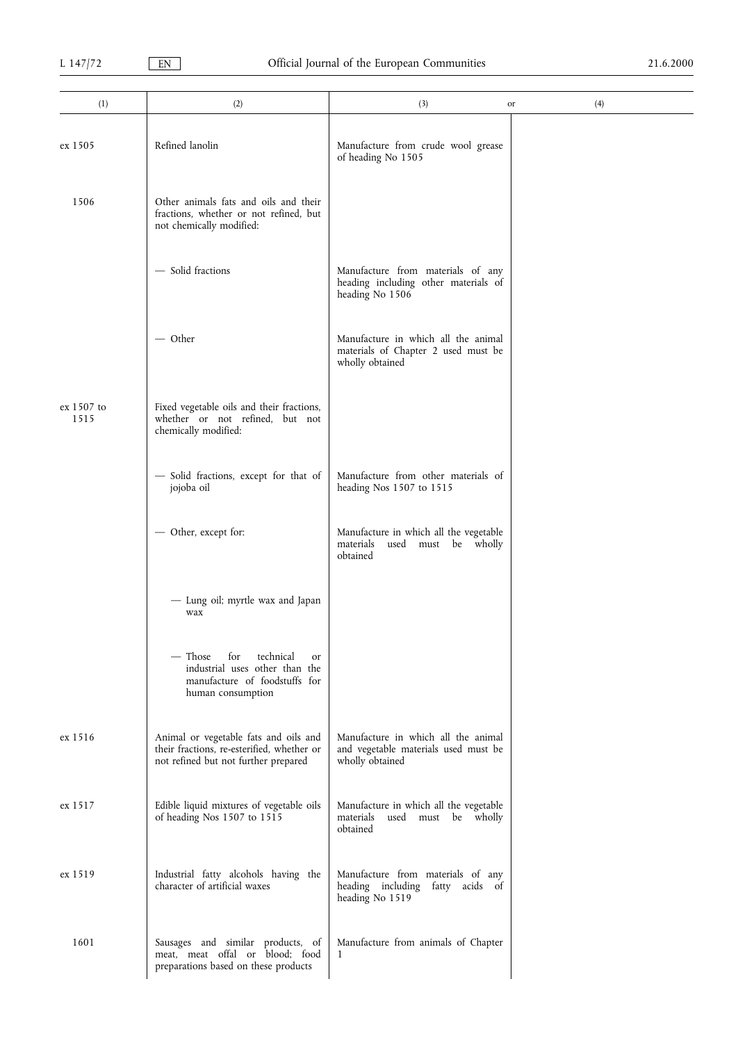| (1) | (2) | (3) or | (4) |
|---|---|---|---|
| ex 1505 | Refined lanolin | Manufacture from crude wool grease of heading No 1505 | |
| 1506 | Other animals fats and oils and their fractions, whether or not refined, but not chemically modified: | | |
| | — Solid fractions | Manufacture from materials of any heading including other materials of heading No 1506 | |
| | — Other | Manufacture in which all the animal materials of Chapter 2 used must be wholly obtained | |
| ex 1507 to 1515 | Fixed vegetable oils and their fractions, whether or not refined, but not chemically modified: | | |
| | — Solid fractions, except for that of jojoba oil | Manufacture from other materials of heading Nos 1507 to 1515 | |
| | — Other, except for: | Manufacture in which all the vegetable materials used must be wholly obtained | |
| | — Lung oil; myrtle wax and Japan wax | | |
| | — Those for technical or industrial uses other than the manufacture of foodstuffs for human consumption | | |
| ex 1516 | Animal or vegetable fats and oils and their fractions, re-esterified, whether or not refined but not further prepared | Manufacture in which all the animal and vegetable materials used must be wholly obtained | |
| ex 1517 | Edible liquid mixtures of vegetable oils of heading Nos 1507 to 1515 | Manufacture in which all the vegetable materials used must be wholly obtained | |
| ex 1519 | Industrial fatty alcohols having the character of artificial waxes | Manufacture from materials of any heading including fatty acids of heading No 1519 | |
| 1601 | Sausages and similar products, of meat, meat offal or blood; food preparations based on these products | Manufacture from animals of Chapter 1 | |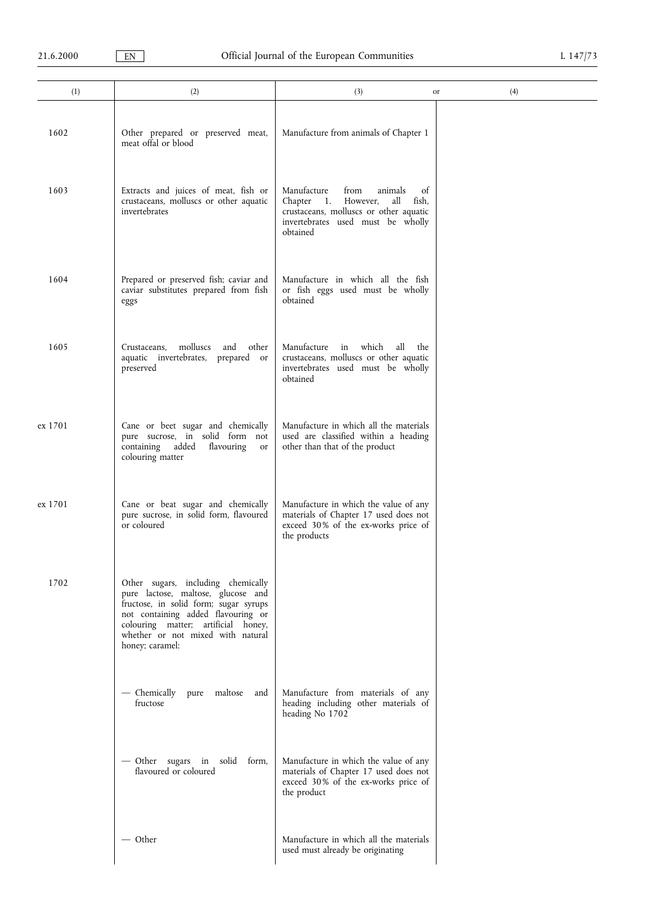| (1) | (2) | (3) or | (4) |
|---|---|---|---|
| 1602 | Other prepared or preserved meat, meat offal or blood | Manufacture from animals of Chapter 1 | |
| 1603 | Extracts and juices of meat, fish or crustaceans, molluscs or other aquatic invertebrates | Manufacture from animals of Chapter 1. However, all fish, crustaceans, molluscs or other aquatic invertebrates used must be wholly obtained | |
| 1604 | Prepared or preserved fish; caviar and caviar substitutes prepared from fish eggs | Manufacture in which all the fish or fish eggs used must be wholly obtained | |
| 1605 | Crustaceans, molluscs and other aquatic invertebrates, prepared or preserved | Manufacture in which all the crustaceans, molluscs or other aquatic invertebrates used must be wholly obtained | |
| ex 1701 | Cane or beet sugar and chemically pure sucrose, in solid form not containing added flavouring or colouring matter | Manufacture in which all the materials used are classified within a heading other than that of the product | |
| ex 1701 | Cane or beat sugar and chemically pure sucrose, in solid form, flavoured or coloured | Manufacture in which the value of any materials of Chapter 17 used does not exceed 30 % of the ex-works price of the products | |
| 1702 | Other sugars, including chemically pure lactose, maltose, glucose and fructose, in solid form; sugar syrups not containing added flavouring or colouring matter; artificial honey, whether or not mixed with natural honey; caramel: | | |
| | — Chemically pure maltose and fructose | Manufacture from materials of any heading including other materials of heading No 1702 | |
| | — Other sugars in solid form, flavoured or coloured | Manufacture in which the value of any materials of Chapter 17 used does not exceed 30 % of the ex-works price of the product | |
| | — Other | Manufacture in which all the materials used must already be originating | |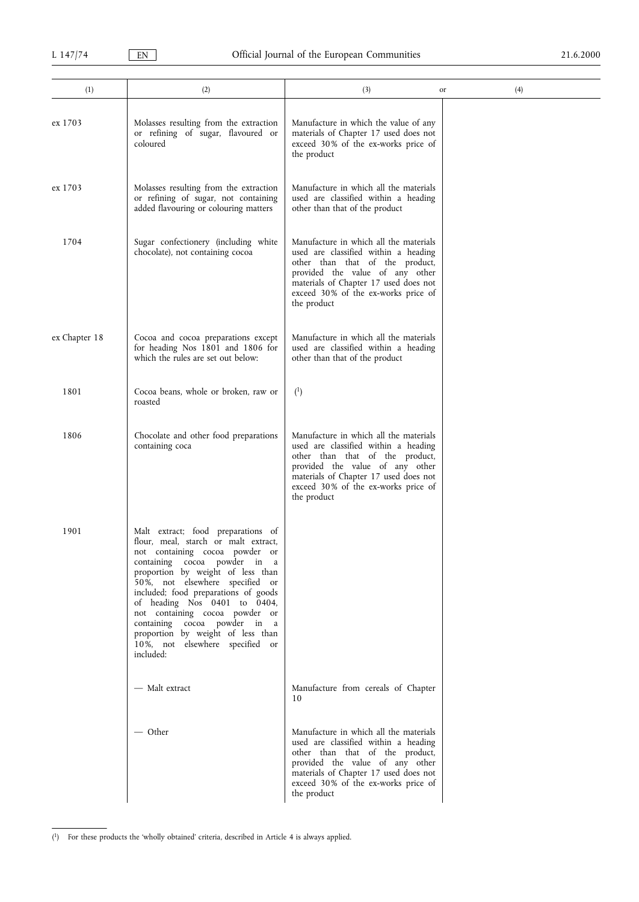| (1) | (2) | (3) or | (4) |
|---|---|---|---|
| ex 1703 | Molasses resulting from the extraction or refining of sugar, flavoured or coloured | Manufacture in which the value of any materials of Chapter 17 used does not exceed 30% of the ex-works price of the product | |
| ex 1703 | Molasses resulting from the extraction or refining of sugar, not containing added flavouring or colouring matters | Manufacture in which all the materials used are classified within a heading other than that of the product | |
| 1704 | Sugar confectionery (including white chocolate), not containing cocoa | Manufacture in which all the materials used are classified within a heading other than that of the product, provided the value of any other materials of Chapter 17 used does not exceed 30% of the ex-works price of the product | |
| ex Chapter 18 | Cocoa and cocoa preparations except for heading Nos 1801 and 1806 for which the rules are set out below: | Manufacture in which all the materials used are classified within a heading other than that of the product | |
| 1801 | Cocoa beans, whole or broken, raw or roasted | [1] | |
| 1806 | Chocolate and other food preparations containing coca | Manufacture in which all the materials used are classified within a heading other than that of the product, provided the value of any other materials of Chapter 17 used does not exceed 30% of the ex-works price of the product | |
| 1901 | Malt extract; food preparations of flour, meal, starch or malt extract, not containing cocoa powder or containing cocoa powder in a proportion by weight of less than 50%, not elsewhere specified or included; food preparations of goods of heading Nos 0401 to 0404, not containing cocoa powder or containing cocoa powder in a proportion by weight of less than 10%, not elsewhere specified or included: | | |
| | — Malt extract | Manufacture from cereals of Chapter 10 | |
| | — Other | Manufacture in which all the materials used are classified within a heading other than that of the product, provided the value of any other materials of Chapter 17 used does not exceed 30% of the ex-works price of the product | |

[1] For these products the 'wholly obtained' criteria, described in Article 4 is always applied.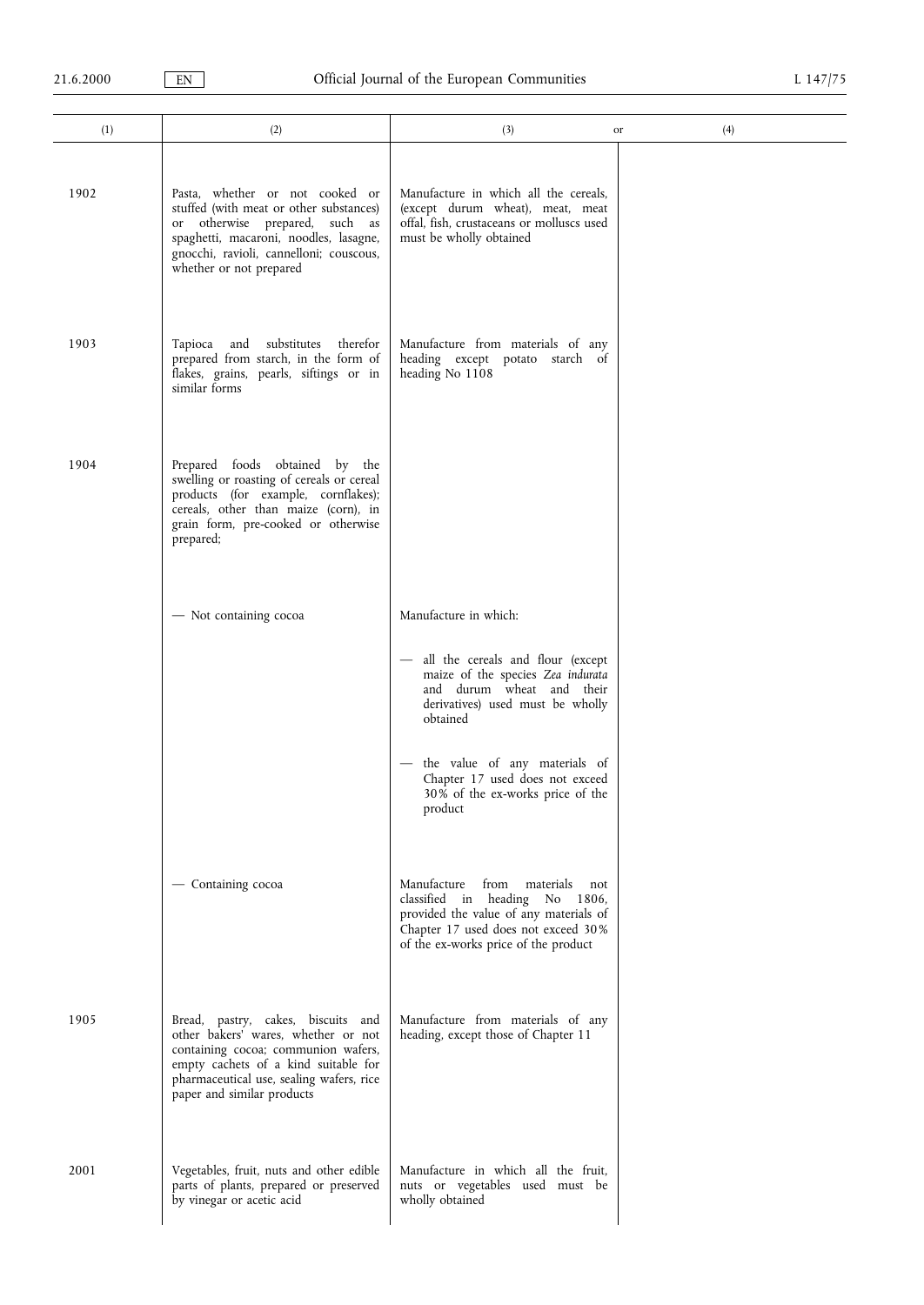| (1) | (2) | (3) or | (4) |
|---|---|---|---|
| 1902 | Pasta, whether or not cooked or stuffed (with meat or other substances) or otherwise prepared, such as spaghetti, macaroni, noodles, lasagne, gnocchi, ravioli, cannelloni; couscous, whether or not prepared | Manufacture in which all the cereals, (except durum wheat), meat, meat offal, fish, crustaceans or molluscs used must be wholly obtained | |
| 1903 | Tapioca and substitutes therefor prepared from starch, in the form of flakes, grains, pearls, siftings or in similar forms | Manufacture from materials of any heading except potato starch of heading No 1108 | |
| 1904 | Prepared foods obtained by the swelling or roasting of cereals or cereal products (for example, cornflakes); cereals, other than maize (corn), in grain form, pre-cooked or otherwise prepared; | | |
| | — Not containing cocoa | Manufacture in which:<br>— all the cereals and flour (except maize of the species *Zea indurata* and durum wheat and their derivatives) used must be wholly obtained<br>— the value of any materials of Chapter 17 used does not exceed 30% of the ex-works price of the product | |
| | — Containing cocoa | Manufacture from materials not classified in heading No 1806, provided the value of any materials of Chapter 17 used does not exceed 30% of the ex-works price of the product | |
| 1905 | Bread, pastry, cakes, biscuits and other bakers' wares, whether or not containing cocoa; communion wafers, empty cachets of a kind suitable for pharmaceutical use, sealing wafers, rice paper and similar products | Manufacture from materials of any heading, except those of Chapter 11 | |
| 2001 | Vegetables, fruit, nuts and other edible parts of plants, prepared or preserved by vinegar or acetic acid | Manufacture in which all the fruit, nuts or vegetables used must be wholly obtained | |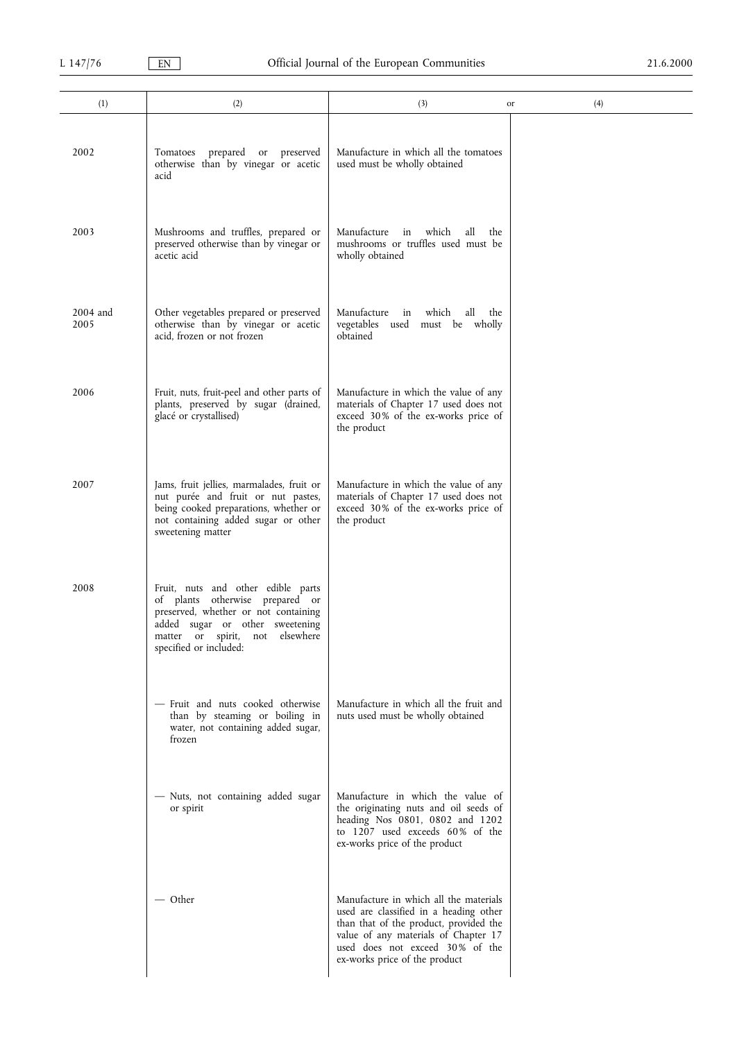| (1) | (2) | (3) or | (4) |
|---|---|---|---|
| 2002 | Tomatoes prepared or preserved otherwise than by vinegar or acetic acid | Manufacture in which all the tomatoes used must be wholly obtained | |
| 2003 | Mushrooms and truffles, prepared or preserved otherwise than by vinegar or acetic acid | Manufacture in which all the mushrooms or truffles used must be wholly obtained | |
| 2004 and 2005 | Other vegetables prepared or preserved otherwise than by vinegar or acetic acid, frozen or not frozen | Manufacture in which all the vegetables used must be wholly obtained | |
| 2006 | Fruit, nuts, fruit-peel and other parts of plants, preserved by sugar (drained, glacé or crystallised) | Manufacture in which the value of any materials of Chapter 17 used does not exceed 30% of the ex-works price of the product | |
| 2007 | Jams, fruit jellies, marmalades, fruit or nut purée and fruit or nut pastes, being cooked preparations, whether or not containing added sugar or other sweetening matter | Manufacture in which the value of any materials of Chapter 17 used does not exceed 30% of the ex-works price of the product | |
| 2008 | Fruit, nuts and other edible parts of plants otherwise prepared or preserved, whether or not containing added sugar or other sweetening matter or spirit, not elsewhere specified or included: | | |
| | — Fruit and nuts cooked otherwise than by steaming or boiling in water, not containing added sugar, frozen | Manufacture in which all the fruit and nuts used must be wholly obtained | |
| | — Nuts, not containing added sugar or spirit | Manufacture in which the value of the originating nuts and oil seeds of heading Nos 0801, 0802 and 1202 to 1207 used exceeds 60% of the ex-works price of the product | |
| | — Other | Manufacture in which all the materials used are classified in a heading other than that of the product, provided the value of any materials of Chapter 17 used does not exceed 30% of the ex-works price of the product | |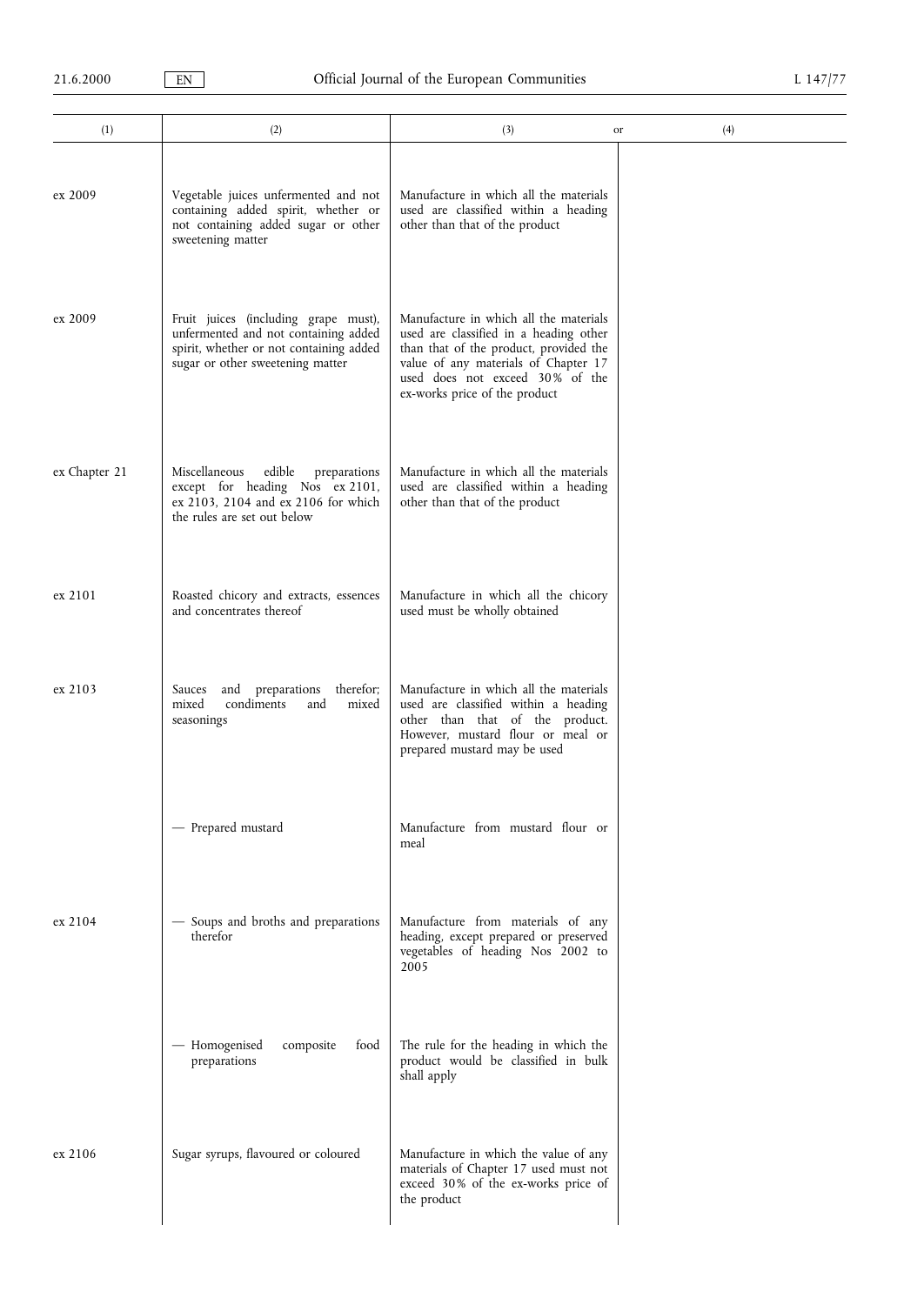| (1) | (2) | (3) or | (4) |
|---|---|---|---|
| ex 2009 | Vegetable juices unfermented and not containing added spirit, whether or not containing added sugar or other sweetening matter | Manufacture in which all the materials used are classified within a heading other than that of the product | |
| ex 2009 | Fruit juices (including grape must), unfermented and not containing added spirit, whether or not containing added sugar or other sweetening matter | Manufacture in which all the materials used are classified in a heading other than that of the product, provided the value of any materials of Chapter 17 used does not exceed 30% of the ex-works price of the product | |
| ex Chapter 21 | Miscellaneous edible preparations except for heading Nos ex 2101, ex 2103, 2104 and ex 2106 for which the rules are set out below | Manufacture in which all the materials used are classified within a heading other than that of the product | |
| ex 2101 | Roasted chicory and extracts, essences and concentrates thereof | Manufacture in which all the chicory used must be wholly obtained | |
| ex 2103 | Sauces and preparations therefor; mixed condiments and mixed seasonings | Manufacture in which all the materials used are classified within a heading other than that of the product. However, mustard flour or meal or prepared mustard may be used | |
| | — Prepared mustard | Manufacture from mustard flour or meal | |
| ex 2104 | — Soups and broths and preparations therefor | Manufacture from materials of any heading, except prepared or preserved vegetables of heading Nos 2002 to 2005 | |
| | — Homogenised composite food preparations | The rule for the heading in which the product would be classified in bulk shall apply | |
| ex 2106 | Sugar syrups, flavoured or coloured | Manufacture in which the value of any materials of Chapter 17 used must not exceed 30% of the ex-works price of the product | |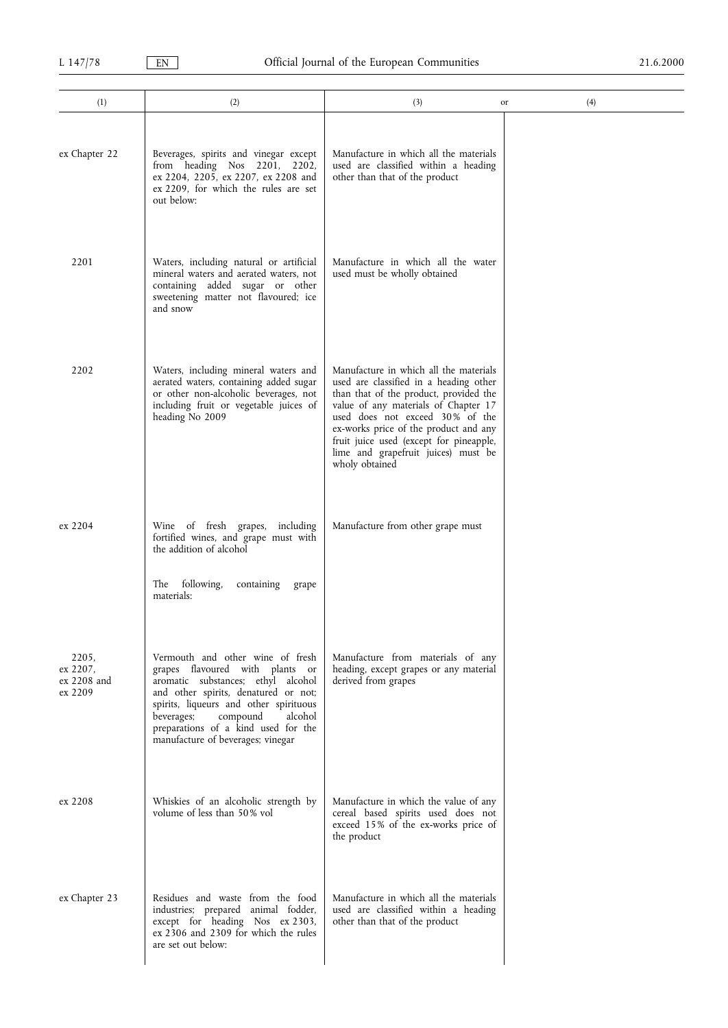| (1) | (2) | (3) or | (4) |
|---|---|---|---|
| ex Chapter 22 | Beverages, spirits and vinegar except from heading Nos 2201, 2202, ex 2204, 2205, ex 2207, ex 2208 and ex 2209, for which the rules are set out below: | Manufacture in which all the materials used are classified within a heading other than that of the product | |
| 2201 | Waters, including natural or artificial mineral waters and aerated waters, not containing added sugar or other sweetening matter not flavoured; ice and snow | Manufacture in which all the water used must be wholly obtained | |
| 2202 | Waters, including mineral waters and aerated waters, containing added sugar or other non-alcoholic beverages, not including fruit or vegetable juices of heading No 2009 | Manufacture in which all the materials used are classified in a heading other than that of the product, provided the value of any materials of Chapter 17 used does not exceed 30% of the ex-works price of the product and any fruit juice used (except for pineapple, lime and grapefruit juices) must be wholy obtained | |
| ex 2204 | Wine of fresh grapes, including fortified wines, and grape must with the addition of alcohol | Manufacture from other grape must | |
| | The following, containing grape materials: | | |
| 2205, ex 2207, ex 2208 and ex 2209 | Vermouth and other wine of fresh grapes flavoured with plants or aromatic substances; ethyl alcohol and other spirits, denatured or not; spirits, liqueurs and other spirituous beverages; compound alcohol preparations of a kind used for the manufacture of beverages; vinegar | Manufacture from materials of any heading, except grapes or any material derived from grapes | |
| ex 2208 | Whiskies of an alcoholic strength by volume of less than 50% vol | Manufacture in which the value of any cereal based spirits used does not exceed 15% of the ex-works price of the product | |
| ex Chapter 23 | Residues and waste from the food industries; prepared animal fodder, except for heading Nos ex 2303, ex 2306 and 2309 for which the rules are set out below: | Manufacture in which all the materials used are classified within a heading other than that of the product | |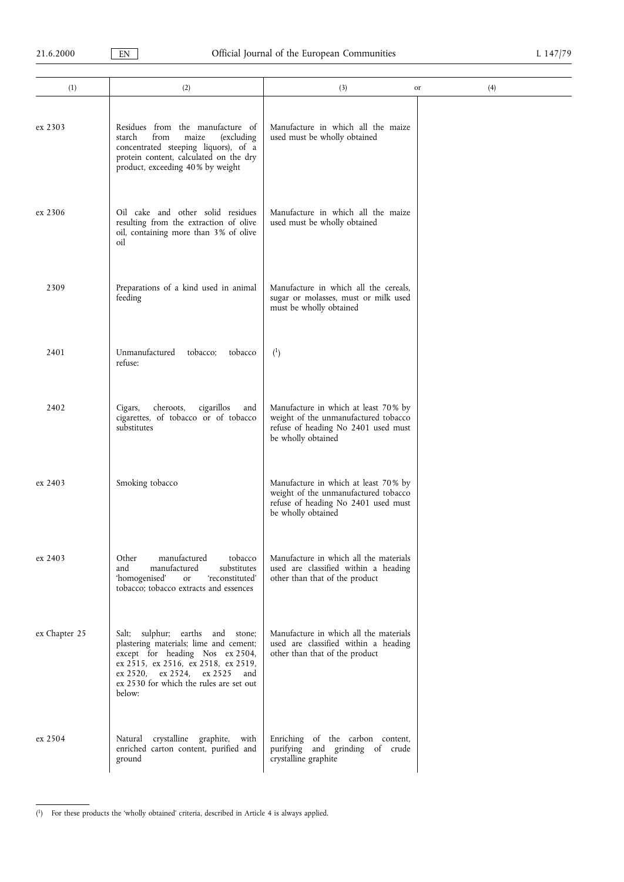| (1) | (2) | (3) | or | (4) |
|---|---|---|---|---|
| ex 2303 | Residues from the manufacture of starch from maize (excluding concentrated steeping liquors), of a protein content, calculated on the dry product, exceeding 40 % by weight | Manufacture in which all the maize used must be wholly obtained | | |
| ex 2306 | Oil cake and other solid residues resulting from the extraction of olive oil, containing more than 3 % of olive oil | Manufacture in which all the maize used must be wholly obtained | | |
| 2309 | Preparations of a kind used in animal feeding | Manufacture in which all the cereals, sugar or molasses, must or milk used must be wholly obtained | | |
| 2401 | Unmanufactured tobacco; tobacco refuse: | [1] | | |
| 2402 | Cigars, cheroots, cigarillos and cigarettes, of tobacco or of tobacco substitutes | Manufacture in which at least 70 % by weight of the unmanufactured tobacco refuse of heading No 2401 used must be wholly obtained | | |
| ex 2403 | Smoking tobacco | Manufacture in which at least 70 % by weight of the unmanufactured tobacco refuse of heading No 2401 used must be wholly obtained | | |
| ex 2403 | Other manufactured tobacco and manufactured substitutes 'homogenised' or 'reconstituted' tobacco; tobacco extracts and essences | Manufacture in which all the materials used are classified within a heading other than that of the product | | |
| ex Chapter 25 | Salt; sulphur; earths and stone; plastering materials; lime and cement; except for heading Nos ex 2504, ex 2515, ex 2516, ex 2518, ex 2519, ex 2520, ex 2524, ex 2525 and ex 2530 for which the rules are set out below: | Manufacture in which all the materials used are classified within a heading other than that of the product | | |
| ex 2504 | Natural crystalline graphite, with enriched carton content, purified and ground | Enriching of the carbon content, purifying and grinding of crude crystalline graphite | | |

[1] For these products the 'wholly obtained' criteria, described in Article 4 is always applied.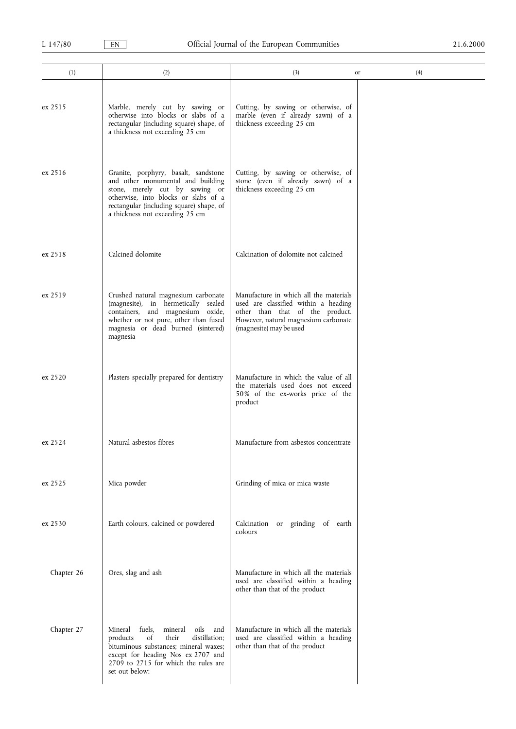| (1) | (2) | (3) or | (4) |
|---|---|---|---|
| ex 2515 | Marble, merely cut by sawing or otherwise into blocks or slabs of a rectangular (including square) shape, of a thickness not exceeding 25 cm | Cutting, by sawing or otherwise, of marble (even if already sawn) of a thickness exceeding 25 cm | |
| ex 2516 | Granite, porphyry, basalt, sandstone and other monumental and building stone, merely cut by sawing or otherwise, into blocks or slabs of a rectangular (including square) shape, of a thickness not exceeding 25 cm | Cutting, by sawing or otherwise, of stone (even if already sawn) of a thickness exceeding 25 cm | |
| ex 2518 | Calcined dolomite | Calcination of dolomite not calcined | |
| ex 2519 | Crushed natural magnesium carbonate (magnesite), in hermetically sealed containers, and magnesium oxide, whether or not pure, other than fused magnesia or dead burned (sintered) magnesia | Manufacture in which all the materials used are classified within a heading other than that of the product. However, natural magnesium carbonate (magnesite) may be used | |
| ex 2520 | Plasters specially prepared for dentistry | Manufacture in which the value of all the materials used does not exceed 50% of the ex-works price of the product | |
| ex 2524 | Natural asbestos fibres | Manufacture from asbestos concentrate | |
| ex 2525 | Mica powder | Grinding of mica or mica waste | |
| ex 2530 | Earth colours, calcined or powdered | Calcination or grinding of earth colours | |
| Chapter 26 | Ores, slag and ash | Manufacture in which all the materials used are classified within a heading other than that of the product | |
| Chapter 27 | Mineral fuels, mineral oils and products of their distillation; bituminous substances; mineral waxes; except for heading Nos ex 2707 and 2709 to 2715 for which the rules are set out below: | Manufacture in which all the materials used are classified within a heading other than that of the product | |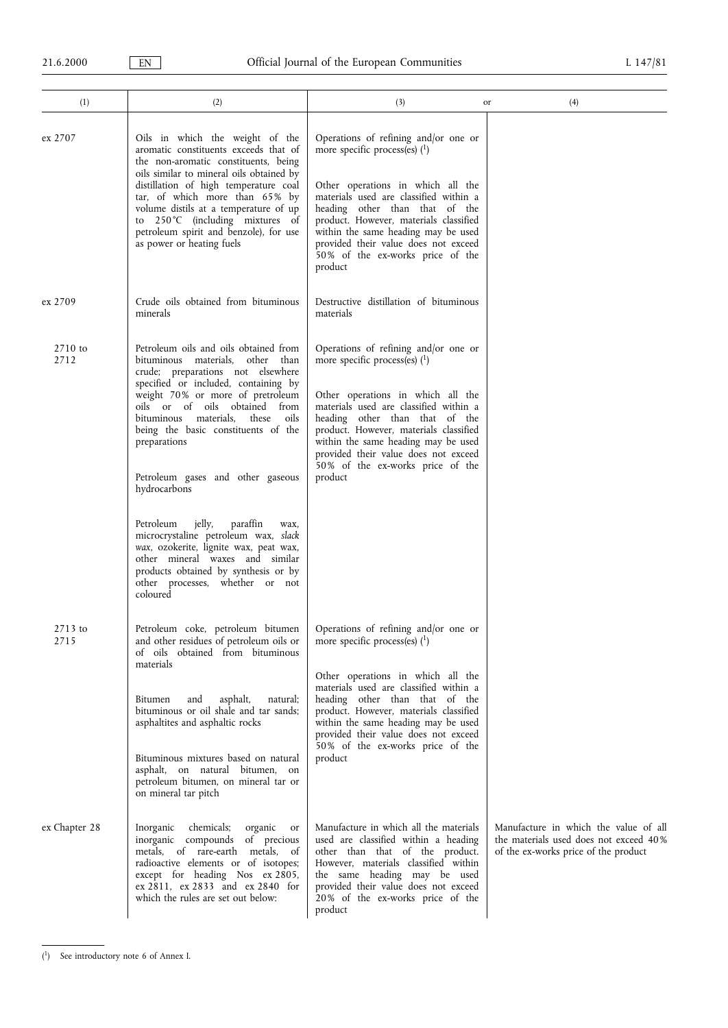| (1) | (2) | (3) or | (4) |
|---|---|---|---|
| ex 2707 | Oils in which the weight of the aromatic constituents exceeds that of the non-aromatic constituents, being oils similar to mineral oils obtained by distillation of high temperature coal tar, of which more than 65% by volume distils at a temperature of up to 250 °C (including mixtures of petroleum spirit and benzole), for use as power or heating fuels | Operations of refining and/or one or more specific process(es) [1]<br><br>Other operations in which all the materials used are classified within a heading other than that of the product. However, materials classified within the same heading may be used provided their value does not exceed 50% of the ex-works price of the product | |
| ex 2709 | Crude oils obtained from bituminous minerals | Destructive distillation of bituminous materials | |
| 2710 to 2712 | Petroleum oils and oils obtained from bituminous materials, other than crude; preparations not elsewhere specified or included, containing by weight 70% or more of pretroleum oils or of oils obtained from bituminous materials, these oils being the basic constituents of the preparations<br><br>Petroleum gases and other gaseous hydrocarbons<br><br>Petroleum jelly, paraffin wax, microcrystaline petroleum wax, *slack wax*, ozokerite, lignite wax, peat wax, other mineral waxes and similar products obtained by synthesis or by other processes, whether or not coloured | Operations of refining and/or one or more specific process(es) [1]<br><br>Other operations in which all the materials used are classified within a heading other than that of the product. However, materials classified within the same heading may be used provided their value does not exceed 50% of the ex-works price of the product | |
| 2713 to 2715 | Petroleum coke, petroleum bitumen and other residues of petroleum oils or of oils obtained from bituminous materials<br><br>Bitumen and asphalt, natural; bituminous or oil shale and tar sands; asphaltites and asphaltic rocks<br><br>Bituminous mixtures based on natural asphalt, on natural bitumen, on petroleum bitumen, on mineral tar or on mineral tar pitch | Operations of refining and/or one or more specific process(es) [1]<br><br>Other operations in which all the materials used are classified within a heading other than that of the product. However, materials classified within the same heading may be used provided their value does not exceed 50% of the ex-works price of the product | |
| ex Chapter 28 | Inorganic chemicals; organic or inorganic compounds of precious metals, of rare-earth metals, of radioactive elements or of isotopes; except for heading Nos ex 2805, ex 2811, ex 2833 and ex 2840 for which the rules are set out below: | Manufacture in which all the materials used are classified within a heading other than that of the product. However, materials classified within the same heading may be used provided their value does not exceed 20% of the ex-works price of the product | Manufacture in which the value of all the materials used does not exceed 40% of the ex-works price of the product |

[1] See introductory note 6 of Annex I.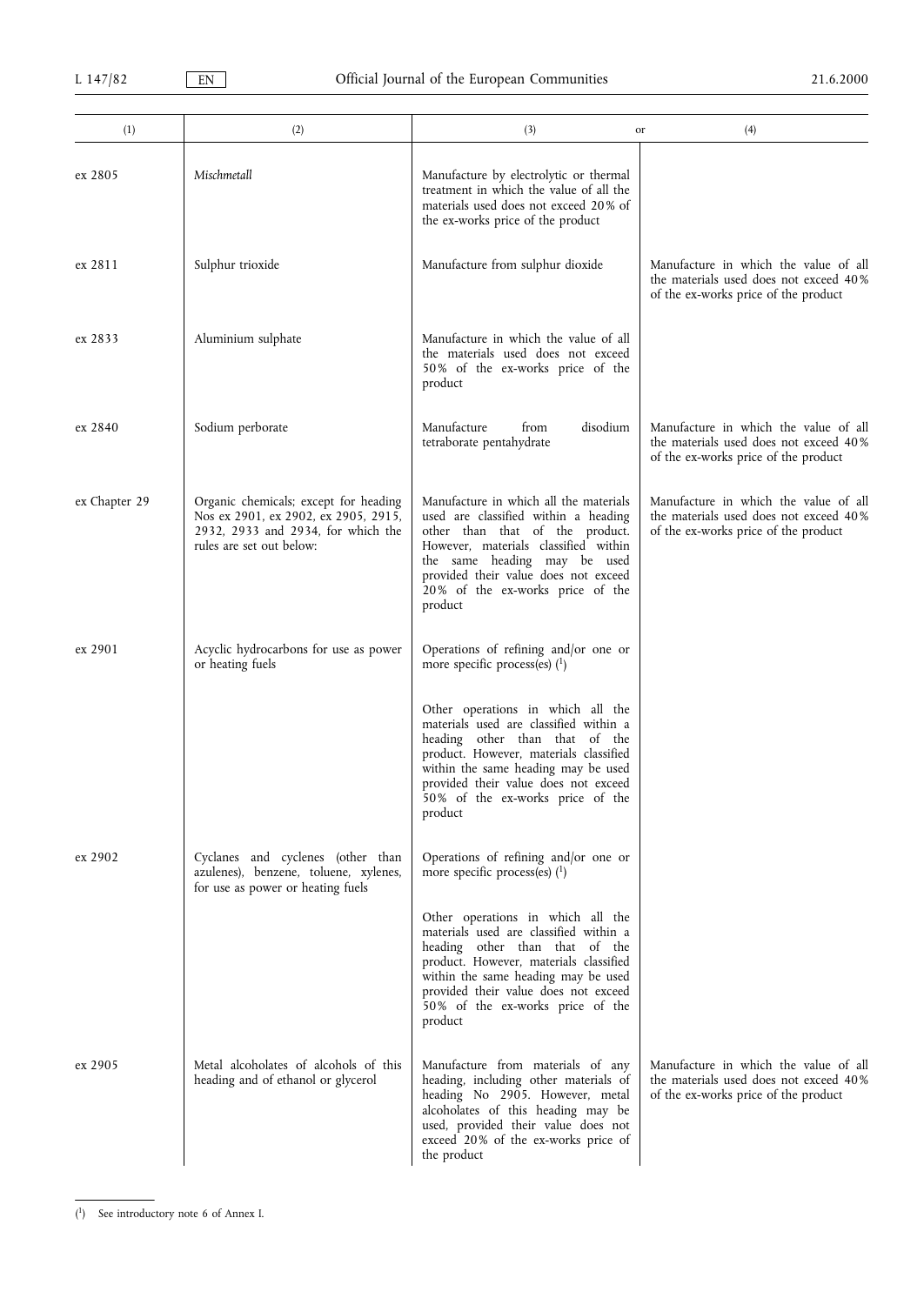| (1) | (2) | (3) or | (4) |
|---|---|---|---|
| ex 2805 | *Mischmetall* | Manufacture by electrolytic or thermal treatment in which the value of all the materials used does not exceed 20 % of the ex-works price of the product | |
| ex 2811 | Sulphur trioxide | Manufacture from sulphur dioxide | Manufacture in which the value of all the materials used does not exceed 40 % of the ex-works price of the product |
| ex 2833 | Aluminium sulphate | Manufacture in which the value of all the materials used does not exceed 50 % of the ex-works price of the product | |
| ex 2840 | Sodium perborate | Manufacture from disodium tetraborate pentahydrate | Manufacture in which the value of all the materials used does not exceed 40 % of the ex-works price of the product |
| ex Chapter 29 | Organic chemicals; except for heading Nos ex 2901, ex 2902, ex 2905, 2915, 2932, 2933 and 2934, for which the rules are set out below: | Manufacture in which all the materials used are classified within a heading other than that of the product. However, materials classified within the same heading may be used provided their value does not exceed 20 % of the ex-works price of the product | Manufacture in which the value of all the materials used does not exceed 40 % of the ex-works price of the product |
| ex 2901 | Acyclic hydrocarbons for use as power or heating fuels | Operations of refining and/or one or more specific process(es) [1] | |
| | | Other operations in which all the materials used are classified within a heading other than that of the product. However, materials classified within the same heading may be used provided their value does not exceed 50 % of the ex-works price of the product | |
| ex 2902 | Cyclanes and cyclenes (other than azulenes), benzene, toluene, xylenes, for use as power or heating fuels | Operations of refining and/or one or more specific process(es) [1] | |
| | | Other operations in which all the materials used are classified within a heading other than that of the product. However, materials classified within the same heading may be used provided their value does not exceed 50 % of the ex-works price of the product | |
| ex 2905 | Metal alcoholates of alcohols of this heading and of ethanol or glycerol | Manufacture from materials of any heading, including other materials of heading No 2905. However, metal alcoholates of this heading may be used, provided their value does not exceed 20 % of the ex-works price of the product | Manufacture in which the value of all the materials used does not exceed 40 % of the ex-works price of the product |

[1] See introductory note 6 of Annex I.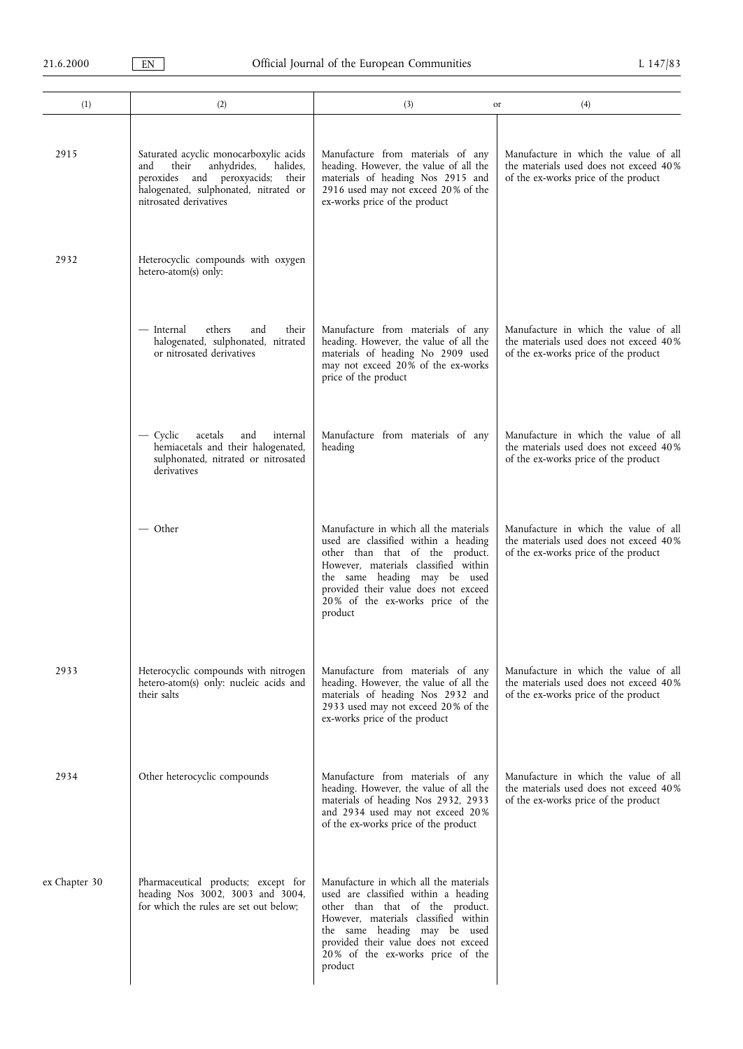| (1) | (2) | (3) or | (4) |
|---|---|---|---|
| 2915 | Saturated acyclic monocarboxylic acids and their anhydrides, halides, peroxides and peroxyacids; their halogenated, sulphonated, nitrated or nitrosated derivatives | Manufacture from materials of any heading. However, the value of all the materials of heading Nos 2915 and 2916 used may not exceed 20% of the ex-works price of the product | Manufacture in which the value of all the materials used does not exceed 40% of the ex-works price of the product |
| 2932 | Heterocyclic compounds with oxygen hetero-atom(s) only: | | |
| | — Internal ethers and their halogenated, sulphonated, nitrated or nitrosated derivatives | Manufacture from materials of any heading. However, the value of all the materials of heading No 2909 used may not exceed 20% of the ex-works price of the product | Manufacture in which the value of all the materials used does not exceed 40% of the ex-works price of the product |
| | — Cyclic acetals and internal hemiacetals and their halogenated, sulphonated, nitrated or nitrosated derivatives | Manufacture from materials of any heading | Manufacture in which the value of all the materials used does not exceed 40% of the ex-works price of the product |
| | — Other | Manufacture in which all the materials used are classified within a heading other than that of the product. However, materials classified within the same heading may be used provided their value does not exceed 20% of the ex-works price of the product | Manufacture in which the value of all the materials used does not exceed 40% of the ex-works price of the product |
| 2933 | Heterocyclic compounds with nitrogen hetero-atom(s) only: nucleic acids and their salts | Manufacture from materials of any heading. However, the value of all the materials of heading Nos 2932 and 2933 used may not exceed 20% of the ex-works price of the product | Manufacture in which the value of all the materials used does not exceed 40% of the ex-works price of the product |
| 2934 | Other heterocyclic compounds | Manufacture from materials of any heading. However, the value of all the materials of heading Nos 2932, 2933 and 2934 used may not exceed 20% of the ex-works price of the product | Manufacture in which the value of all the materials used does not exceed 40% of the ex-works price of the product |
| ex Chapter 30 | Pharmaceutical products; except for heading Nos 3002, 3003 and 3004, for which the rules are set out below; | Manufacture in which all the materials used are classified within a heading other than that of the product. However, materials classified within the same heading may be used provided their value does not exceed 20% of the ex-works price of the product | |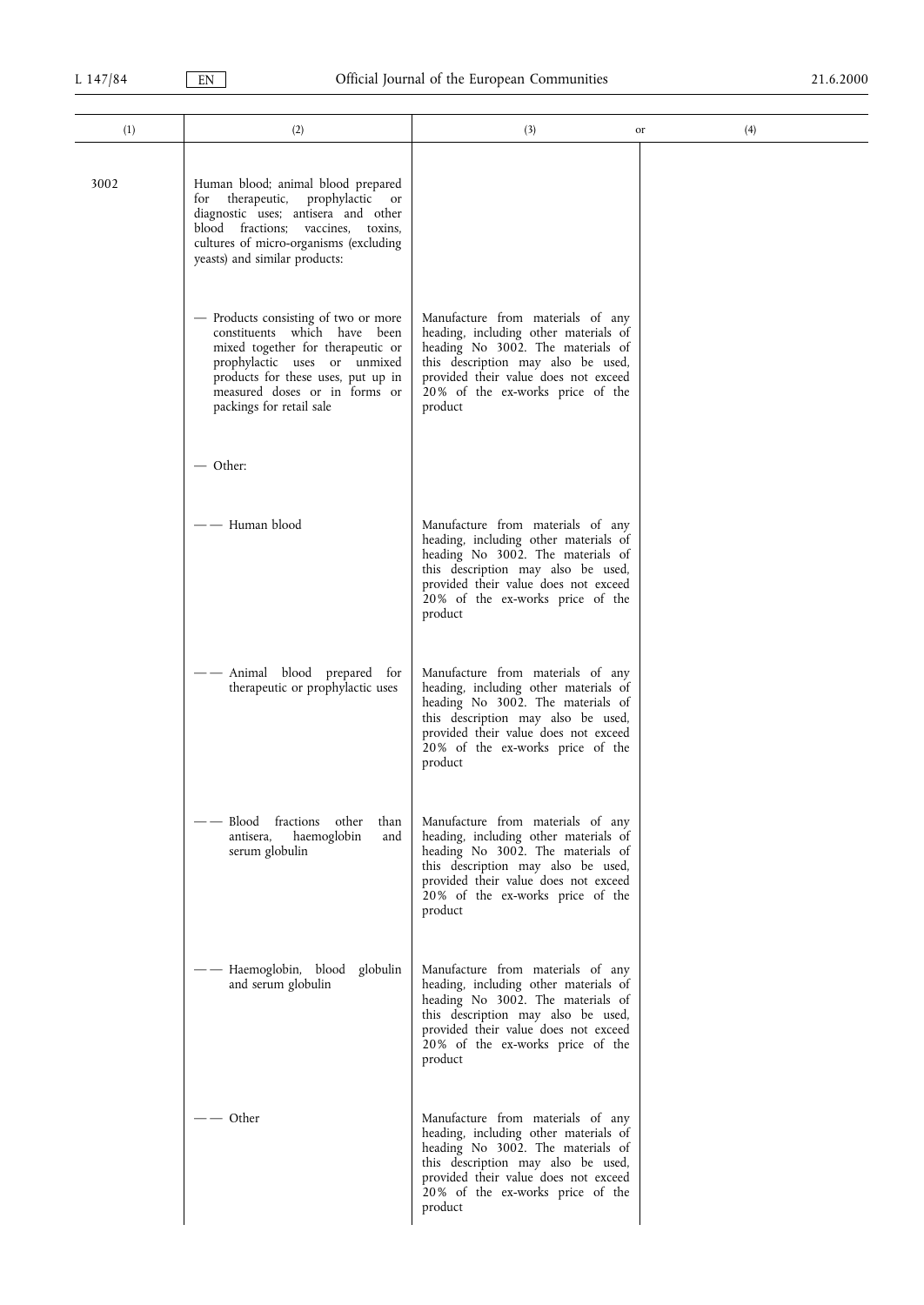| (1) | (2) | (3) or | (4) |
|---|---|---|---|
| 3002 | Human blood; animal blood prepared for therapeutic, prophylactic or diagnostic uses; antisera and other blood fractions; vaccines, toxins, cultures of micro-organisms (excluding yeasts) and similar products: | | |
| | — Products consisting of two or more constituents which have been mixed together for therapeutic or prophylactic uses or unmixed products for these uses, put up in measured doses or in forms or packings for retail sale | Manufacture from materials of any heading, including other materials of heading No 3002. The materials of this description may also be used, provided their value does not exceed 20% of the ex-works price of the product | |
| | — Other: | | |
| | — — Human blood | Manufacture from materials of any heading, including other materials of heading No 3002. The materials of this description may also be used, provided their value does not exceed 20% of the ex-works price of the product | |
| | — — Animal blood prepared for therapeutic or prophylactic uses | Manufacture from materials of any heading, including other materials of heading No 3002. The materials of this description may also be used, provided their value does not exceed 20% of the ex-works price of the product | |
| | — — Blood fractions other than antisera, haemoglobin and serum globulin | Manufacture from materials of any heading, including other materials of heading No 3002. The materials of this description may also be used, provided their value does not exceed 20% of the ex-works price of the product | |
| | — — Haemoglobin, blood globulin and serum globulin | Manufacture from materials of any heading, including other materials of heading No 3002. The materials of this description may also be used, provided their value does not exceed 20% of the ex-works price of the product | |
| | — — Other | Manufacture from materials of any heading, including other materials of heading No 3002. The materials of this description may also be used, provided their value does not exceed 20% of the ex-works price of the product | |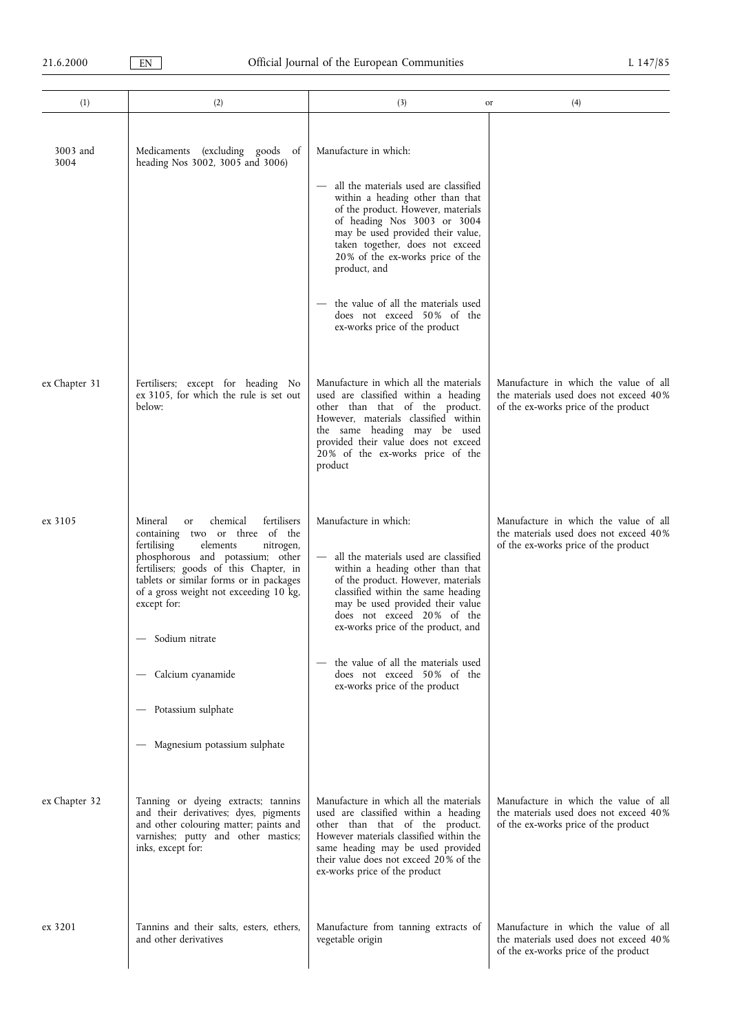| (1) | (2) | (3) or | (4) |
|---|---|---|---|
| 3003 and 3004 | Medicaments (excluding goods of heading Nos 3002, 3005 and 3006) | Manufacture in which:<br>— all the materials used are classified within a heading other than that of the product. However, materials of heading Nos 3003 or 3004 may be used provided their value, taken together, does not exceed 20% of the ex-works price of the product, and<br>— the value of all the materials used does not exceed 50% of the ex-works price of the product | |
| ex Chapter 31 | Fertilisers; except for heading No ex 3105, for which the rule is set out below: | Manufacture in which all the materials used are classified within a heading other than that of the product. However, materials classified within the same heading may be used provided their value does not exceed 20% of the ex-works price of the product | Manufacture in which the value of all the materials used does not exceed 40% of the ex-works price of the product |
| ex 3105 | Mineral or chemical fertilisers containing two or three of the fertilising elements nitrogen, phosphorous and potassium; other fertilisers; goods of this Chapter, in tablets or similar forms or in packages of a gross weight not exceeding 10 kg, except for:<br>— Sodium nitrate<br>— Calcium cyanamide<br>— Potassium sulphate<br>— Magnesium potassium sulphate | Manufacture in which:<br>— all the materials used are classified within a heading other than that of the product. However, materials classified within the same heading may be used provided their value does not exceed 20% of the ex-works price of the product, and<br>— the value of all the materials used does not exceed 50% of the ex-works price of the product | Manufacture in which the value of all the materials used does not exceed 40% of the ex-works price of the product |
| ex Chapter 32 | Tanning or dyeing extracts; tannins and their derivatives; dyes, pigments and other colouring matter; paints and varnishes; putty and other mastics; inks, except for: | Manufacture in which all the materials used are classified within a heading other than that of the product. However materials classified within the same heading may be used provided their value does not exceed 20% of the ex-works price of the product | Manufacture in which the value of all the materials used does not exceed 40% of the ex-works price of the product |
| ex 3201 | Tannins and their salts, esters, ethers, and other derivatives | Manufacture from tanning extracts of vegetable origin | Manufacture in which the value of all the materials used does not exceed 40% of the ex-works price of the product |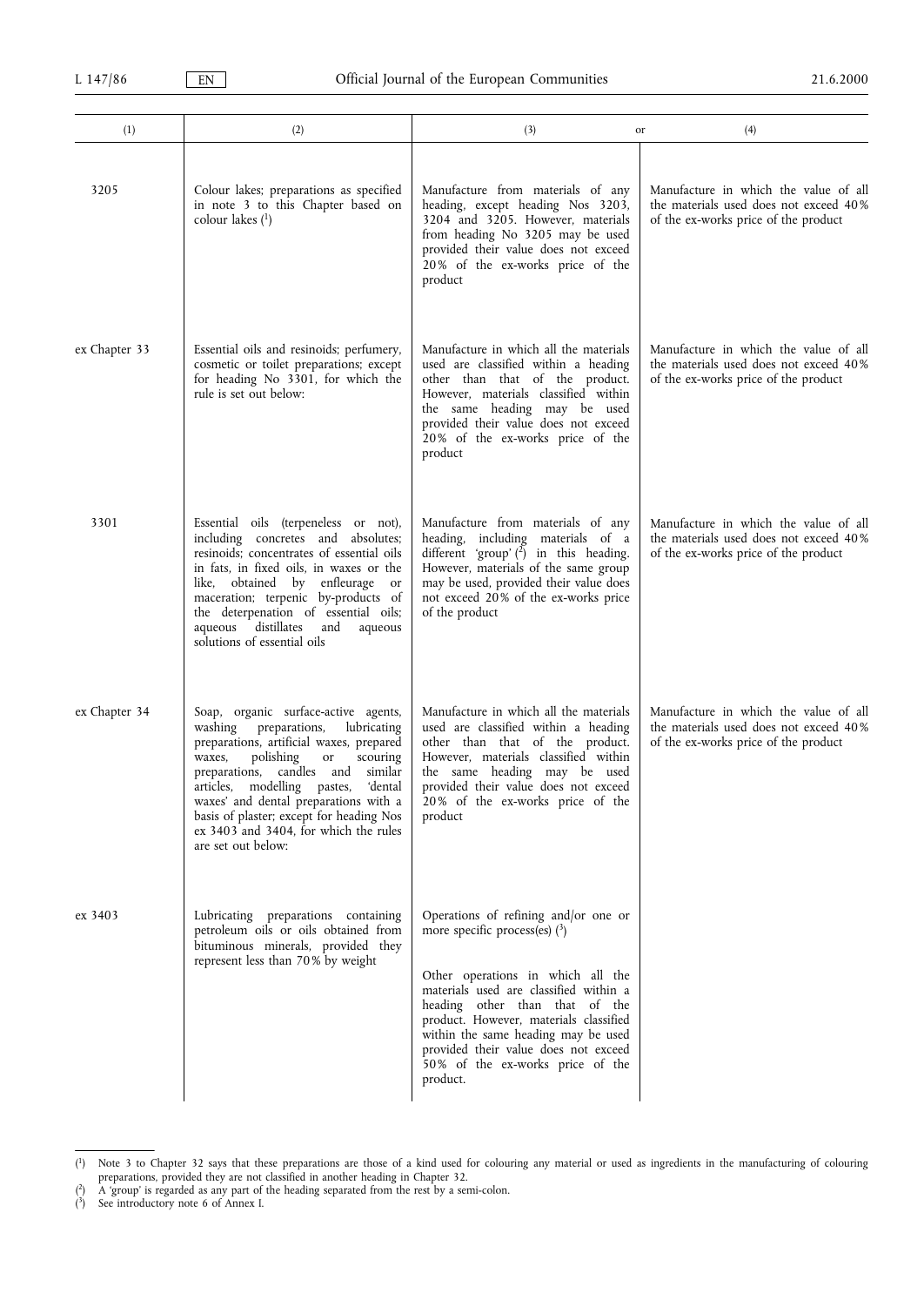| (1) | (2) | (3) or | (4) |
|---|---|---|---|
| 3205 | Colour lakes; preparations as specified in note 3 to this Chapter based on colour lakes [1] | Manufacture from materials of any heading, except heading Nos 3203, 3204 and 3205. However, materials from heading No 3205 may be used provided their value does not exceed 20% of the ex-works price of the product | Manufacture in which the value of all the materials used does not exceed 40% of the ex-works price of the product |
| ex Chapter 33 | Essential oils and resinoids; perfumery, cosmetic or toilet preparations; except for heading No 3301, for which the rule is set out below: | Manufacture in which all the materials used are classified within a heading other than that of the product. However, materials classified within the same heading may be used provided their value does not exceed 20% of the ex-works price of the product | Manufacture in which the value of all the materials used does not exceed 40% of the ex-works price of the product |
| 3301 | Essential oils (terpeneless or not), including concretes and absolutes; resinoids; concentrates of essential oils in fats, in fixed oils, in waxes or the like, obtained by enfleurage or maceration; terpenic by-products of the deterpenation of essential oils; aqueous distillates and aqueous solutions of essential oils | Manufacture from materials of any heading, including materials of a different 'group' [2] in this heading. However, materials of the same group may be used, provided their value does not exceed 20% of the ex-works price of the product | Manufacture in which the value of all the materials used does not exceed 40% of the ex-works price of the product |
| ex Chapter 34 | Soap, organic surface-active agents, washing preparations, lubricating preparations, artificial waxes, prepared waxes, polishing or scouring preparations, candles and similar articles, modelling pastes, 'dental waxes' and dental preparations with a basis of plaster; except for heading Nos ex 3403 and 3404, for which the rules are set out below: | Manufacture in which all the materials used are classified within a heading other than that of the product. However, materials classified within the same heading may be used provided their value does not exceed 20% of the ex-works price of the product | Manufacture in which the value of all the materials used does not exceed 40% of the ex-works price of the product |
| ex 3403 | Lubricating preparations containing petroleum oils or oils obtained from bituminous minerals, provided they represent less than 70% by weight | Operations of refining and/or one or more specific process(es) [3]<br><br>Other operations in which all the materials used are classified within a heading other than that of the product. However, materials classified within the same heading may be used provided their value does not exceed 50% of the ex-works price of the product. | |

[1] Note 3 to Chapter 32 says that these preparations are those of a kind used for colouring any material or used as ingredients in the manufacturing of colouring preparations, provided they are not classified in another heading in Chapter 32.

[2] A 'group' is regarded as any part of the heading separated from the rest by a semi-colon.

[3] See introductory note 6 of Annex I.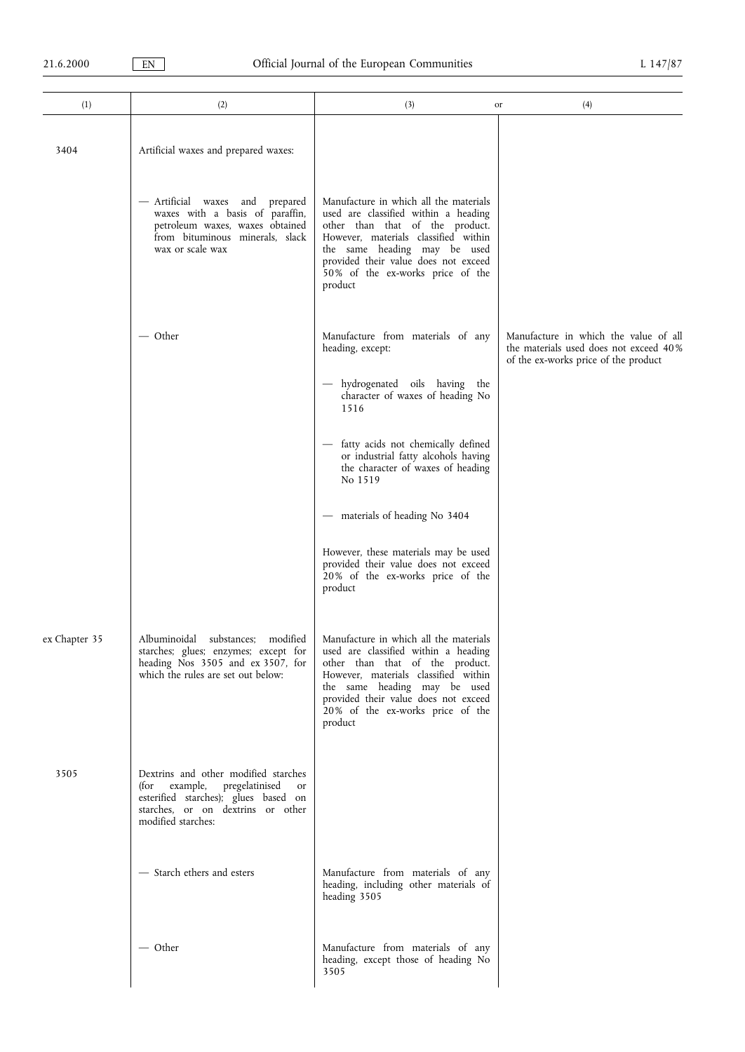| (1) | (2) | (3) or | (4) |
|---|---|---|---|
| 3404 | Artificial waxes and prepared waxes: | | |
| | — Artificial waxes and prepared waxes with a basis of paraffin, petroleum waxes, waxes obtained from bituminous minerals, slack wax or scale wax | Manufacture in which all the materials used are classified within a heading other than that of the product. However, materials classified within the same heading may be used provided their value does not exceed 50% of the ex-works price of the product | |
| | — Other | Manufacture from materials of any heading, except:<br>— hydrogenated oils having the character of waxes of heading No 1516<br>— fatty acids not chemically defined or industrial fatty alcohols having the character of waxes of heading No 1519<br>— materials of heading No 3404<br>However, these materials may be used provided their value does not exceed 20% of the ex-works price of the product | Manufacture in which the value of all the materials used does not exceed 40% of the ex-works price of the product |
| ex Chapter 35 | Albuminoidal substances; modified starches; glues; enzymes; except for heading Nos 3505 and ex 3507, for which the rules are set out below: | Manufacture in which all the materials used are classified within a heading other than that of the product. However, materials classified within the same heading may be used provided their value does not exceed 20% of the ex-works price of the product | |
| 3505 | Dextrins and other modified starches (for example, pregelatinised or esterified starches); glues based on starches, or on dextrins or other modified starches: | | |
| | — Starch ethers and esters | Manufacture from materials of any heading, including other materials of heading 3505 | |
| | — Other | Manufacture from materials of any heading, except those of heading No 3505 | |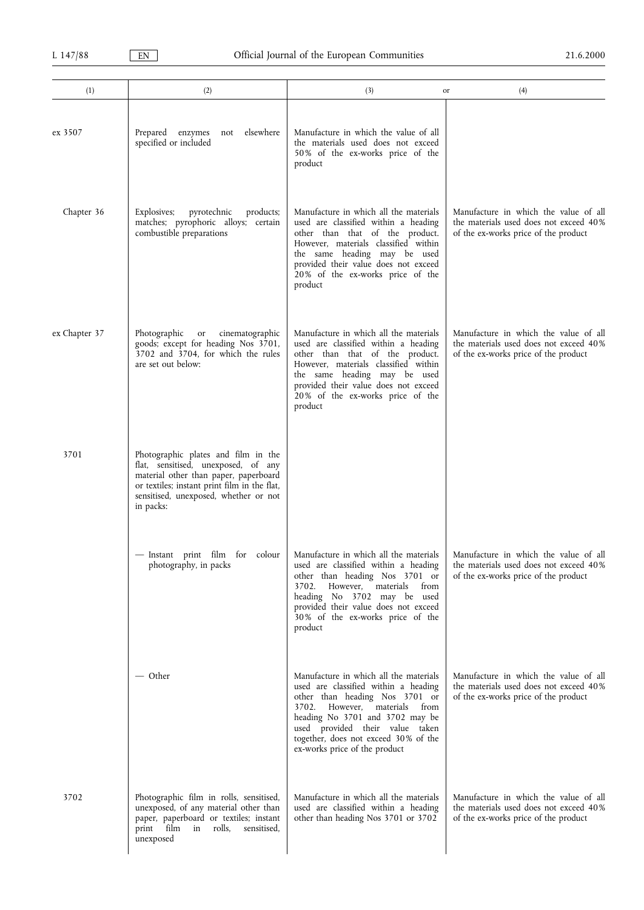| (1) | (2) | (3) or | (4) |
| --- | --- | --- | --- |
| ex 3507 | Prepared enzymes not elsewhere specified or included | Manufacture in which the value of all the materials used does not exceed 50% of the ex-works price of the product | |
| Chapter 36 | Explosives; pyrotechnic products; matches; pyrophoric alloys; certain combustible preparations | Manufacture in which all the materials used are classified within a heading other than that of the product. However, materials classified within the same heading may be used provided their value does not exceed 20% of the ex-works price of the product | Manufacture in which the value of all the materials used does not exceed 40% of the ex-works price of the product |
| ex Chapter 37 | Photographic or cinematographic goods; except for heading Nos 3701, 3702 and 3704, for which the rules are set out below: | Manufacture in which all the materials used are classified within a heading other than that of the product. However, materials classified within the same heading may be used provided their value does not exceed 20% of the ex-works price of the product | Manufacture in which the value of all the materials used does not exceed 40% of the ex-works price of the product |
| 3701 | Photographic plates and film in the flat, sensitised, unexposed, of any material other than paper, paperboard or textiles; instant print film in the flat, sensitised, unexposed, whether or not in packs: | | |
| | — Instant print film for colour photography, in packs | Manufacture in which all the materials used are classified within a heading other than heading Nos 3701 or 3702. However, materials from heading No 3702 may be used provided their value does not exceed 30% of the ex-works price of the product | Manufacture in which the value of all the materials used does not exceed 40% of the ex-works price of the product |
| | — Other | Manufacture in which all the materials used are classified within a heading other than heading Nos 3701 or 3702. However, materials from heading No 3701 and 3702 may be used provided their value taken together, does not exceed 30% of the ex-works price of the product | Manufacture in which the value of all the materials used does not exceed 40% of the ex-works price of the product |
| 3702 | Photographic film in rolls, sensitised, unexposed, of any material other than paper, paperboard or textiles; instant print film in rolls, sensitised, unexposed | Manufacture in which all the materials used are classified within a heading other than heading Nos 3701 or 3702 | Manufacture in which the value of all the materials used does not exceed 40% of the ex-works price of the product |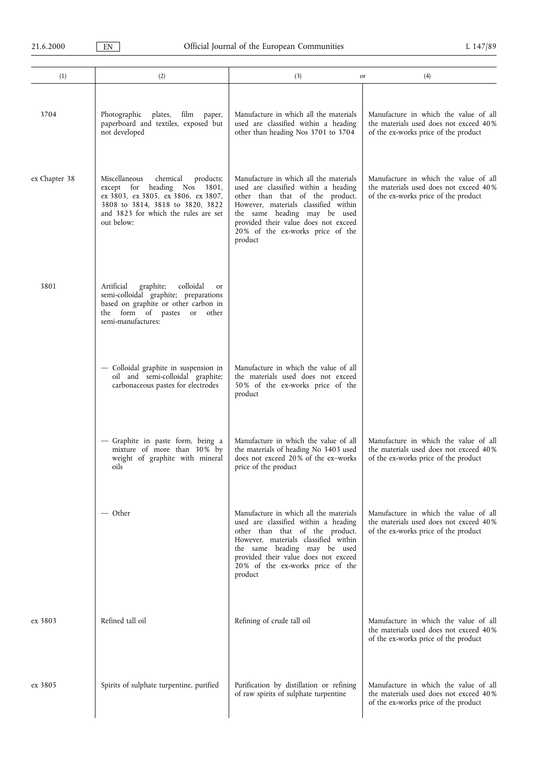| (1) | (2) | (3) or | (4) |
|---|---|---|---|
| 3704 | Photographic plates, film paper, paperboard and textiles, exposed but not developed | Manufacture in which all the materials used are classified within a heading other than heading Nos 3701 to 3704 | Manufacture in which the value of all the materials used does not exceed 40% of the ex-works price of the product |
| ex Chapter 38 | Miscellaneous chemical products; except for heading Nos 3801, ex 3803, ex 3805, ex 3806, ex 3807, 3808 to 3814, 3818 to 3820, 3822 and 3823 for which the rules are set out below: | Manufacture in which all the materials used are classified within a heading other than that of the product. However, materials classified within the same heading may be used provided their value does not exceed 20% of the ex-works price of the product | Manufacture in which the value of all the materials used does not exceed 40% of the ex-works price of the product |
| 3801 | Artificial graphite; colloidal or semi-colloidal graphite; preparations based on graphite or other carbon in the form of pastes or other semi-manufactures: | | |
| | — Colloidal graphite in suspension in oil and semi-colloidal graphite; carbonaceous pastes for electrodes | Manufacture in which the value of all the materials used does not exceed 50% of the ex-works price of the product | |
| | — Graphite in paste form, being a mixture of more than 30% by weight of graphite with mineral oils | Manufacture in which the value of all the materials of heading No 3403 used does not exceed 20% of the ex–works price of the product | Manufacture in which the value of all the materials used does not exceed 40% of the ex-works price of the product |
| | — Other | Manufacture in which all the materials used are classified within a heading other than that of the product. However, materials classified within the same heading may be used provided their value does not exceed 20% of the ex-works price of the product | Manufacture in which the value of all the materials used does not exceed 40% of the ex-works price of the product |
| ex 3803 | Refined tall oil | Refining of crude tall oil | Manufacture in which the value of all the materials used does not exceed 40% of the ex-works price of the product |
| ex 3805 | Spirits of sulphate turpentine, purified | Purification by distillation or refining of raw spirits of sulphate turpentine | Manufacture in which the value of all the materials used does not exceed 40% of the ex-works price of the product |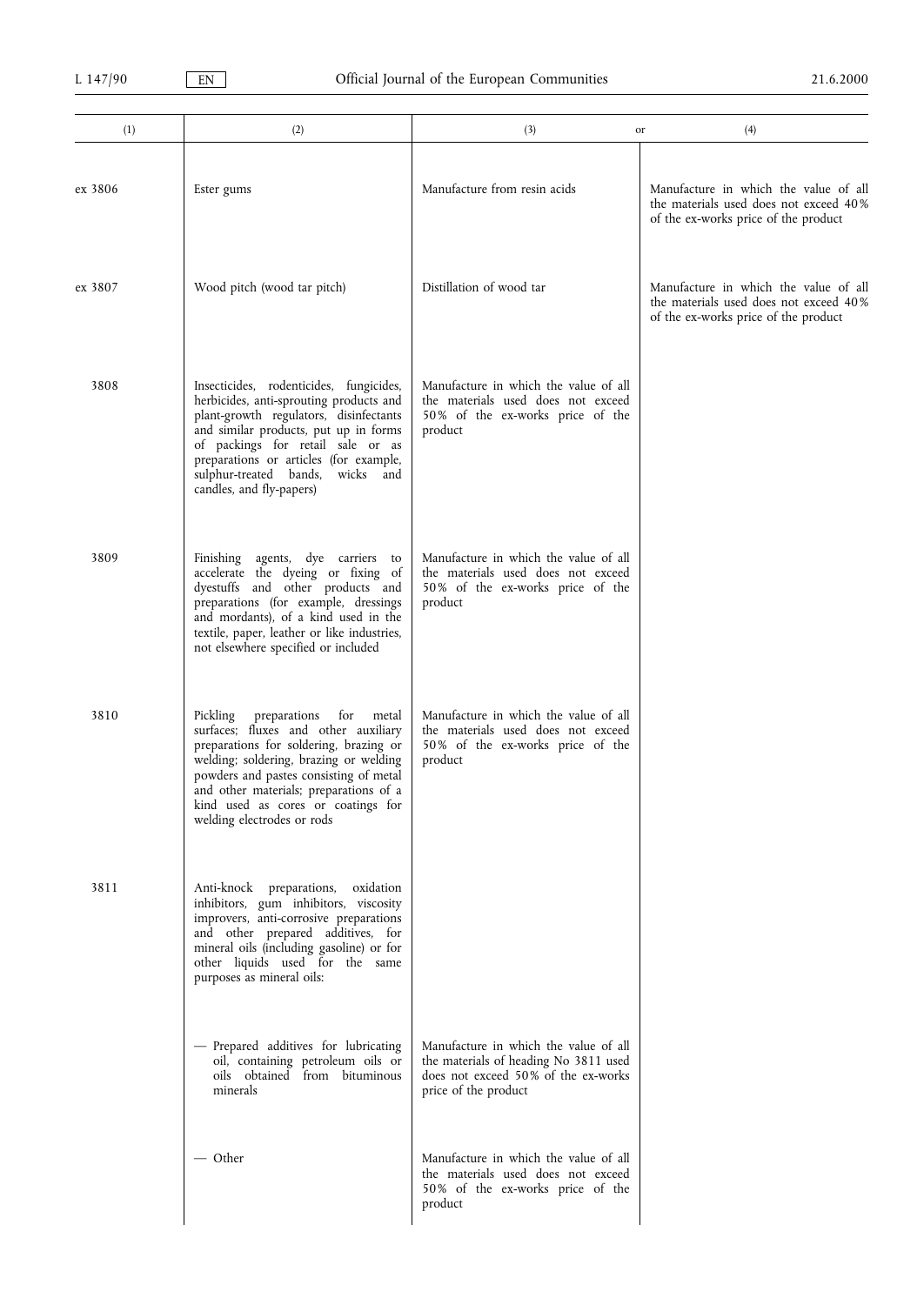| (1) | (2) | (3) or | (4) |
|---|---|---|---|
| ex 3806 | Ester gums | Manufacture from resin acids | Manufacture in which the value of all the materials used does not exceed 40 % of the ex-works price of the product |
| ex 3807 | Wood pitch (wood tar pitch) | Distillation of wood tar | Manufacture in which the value of all the materials used does not exceed 40 % of the ex-works price of the product |
| 3808 | Insecticides, rodenticides, fungicides, herbicides, anti-sprouting products and plant-growth regulators, disinfectants and similar products, put up in forms of packings for retail sale or as preparations or articles (for example, sulphur-treated bands, wicks and candles, and fly-papers) | Manufacture in which the value of all the materials used does not exceed 50 % of the ex-works price of the product | |
| 3809 | Finishing agents, dye carriers to accelerate the dyeing or fixing of dyestuffs and other products and preparations (for example, dressings and mordants), of a kind used in the textile, paper, leather or like industries, not elsewhere specified or included | Manufacture in which the value of all the materials used does not exceed 50 % of the ex-works price of the product | |
| 3810 | Pickling preparations for metal surfaces; fluxes and other auxiliary preparations for soldering, brazing or welding; soldering, brazing or welding powders and pastes consisting of metal and other materials; preparations of a kind used as cores or coatings for welding electrodes or rods | Manufacture in which the value of all the materials used does not exceed 50 % of the ex-works price of the product | |
| 3811 | Anti-knock preparations, oxidation inhibitors, gum inhibitors, viscosity improvers, anti-corrosive preparations and other prepared additives, for mineral oils (including gasoline) or for other liquids used for the same purposes as mineral oils: | | |
| | — Prepared additives for lubricating oil, containing petroleum oils or oils obtained from bituminous minerals | Manufacture in which the value of all the materials of heading No 3811 used does not exceed 50 % of the ex-works price of the product | |
| | — Other | Manufacture in which the value of all the materials used does not exceed 50 % of the ex-works price of the product | |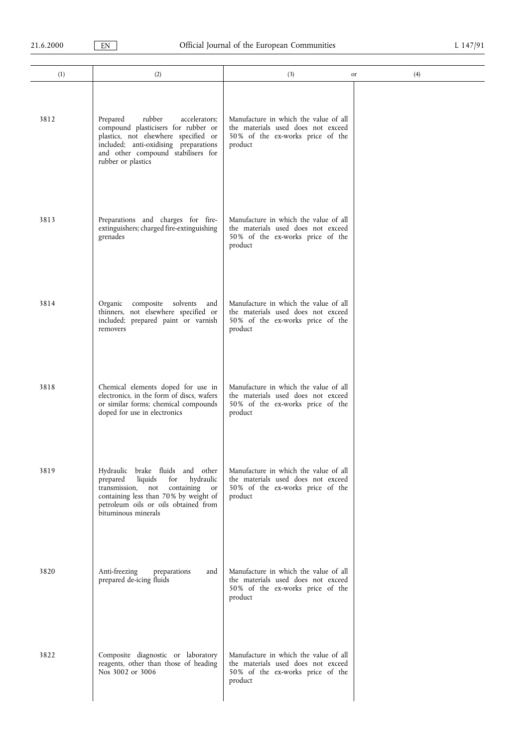| (1) | (2) | (3) | or | (4) |
|---|---|---|---|---|
| 3812 | Prepared rubber accelerators; compound plasticisers for rubber or plastics, not elsewhere specified or included; anti-oxidising preparations and other compound stabilisers for rubber or plastics | Manufacture in which the value of all the materials used does not exceed 50% of the ex-works price of the product | | |
| 3813 | Preparations and charges for fire-extinguishers; charged fire-extinguishing grenades | Manufacture in which the value of all the materials used does not exceed 50% of the ex-works price of the product | | |
| 3814 | Organic composite solvents and thinners, not elsewhere specified or included; prepared paint or varnish removers | Manufacture in which the value of all the materials used does not exceed 50% of the ex-works price of the product | | |
| 3818 | Chemical elements doped for use in electronics, in the form of discs, wafers or similar forms; chemical compounds doped for use in electronics | Manufacture in which the value of all the materials used does not exceed 50% of the ex-works price of the product | | |
| 3819 | Hydraulic brake fluids and other prepared liquids for hydraulic transmission, not containing or containing less than 70% by weight of petroleum oils or oils obtained from bituminous minerals | Manufacture in which the value of all the materials used does not exceed 50% of the ex-works price of the product | | |
| 3820 | Anti-freezing preparations and prepared de-icing fluids | Manufacture in which the value of all the materials used does not exceed 50% of the ex-works price of the product | | |
| 3822 | Composite diagnostic or laboratory reagents, other than those of heading Nos 3002 or 3006 | Manufacture in which the value of all the materials used does not exceed 50% of the ex-works price of the product | | |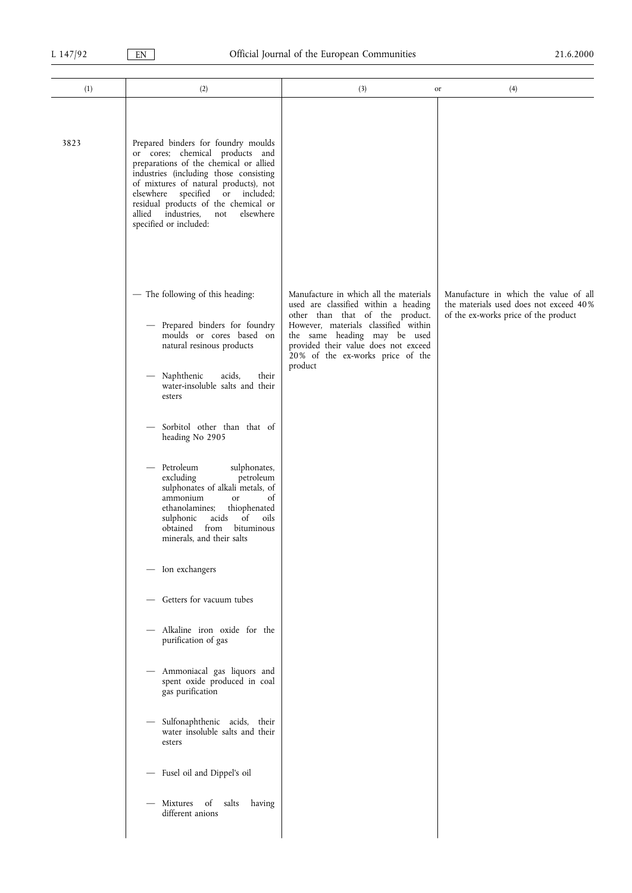| (1) | (2) | (3) | or | (4) |
|---|---|---|---|---|
| 3823 | Prepared binders for foundry moulds or cores; chemical products and preparations of the chemical or allied industries (including those consisting of mixtures of natural products), not elsewhere specified or included; residual products of the chemical or allied industries, not elsewhere specified or included: | | | |
| | — The following of this heading:<br><br>— Prepared binders for foundry moulds or cores based on natural resinous products<br><br>— Naphthenic acids, their water-insoluble salts and their esters<br><br>— Sorbitol other than that of heading No 2905<br><br>— Petroleum sulphonates, excluding petroleum sulphonates of alkali metals, of ammonium or of ethanolamines; thiophenated sulphonic acids of oils obtained from bituminous minerals, and their salts<br><br>— Ion exchangers<br><br>— Getters for vacuum tubes<br><br>— Alkaline iron oxide for the purification of gas<br><br>— Ammoniacal gas liquors and spent oxide produced in coal gas purification<br><br>— Sulfonaphthenic acids, their water insoluble salts and their esters<br><br>— Fusel oil and Dippel's oil<br><br>— Mixtures of salts having different anions | Manufacture in which all the materials used are classified within a heading other than that of the product. However, materials classified within the same heading may be used provided their value does not exceed 20% of the ex-works price of the product | | Manufacture in which the value of all the materials used does not exceed 40% of the ex-works price of the product |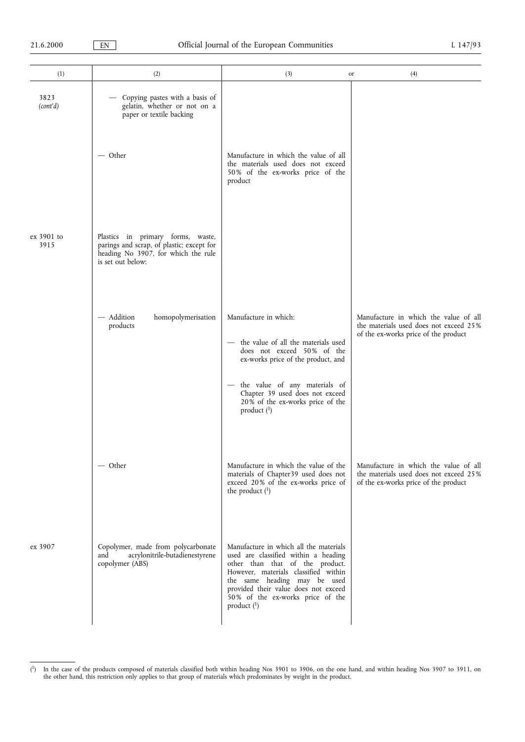| (1) | (2) | (3) | or (4) |
|---|---|---|---|
| 3823 *(cont'd)* | — Copying pastes with a basis of gelatin, whether or not on a paper or textile backing | | |
| | — Other | Manufacture in which the value of all the materials used does not exceed 50% of the ex-works price of the product | |
| ex 3901 to 3915 | Plastics in primary forms, waste, parings and scrap, of plastic; except for heading No 3907, for which the rule is set out below: | | |
| | — Addition homopolymerisation products | Manufacture in which: <br> — the value of all the materials used does not exceed 50% of the ex-works price of the product, and <br> — the value of any materials of Chapter 39 used does not exceed 20% of the ex-works price of the product [1] | Manufacture in which the value of all the materials used does not exceed 25% of the ex-works price of the product |
| | — Other | Manufacture in which the value of the materials of Chapter39 used does not exceed 20% of the ex-works price of the product [1] | Manufacture in which the value of all the materials used does not exceed 25% of the ex-works price of the product |
| ex 3907 | Copolymer, made from polycarbonate and acrylonitrile-butadienestyrene copolymer (ABS) | Manufacture in which all the materials used are classified within a heading other than that of the product. However, materials classified within the same heading may be used provided their value does not exceed 50% of the ex-works price of the product [1] | |

[1] In the case of the products composed of materials classified both within heading Nos 3901 to 3906, on the one hand, and within heading Nos 3907 to 3911, on the other hand, this restriction only applies to that group of materials which predominates by weight in the product.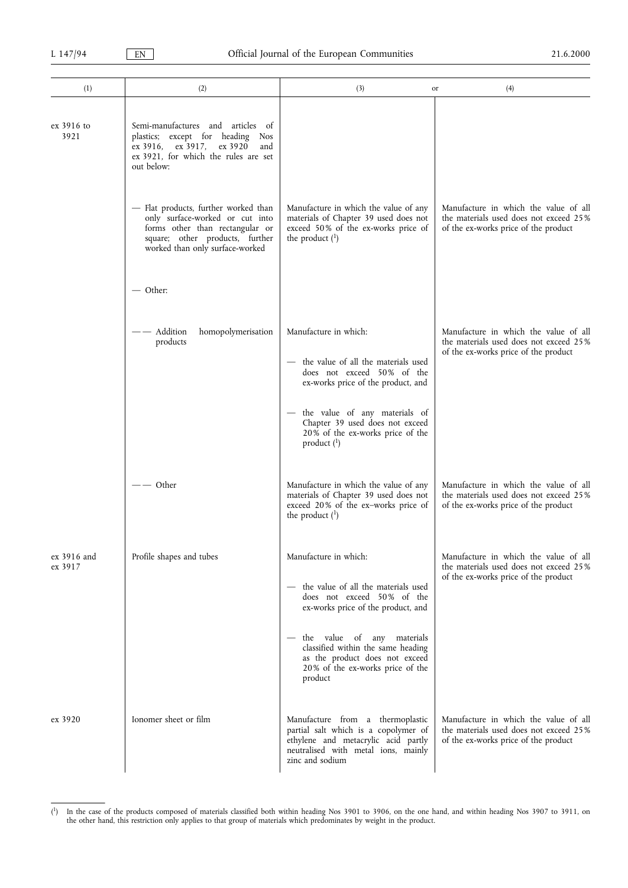| (1) | (2) | (3) or | (4) |
|---|---|---|---|
| ex 3916 to 3921 | Semi-manufactures and articles of plastics; except for heading Nos ex 3916, ex 3917, ex 3920 and ex 3921, for which the rules are set out below: | | |
| | — Flat products, further worked than only surface-worked or cut into forms other than rectangular or square; other products, further worked than only surface-worked | Manufacture in which the value of any materials of Chapter 39 used does not exceed 50% of the ex-works price of the product (1) | Manufacture in which the value of all the materials used does not exceed 25% of the ex-works price of the product |
| | — Other: | | |
| | — — Addition homopolymerisation products | Manufacture in which:<br>— the value of all the materials used does not exceed 50% of the ex-works price of the product, and<br>— the value of any materials of Chapter 39 used does not exceed 20% of the ex-works price of the product (1) | Manufacture in which the value of all the materials used does not exceed 25% of the ex-works price of the product |
| | — — Other | Manufacture in which the value of any materials of Chapter 39 used does not exceed 20% of the ex–works price of the product (1) | Manufacture in which the value of all the materials used does not exceed 25% of the ex-works price of the product |
| ex 3916 and ex 3917 | Profile shapes and tubes | Manufacture in which:<br>— the value of all the materials used does not exceed 50% of the ex-works price of the product, and<br>— the value of any materials classified within the same heading as the product does not exceed 20% of the ex-works price of the product | Manufacture in which the value of all the materials used does not exceed 25% of the ex-works price of the product |
| ex 3920 | Ionomer sheet or film | Manufacture from a thermoplastic partial salt which is a copolymer of ethylene and metacrylic acid partly neutralised with metal ions, mainly zinc and sodium | Manufacture in which the value of all the materials used does not exceed 25% of the ex-works price of the product |

(1) In the case of the products composed of materials classified both within heading Nos 3901 to 3906, on the one hand, and within heading Nos 3907 to 3911, on the other hand, this restriction only applies to that group of materials which predominates by weight in the product.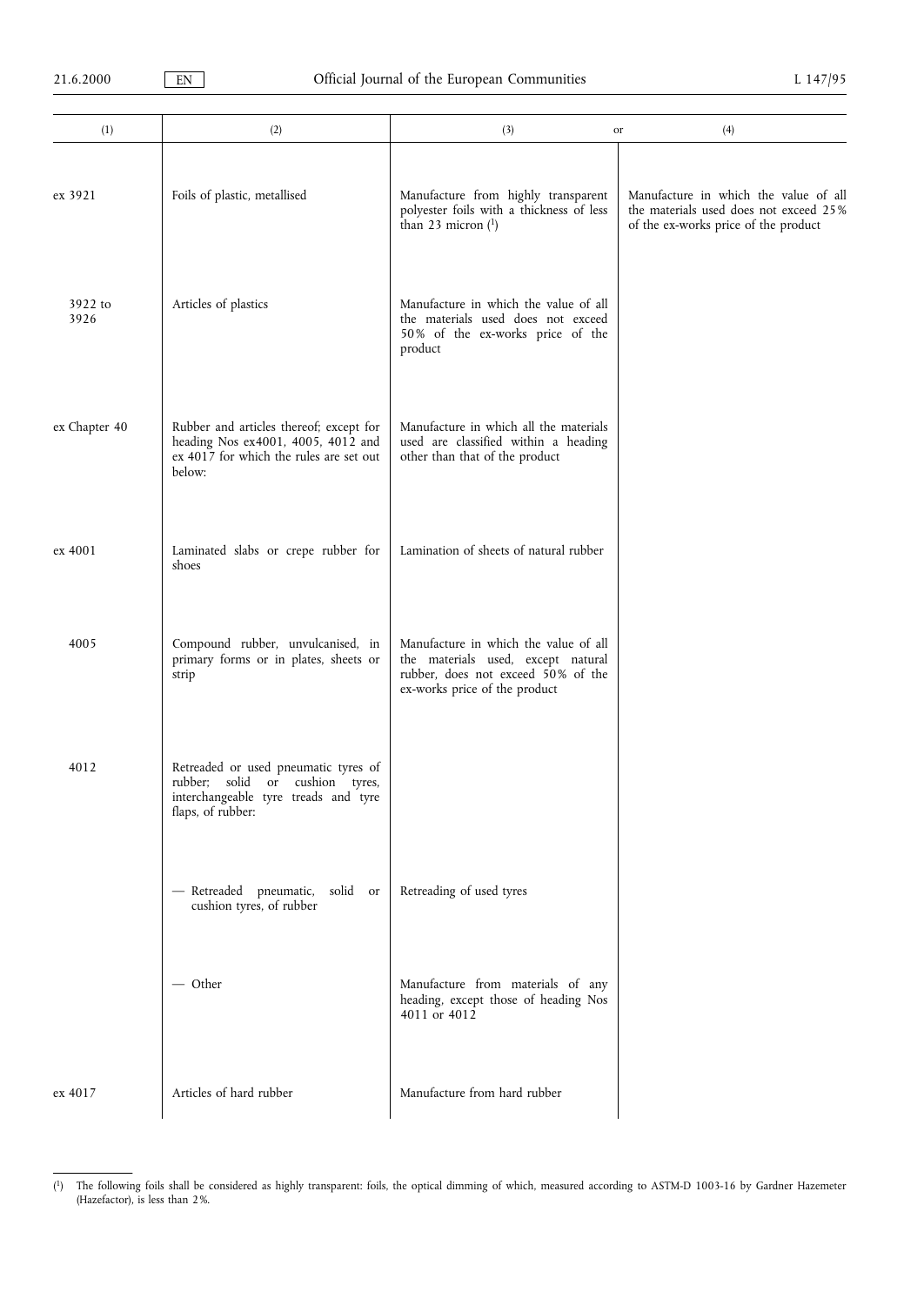| (1) | (2) | (3) or | (4) |
|---|---|---|---|
| ex 3921 | Foils of plastic, metallised | Manufacture from highly transparent polyester foils with a thickness of less than 23 micron ([1]) | Manufacture in which the value of all the materials used does not exceed 25% of the ex-works price of the product |
| 3922 to 3926 | Articles of plastics | Manufacture in which the value of all the materials used does not exceed 50% of the ex-works price of the product | |
| ex Chapter 40 | Rubber and articles thereof; except for heading Nos ex4001, 4005, 4012 and ex 4017 for which the rules are set out below: | Manufacture in which all the materials used are classified within a heading other than that of the product | |
| ex 4001 | Laminated slabs or crepe rubber for shoes | Lamination of sheets of natural rubber | |
| 4005 | Compound rubber, unvulcanised, in primary forms or in plates, sheets or strip | Manufacture in which the value of all the materials used, except natural rubber, does not exceed 50% of the ex-works price of the product | |
| 4012 | Retreaded or used pneumatic tyres of rubber; solid or cushion tyres, interchangeable tyre treads and tyre flaps, of rubber: | | |
| | — Retreaded pneumatic, solid or cushion tyres, of rubber | Retreading of used tyres | |
| | — Other | Manufacture from materials of any heading, except those of heading Nos 4011 or 4012 | |
| ex 4017 | Articles of hard rubber | Manufacture from hard rubber | |

([1]) The following foils shall be considered as highly transparent: foils, the optical dimming of which, measured according to ASTM-D 1003-16 by Gardner Hazemeter (Hazefactor), is less than 2%.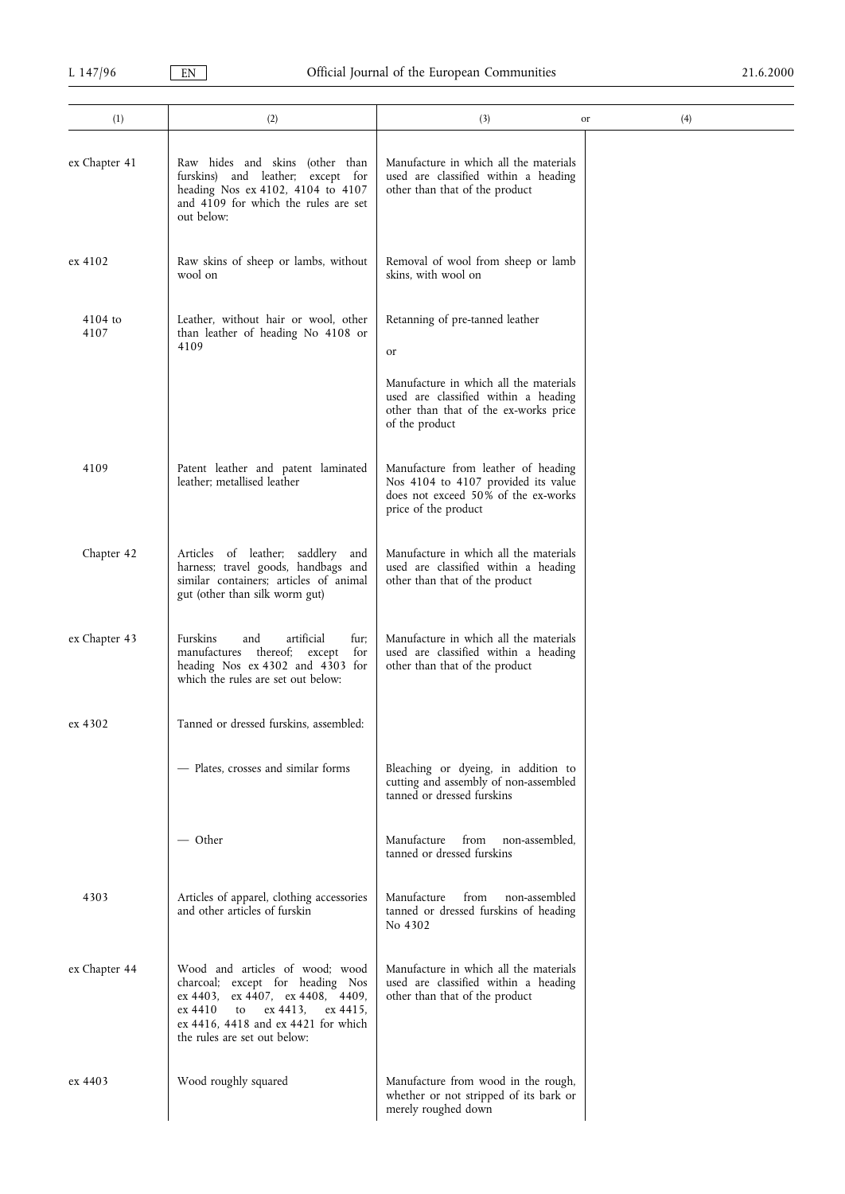| (1) | (2) | (3) or | (4) |
|---|---|---|---|
| ex Chapter 41 | Raw hides and skins (other than furskins) and leather; except for heading Nos ex 4102, 4104 to 4107 and 4109 for which the rules are set out below: | Manufacture in which all the materials used are classified within a heading other than that of the product | |
| ex 4102 | Raw skins of sheep or lambs, without wool on | Removal of wool from sheep or lamb skins, with wool on | |
| 4104 to 4107 | Leather, without hair or wool, other than leather of heading No 4108 or 4109 | Retanning of pre-tanned leather<br><br>or<br><br>Manufacture in which all the materials used are classified within a heading other than that of the ex-works price of the product | |
| 4109 | Patent leather and patent laminated leather; metallised leather | Manufacture from leather of heading Nos 4104 to 4107 provided its value does not exceed 50% of the ex-works price of the product | |
| Chapter 42 | Articles of leather; saddlery and harness; travel goods, handbags and similar containers; articles of animal gut (other than silk worm gut) | Manufacture in which all the materials used are classified within a heading other than that of the product | |
| ex Chapter 43 | Furskins and artificial fur; manufactures thereof; except for heading Nos ex 4302 and 4303 for which the rules are set out below: | Manufacture in which all the materials used are classified within a heading other than that of the product | |
| ex 4302 | Tanned or dressed furskins, assembled: | | |
| | — Plates, crosses and similar forms | Bleaching or dyeing, in addition to cutting and assembly of non-assembled tanned or dressed furskins | |
| | — Other | Manufacture from non-assembled, tanned or dressed furskins | |
| 4303 | Articles of apparel, clothing accessories and other articles of furskin | Manufacture from non-assembled tanned or dressed furskins of heading No 4302 | |
| ex Chapter 44 | Wood and articles of wood; wood charcoal; except for heading Nos ex 4403, ex 4407, ex 4408, 4409, ex 4410 to ex 4413, ex 4415, ex 4416, 4418 and ex 4421 for which the rules are set out below: | Manufacture in which all the materials used are classified within a heading other than that of the product | |
| ex 4403 | Wood roughly squared | Manufacture from wood in the rough, whether or not stripped of its bark or merely roughed down | |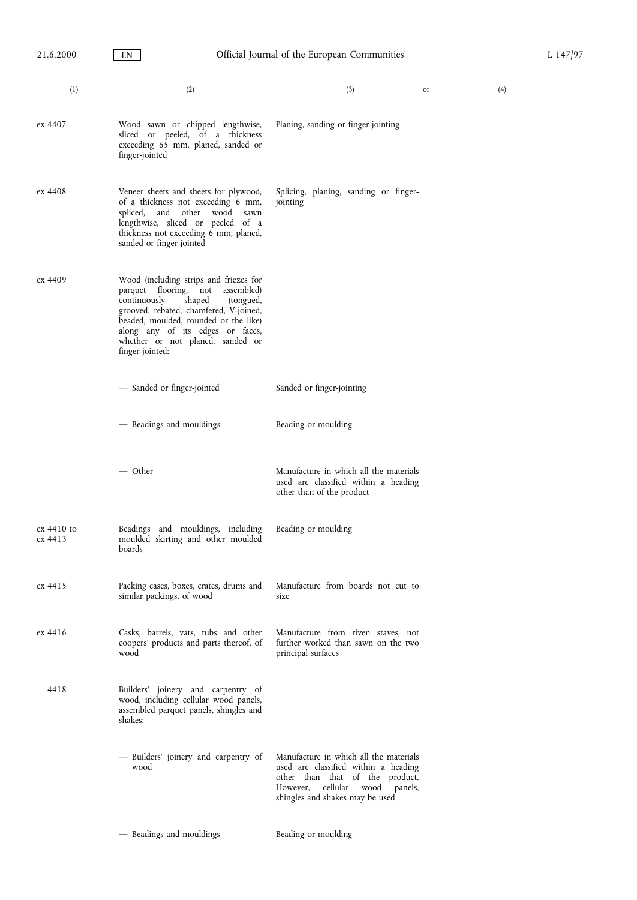| (1) | (2) | (3) or | (4) |
|---|---|---|---|
| ex 4407 | Wood sawn or chipped lengthwise, sliced or peeled, of a thickness exceeding 65 mm, planed, sanded or finger-jointed | Planing, sanding or finger-jointing | |
| ex 4408 | Veneer sheets and sheets for plywood, of a thickness not exceeding 6 mm, spliced, and other wood sawn lengthwise, sliced or peeled of a thickness not exceeding 6 mm, planed, sanded or finger-jointed | Splicing, planing, sanding or finger-jointing | |
| ex 4409 | Wood (including strips and friezes for parquet flooring, not assembled) continuously shaped (tongued, grooved, rebated, chamfered, V-joined, beaded, moulded, rounded or the like) along any of its edges or faces, whether or not planed, sanded or finger-jointed: | | |
| | — Sanded or finger-jointed | Sanded or finger-jointing | |
| | — Beadings and mouldings | Beading or moulding | |
| | — Other | Manufacture in which all the materials used are classified within a heading other than of the product | |
| ex 4410 to ex 4413 | Beadings and mouldings, including moulded skirting and other moulded boards | Beading or moulding | |
| ex 4415 | Packing cases, boxes, crates, drums and similar packings, of wood | Manufacture from boards not cut to size | |
| ex 4416 | Casks, barrels, vats, tubs and other coopers' products and parts thereof, of wood | Manufacture from riven staves, not further worked than sawn on the two principal surfaces | |
| 4418 | Builders' joinery and carpentry of wood, including cellular wood panels, assembled parquet panels, shingles and shakes: | | |
| | — Builders' joinery and carpentry of wood | Manufacture in which all the materials used are classified within a heading other than that of the product. However, cellular wood panels, shingles and shakes may be used | |
| | — Beadings and mouldings | Beading or moulding | |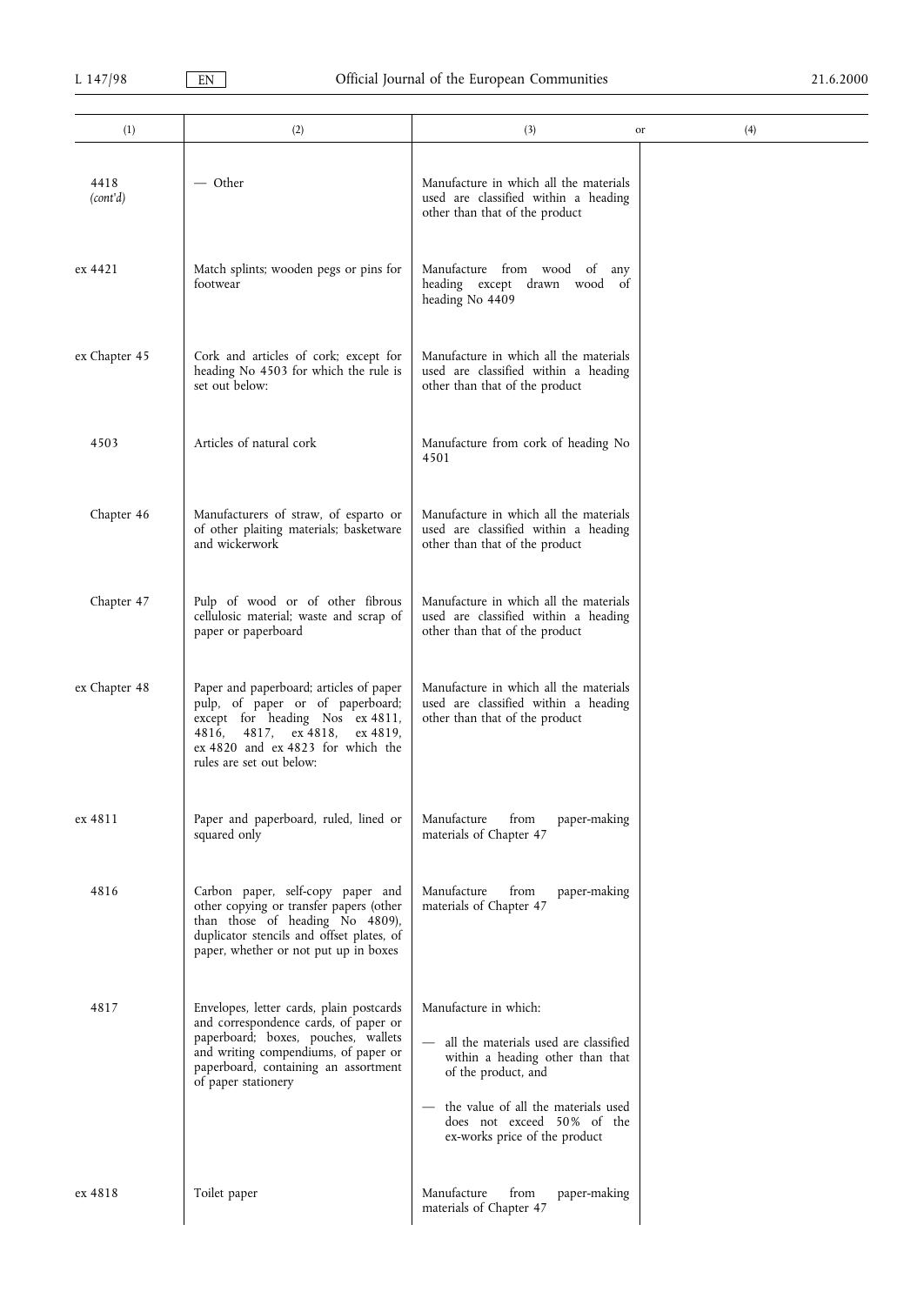| (1) | (2) | (3) or | (4) |
|---|---|---|---|
| 4418 *(cont'd)* | — Other | Manufacture in which all the materials used are classified within a heading other than that of the product | |
| ex 4421 | Match splints; wooden pegs or pins for footwear | Manufacture from wood of any heading except drawn wood of heading No 4409 | |
| ex Chapter 45 | Cork and articles of cork; except for heading No 4503 for which the rule is set out below: | Manufacture in which all the materials used are classified within a heading other than that of the product | |
| 4503 | Articles of natural cork | Manufacture from cork of heading No 4501 | |
| Chapter 46 | Manufacturers of straw, of esparto or of other plaiting materials; basketware and wickerwork | Manufacture in which all the materials used are classified within a heading other than that of the product | |
| Chapter 47 | Pulp of wood or of other fibrous cellulosic material; waste and scrap of paper or paperboard | Manufacture in which all the materials used are classified within a heading other than that of the product | |
| ex Chapter 48 | Paper and paperboard; articles of paper pulp, of paper or of paperboard; except for heading Nos ex 4811, 4816, 4817, ex 4818, ex 4819, ex 4820 and ex 4823 for which the rules are set out below: | Manufacture in which all the materials used are classified within a heading other than that of the product | |
| ex 4811 | Paper and paperboard, ruled, lined or squared only | Manufacture from paper-making materials of Chapter 47 | |
| 4816 | Carbon paper, self-copy paper and other copying or transfer papers (other than those of heading No 4809), duplicator stencils and offset plates, of paper, whether or not put up in boxes | Manufacture from paper-making materials of Chapter 47 | |
| 4817 | Envelopes, letter cards, plain postcards and correspondence cards, of paper or paperboard; boxes, pouches, wallets and writing compendiums, of paper or paperboard, containing an assortment of paper stationery | Manufacture in which:<br>— all the materials used are classified within a heading other than that of the product, and<br>— the value of all the materials used does not exceed 50% of the ex-works price of the product | |
| ex 4818 | Toilet paper | Manufacture from paper-making materials of Chapter 47 | |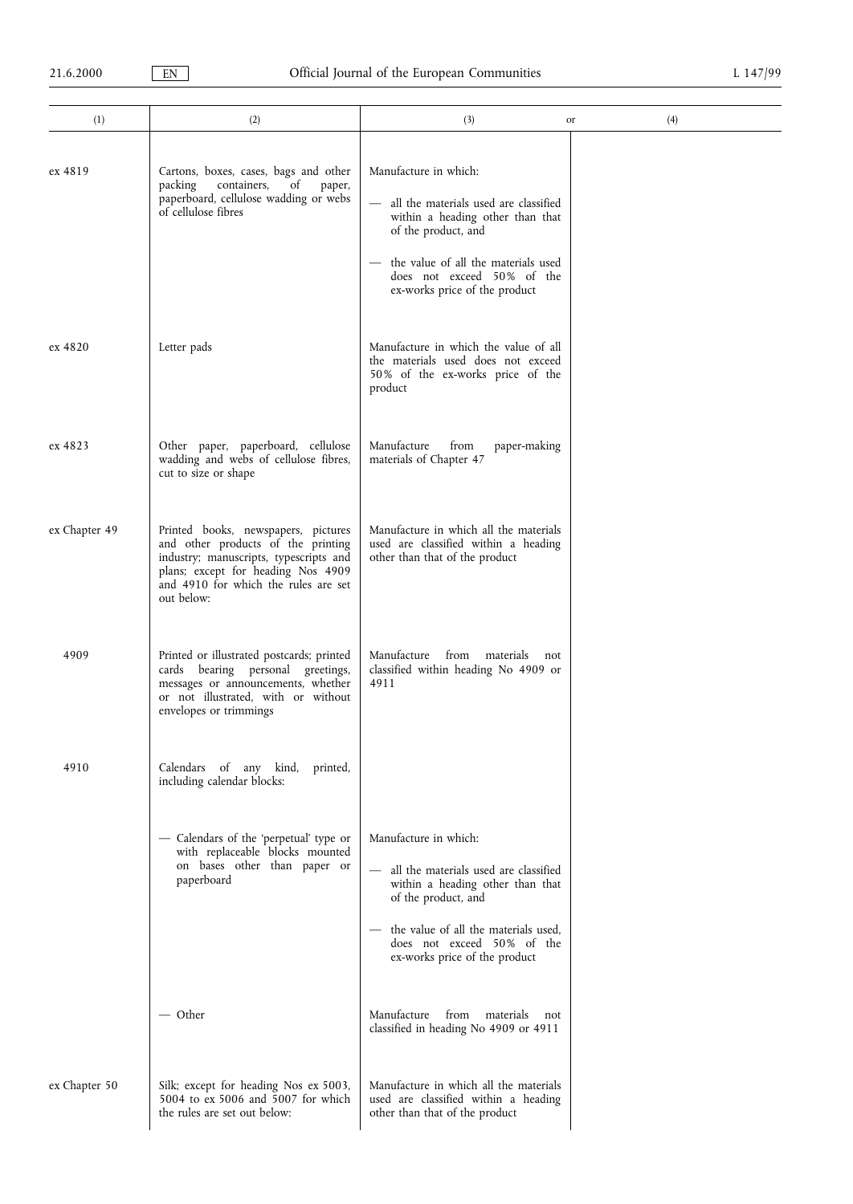| (1) | (2) | (3) or | (4) |
|---|---|---|---|
| ex 4819 | Cartons, boxes, cases, bags and other packing containers, of paper, paperboard, cellulose wadding or webs of cellulose fibres | Manufacture in which:<br>— all the materials used are classified within a heading other than that of the product, and<br>— the value of all the materials used does not exceed 50% of the ex-works price of the product | |
| ex 4820 | Letter pads | Manufacture in which the value of all the materials used does not exceed 50% of the ex-works price of the product | |
| ex 4823 | Other paper, paperboard, cellulose wadding and webs of cellulose fibres, cut to size or shape | Manufacture from paper-making materials of Chapter 47 | |
| ex Chapter 49 | Printed books, newspapers, pictures and other products of the printing industry; manuscripts, typescripts and plans; except for heading Nos 4909 and 4910 for which the rules are set out below: | Manufacture in which all the materials used are classified within a heading other than that of the product | |
| 4909 | Printed or illustrated postcards; printed cards bearing personal greetings, messages or announcements, whether or not illustrated, with or without envelopes or trimmings | Manufacture from materials not classified within heading No 4909 or 4911 | |
| 4910 | Calendars of any kind, printed, including calendar blocks: | | |
| | — Calendars of the 'perpetual' type or with replaceable blocks mounted on bases other than paper or paperboard | Manufacture in which:<br>— all the materials used are classified within a heading other than that of the product, and<br>— the value of all the materials used, does not exceed 50% of the ex-works price of the product | |
| | — Other | Manufacture from materials not classified in heading No 4909 or 4911 | |
| ex Chapter 50 | Silk; except for heading Nos ex 5003, 5004 to ex 5006 and 5007 for which the rules are set out below: | Manufacture in which all the materials used are classified within a heading other than that of the product | |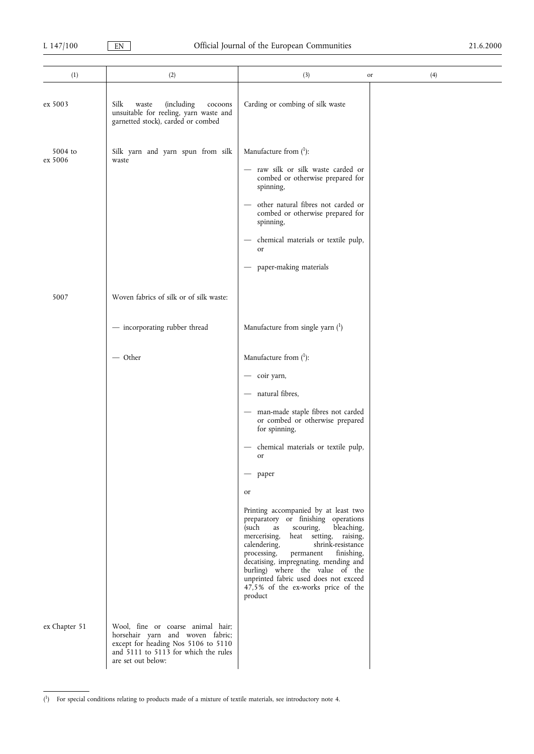| (1) | (2) | (3) or | (4) |
|---|---|---|---|
| ex 5003 | Silk waste (including cocoons unsuitable for reeling, yarn waste and garnetted stock), carded or combed | Carding or combing of silk waste | |
| 5004 to ex 5006 | Silk yarn and yarn spun from silk waste | Manufacture from [1]:<br>— raw silk or silk waste carded or combed or otherwise prepared for spinning,<br>— other natural fibres not carded or combed or otherwise prepared for spinning,<br>— chemical materials or textile pulp, or<br>— paper-making materials | |
| 5007 | Woven fabrics of silk or of silk waste: | | |
| | — incorporating rubber thread | Manufacture from single yarn [1] | |
| | — Other | Manufacture from [1]:<br>— coir yarn,<br>— natural fibres,<br>— man-made staple fibres not carded or combed or otherwise prepared for spinning,<br>— chemical materials or textile pulp, or<br>— paper<br>or<br>Printing accompanied by at least two preparatory or finishing operations (such as scouring, bleaching, mercerising, heat setting, raising, calendering, shrink-resistance processing, permanent finishing, decatising, impregnating, mending and burling) where the value of the unprinted fabric used does not exceed 47,5% of the ex-works price of the product | |
| ex Chapter 51 | Wool, fine or coarse animal hair; horsehair yarn and woven fabric; except for heading Nos 5106 to 5110 and 5111 to 5113 for which the rules are set out below: | | |

[1] For special conditions relating to products made of a mixture of textile materials, see introductory note 4.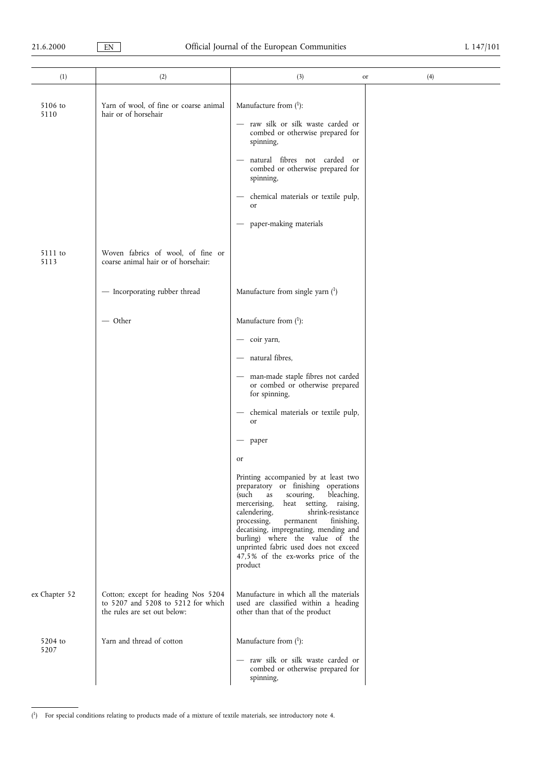| (1) | (2) | (3) or | (4) |
|---|---|---|---|
| 5106 to 5110 | Yarn of wool, of fine or coarse animal hair or of horsehair | Manufacture from [1]:<br>— raw silk or silk waste carded or combed or otherwise prepared for spinning,<br>— natural fibres not carded or combed or otherwise prepared for spinning,<br>— chemical materials or textile pulp, or<br>— paper-making materials | |
| 5111 to 5113 | Woven fabrics of wool, of fine or coarse animal hair or of horsehair: | | |
| | — Incorporating rubber thread | Manufacture from single yarn [1] | |
| | — Other | Manufacture from [1]:<br>— coir yarn,<br>— natural fibres,<br>— man-made staple fibres not carded or combed or otherwise prepared for spinning,<br>— chemical materials or textile pulp, or<br>— paper<br>or<br>Printing accompanied by at least two preparatory or finishing operations (such as scouring, bleaching, mercerising, heat setting, raising, calendering, shrink-resistance processing, permanent finishing, decatising, impregnating, mending and burling) where the value of the unprinted fabric used does not exceed 47,5% of the ex-works price of the product | |
| ex Chapter 52 | Cotton; except for heading Nos 5204 to 5207 and 5208 to 5212 for which the rules are set out below: | Manufacture in which all the materials used are classified within a heading other than that of the product | |
| 5204 to 5207 | Yarn and thread of cotton | Manufacture from [1]:<br>— raw silk or silk waste carded or combed or otherwise prepared for spinning, | |

[1] For special conditions relating to products made of a mixture of textile materials, see introductory note 4.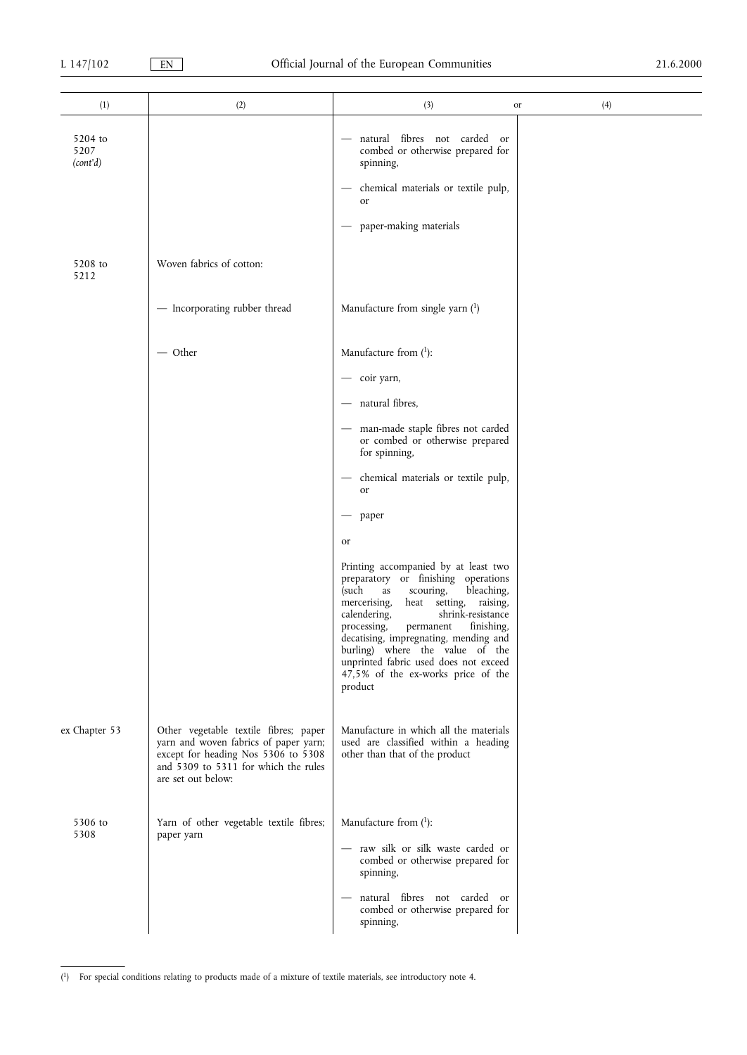| (1) | (2) | (3) or | (4) |
|---|---|---|---|
| 5204 to 5207 *(cont'd)* | | — natural fibres not carded or combed or otherwise prepared for spinning,<br>— chemical materials or textile pulp, or<br>— paper-making materials | |
| 5208 to 5212 | Woven fabrics of cotton: | | |
| | — Incorporating rubber thread | Manufacture from single yarn ([1]) | |
| | — Other | Manufacture from ([1]):<br>— coir yarn,<br>— natural fibres,<br>— man-made staple fibres not carded or combed or otherwise prepared for spinning,<br>— chemical materials or textile pulp, or<br>— paper<br>or<br>Printing accompanied by at least two preparatory or finishing operations (such as scouring, bleaching, mercerising, heat setting, raising, calendering, shrink-resistance processing, permanent finishing, decatising, impregnating, mending and burling) where the value of the unprinted fabric used does not exceed 47,5% of the ex-works price of the product | |
| ex Chapter 53 | Other vegetable textile fibres; paper yarn and woven fabrics of paper yarn; except for heading Nos 5306 to 5308 and 5309 to 5311 for which the rules are set out below: | Manufacture in which all the materials used are classified within a heading other than that of the product | |
| 5306 to 5308 | Yarn of other vegetable textile fibres; paper yarn | Manufacture from ([1]):<br>— raw silk or silk waste carded or combed or otherwise prepared for spinning,<br>— natural fibres not carded or combed or otherwise prepared for spinning, | |

([1]) For special conditions relating to products made of a mixture of textile materials, see introductory note 4.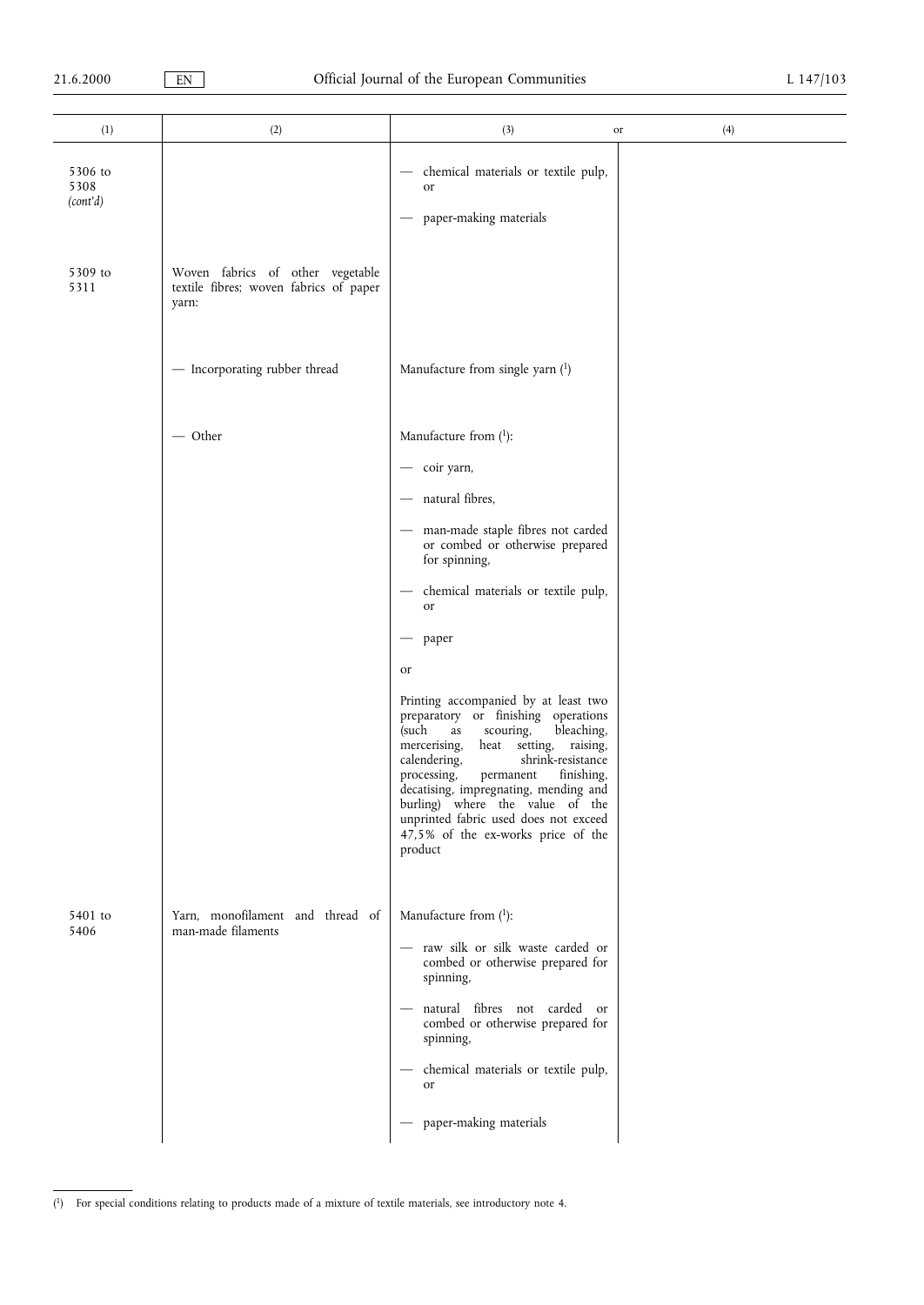| (1) | (2) | (3) or | (4) |
|---|---|---|---|
| 5306 to 5308 *(cont'd)* | | — chemical materials or textile pulp, or<br><br>— paper-making materials | |
| 5309 to 5311 | Woven fabrics of other vegetable textile fibres; woven fabrics of paper yarn: | | |
| | — Incorporating rubber thread | Manufacture from single yarn [1] | |
| | — Other | Manufacture from [1]:<br><br>— coir yarn,<br><br>— natural fibres,<br><br>— man-made staple fibres not carded or combed or otherwise prepared for spinning,<br><br>— chemical materials or textile pulp, or<br><br>— paper<br><br>or<br><br>Printing accompanied by at least two preparatory or finishing operations (such as scouring, bleaching, mercerising, heat setting, raising, calendering, shrink-resistance processing, permanent finishing, decatising, impregnating, mending and burling) where the value of the unprinted fabric used does not exceed 47,5% of the ex-works price of the product | |
| 5401 to 5406 | Yarn, monofilament and thread of man-made filaments | Manufacture from [1]:<br><br>— raw silk or silk waste carded or combed or otherwise prepared for spinning,<br><br>— natural fibres not carded or combed or otherwise prepared for spinning,<br><br>— chemical materials or textile pulp, or<br><br>— paper-making materials | |

[1] For special conditions relating to products made of a mixture of textile materials, see introductory note 4.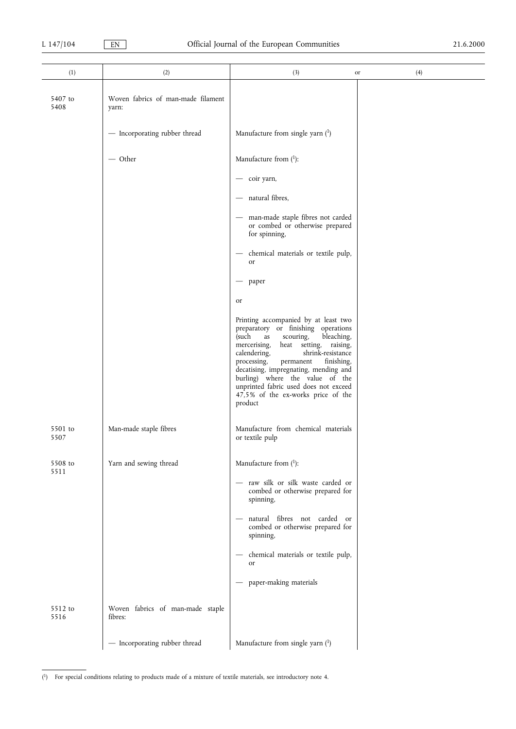| (1) | (2) | (3) or | (4) |
|---|---|---|---|
| 5407 to 5408 | Woven fabrics of man-made filament yarn: | | |
| | — Incorporating rubber thread | Manufacture from single yarn [1] | |
| | — Other | Manufacture from [1]:<br>— coir yarn,<br>— natural fibres,<br>— man-made staple fibres not carded or combed or otherwise prepared for spinning,<br>— chemical materials or textile pulp, or<br>— paper<br>or<br>Printing accompanied by at least two preparatory or finishing operations (such as scouring, bleaching, mercerising, heat setting, raising, calendering, shrink-resistance processing, permanent finishing, decatising, impregnating, mending and burling) where the value of the unprinted fabric used does not exceed 47,5% of the ex-works price of the product | |
| 5501 to 5507 | Man-made staple fibres | Manufacture from chemical materials or textile pulp | |
| 5508 to 5511 | Yarn and sewing thread | Manufacture from [1]:<br>— raw silk or silk waste carded or combed or otherwise prepared for spinning,<br>— natural fibres not carded or combed or otherwise prepared for spinning,<br>— chemical materials or textile pulp, or<br>— paper-making materials | |
| 5512 to 5516 | Woven fabrics of man-made staple fibres: | | |
| | — Incorporating rubber thread | Manufacture from single yarn [1] | |

[1] For special conditions relating to products made of a mixture of textile materials, see introductory note 4.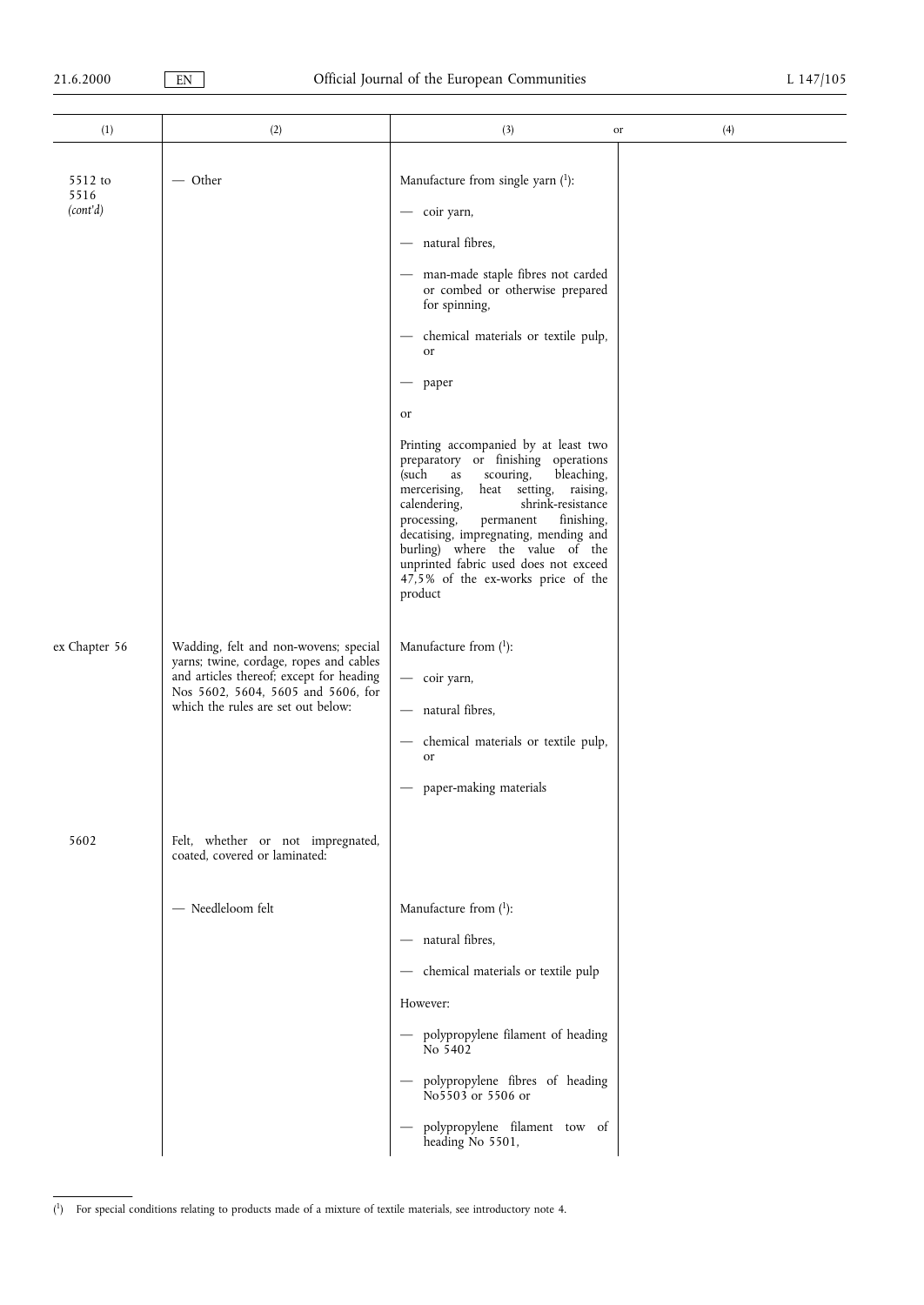| (1) | (2) | (3) or | (4) |
|---|---|---|---|
| 5512 to 5516 *(cont'd)* | — Other | Manufacture from single yarn [1]:<br>— coir yarn,<br>— natural fibres,<br>— man-made staple fibres not carded or combed or otherwise prepared for spinning,<br>— chemical materials or textile pulp, or<br>— paper<br>or<br>Printing accompanied by at least two preparatory or finishing operations (such as scouring, bleaching, mercerising, heat setting, raising, calendering, shrink-resistance processing, permanent finishing, decatising, impregnating, mending and burling) where the value of the unprinted fabric used does not exceed 47,5% of the ex-works price of the product | |
| ex Chapter 56 | Wadding, felt and non-wovens; special yarns; twine, cordage, ropes and cables and articles thereof; except for heading Nos 5602, 5604, 5605 and 5606, for which the rules are set out below: | Manufacture from [1]:<br>— coir yarn,<br>— natural fibres,<br>— chemical materials or textile pulp, or<br>— paper-making materials | |
| 5602 | Felt, whether or not impregnated, coated, covered or laminated: | | |
| | — Needleloom felt | Manufacture from [1]:<br>— natural fibres,<br>— chemical materials or textile pulp<br>However:<br>— polypropylene filament of heading No 5402<br>— polypropylene fibres of heading No5503 or 5506 or<br>— polypropylene filament tow of heading No 5501, | |

[1] For special conditions relating to products made of a mixture of textile materials, see introductory note 4.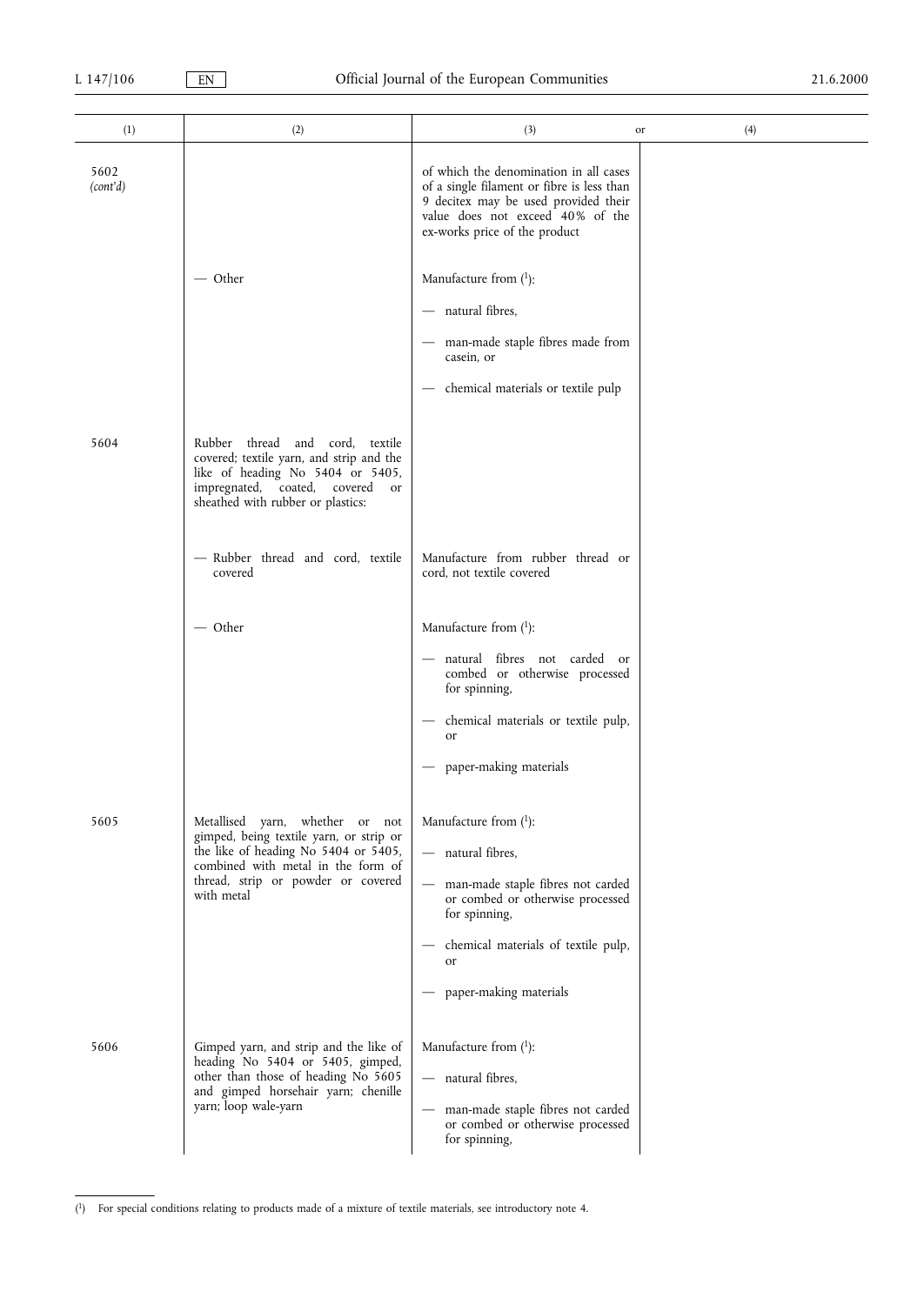| (1) | (2) | (3) or | (4) |
|---|---|---|---|
| 5602 *(cont'd)* | | of which the denomination in all cases of a single filament or fibre is less than 9 decitex may be used provided their value does not exceed 40% of the ex-works price of the product | |
| | — Other | Manufacture from [1]:<br>— natural fibres,<br>— man-made staple fibres made from casein, or<br>— chemical materials or textile pulp | |
| 5604 | Rubber thread and cord, textile covered; textile yarn, and strip and the like of heading No 5404 or 5405, impregnated, coated, covered or sheathed with rubber or plastics: | | |
| | — Rubber thread and cord, textile covered | Manufacture from rubber thread or cord, not textile covered | |
| | — Other | Manufacture from [1]:<br>— natural fibres not carded or combed or otherwise processed for spinning,<br>— chemical materials or textile pulp, or<br>— paper-making materials | |
| 5605 | Metallised yarn, whether or not gimped, being textile yarn, or strip or the like of heading No 5404 or 5405, combined with metal in the form of thread, strip or powder or covered with metal | Manufacture from [1]:<br>— natural fibres,<br>— man-made staple fibres not carded or combed or otherwise processed for spinning,<br>— chemical materials of textile pulp, or<br>— paper-making materials | |
| 5606 | Gimped yarn, and strip and the like of heading No 5404 or 5405, gimped, other than those of heading No 5605 and gimped horsehair yarn; chenille yarn; loop wale-yarn | Manufacture from [1]:<br>— natural fibres,<br>— man-made staple fibres not carded or combed or otherwise processed for spinning, | |

[1] For special conditions relating to products made of a mixture of textile materials, see introductory note 4.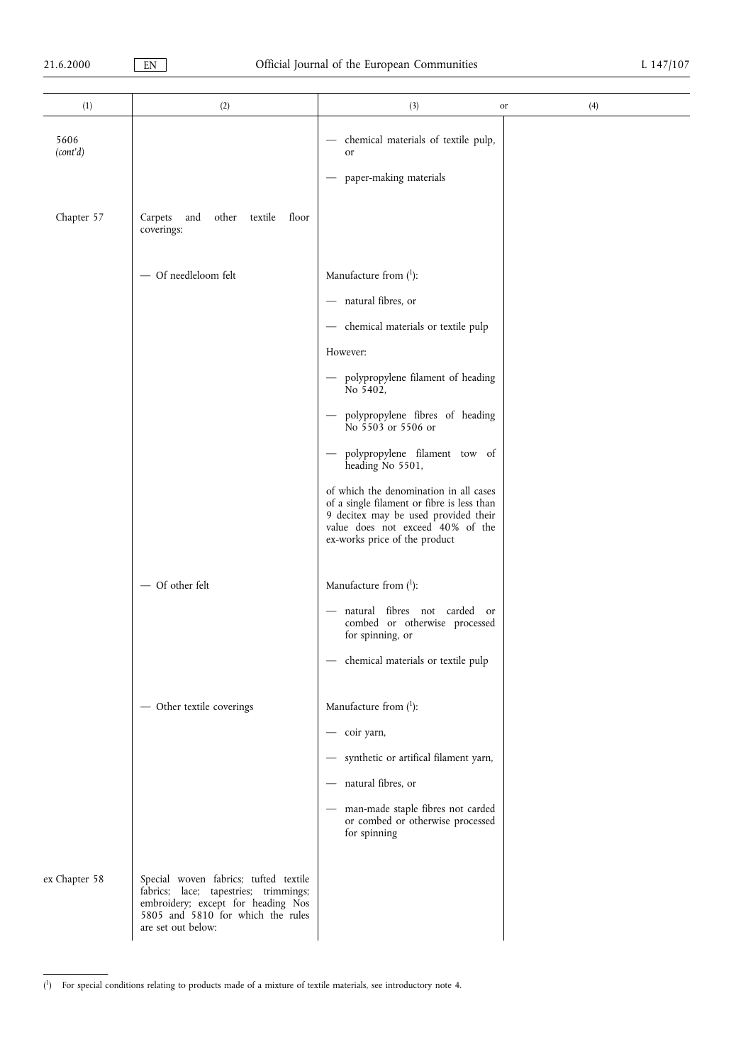| (1) | (2) | (3) or | (4) |
|---|---|---|---|
| 5606 *(cont'd)* | | — chemical materials of textile pulp, or<br><br>— paper-making materials | |
| Chapter 57 | Carpets and other textile floor coverings: | | |
| | — Of needleloom felt | Manufacture from (1):<br><br>— natural fibres, or<br><br>— chemical materials or textile pulp<br><br>However:<br><br>— polypropylene filament of heading No 5402,<br><br>— polypropylene fibres of heading No 5503 or 5506 or<br><br>— polypropylene filament tow of heading No 5501,<br><br>of which the denomination in all cases of a single filament or fibre is less than 9 decitex may be used provided their value does not exceed 40% of the ex-works price of the product | |
| | — Of other felt | Manufacture from (1):<br><br>— natural fibres not carded or combed or otherwise processed for spinning, or<br><br>— chemical materials or textile pulp | |
| | — Other textile coverings | Manufacture from (1):<br><br>— coir yarn,<br><br>— synthetic or artifical filament yarn,<br><br>— natural fibres, or<br><br>— man-made staple fibres not carded or combed or otherwise processed for spinning | |
| ex Chapter 58 | Special woven fabrics; tufted textile fabrics; lace; tapestries; trimmings; embroidery; except for heading Nos 5805 and 5810 for which the rules are set out below: | | |

(1) For special conditions relating to products made of a mixture of textile materials, see introductory note 4.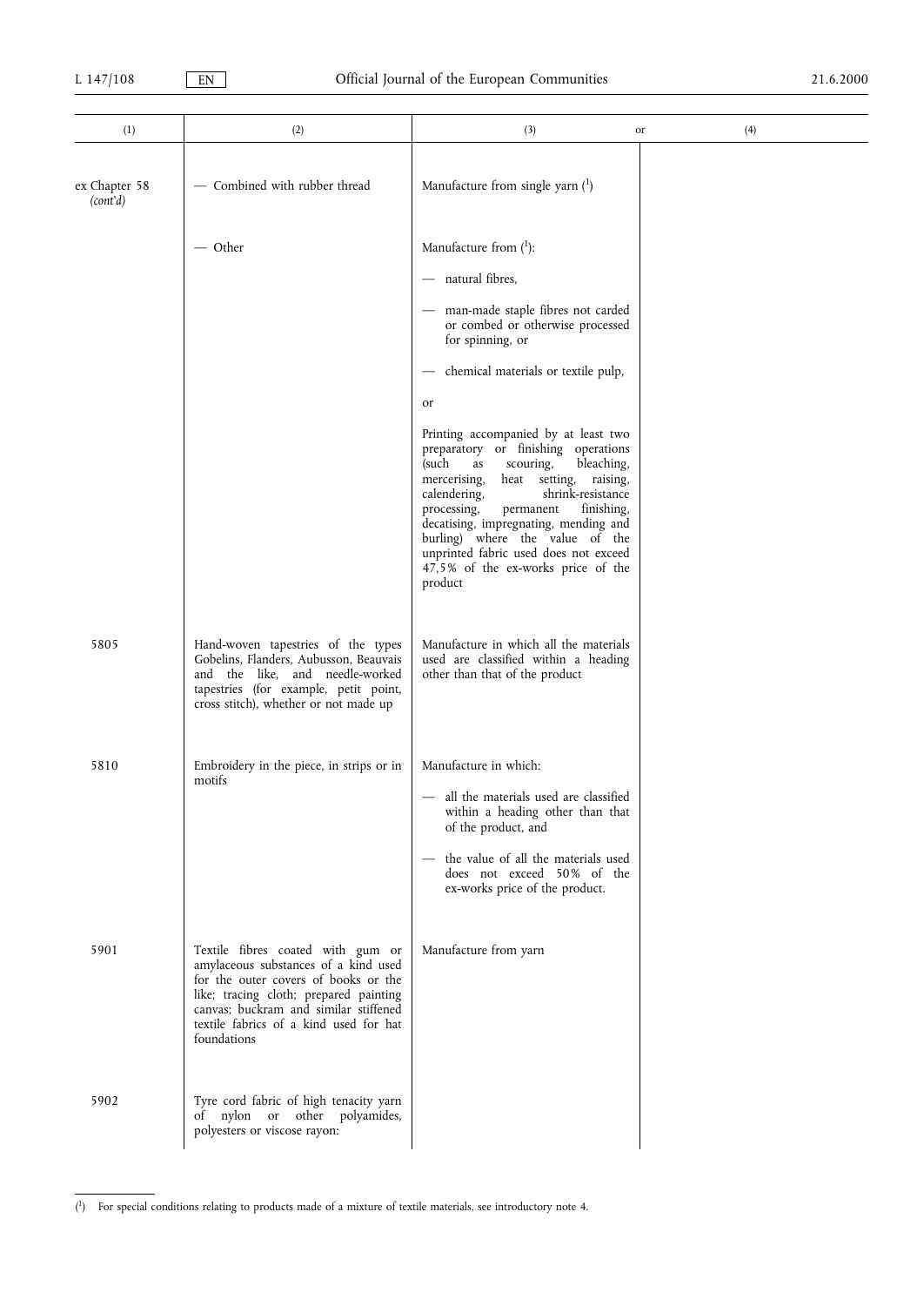| (1) | (2) | (3) or | (4) |
|---|---|---|---|
| ex Chapter 58 *(cont'd)* | — Combined with rubber thread | Manufacture from single yarn ([1]) | |
| | — Other | Manufacture from ([1]): <br> — natural fibres, <br> — man-made staple fibres not carded or combed or otherwise processed for spinning, or <br> — chemical materials or textile pulp, <br> or <br> Printing accompanied by at least two preparatory or finishing operations (such as scouring, bleaching, mercerising, heat setting, raising, calendering, shrink-resistance processing, permanent finishing, decatising, impregnating, mending and burling) where the value of the unprinted fabric used does not exceed 47,5% of the ex-works price of the product | |
| 5805 | Hand-woven tapestries of the types Gobelins, Flanders, Aubusson, Beauvais and the like, and needle-worked tapestries (for example, petit point, cross stitch), whether or not made up | Manufacture in which all the materials used are classified within a heading other than that of the product | |
| 5810 | Embroidery in the piece, in strips or in motifs | Manufacture in which: <br> — all the materials used are classified within a heading other than that of the product, and <br> — the value of all the materials used does not exceed 50% of the ex-works price of the product. | |
| 5901 | Textile fibres coated with gum or amylaceous substances of a kind used for the outer covers of books or the like; tracing cloth; prepared painting canvas; buckram and similar stiffened textile fabrics of a kind used for hat foundations | Manufacture from yarn | |
| 5902 | Tyre cord fabric of high tenacity yarn of nylon or other polyamides, polyesters or viscose rayon: | | |

([1]) For special conditions relating to products made of a mixture of textile materials, see introductory note 4.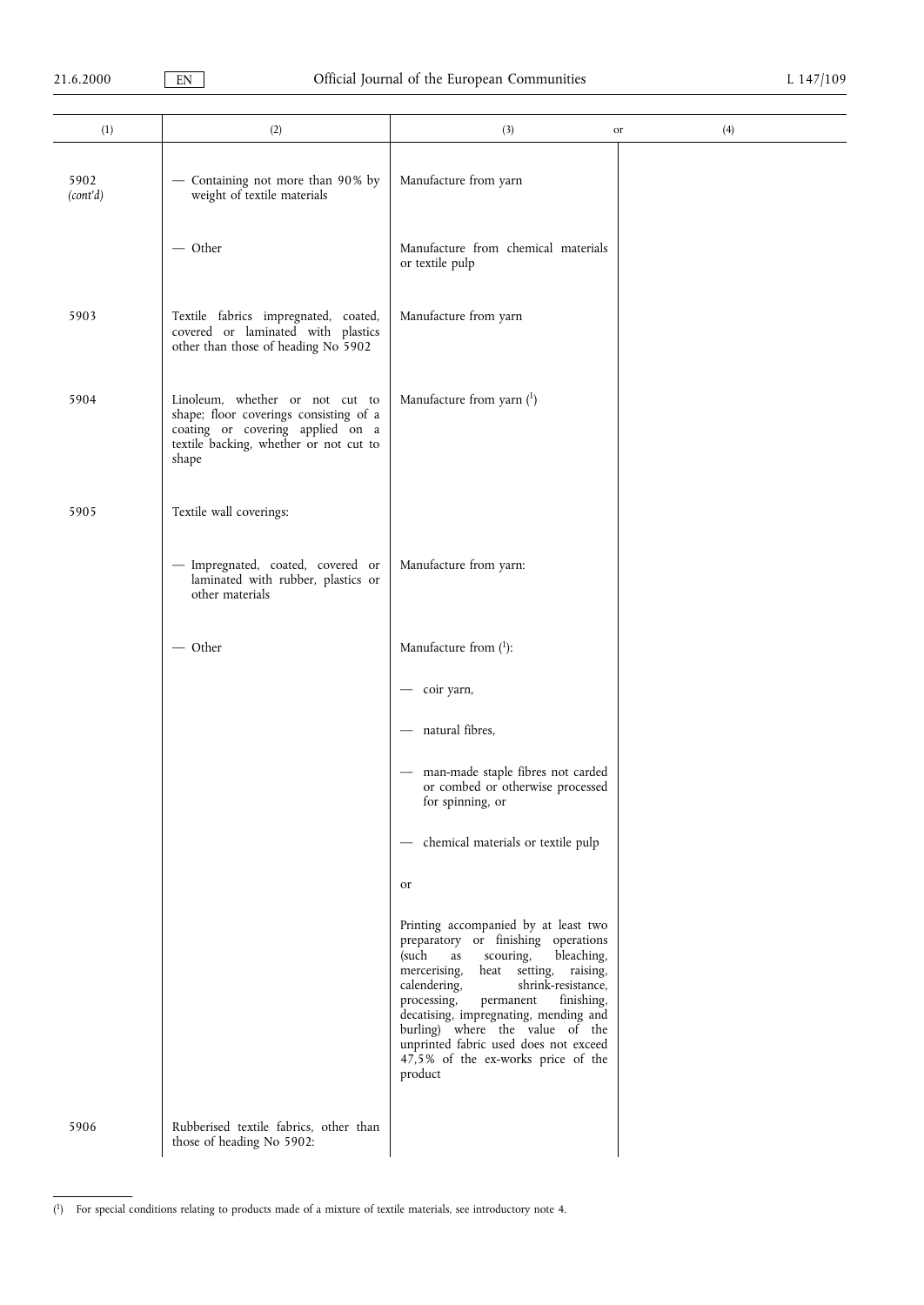| (1) | (2) | (3) or | (4) |
|---|---|---|---|
| 5902 (cont'd) | — Containing not more than 90% by weight of textile materials | Manufacture from yarn | |
| | — Other | Manufacture from chemical materials or textile pulp | |
| 5903 | Textile fabrics impregnated, coated, covered or laminated with plastics other than those of heading No 5902 | Manufacture from yarn | |
| 5904 | Linoleum, whether or not cut to shape; floor coverings consisting of a coating or covering applied on a textile backing, whether or not cut to shape | Manufacture from yarn [1] | |
| 5905 | Textile wall coverings: | | |
| | — Impregnated, coated, covered or laminated with rubber, plastics or other materials | Manufacture from yarn: | |
| | — Other | Manufacture from [1]:<br>— coir yarn,<br>— natural fibres,<br>— man-made staple fibres not carded or combed or otherwise processed for spinning, or<br>— chemical materials or textile pulp<br>or<br>Printing accompanied by at least two preparatory or finishing operations (such as scouring, bleaching, mercerising, heat setting, raising, calendering, shrink-resistance, processing, permanent finishing, decatising, impregnating, mending and burling) where the value of the unprinted fabric used does not exceed 47,5% of the ex-works price of the product | |
| 5906 | Rubberised textile fabrics, other than those of heading No 5902: | | |

[1] For special conditions relating to products made of a mixture of textile materials, see introductory note 4.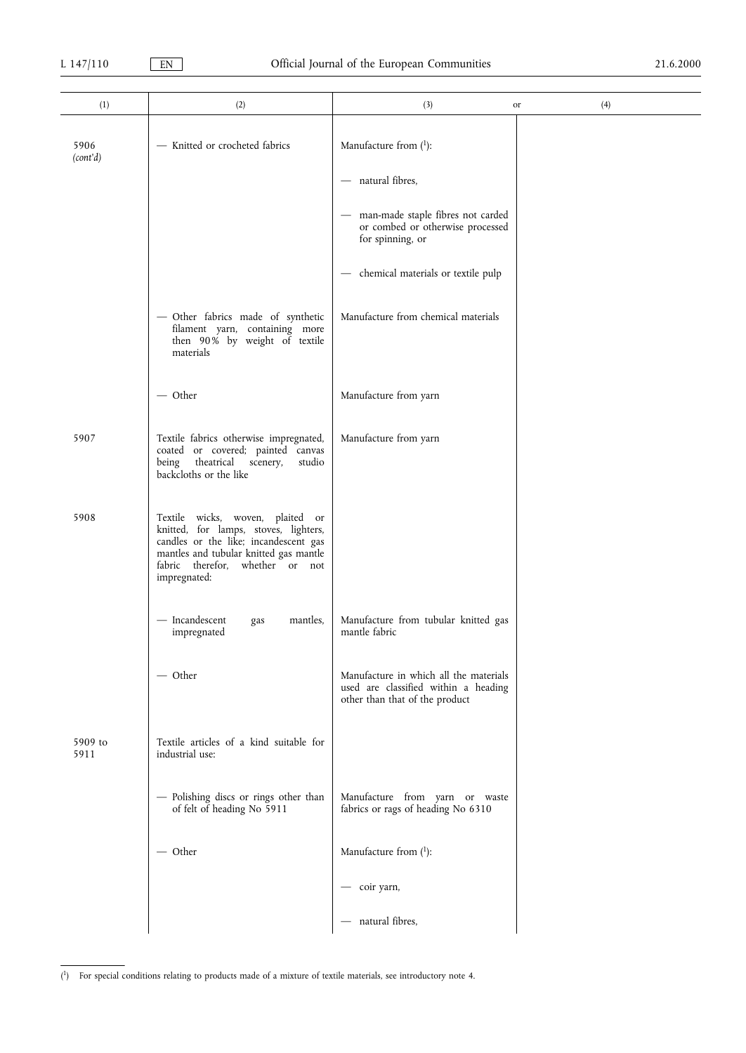| (1) | (2) | (3) or | (4) |
|---|---|---|---|
| 5906 (cont'd) | — Knitted or crocheted fabrics | Manufacture from [1]: | |
| | | — natural fibres, | |
| | | — man-made staple fibres not carded or combed or otherwise processed for spinning, or | |
| | | — chemical materials or textile pulp | |
| | — Other fabrics made of synthetic filament yarn, containing more then 90% by weight of textile materials | Manufacture from chemical materials | |
| | — Other | Manufacture from yarn | |
| 5907 | Textile fabrics otherwise impregnated, coated or covered; painted canvas being theatrical scenery, studio backcloths or the like | Manufacture from yarn | |
| 5908 | Textile wicks, woven, plaited or knitted, for lamps, stoves, lighters, candles or the like; incandescent gas mantles and tubular knitted gas mantle fabric therefor, whether or not impregnated: | | |
| | — Incandescent gas mantles, impregnated | Manufacture from tubular knitted gas mantle fabric | |
| | — Other | Manufacture in which all the materials used are classified within a heading other than that of the product | |
| 5909 to 5911 | Textile articles of a kind suitable for industrial use: | | |
| | — Polishing discs or rings other than of felt of heading No 5911 | Manufacture from yarn or waste fabrics or rags of heading No 6310 | |
| | — Other | Manufacture from [1]: | |
| | | — coir yarn, | |
| | | — natural fibres, | |

[1] For special conditions relating to products made of a mixture of textile materials, see introductory note 4.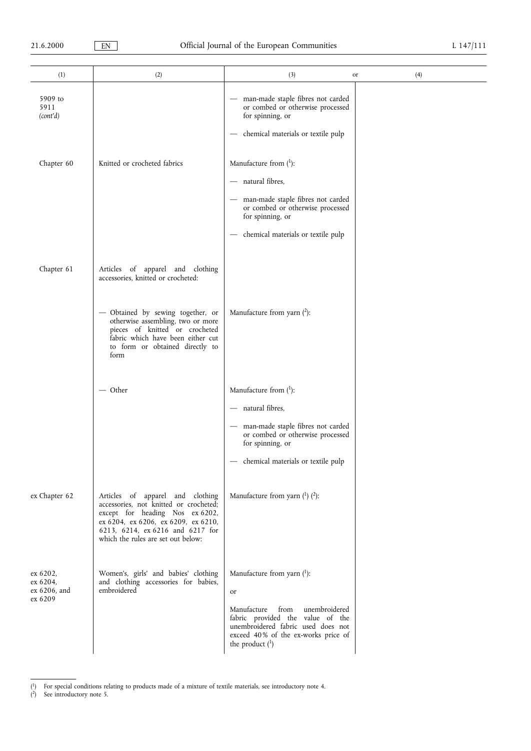| (1) | (2) | (3) or | (4) |
|---|---|---|---|
| 5909 to 5911 *(cont'd)* | | — man-made staple fibres not carded or combed or otherwise processed for spinning, or<br><br>— chemical materials or textile pulp | |
| Chapter 60 | Knitted or crocheted fabrics | Manufacture from [1]:<br><br>— natural fibres,<br><br>— man-made staple fibres not carded or combed or otherwise processed for spinning, or<br><br>— chemical materials or textile pulp | |
| Chapter 61 | Articles of apparel and clothing accessories, knitted or crocheted: | | |
| | — Obtained by sewing together, or otherwise assembling, two or more pieces of knitted or crocheted fabric which have been either cut to form or obtained directly to form | Manufacture from yarn [2]: | |
| | — Other | Manufacture from [1]:<br><br>— natural fibres,<br><br>— man-made staple fibres not carded or combed or otherwise processed for spinning, or<br><br>— chemical materials or textile pulp | |
| ex Chapter 62 | Articles of apparel and clothing accessories, not knitted or crocheted; except for heading Nos ex 6202, ex 6204, ex 6206, ex 6209, ex 6210, 6213, 6214, ex 6216 and 6217 for which the rules are set out below: | Manufacture from yarn [1] [2]: | |
| ex 6202, ex 6204, ex 6206, and ex 6209 | Women's, girls' and babies' clothing and clothing accessories for babies, embroidered | Manufacture from yarn [1]:<br><br>or<br><br>Manufacture from unembroidered fabric provided the value of the unembroidered fabric used does not exceed 40% of the ex-works price of the product [1] | |

[1] For special conditions relating to products made of a mixture of textile materials, see introductory note 4.

[2] See introductory note 5.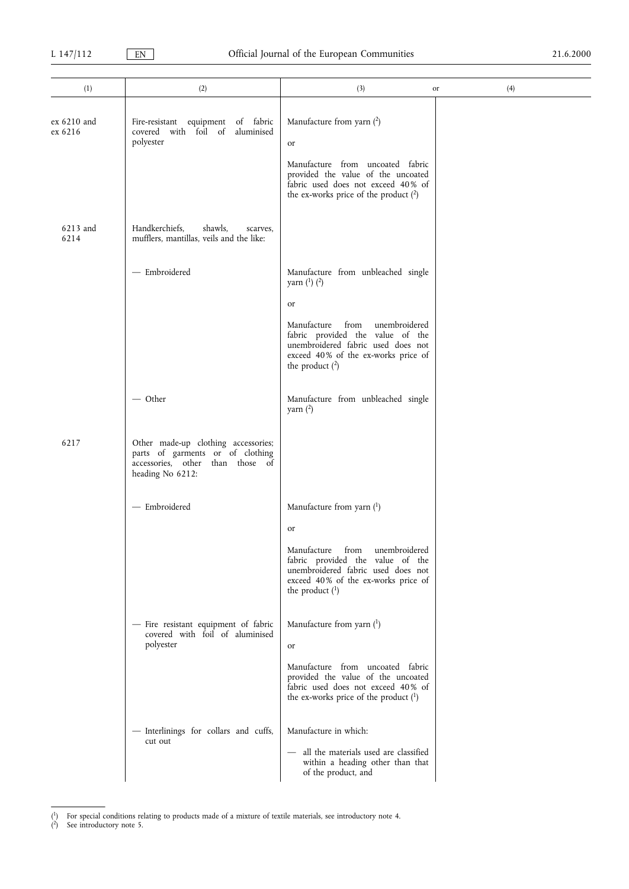| (1) | (2) | (3) or | (4) |
|---|---|---|---|
| ex 6210 and ex 6216 | Fire-resistant equipment of fabric covered with foil of aluminised polyester | Manufacture from yarn [2]<br><br>or<br><br>Manufacture from uncoated fabric provided the value of the uncoated fabric used does not exceed 40 % of the ex-works price of the product [2] | |
| 6213 and 6214 | Handkerchiefs, shawls, scarves, mufflers, mantillas, veils and the like: | | |
| | — Embroidered | Manufacture from unbleached single yarn [1] [2]<br><br>or<br><br>Manufacture from unembroidered fabric provided the value of the unembroidered fabric used does not exceed 40 % of the ex-works price of the product [2] | |
| | — Other | Manufacture from unbleached single yarn [2] | |
| 6217 | Other made-up clothing accessories; parts of garments or of clothing accessories, other than those of heading No 6212: | | |
| | — Embroidered | Manufacture from yarn [1]<br><br>or<br><br>Manufacture from unembroidered fabric provided the value of the unembroidered fabric used does not exceed 40 % of the ex-works price of the product [1] | |
| | — Fire resistant equipment of fabric covered with foil of aluminised polyester | Manufacture from yarn [1]<br><br>or<br><br>Manufacture from uncoated fabric provided the value of the uncoated fabric used does not exceed 40 % of the ex-works price of the product [1] | |
| | — Interlinings for collars and cuffs, cut out | Manufacture in which:<br><br>— all the materials used are classified within a heading other than that of the product, and | |

[1] For special conditions relating to products made of a mixture of textile materials, see introductory note 4.

[2] See introductory note 5.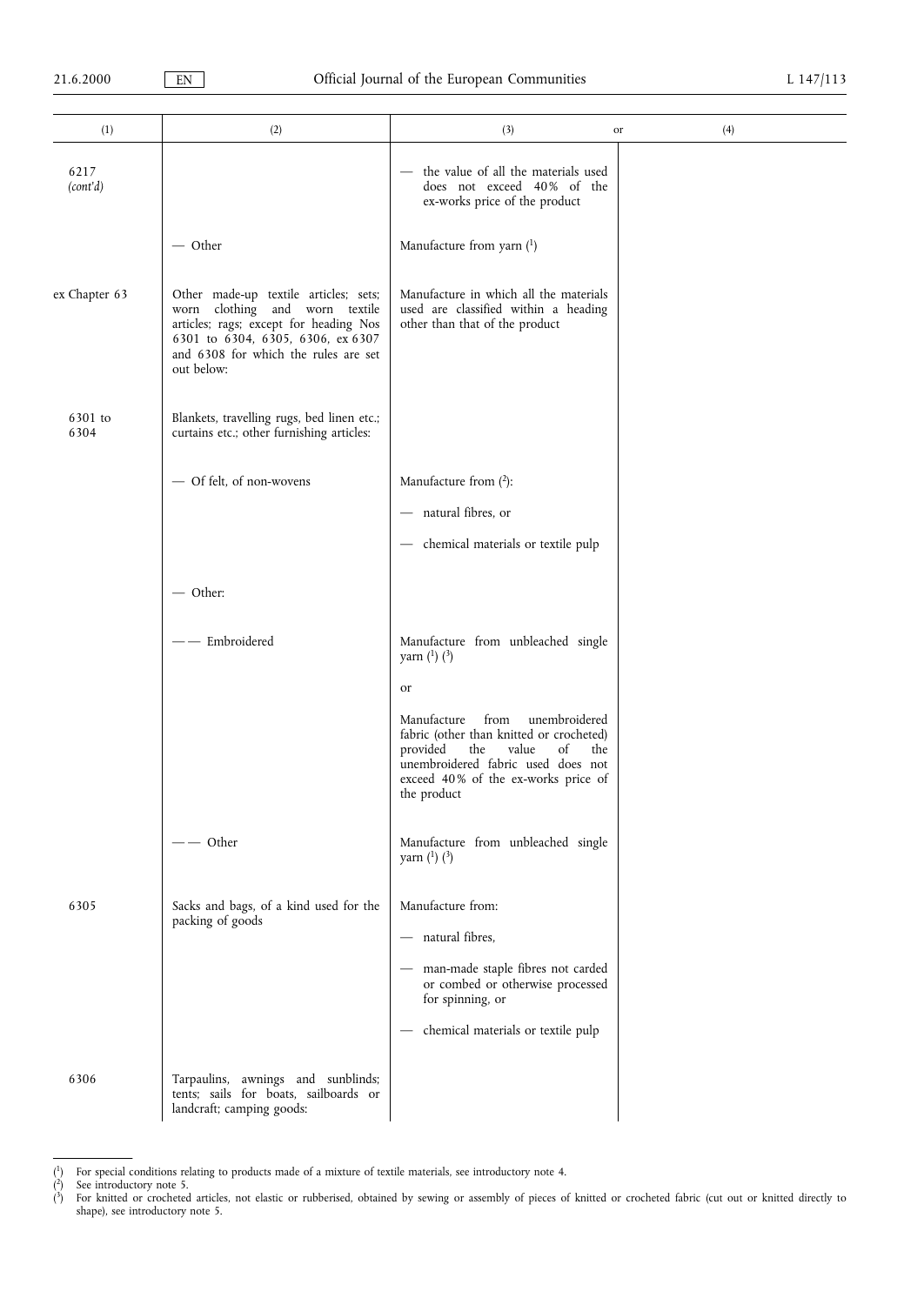| (1) | (2) | (3) or | (4) |
|---|---|---|---|
| 6217 (cont'd) | | — the value of all the materials used does not exceed 40% of the ex-works price of the product | |
| | — Other | Manufacture from yarn [1] | |
| ex Chapter 63 | Other made-up textile articles; sets; worn clothing and worn textile articles; rags; except for heading Nos 6301 to 6304, 6305, 6306, ex 6307 and 6308 for which the rules are set out below: | Manufacture in which all the materials used are classified within a heading other than that of the product | |
| 6301 to 6304 | Blankets, travelling rugs, bed linen etc.; curtains etc.; other furnishing articles: | | |
| | — Of felt, of non-wovens | Manufacture from [2]:<br>— natural fibres, or<br>— chemical materials or textile pulp | |
| | — Other: | | |
| | — — Embroidered | Manufacture from unbleached single yarn [1] [3]<br>or<br>Manufacture from unembroidered fabric (other than knitted or crocheted) provided the value of the unembroidered fabric used does not exceed 40% of the ex-works price of the product | |
| | — — Other | Manufacture from unbleached single yarn [1] [3] | |
| 6305 | Sacks and bags, of a kind used for the packing of goods | Manufacture from:<br>— natural fibres,<br>— man-made staple fibres not carded or combed or otherwise processed for spinning, or<br>— chemical materials or textile pulp | |
| 6306 | Tarpaulins, awnings and sunblinds; tents; sails for boats, sailboards or landcraft; camping goods: | | |

[1] For special conditions relating to products made of a mixture of textile materials, see introductory note 4.
[2] See introductory note 5.
[3] For knitted or crocheted articles, not elastic or rubberised, obtained by sewing or assembly of pieces of knitted or crocheted fabric (cut out or knitted directly to shape), see introductory note 5.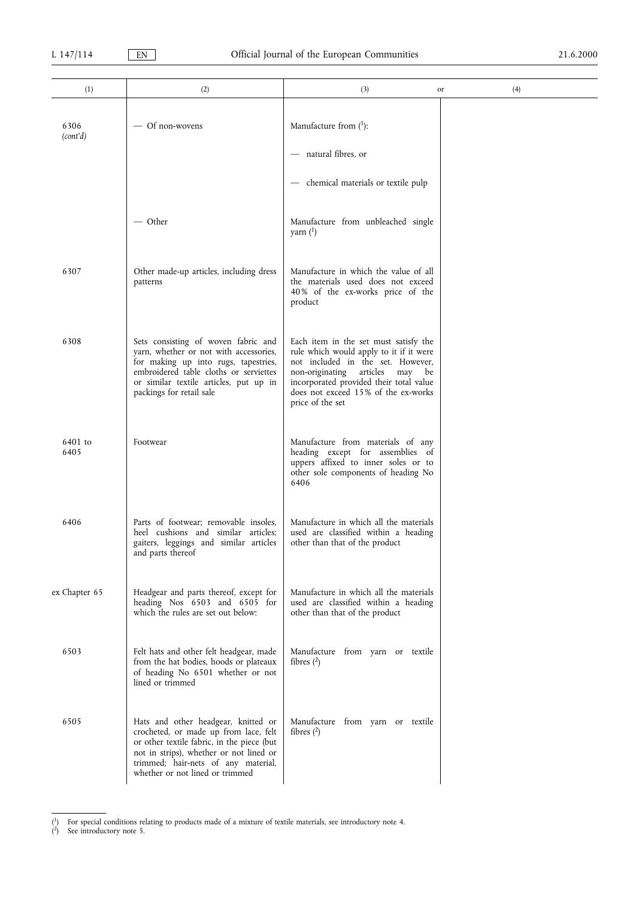| (1) | (2) | (3) or | (4) |
|---|---|---|---|
| 6306 (cont'd) | — Of non-wovens | Manufacture from [1]:<br>— natural fibres, or<br>— chemical materials or textile pulp | |
| | — Other | Manufacture from unbleached single yarn [1] | |
| 6307 | Other made-up articles, including dress patterns | Manufacture in which the value of all the materials used does not exceed 40% of the ex-works price of the product | |
| 6308 | Sets consisting of woven fabric and yarn, whether or not with accessories, for making up into rugs, tapestries, embroidered table cloths or serviettes or similar textile articles, put up in packings for retail sale | Each item in the set must satisfy the rule which would apply to it if it were not included in the set. However, non-originating articles may be incorporated provided their total value does not exceed 15% of the ex-works price of the set | |
| 6401 to 6405 | Footwear | Manufacture from materials of any heading except for assemblies of uppers affixed to inner soles or to other sole components of heading No 6406 | |
| 6406 | Parts of footwear; removable insoles, heel cushions and similar articles; gaiters, leggings and similar articles and parts thereof | Manufacture in which all the materials used are classified within a heading other than that of the product | |
| ex Chapter 65 | Headgear and parts thereof, except for heading Nos 6503 and 6505 for which the rules are set out below: | Manufacture in which all the materials used are classified within a heading other than that of the product | |
| 6503 | Felt hats and other felt headgear, made from the hat bodies, hoods or plateaux of heading No 6501 whether or not lined or trimmed | Manufacture from yarn or textile fibres [2] | |
| 6505 | Hats and other headgear, knitted or crocheted, or made up from lace, felt or other textile fabric, in the piece (but not in strips), whether or not lined or trimmed; hair-nets of any material, whether or not lined or trimmed | Manufacture from yarn or textile fibres [2] | |

[1] For special conditions relating to products made of a mixture of textile materials, see introductory note 4.
[2] See introductory note 5.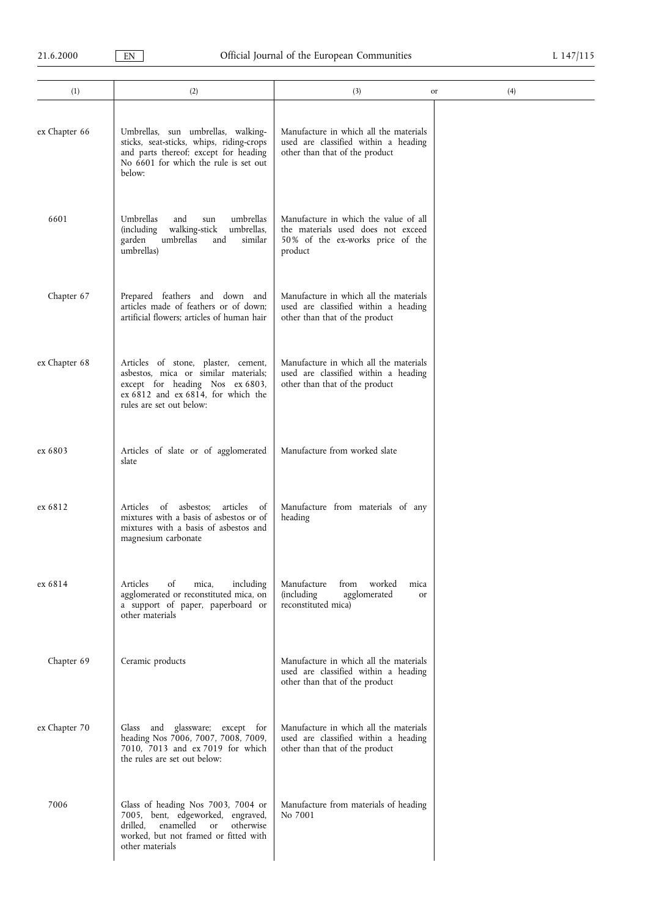| (1) | (2) | (3) or | (4) |
|---|---|---|---|
| ex Chapter 66 | Umbrellas, sun umbrellas, walking-sticks, seat-sticks, whips, riding-crops and parts thereof; except for heading No 6601 for which the rule is set out below: | Manufacture in which all the materials used are classified within a heading other than that of the product | |
| 6601 | Umbrellas and sun umbrellas (including walking-stick umbrellas, garden umbrellas and similar umbrellas) | Manufacture in which the value of all the materials used does not exceed 50% of the ex-works price of the product | |
| Chapter 67 | Prepared feathers and down and articles made of feathers or of down; artificial flowers; articles of human hair | Manufacture in which all the materials used are classified within a heading other than that of the product | |
| ex Chapter 68 | Articles of stone, plaster, cement, asbestos, mica or similar materials; except for heading Nos ex 6803, ex 6812 and ex 6814, for which the rules are set out below: | Manufacture in which all the materials used are classified within a heading other than that of the product | |
| ex 6803 | Articles of slate or of agglomerated slate | Manufacture from worked slate | |
| ex 6812 | Articles of asbestos; articles of mixtures with a basis of asbestos or of mixtures with a basis of asbestos and magnesium carbonate | Manufacture from materials of any heading | |
| ex 6814 | Articles of mica, including agglomerated or reconstituted mica, on a support of paper, paperboard or other materials | Manufacture from worked mica (including agglomerated or reconstituted mica) | |
| Chapter 69 | Ceramic products | Manufacture in which all the materials used are classified within a heading other than that of the product | |
| ex Chapter 70 | Glass and glassware; except for heading Nos 7006, 7007, 7008, 7009, 7010, 7013 and ex 7019 for which the rules are set out below: | Manufacture in which all the materials used are classified within a heading other than that of the product | |
| 7006 | Glass of heading Nos 7003, 7004 or 7005, bent, edgeworked, engraved, drilled, enamelled or otherwise worked, but not framed or fitted with other materials | Manufacture from materials of heading No 7001 | |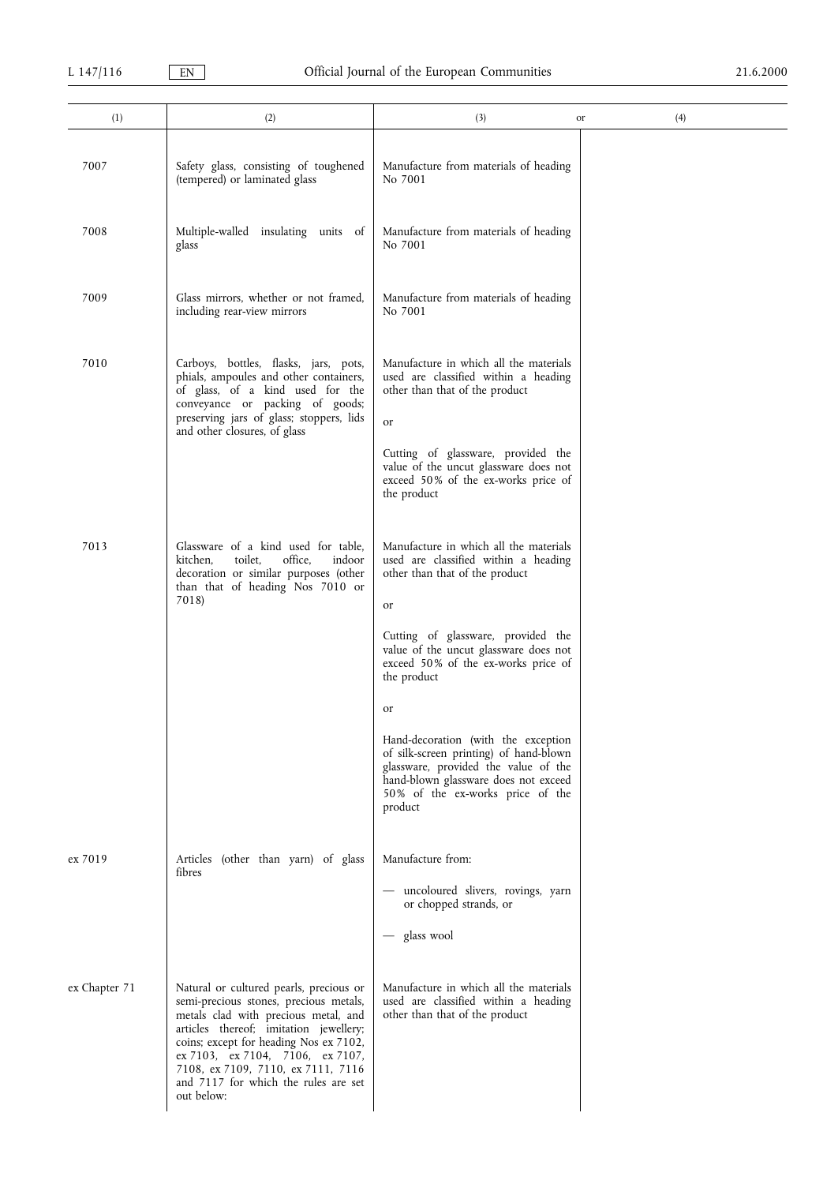| (1) | (2) | (3) or | (4) |
|---|---|---|---|
| 7007 | Safety glass, consisting of toughened (tempered) or laminated glass | Manufacture from materials of heading No 7001 | |
| 7008 | Multiple-walled insulating units of glass | Manufacture from materials of heading No 7001 | |
| 7009 | Glass mirrors, whether or not framed, including rear-view mirrors | Manufacture from materials of heading No 7001 | |
| 7010 | Carboys, bottles, flasks, jars, pots, phials, ampoules and other containers, of glass, of a kind used for the conveyance or packing of goods; preserving jars of glass; stoppers, lids and other closures, of glass | Manufacture in which all the materials used are classified within a heading other than that of the product<br><br>or<br><br>Cutting of glassware, provided the value of the uncut glassware does not exceed 50% of the ex-works price of the product | |
| 7013 | Glassware of a kind used for table, kitchen, toilet, office, indoor decoration or similar purposes (other than that of heading Nos 7010 or 7018) | Manufacture in which all the materials used are classified within a heading other than that of the product<br><br>or<br><br>Cutting of glassware, provided the value of the uncut glassware does not exceed 50% of the ex-works price of the product<br><br>or<br><br>Hand-decoration (with the exception of silk-screen printing) of hand-blown glassware, provided the value of the hand-blown glassware does not exceed 50% of the ex-works price of the product | |
| ex 7019 | Articles (other than yarn) of glass fibres | Manufacture from:<br><br>— uncoloured slivers, rovings, yarn or chopped strands, or<br><br>— glass wool | |
| ex Chapter 71 | Natural or cultured pearls, precious or semi-precious stones, precious metals, metals clad with precious metal, and articles thereof; imitation jewellery; coins; except for heading Nos ex 7102, ex 7103, ex 7104, 7106, ex 7107, 7108, ex 7109, 7110, ex 7111, 7116 and 7117 for which the rules are set out below: | Manufacture in which all the materials used are classified within a heading other than that of the product | |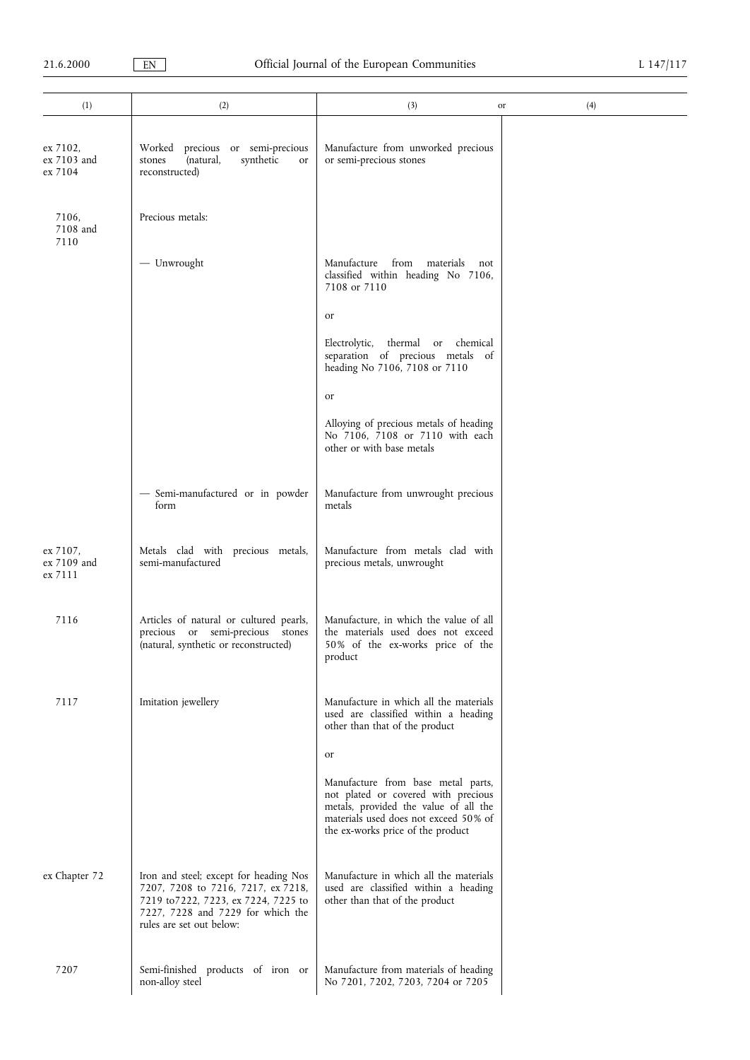| (1) | (2) | (3) or | (4) |
|---|---|---|---|
| ex 7102, ex 7103 and ex 7104 | Worked precious or semi-precious stones (natural, synthetic or reconstructed) | Manufacture from unworked precious or semi-precious stones | |
| 7106, 7108 and 7110 | Precious metals: | | |
| | — Unwrought | Manufacture from materials not classified within heading No 7106, 7108 or 7110<br><br>or<br><br>Electrolytic, thermal or chemical separation of precious metals of heading No 7106, 7108 or 7110<br><br>or<br><br>Alloying of precious metals of heading No 7106, 7108 or 7110 with each other or with base metals | |
| | — Semi-manufactured or in powder form | Manufacture from unwrought precious metals | |
| ex 7107, ex 7109 and ex 7111 | Metals clad with precious metals, semi-manufactured | Manufacture from metals clad with precious metals, unwrought | |
| 7116 | Articles of natural or cultured pearls, precious or semi-precious stones (natural, synthetic or reconstructed) | Manufacture, in which the value of all the materials used does not exceed 50% of the ex-works price of the product | |
| 7117 | Imitation jewellery | Manufacture in which all the materials used are classified within a heading other than that of the product<br><br>or<br><br>Manufacture from base metal parts, not plated or covered with precious metals, provided the value of all the materials used does not exceed 50% of the ex-works price of the product | |
| ex Chapter 72 | Iron and steel; except for heading Nos 7207, 7208 to 7216, 7217, ex 7218, 7219 to7222, 7223, ex 7224, 7225 to 7227, 7228 and 7229 for which the rules are set out below: | Manufacture in which all the materials used are classified within a heading other than that of the product | |
| 7207 | Semi-finished products of iron or non-alloy steel | Manufacture from materials of heading No 7201, 7202, 7203, 7204 or 7205 | |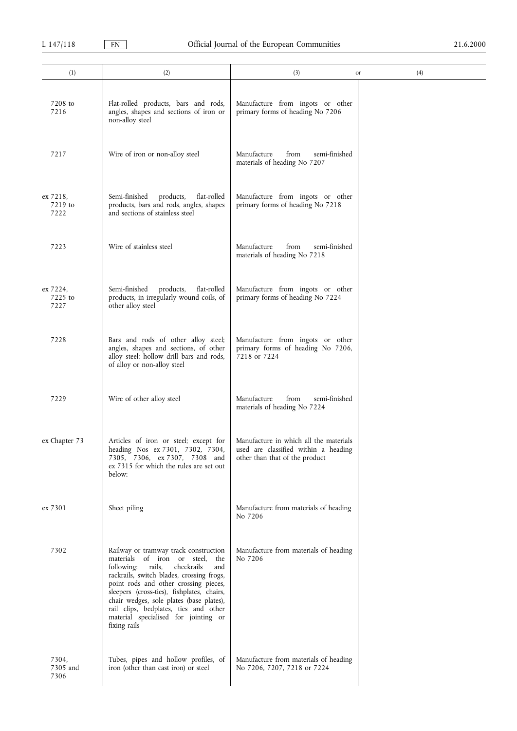| (1) | (2) | (3) or | (4) |
|---|---|---|---|
| 7208 to 7216 | Flat-rolled products, bars and rods, angles, shapes and sections of iron or non-alloy steel | Manufacture from ingots or other primary forms of heading No 7206 | |
| 7217 | Wire of iron or non-alloy steel | Manufacture from semi-finished materials of heading No 7207 | |
| ex 7218, 7219 to 7222 | Semi-finished products, flat-rolled products, bars and rods, angles, shapes and sections of stainless steel | Manufacture from ingots or other primary forms of heading No 7218 | |
| 7223 | Wire of stainless steel | Manufacture from semi-finished materials of heading No 7218 | |
| ex 7224, 7225 to 7227 | Semi-finished products, flat-rolled products, in irregularly wound coils, of other alloy steel | Manufacture from ingots or other primary forms of heading No 7224 | |
| 7228 | Bars and rods of other alloy steel; angles, shapes and sections, of other alloy steel; hollow drill bars and rods, of alloy or non-alloy steel | Manufacture from ingots or other primary forms of heading No 7206, 7218 or 7224 | |
| 7229 | Wire of other alloy steel | Manufacture from semi-finished materials of heading No 7224 | |
| ex Chapter 73 | Articles of iron or steel; except for heading Nos ex 7301, 7302, 7304, 7305, 7306, ex 7307, 7308 and ex 7315 for which the rules are set out below: | Manufacture in which all the materials used are classified within a heading other than that of the product | |
| ex 7301 | Sheet piling | Manufacture from materials of heading No 7206 | |
| 7302 | Railway or tramway track construction materials of iron or steel, the following: rails, checkrails and rackrails, switch blades, crossing frogs, point rods and other crossing pieces, sleepers (cross-ties), fishplates, chairs, chair wedges, sole plates (base plates), rail clips, bedplates, ties and other material specialised for jointing or fixing rails | Manufacture from materials of heading No 7206 | |
| 7304, 7305 and 7306 | Tubes, pipes and hollow profiles, of iron (other than cast iron) or steel | Manufacture from materials of heading No 7206, 7207, 7218 or 7224 | |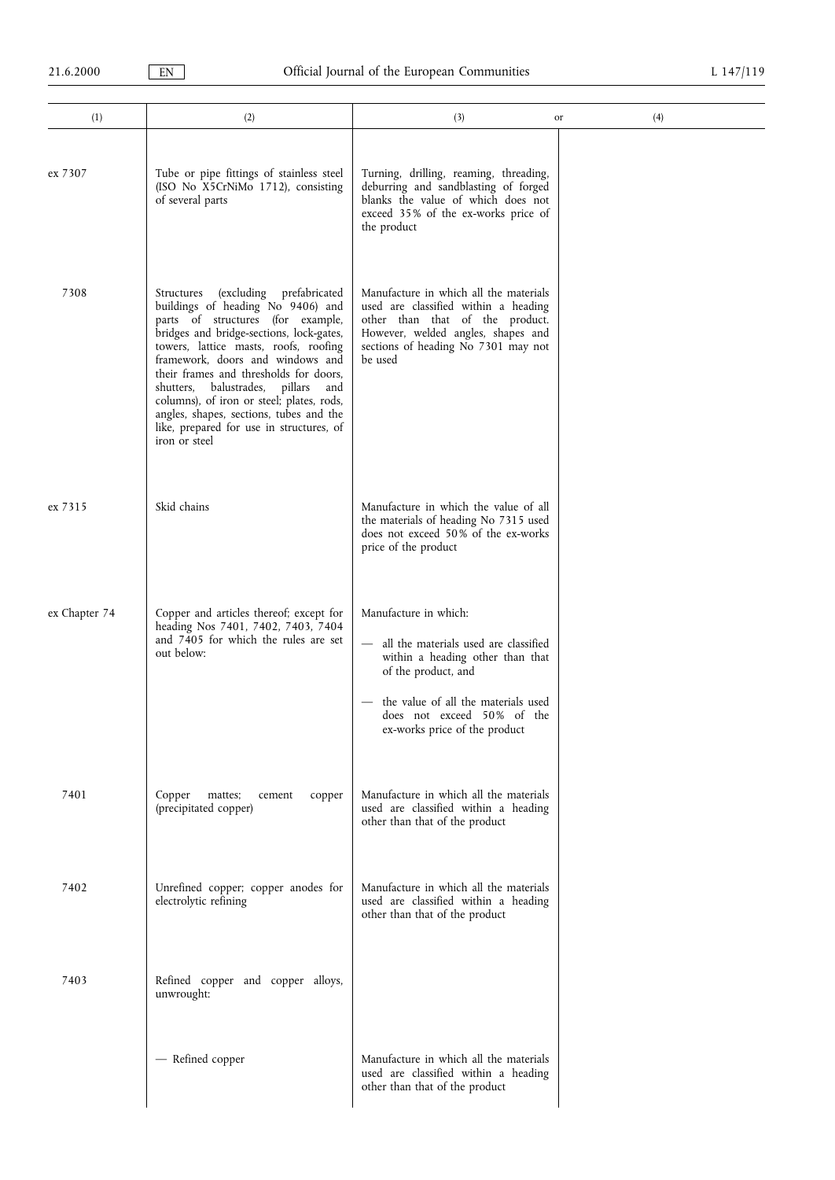| (1) | (2) | (3) or | (4) |
|---|---|---|---|
| ex 7307 | Tube or pipe fittings of stainless steel (ISO No X5CrNiMo 1712), consisting of several parts | Turning, drilling, reaming, threading, deburring and sandblasting of forged blanks the value of which does not exceed 35% of the ex-works price of the product | |
| 7308 | Structures (excluding prefabricated buildings of heading No 9406) and parts of structures (for example, bridges and bridge-sections, lock-gates, towers, lattice masts, roofs, roofing framework, doors and windows and their frames and thresholds for doors, shutters, balustrades, pillars and columns), of iron or steel; plates, rods, angles, shapes, sections, tubes and the like, prepared for use in structures, of iron or steel | Manufacture in which all the materials used are classified within a heading other than that of the product. However, welded angles, shapes and sections of heading No 7301 may not be used | |
| ex 7315 | Skid chains | Manufacture in which the value of all the materials of heading No 7315 used does not exceed 50% of the ex-works price of the product | |
| ex Chapter 74 | Copper and articles thereof; except for heading Nos 7401, 7402, 7403, 7404 and 7405 for which the rules are set out below: | Manufacture in which:<br>— all the materials used are classified within a heading other than that of the product, and<br>— the value of all the materials used does not exceed 50% of the ex-works price of the product | |
| 7401 | Copper mattes; cement copper (precipitated copper) | Manufacture in which all the materials used are classified within a heading other than that of the product | |
| 7402 | Unrefined copper; copper anodes for electrolytic refining | Manufacture in which all the materials used are classified within a heading other than that of the product | |
| 7403 | Refined copper and copper alloys, unwrought: | | |
| | — Refined copper | Manufacture in which all the materials used are classified within a heading other than that of the product | |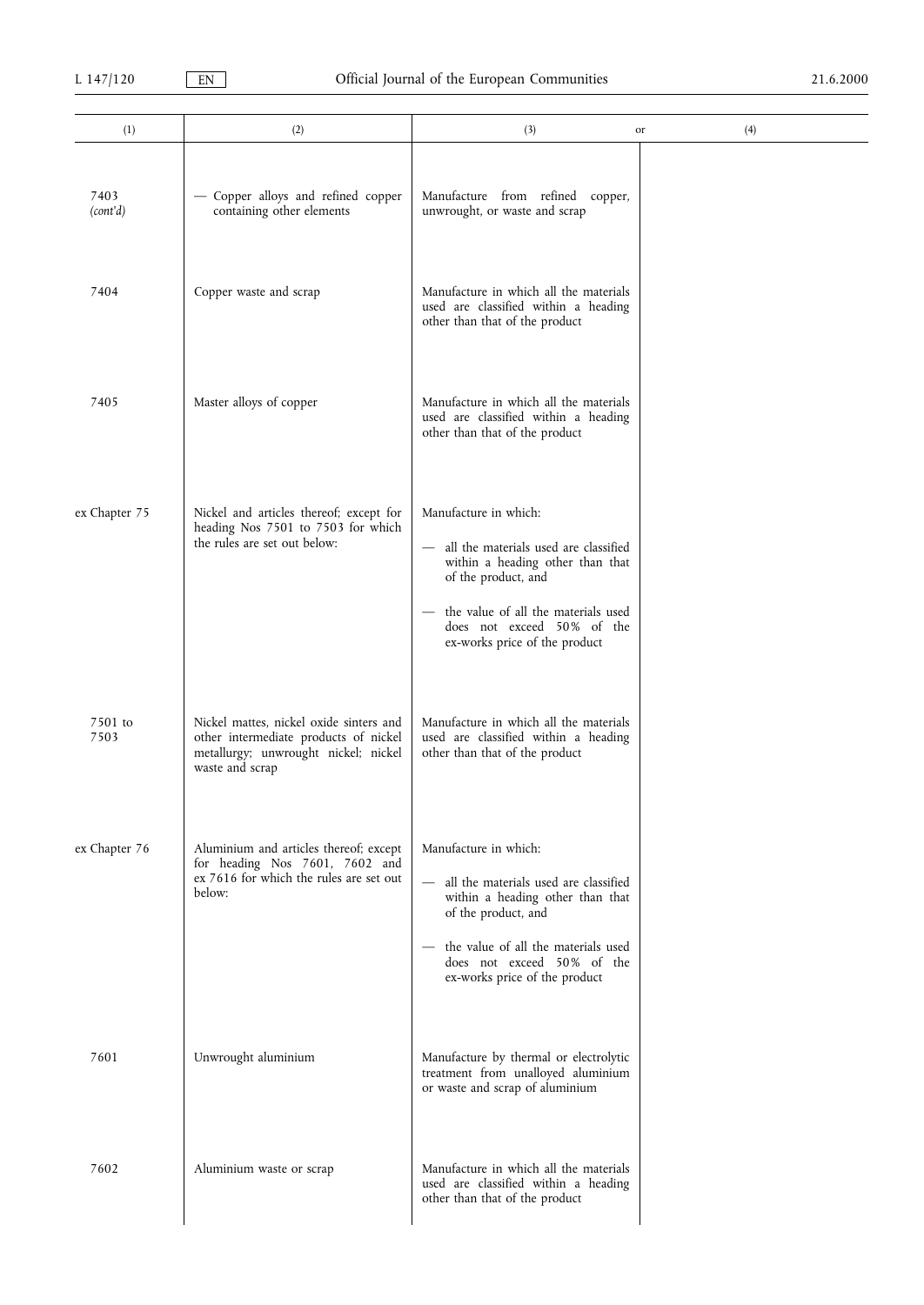| (1) | (2) | (3) or | (4) |
|---|---|---|---|
| 7403 *(cont'd)* | — Copper alloys and refined copper containing other elements | Manufacture from refined copper, unwrought, or waste and scrap | |
| 7404 | Copper waste and scrap | Manufacture in which all the materials used are classified within a heading other than that of the product | |
| 7405 | Master alloys of copper | Manufacture in which all the materials used are classified within a heading other than that of the product | |
| ex Chapter 75 | Nickel and articles thereof; except for heading Nos 7501 to 7503 for which the rules are set out below: | Manufacture in which:<br>— all the materials used are classified within a heading other than that of the product, and<br>— the value of all the materials used does not exceed 50% of the ex-works price of the product | |
| 7501 to 7503 | Nickel mattes, nickel oxide sinters and other intermediate products of nickel metallurgy; unwrought nickel; nickel waste and scrap | Manufacture in which all the materials used are classified within a heading other than that of the product | |
| ex Chapter 76 | Aluminium and articles thereof; except for heading Nos 7601, 7602 and ex 7616 for which the rules are set out below: | Manufacture in which:<br>— all the materials used are classified within a heading other than that of the product, and<br>— the value of all the materials used does not exceed 50% of the ex-works price of the product | |
| 7601 | Unwrought aluminium | Manufacture by thermal or electrolytic treatment from unalloyed aluminium or waste and scrap of aluminium | |
| 7602 | Aluminium waste or scrap | Manufacture in which all the materials used are classified within a heading other than that of the product | |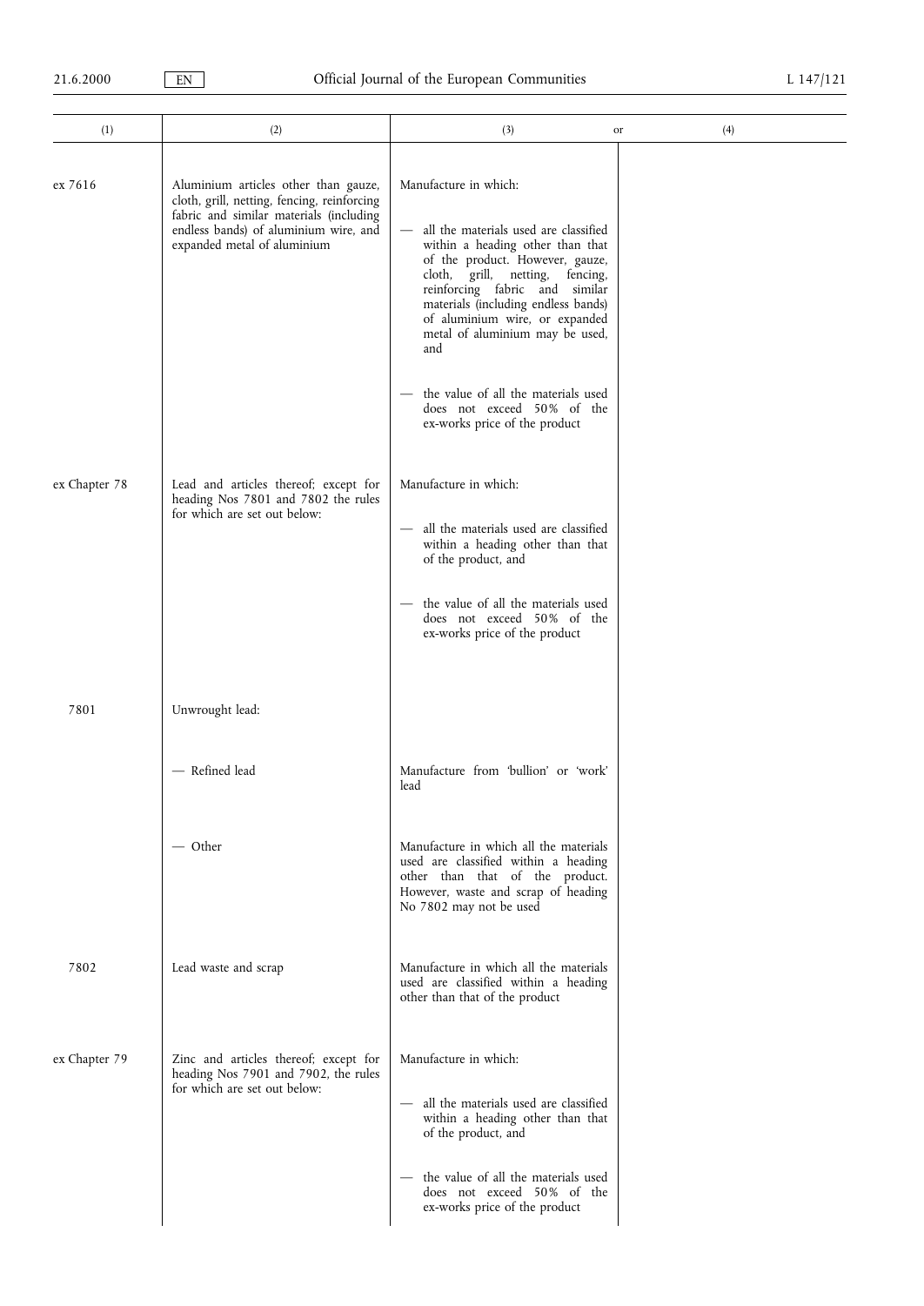| (1) | (2) | (3) or | (4) |
|---|---|---|---|
| ex 7616 | Aluminium articles other than gauze, cloth, grill, netting, fencing, reinforcing fabric and similar materials (including endless bands) of aluminium wire, and expanded metal of aluminium | Manufacture in which:<br>— all the materials used are classified within a heading other than that of the product. However, gauze, cloth, grill, netting, fencing, reinforcing fabric and similar materials (including endless bands) of aluminium wire, or expanded metal of aluminium may be used, and<br>— the value of all the materials used does not exceed 50% of the ex-works price of the product | |
| ex Chapter 78 | Lead and articles thereof; except for heading Nos 7801 and 7802 the rules for which are set out below: | Manufacture in which:<br>— all the materials used are classified within a heading other than that of the product, and<br>— the value of all the materials used does not exceed 50% of the ex-works price of the product | |
| 7801 | Unwrought lead: | | |
| | — Refined lead | Manufacture from 'bullion' or 'work' lead | |
| | — Other | Manufacture in which all the materials used are classified within a heading other than that of the product. However, waste and scrap of heading No 7802 may not be used | |
| 7802 | Lead waste and scrap | Manufacture in which all the materials used are classified within a heading other than that of the product | |
| ex Chapter 79 | Zinc and articles thereof; except for heading Nos 7901 and 7902, the rules for which are set out below: | Manufacture in which:<br>— all the materials used are classified within a heading other than that of the product, and<br>— the value of all the materials used does not exceed 50% of the ex-works price of the product | |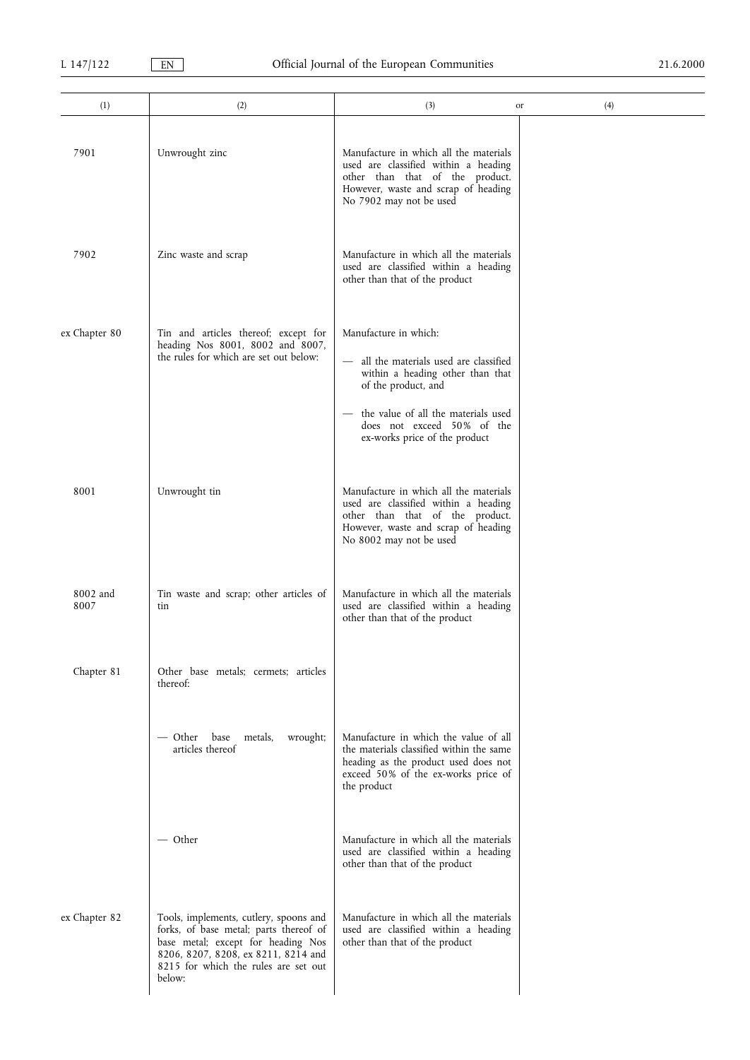| (1) | (2) | (3) or | (4) |
|---|---|---|---|
| 7901 | Unwrought zinc | Manufacture in which all the materials used are classified within a heading other than that of the product. However, waste and scrap of heading No 7902 may not be used | |
| 7902 | Zinc waste and scrap | Manufacture in which all the materials used are classified within a heading other than that of the product | |
| ex Chapter 80 | Tin and articles thereof; except for heading Nos 8001, 8002 and 8007, the rules for which are set out below: | Manufacture in which:<br>— all the materials used are classified within a heading other than that of the product, and<br>— the value of all the materials used does not exceed 50% of the ex-works price of the product | |
| 8001 | Unwrought tin | Manufacture in which all the materials used are classified within a heading other than that of the product. However, waste and scrap of heading No 8002 may not be used | |
| 8002 and 8007 | Tin waste and scrap; other articles of tin | Manufacture in which all the materials used are classified within a heading other than that of the product | |
| Chapter 81 | Other base metals; cermets; articles thereof: | | |
| | — Other base metals, wrought; articles thereof | Manufacture in which the value of all the materials classified within the same heading as the product used does not exceed 50% of the ex-works price of the product | |
| | — Other | Manufacture in which all the materials used are classified within a heading other than that of the product | |
| ex Chapter 82 | Tools, implements, cutlery, spoons and forks, of base metal; parts thereof of base metal; except for heading Nos 8206, 8207, 8208, ex 8211, 8214 and 8215 for which the rules are set out below: | Manufacture in which all the materials used are classified within a heading other than that of the product | |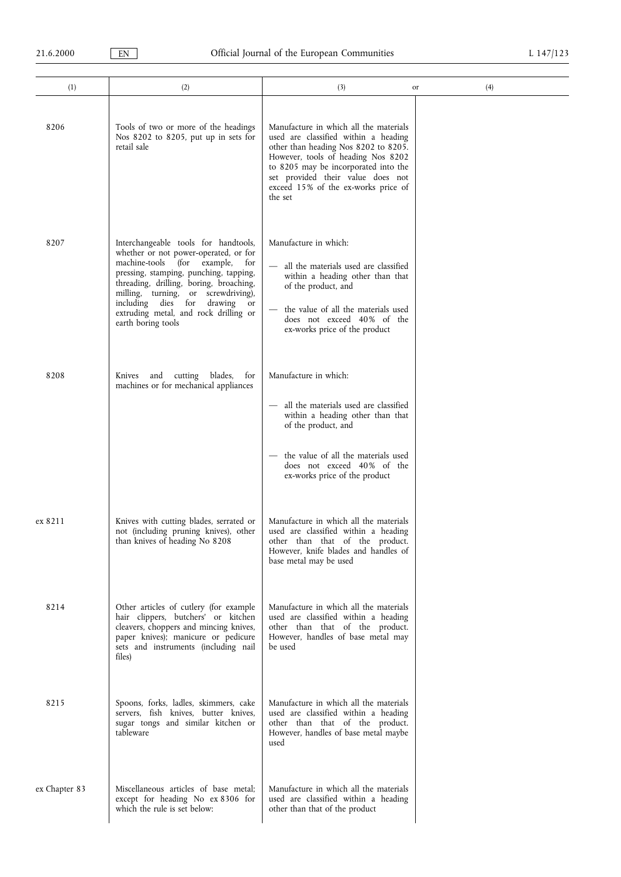| (1) | (2) | (3) or | (4) |
|---|---|---|---|
| 8206 | Tools of two or more of the headings Nos 8202 to 8205, put up in sets for retail sale | Manufacture in which all the materials used are classified within a heading other than heading Nos 8202 to 8205. However, tools of heading Nos 8202 to 8205 may be incorporated into the set provided their value does not exceed 15% of the ex-works price of the set | |
| 8207 | Interchangeable tools for handtools, whether or not power-operated, or for machine-tools (for example, for pressing, stamping, punching, tapping, threading, drilling, boring, broaching, milling, turning, or screwdriving), including dies for drawing or extruding metal, and rock drilling or earth boring tools | Manufacture in which:<br>— all the materials used are classified within a heading other than that of the product, and<br>— the value of all the materials used does not exceed 40% of the ex-works price of the product | |
| 8208 | Knives and cutting blades, for machines or for mechanical appliances | Manufacture in which:<br>— all the materials used are classified within a heading other than that of the product, and<br>— the value of all the materials used does not exceed 40% of the ex-works price of the product | |
| ex 8211 | Knives with cutting blades, serrated or not (including pruning knives), other than knives of heading No 8208 | Manufacture in which all the materials used are classified within a heading other than that of the product. However, knife blades and handles of base metal may be used | |
| 8214 | Other articles of cutlery (for example hair clippers, butchers' or kitchen cleavers, choppers and mincing knives, paper knives); manicure or pedicure sets and instruments (including nail files) | Manufacture in which all the materials used are classified within a heading other than that of the product. However, handles of base metal may be used | |
| 8215 | Spoons, forks, ladles, skimmers, cake servers, fish knives, butter knives, sugar tongs and similar kitchen or tableware | Manufacture in which all the materials used are classified within a heading other than that of the product. However, handles of base metal maybe used | |
| ex Chapter 83 | Miscellaneous articles of base metal; except for heading No ex 8306 for which the rule is set below: | Manufacture in which all the materials used are classified within a heading other than that of the product | |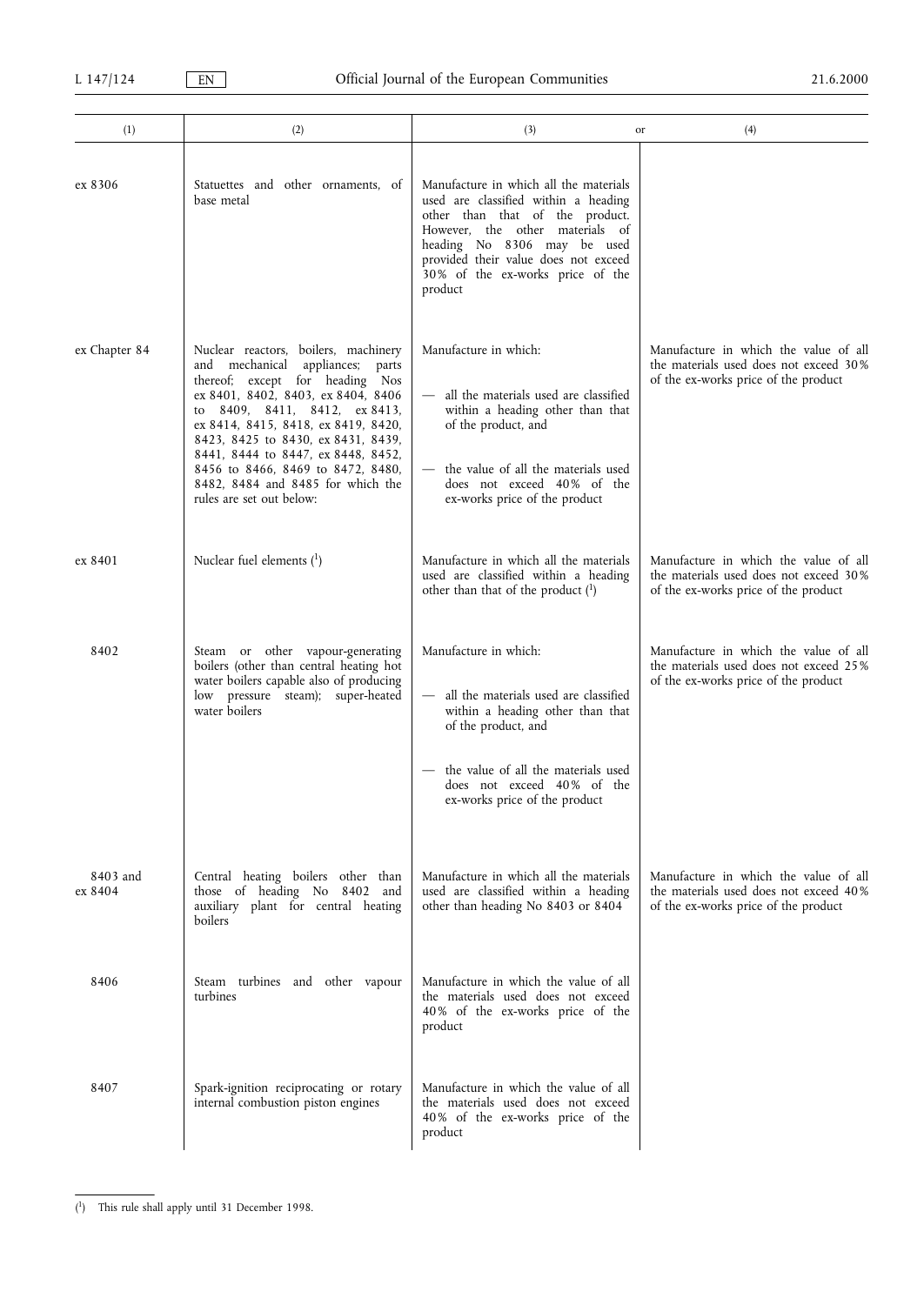| (1) | (2) | (3) | or (4) |
|---|---|---|---|
| ex 8306 | Statuettes and other ornaments, of base metal | Manufacture in which all the materials used are classified within a heading other than that of the product. However, the other materials of heading No 8306 may be used provided their value does not exceed 30% of the ex-works price of the product | |
| ex Chapter 84 | Nuclear reactors, boilers, machinery and mechanical appliances; parts thereof; except for heading Nos ex 8401, 8402, 8403, ex 8404, 8406 to 8409, 8411, 8412, ex 8413, ex 8414, 8415, 8418, ex 8419, 8420, 8423, 8425 to 8430, ex 8431, 8439, 8441, 8444 to 8447, ex 8448, 8452, 8456 to 8466, 8469 to 8472, 8480, 8482, 8484 and 8485 for which the rules are set out below: | Manufacture in which:<br>— all the materials used are classified within a heading other than that of the product, and<br>— the value of all the materials used does not exceed 40% of the ex-works price of the product | Manufacture in which the value of all the materials used does not exceed 30% of the ex-works price of the product |
| ex 8401 | Nuclear fuel elements [1] | Manufacture in which all the materials used are classified within a heading other than that of the product [1] | Manufacture in which the value of all the materials used does not exceed 30% of the ex-works price of the product |
| 8402 | Steam or other vapour-generating boilers (other than central heating hot water boilers capable also of producing low pressure steam); super-heated water boilers | Manufacture in which:<br>— all the materials used are classified within a heading other than that of the product, and<br>— the value of all the materials used does not exceed 40% of the ex-works price of the product | Manufacture in which the value of all the materials used does not exceed 25% of the ex-works price of the product |
| 8403 and ex 8404 | Central heating boilers other than those of heading No 8402 and auxiliary plant for central heating boilers | Manufacture in which all the materials used are classified within a heading other than heading No 8403 or 8404 | Manufacture in which the value of all the materials used does not exceed 40% of the ex-works price of the product |
| 8406 | Steam turbines and other vapour turbines | Manufacture in which the value of all the materials used does not exceed 40% of the ex-works price of the product | |
| 8407 | Spark-ignition reciprocating or rotary internal combustion piston engines | Manufacture in which the value of all the materials used does not exceed 40% of the ex-works price of the product | |

[1] This rule shall apply until 31 December 1998.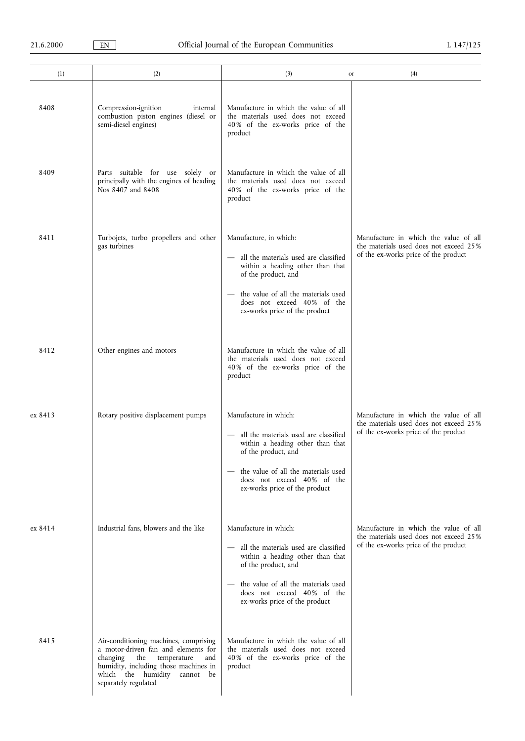| (1) | (2) | (3) | or (4) |
|---|---|---|---|
| 8408 | Compression-ignition internal combustion piston engines (diesel or semi-diesel engines) | Manufacture in which the value of all the materials used does not exceed 40% of the ex-works price of the product | |
| 8409 | Parts suitable for use solely or principally with the engines of heading Nos 8407 and 8408 | Manufacture in which the value of all the materials used does not exceed 40% of the ex-works price of the product | |
| 8411 | Turbojets, turbo propellers and other gas turbines | Manufacture, in which:<br>— all the materials used are classified within a heading other than that of the product, and<br>— the value of all the materials used does not exceed 40% of the ex-works price of the product | Manufacture in which the value of all the materials used does not exceed 25% of the ex-works price of the product |
| 8412 | Other engines and motors | Manufacture in which the value of all the materials used does not exceed 40% of the ex-works price of the product | |
| ex 8413 | Rotary positive displacement pumps | Manufacture in which:<br>— all the materials used are classified within a heading other than that of the product, and<br>— the value of all the materials used does not exceed 40% of the ex-works price of the product | Manufacture in which the value of all the materials used does not exceed 25% of the ex-works price of the product |
| ex 8414 | Industrial fans, blowers and the like | Manufacture in which:<br>— all the materials used are classified within a heading other than that of the product, and<br>— the value of all the materials used does not exceed 40% of the ex-works price of the product | Manufacture in which the value of all the materials used does not exceed 25% of the ex-works price of the product |
| 8415 | Air-conditioning machines, comprising a motor-driven fan and elements for changing the temperature and humidity, including those machines in which the humidity cannot be separately regulated | Manufacture in which the value of all the materials used does not exceed 40% of the ex-works price of the product | |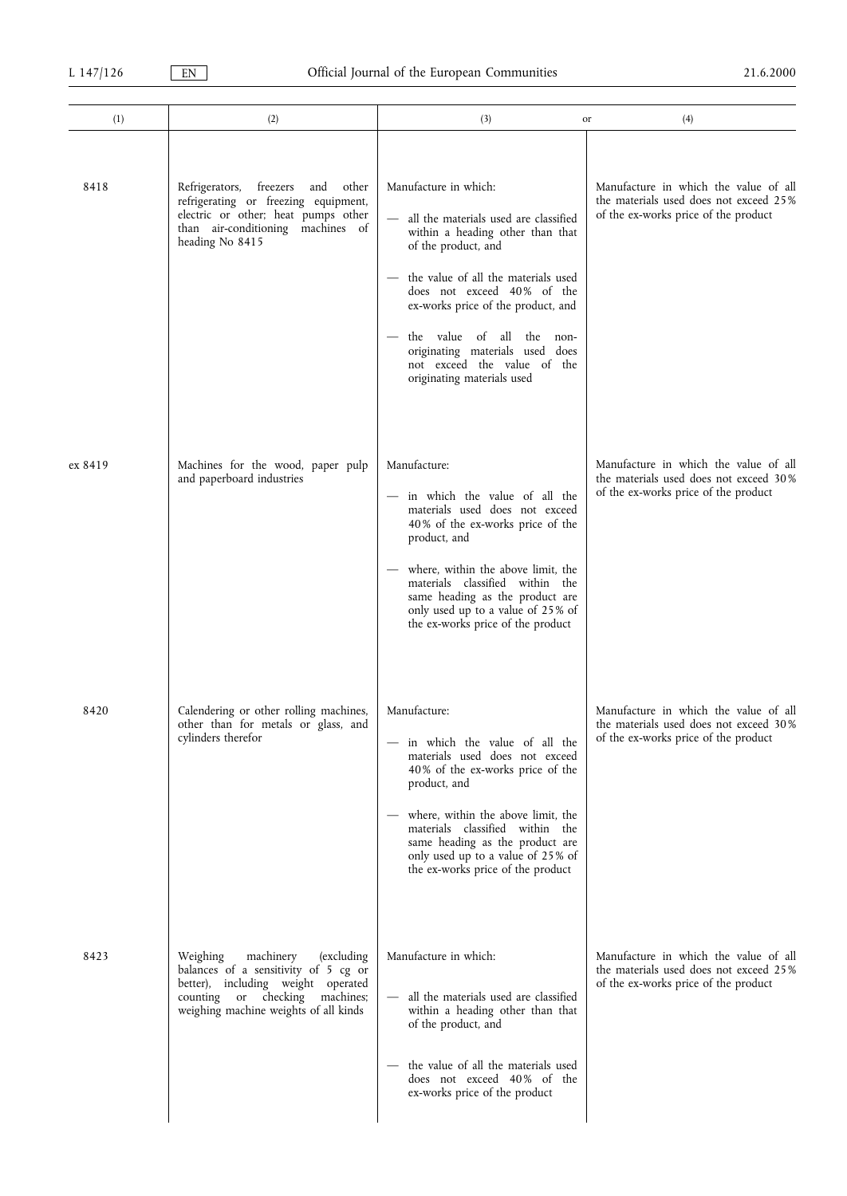| (1) | (2) | (3) or | (4) |
|---|---|---|---|
| 8418 | Refrigerators, freezers and other refrigerating or freezing equipment, electric or other; heat pumps other than air-conditioning machines of heading No 8415 | Manufacture in which:<br>— all the materials used are classified within a heading other than that of the product, and<br>— the value of all the materials used does not exceed 40% of the ex-works price of the product, and<br>— the value of all the non-originating materials used does not exceed the value of the originating materials used | Manufacture in which the value of all the materials used does not exceed 25% of the ex-works price of the product |
| ex 8419 | Machines for the wood, paper pulp and paperboard industries | Manufacture:<br>— in which the value of all the materials used does not exceed 40% of the ex-works price of the product, and<br>— where, within the above limit, the materials classified within the same heading as the product are only used up to a value of 25% of the ex-works price of the product | Manufacture in which the value of all the materials used does not exceed 30% of the ex-works price of the product |
| 8420 | Calendering or other rolling machines, other than for metals or glass, and cylinders therefor | Manufacture:<br>— in which the value of all the materials used does not exceed 40% of the ex-works price of the product, and<br>— where, within the above limit, the materials classified within the same heading as the product are only used up to a value of 25% of the ex-works price of the product | Manufacture in which the value of all the materials used does not exceed 30% of the ex-works price of the product |
| 8423 | Weighing machinery (excluding balances of a sensitivity of 5 cg or better), including weight operated counting or checking machines; weighing machine weights of all kinds | Manufacture in which:<br>— all the materials used are classified within a heading other than that of the product, and<br>— the value of all the materials used does not exceed 40% of the ex-works price of the product | Manufacture in which the value of all the materials used does not exceed 25% of the ex-works price of the product |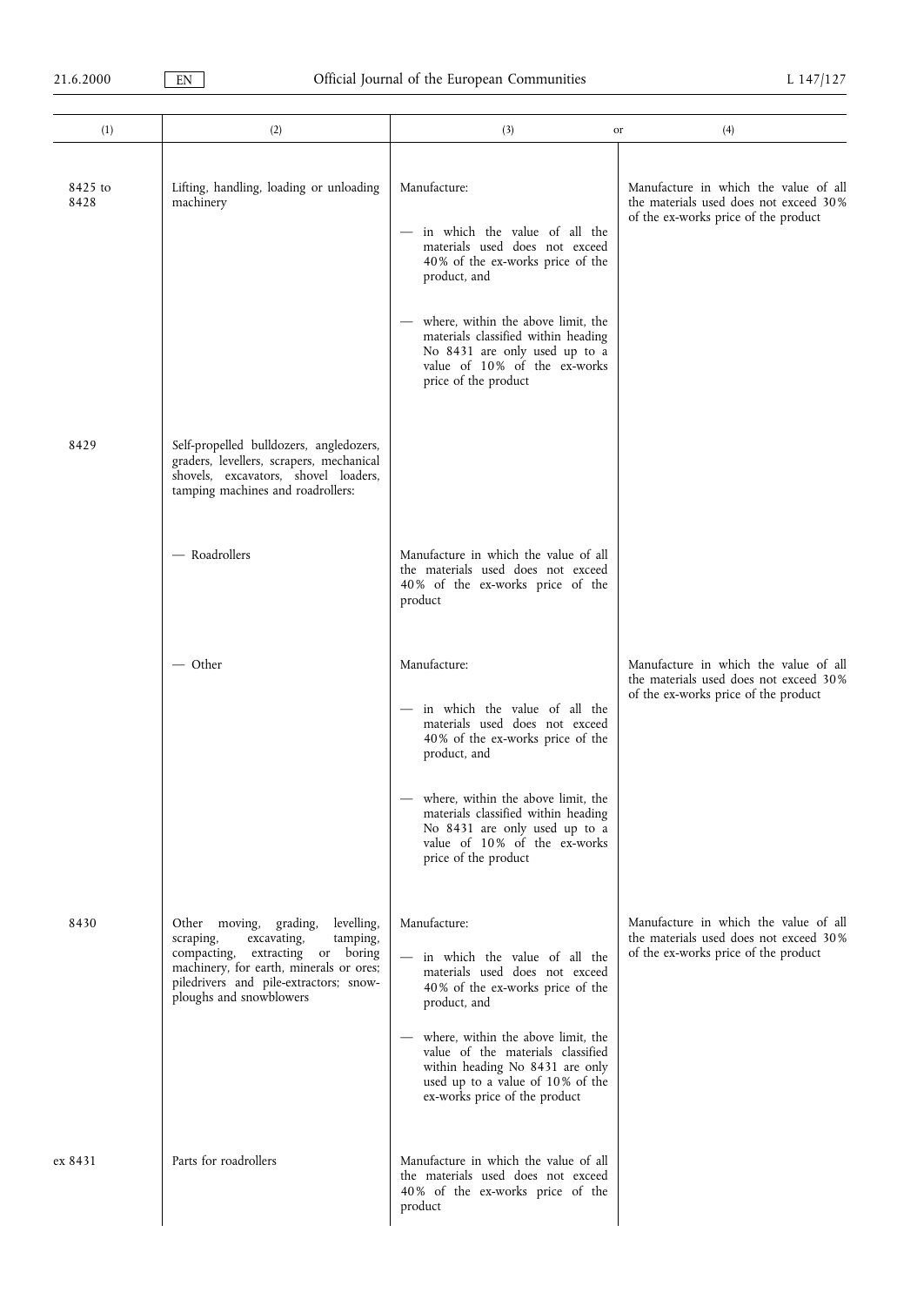| (1) | (2) | (3) or | (4) |
|---|---|---|---|
| 8425 to 8428 | Lifting, handling, loading or unloading machinery | Manufacture:<br>— in which the value of all the materials used does not exceed 40% of the ex-works price of the product, and<br>— where, within the above limit, the materials classified within heading No 8431 are only used up to a value of 10% of the ex-works price of the product | Manufacture in which the value of all the materials used does not exceed 30% of the ex-works price of the product |
| 8429 | Self-propelled bulldozers, angledozers, graders, levellers, scrapers, mechanical shovels, excavators, shovel loaders, tamping machines and roadrollers: | | |
| | — Roadrollers | Manufacture in which the value of all the materials used does not exceed 40% of the ex-works price of the product | |
| | — Other | Manufacture:<br>— in which the value of all the materials used does not exceed 40% of the ex-works price of the product, and<br>— where, within the above limit, the materials classified within heading No 8431 are only used up to a value of 10% of the ex-works price of the product | Manufacture in which the value of all the materials used does not exceed 30% of the ex-works price of the product |
| 8430 | Other moving, grading, levelling, scraping, excavating, tamping, compacting, extracting or boring machinery, for earth, minerals or ores; piledrivers and pile-extractors; snow-ploughs and snowblowers | Manufacture:<br>— in which the value of all the materials used does not exceed 40% of the ex-works price of the product, and<br>— where, within the above limit, the value of the materials classified within heading No 8431 are only used up to a value of 10% of the ex-works price of the product | Manufacture in which the value of all the materials used does not exceed 30% of the ex-works price of the product |
| ex 8431 | Parts for roadrollers | Manufacture in which the value of all the materials used does not exceed 40% of the ex-works price of the product | |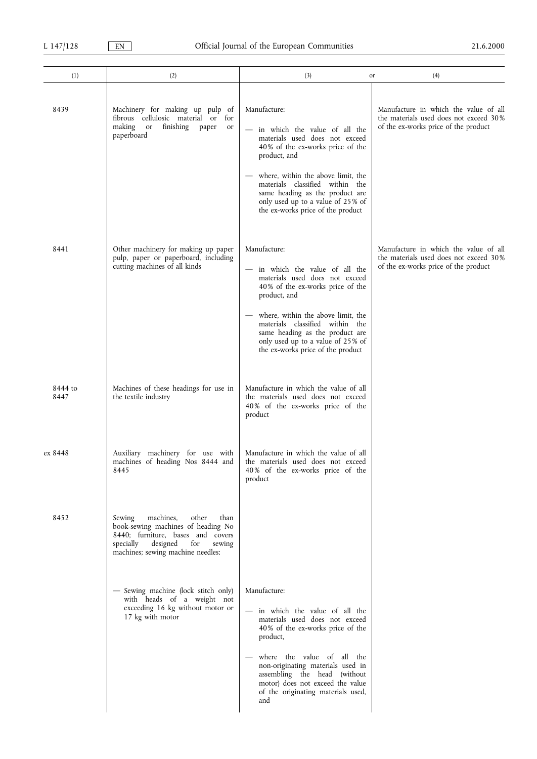| (1) | (2) | (3) or | (4) |
|---|---|---|---|
| 8439 | Machinery for making up pulp of fibrous cellulosic material or for making or finishing paper or paperboard | Manufacture:<br>— in which the value of all the materials used does not exceed 40% of the ex-works price of the product, and<br>— where, within the above limit, the materials classified within the same heading as the product are only used up to a value of 25% of the ex-works price of the product | Manufacture in which the value of all the materials used does not exceed 30% of the ex-works price of the product |
| 8441 | Other machinery for making up paper pulp, paper or paperboard, including cutting machines of all kinds | Manufacture:<br>— in which the value of all the materials used does not exceed 40% of the ex-works price of the product, and<br>— where, within the above limit, the materials classified within the same heading as the product are only used up to a value of 25% of the ex-works price of the product | Manufacture in which the value of all the materials used does not exceed 30% of the ex-works price of the product |
| 8444 to 8447 | Machines of these headings for use in the textile industry | Manufacture in which the value of all the materials used does not exceed 40% of the ex-works price of the product | |
| ex 8448 | Auxiliary machinery for use with machines of heading Nos 8444 and 8445 | Manufacture in which the value of all the materials used does not exceed 40% of the ex-works price of the product | |
| 8452 | Sewing machines, other than book-sewing machines of heading No 8440; furniture, bases and covers specially designed for sewing machines; sewing machine needles: | | |
| | — Sewing machine (lock stitch only) with heads of a weight not exceeding 16 kg without motor or 17 kg with motor | Manufacture:<br>— in which the value of all the materials used does not exceed 40% of the ex-works price of the product,<br>— where the value of all the non-originating materials used in assembling the head (without motor) does not exceed the value of the originating materials used, and | |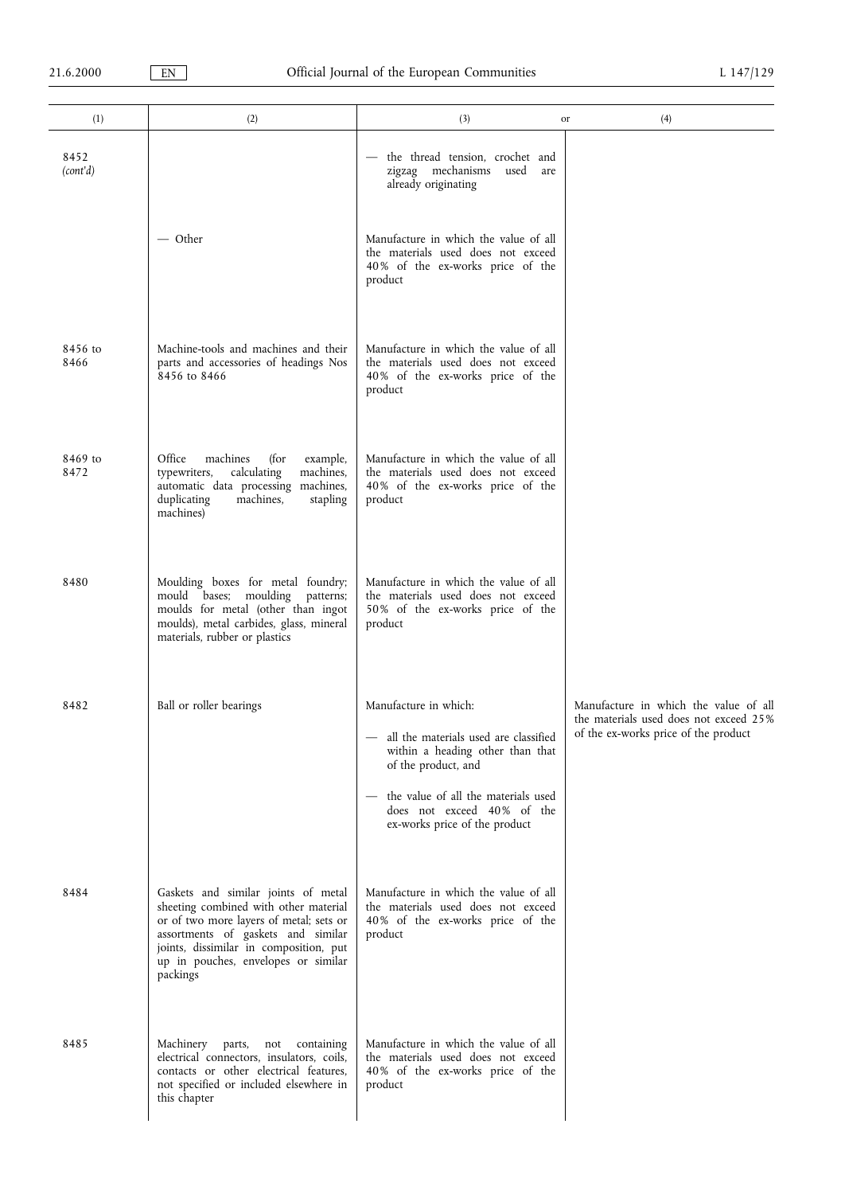| (1) | (2) | (3) or | (4) |
|---|---|---|---|
| 8452 *(cont'd)* | | — the thread tension, crochet and zigzag mechanisms used are already originating | |
| | — Other | Manufacture in which the value of all the materials used does not exceed 40% of the ex-works price of the product | |
| 8456 to 8466 | Machine-tools and machines and their parts and accessories of headings Nos 8456 to 8466 | Manufacture in which the value of all the materials used does not exceed 40% of the ex-works price of the product | |
| 8469 to 8472 | Office machines (for example, typewriters, calculating machines, automatic data processing machines, duplicating machines, stapling machines) | Manufacture in which the value of all the materials used does not exceed 40% of the ex-works price of the product | |
| 8480 | Moulding boxes for metal foundry; mould bases; moulding patterns; moulds for metal (other than ingot moulds), metal carbides, glass, mineral materials, rubber or plastics | Manufacture in which the value of all the materials used does not exceed 50% of the ex-works price of the product | |
| 8482 | Ball or roller bearings | Manufacture in which:<br>— all the materials used are classified within a heading other than that of the product, and<br>— the value of all the materials used does not exceed 40% of the ex-works price of the product | Manufacture in which the value of all the materials used does not exceed 25% of the ex-works price of the product |
| 8484 | Gaskets and similar joints of metal sheeting combined with other material or of two more layers of metal; sets or assortments of gaskets and similar joints, dissimilar in composition, put up in pouches, envelopes or similar packings | Manufacture in which the value of all the materials used does not exceed 40% of the ex-works price of the product | |
| 8485 | Machinery parts, not containing electrical connectors, insulators, coils, contacts or other electrical features, not specified or included elsewhere in this chapter | Manufacture in which the value of all the materials used does not exceed 40% of the ex-works price of the product | |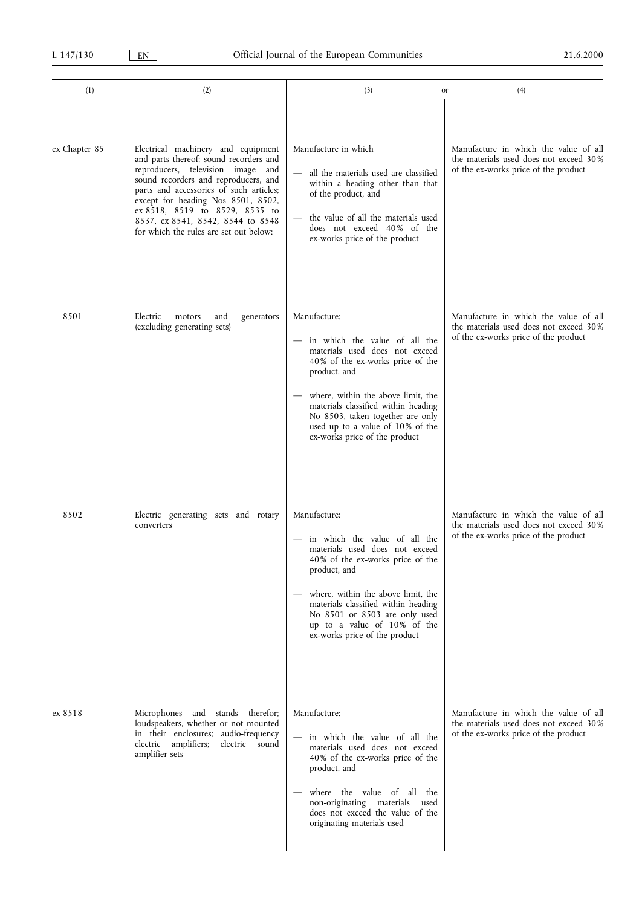| (1) | (2) | (3) or | (4) |
|---|---|---|---|
| ex Chapter 85 | Electrical machinery and equipment and parts thereof; sound recorders and reproducers, television image and sound recorders and reproducers, and parts and accessories of such articles; except for heading Nos 8501, 8502, ex 8518, 8519 to 8529, 8535 to 8537, ex 8541, 8542, 8544 to 8548 for which the rules are set out below: | Manufacture in which<br>— all the materials used are classified within a heading other than that of the product, and<br>— the value of all the materials used does not exceed 40% of the ex-works price of the product | Manufacture in which the value of all the materials used does not exceed 30% of the ex-works price of the product |
| 8501 | Electric motors and generators (excluding generating sets) | Manufacture:<br>— in which the value of all the materials used does not exceed 40% of the ex-works price of the product, and<br>— where, within the above limit, the materials classified within heading No 8503, taken together are only used up to a value of 10% of the ex-works price of the product | Manufacture in which the value of all the materials used does not exceed 30% of the ex-works price of the product |
| 8502 | Electric generating sets and rotary converters | Manufacture:<br>— in which the value of all the materials used does not exceed 40% of the ex-works price of the product, and<br>— where, within the above limit, the materials classified within heading No 8501 or 8503 are only used up to a value of 10% of the ex-works price of the product | Manufacture in which the value of all the materials used does not exceed 30% of the ex-works price of the product |
| ex 8518 | Microphones and stands therefor; loudspeakers, whether or not mounted in their enclosures; audio-frequency electric amplifiers; electric sound amplifier sets | Manufacture:<br>— in which the value of all the materials used does not exceed 40% of the ex-works price of the product, and<br>— where the value of all the non-originating materials used does not exceed the value of the originating materials used | Manufacture in which the value of all the materials used does not exceed 30% of the ex-works price of the product |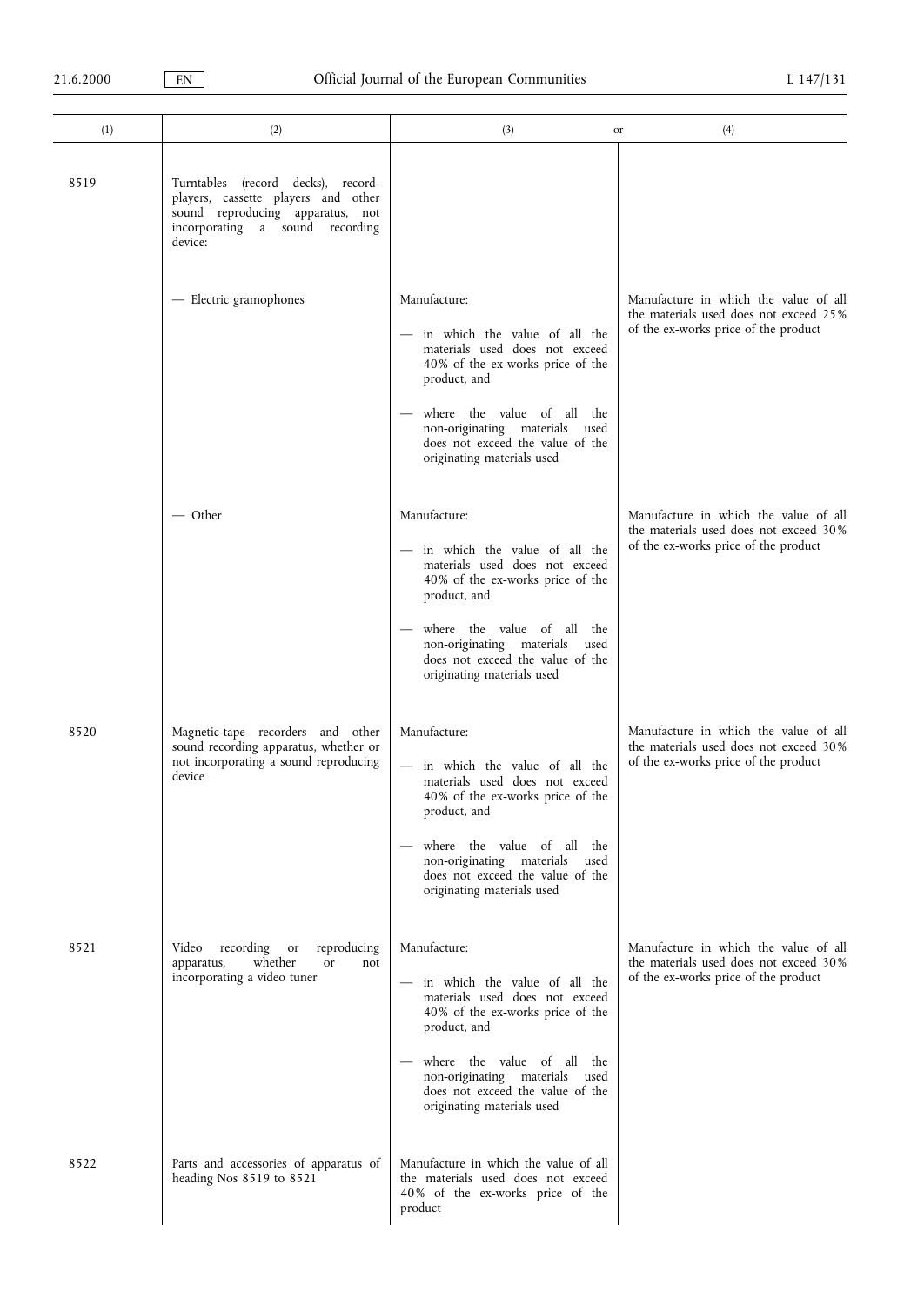| (1) | (2) | (3) | or (4) |
|---|---|---|---|
| 8519 | Turntables (record decks), record-players, cassette players and other sound reproducing apparatus, not incorporating a sound recording device: | | |
| | — Electric gramophones | Manufacture:<br>— in which the value of all the materials used does not exceed 40% of the ex-works price of the product, and<br>— where the value of all the non-originating materials used does not exceed the value of the originating materials used | Manufacture in which the value of all the materials used does not exceed 25% of the ex-works price of the product |
| | — Other | Manufacture:<br>— in which the value of all the materials used does not exceed 40% of the ex-works price of the product, and<br>— where the value of all the non-originating materials used does not exceed the value of the originating materials used | Manufacture in which the value of all the materials used does not exceed 30% of the ex-works price of the product |
| 8520 | Magnetic-tape recorders and other sound recording apparatus, whether or not incorporating a sound reproducing device | Manufacture:<br>— in which the value of all the materials used does not exceed 40% of the ex-works price of the product, and<br>— where the value of all the non-originating materials used does not exceed the value of the originating materials used | Manufacture in which the value of all the materials used does not exceed 30% of the ex-works price of the product |
| 8521 | Video recording or reproducing apparatus, whether or not incorporating a video tuner | Manufacture:<br>— in which the value of all the materials used does not exceed 40% of the ex-works price of the product, and<br>— where the value of all the non-originating materials used does not exceed the value of the originating materials used | Manufacture in which the value of all the materials used does not exceed 30% of the ex-works price of the product |
| 8522 | Parts and accessories of apparatus of heading Nos 8519 to 8521 | Manufacture in which the value of all the materials used does not exceed 40% of the ex-works price of the product | |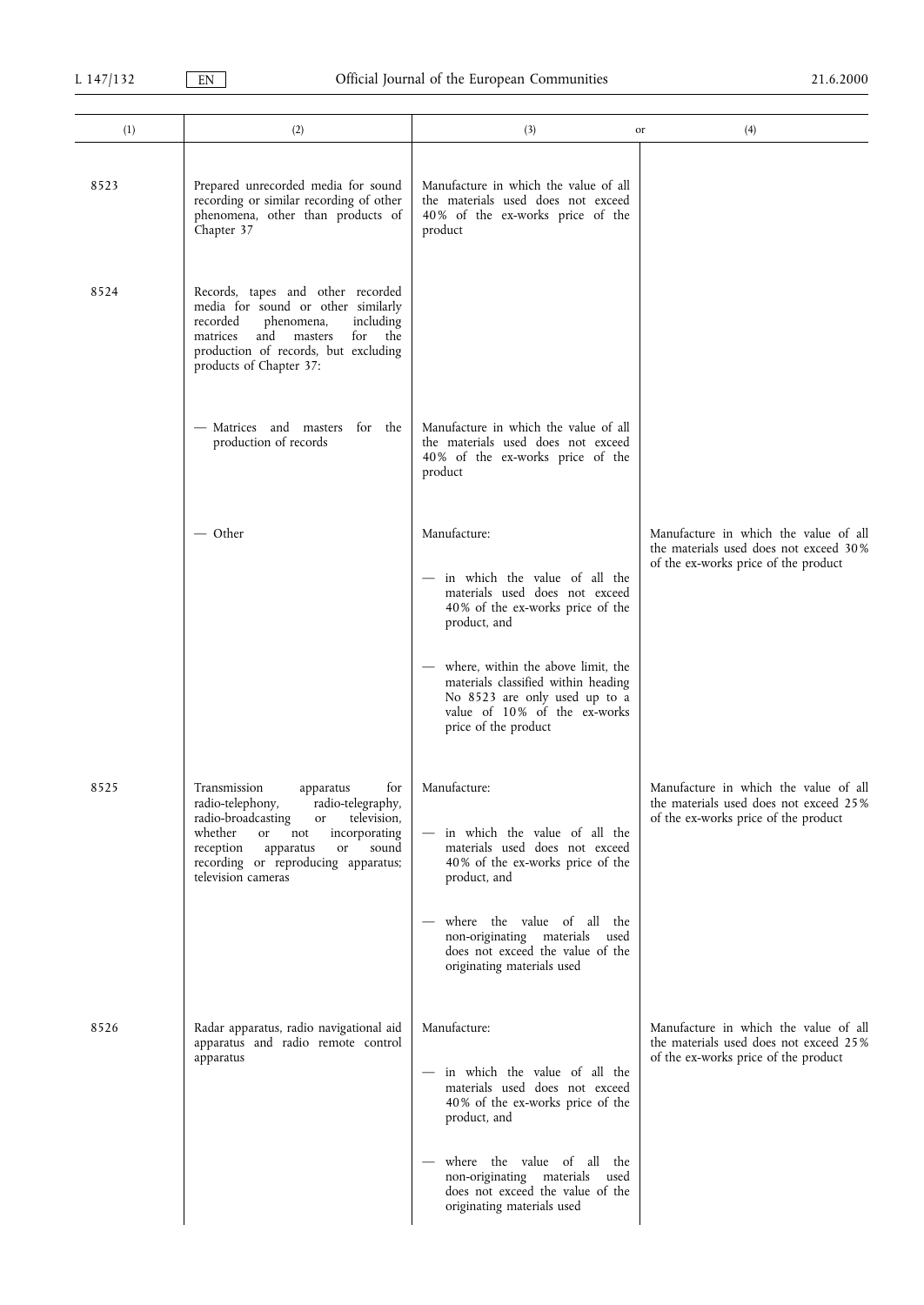| (1) | (2) | (3) or | (4) |
|---|---|---|---|
| 8523 | Prepared unrecorded media for sound recording or similar recording of other phenomena, other than products of Chapter 37 | Manufacture in which the value of all the materials used does not exceed 40% of the ex-works price of the product | |
| 8524 | Records, tapes and other recorded media for sound or other similarly recorded phenomena, including matrices and masters for the production of records, but excluding products of Chapter 37: | | |
| | — Matrices and masters for the production of records | Manufacture in which the value of all the materials used does not exceed 40% of the ex-works price of the product | |
| | — Other | Manufacture:<br>— in which the value of all the materials used does not exceed 40% of the ex-works price of the product, and<br>— where, within the above limit, the materials classified within heading No 8523 are only used up to a value of 10% of the ex-works price of the product | Manufacture in which the value of all the materials used does not exceed 30% of the ex-works price of the product |
| 8525 | Transmission apparatus for radio-telephony, radio-telegraphy, radio-broadcasting or television, whether or not incorporating reception apparatus or sound recording or reproducing apparatus; television cameras | Manufacture:<br>— in which the value of all the materials used does not exceed 40% of the ex-works price of the product, and<br>— where the value of all the non-originating materials used does not exceed the value of the originating materials used | Manufacture in which the value of all the materials used does not exceed 25% of the ex-works price of the product |
| 8526 | Radar apparatus, radio navigational aid apparatus and radio remote control apparatus | Manufacture:<br>— in which the value of all the materials used does not exceed 40% of the ex-works price of the product, and<br>— where the value of all the non-originating materials used does not exceed the value of the originating materials used | Manufacture in which the value of all the materials used does not exceed 25% of the ex-works price of the product |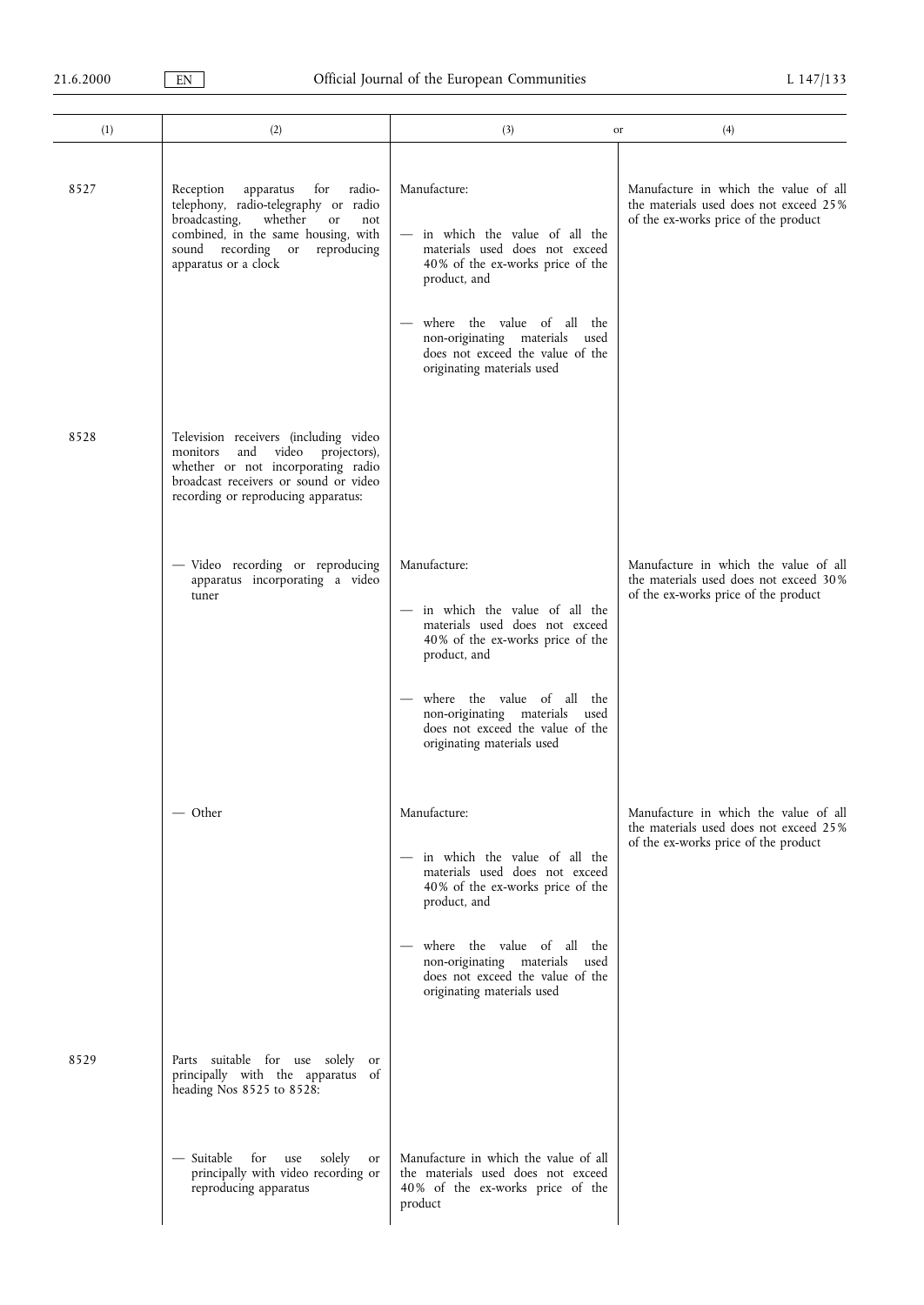| (1) | (2) | (3) or | (4) |
|---|---|---|---|
| 8527 | Reception apparatus for radio-telephony, radio-telegraphy or radio broadcasting, whether or not combined, in the same housing, with sound recording or reproducing apparatus or a clock | Manufacture:<br>— in which the value of all the materials used does not exceed 40% of the ex-works price of the product, and<br>— where the value of all the non-originating materials used does not exceed the value of the originating materials used | Manufacture in which the value of all the materials used does not exceed 25% of the ex-works price of the product |
| 8528 | Television receivers (including video monitors and video projectors), whether or not incorporating radio broadcast receivers or sound or video recording or reproducing apparatus: | | |
| | — Video recording or reproducing apparatus incorporating a video tuner | Manufacture:<br>— in which the value of all the materials used does not exceed 40% of the ex-works price of the product, and<br>— where the value of all the non-originating materials used does not exceed the value of the originating materials used | Manufacture in which the value of all the materials used does not exceed 30% of the ex-works price of the product |
| | — Other | Manufacture:<br>— in which the value of all the materials used does not exceed 40% of the ex-works price of the product, and<br>— where the value of all the non-originating materials used does not exceed the value of the originating materials used | Manufacture in which the value of all the materials used does not exceed 25% of the ex-works price of the product |
| 8529 | Parts suitable for use solely or principally with the apparatus of heading Nos 8525 to 8528: | | |
| | — Suitable for use solely or principally with video recording or reproducing apparatus | Manufacture in which the value of all the materials used does not exceed 40% of the ex-works price of the product | |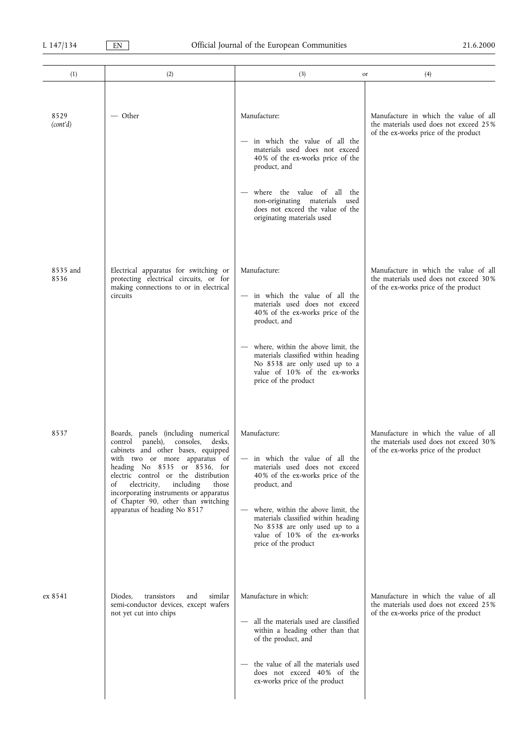| (1) | (2) | (3) or | (4) |
|---|---|---|---|
| 8529 *(cont'd)* | — Other | Manufacture:<br>— in which the value of all the materials used does not exceed 40% of the ex-works price of the product, and<br>— where the value of all the non-originating materials used does not exceed the value of the originating materials used | Manufacture in which the value of all the materials used does not exceed 25% of the ex-works price of the product |
| 8535 and 8536 | Electrical apparatus for switching or protecting electrical circuits, or for making connections to or in electrical circuits | Manufacture:<br>— in which the value of all the materials used does not exceed 40% of the ex-works price of the product, and<br>— where, within the above limit, the materials classified within heading No 8538 are only used up to a value of 10% of the ex-works price of the product | Manufacture in which the value of all the materials used does not exceed 30% of the ex-works price of the product |
| 8537 | Boards, panels (including numerical control panels), consoles, desks, cabinets and other bases, equipped with two or more apparatus of heading No 8535 or 8536, for electric control or the distribution of electricity, including those incorporating instruments or apparatus of Chapter 90, other than switching apparatus of heading No 8517 | Manufacture:<br>— in which the value of all the materials used does not exceed 40% of the ex-works price of the product, and<br>— where, within the above limit, the materials classified within heading No 8538 are only used up to a value of 10% of the ex-works price of the product | Manufacture in which the value of all the materials used does not exceed 30% of the ex-works price of the product |
| ex 8541 | Diodes, transistors and similar semi-conductor devices, except wafers not yet cut into chips | Manufacture in which:<br>— all the materials used are classified within a heading other than that of the product, and<br>— the value of all the materials used does not exceed 40% of the ex-works price of the product | Manufacture in which the value of all the materials used does not exceed 25% of the ex-works price of the product |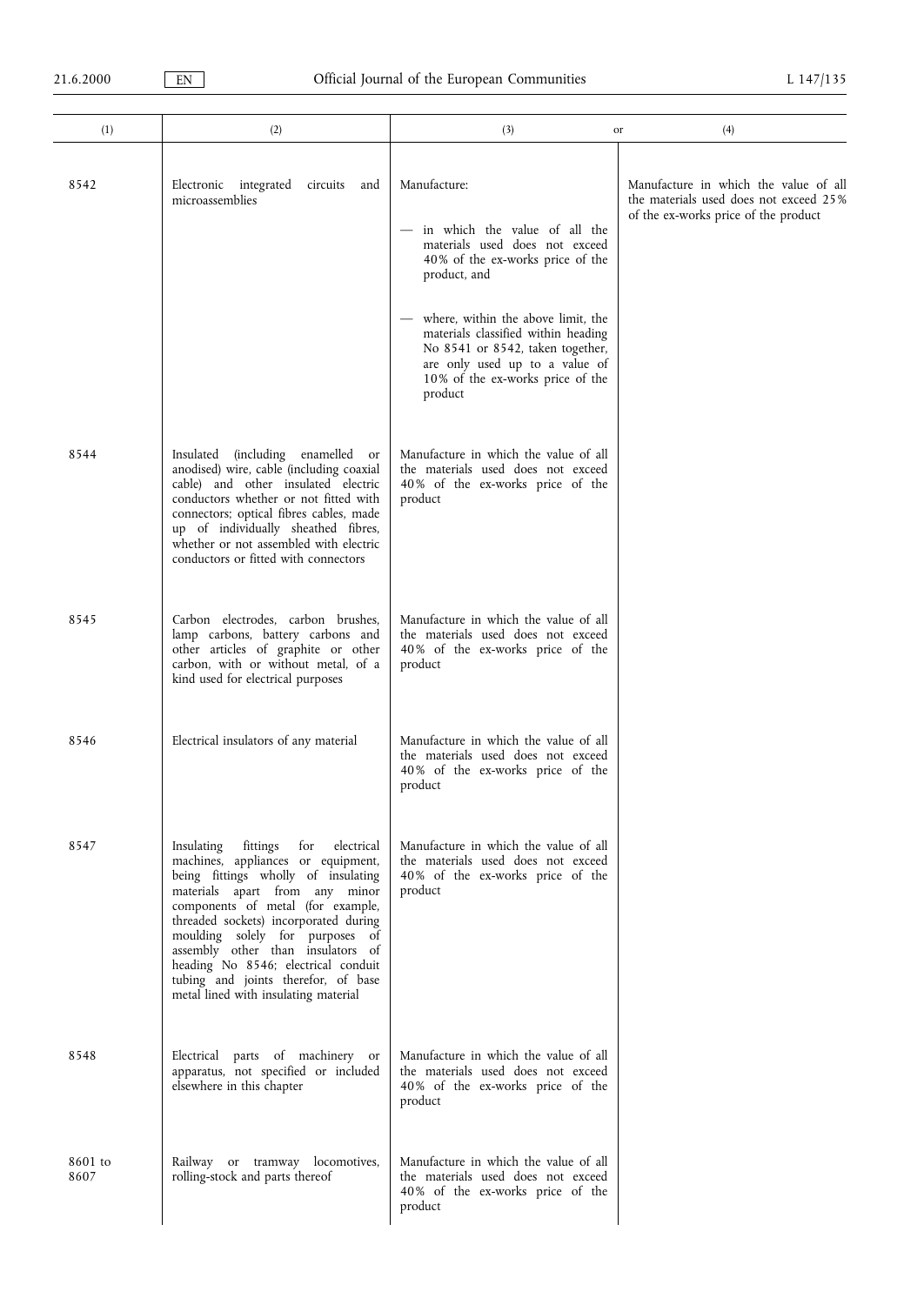| (1) | (2) | (3) or | (4) |
|---|---|---|---|
| 8542 | Electronic integrated circuits and microassemblies | Manufacture:<br>— in which the value of all the materials used does not exceed 40% of the ex-works price of the product, and<br>— where, within the above limit, the materials classified within heading No 8541 or 8542, taken together, are only used up to a value of 10% of the ex-works price of the product | Manufacture in which the value of all the materials used does not exceed 25% of the ex-works price of the product |
| 8544 | Insulated (including enamelled or anodised) wire, cable (including coaxial cable) and other insulated electric conductors whether or not fitted with connectors; optical fibres cables, made up of individually sheathed fibres, whether or not assembled with electric conductors or fitted with connectors | Manufacture in which the value of all the materials used does not exceed 40% of the ex-works price of the product | |
| 8545 | Carbon electrodes, carbon brushes, lamp carbons, battery carbons and other articles of graphite or other carbon, with or without metal, of a kind used for electrical purposes | Manufacture in which the value of all the materials used does not exceed 40% of the ex-works price of the product | |
| 8546 | Electrical insulators of any material | Manufacture in which the value of all the materials used does not exceed 40% of the ex-works price of the product | |
| 8547 | Insulating fittings for electrical machines, appliances or equipment, being fittings wholly of insulating materials apart from any minor components of metal (for example, threaded sockets) incorporated during moulding solely for purposes of assembly other than insulators of heading No 8546; electrical conduit tubing and joints therefor, of base metal lined with insulating material | Manufacture in which the value of all the materials used does not exceed 40% of the ex-works price of the product | |
| 8548 | Electrical parts of machinery or apparatus, not specified or included elsewhere in this chapter | Manufacture in which the value of all the materials used does not exceed 40% of the ex-works price of the product | |
| 8601 to 8607 | Railway or tramway locomotives, rolling-stock and parts thereof | Manufacture in which the value of all the materials used does not exceed 40% of the ex-works price of the product | |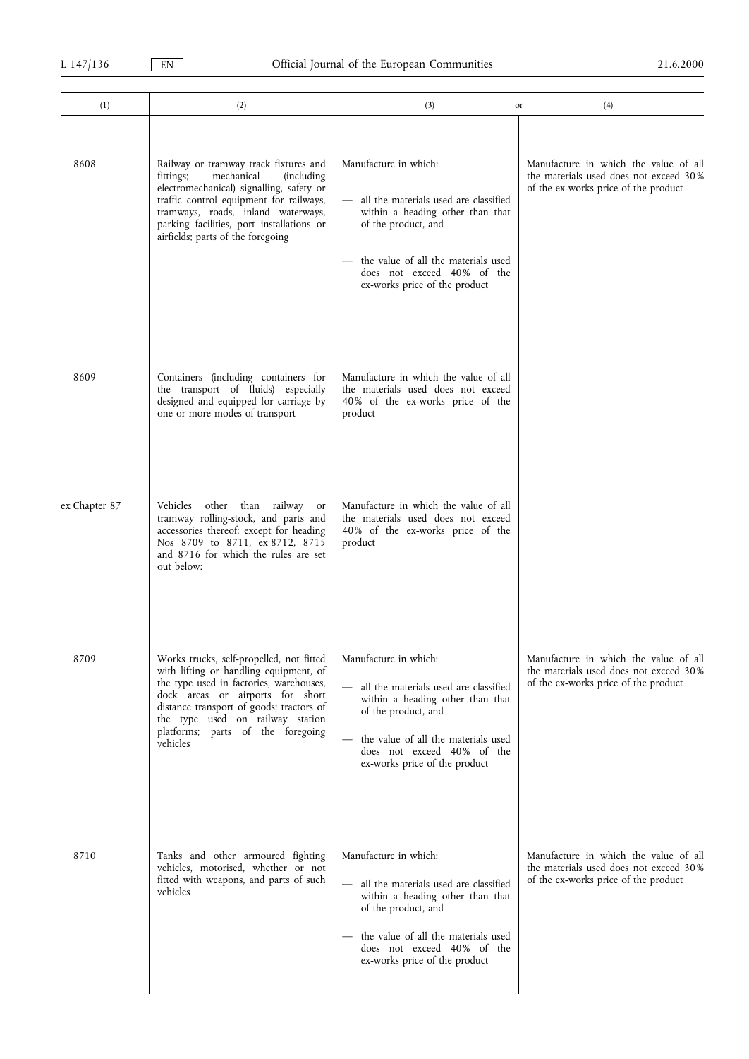| (1) | (2) | (3) or | (4) |
|---|---|---|---|
| 8608 | Railway or tramway track fixtures and fittings; mechanical (including electromechanical) signalling, safety or traffic control equipment for railways, tramways, roads, inland waterways, parking facilities, port installations or airfields; parts of the foregoing | Manufacture in which:<br>— all the materials used are classified within a heading other than that of the product, and<br>— the value of all the materials used does not exceed 40 % of the ex-works price of the product | Manufacture in which the value of all the materials used does not exceed 30 % of the ex-works price of the product |
| 8609 | Containers (including containers for the transport of fluids) especially designed and equipped for carriage by one or more modes of transport | Manufacture in which the value of all the materials used does not exceed 40 % of the ex-works price of the product | |
| ex Chapter 87 | Vehicles other than railway or tramway rolling-stock, and parts and accessories thereof; except for heading Nos 8709 to 8711, ex 8712, 8715 and 8716 for which the rules are set out below: | Manufacture in which the value of all the materials used does not exceed 40 % of the ex-works price of the product | |
| 8709 | Works trucks, self-propelled, not fitted with lifting or handling equipment, of the type used in factories, warehouses, dock areas or airports for short distance transport of goods; tractors of the type used on railway station platforms; parts of the foregoing vehicles | Manufacture in which:<br>— all the materials used are classified within a heading other than that of the product, and<br>— the value of all the materials used does not exceed 40 % of the ex-works price of the product | Manufacture in which the value of all the materials used does not exceed 30 % of the ex-works price of the product |
| 8710 | Tanks and other armoured fighting vehicles, motorised, whether or not fitted with weapons, and parts of such vehicles | Manufacture in which:<br>— all the materials used are classified within a heading other than that of the product, and<br>— the value of all the materials used does not exceed 40 % of the ex-works price of the product | Manufacture in which the value of all the materials used does not exceed 30 % of the ex-works price of the product |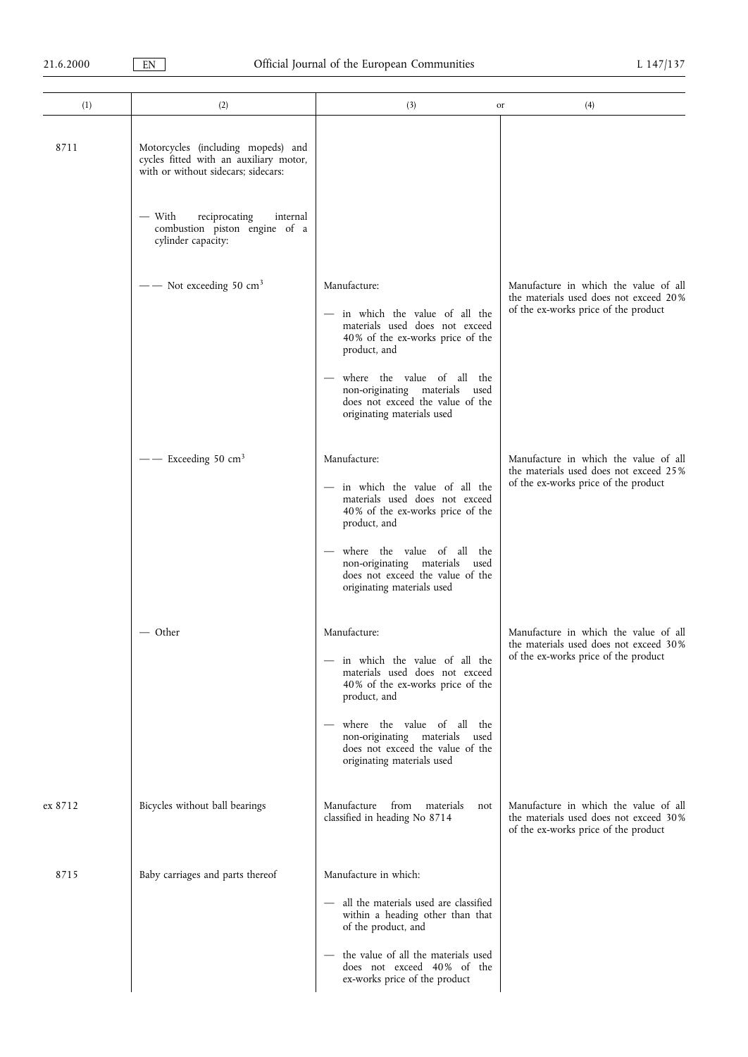| (1) | (2) | (3) or | (4) |
|---|---|---|---|
| 8711 | Motorcycles (including mopeds) and cycles fitted with an auxiliary motor, with or without sidecars; sidecars: | | |
| | — With reciprocating internal combustion piston engine of a cylinder capacity: | | |
| | — — Not exceeding 50 cm$^3$ | Manufacture:<br>— in which the value of all the materials used does not exceed 40% of the ex-works price of the product, and<br>— where the value of all the non-originating materials used does not exceed the value of the originating materials used | Manufacture in which the value of all the materials used does not exceed 20% of the ex-works price of the product |
| | — — Exceeding 50 cm$^3$ | Manufacture:<br>— in which the value of all the materials used does not exceed 40% of the ex-works price of the product, and<br>— where the value of all the non-originating materials used does not exceed the value of the originating materials used | Manufacture in which the value of all the materials used does not exceed 25% of the ex-works price of the product |
| | — Other | Manufacture:<br>— in which the value of all the materials used does not exceed 40% of the ex-works price of the product, and<br>— where the value of all the non-originating materials used does not exceed the value of the originating materials used | Manufacture in which the value of all the materials used does not exceed 30% of the ex-works price of the product |
| ex 8712 | Bicycles without ball bearings | Manufacture from materials not classified in heading No 8714 | Manufacture in which the value of all the materials used does not exceed 30% of the ex-works price of the product |
| 8715 | Baby carriages and parts thereof | Manufacture in which:<br>— all the materials used are classified within a heading other than that of the product, and<br>— the value of all the materials used does not exceed 40% of the ex-works price of the product | |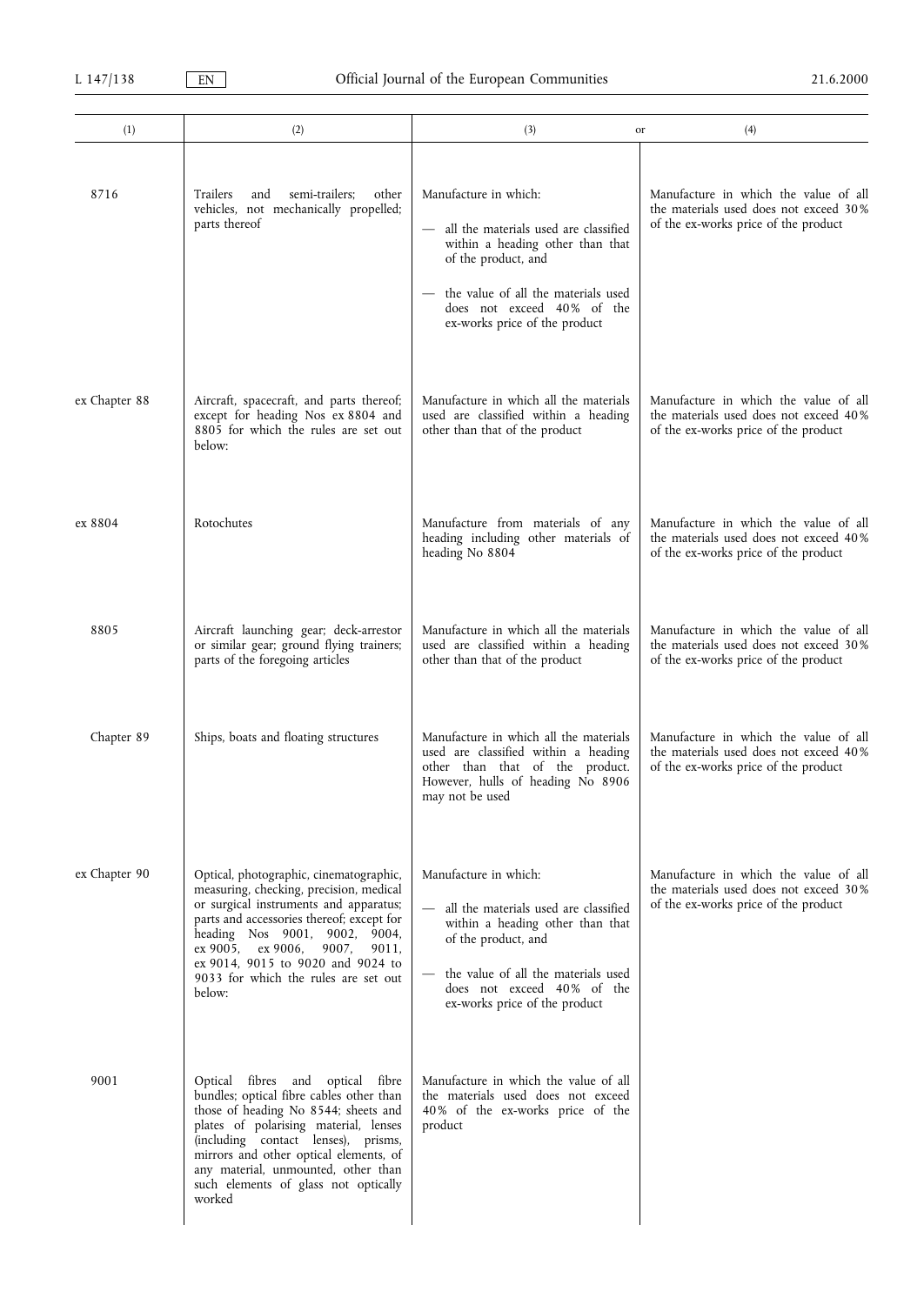| (1) | (2) | (3) or | (4) |
|---|---|---|---|
| 8716 | Trailers and semi-trailers; other vehicles, not mechanically propelled; parts thereof | Manufacture in which:<br>— all the materials used are classified within a heading other than that of the product, and<br>— the value of all the materials used does not exceed 40% of the ex-works price of the product | Manufacture in which the value of all the materials used does not exceed 30% of the ex-works price of the product |
| ex Chapter 88 | Aircraft, spacecraft, and parts thereof; except for heading Nos ex 8804 and 8805 for which the rules are set out below: | Manufacture in which all the materials used are classified within a heading other than that of the product | Manufacture in which the value of all the materials used does not exceed 40% of the ex-works price of the product |
| ex 8804 | Rotochutes | Manufacture from materials of any heading including other materials of heading No 8804 | Manufacture in which the value of all the materials used does not exceed 40% of the ex-works price of the product |
| 8805 | Aircraft launching gear; deck-arrestor or similar gear; ground flying trainers; parts of the foregoing articles | Manufacture in which all the materials used are classified within a heading other than that of the product | Manufacture in which the value of all the materials used does not exceed 30% of the ex-works price of the product |
| Chapter 89 | Ships, boats and floating structures | Manufacture in which all the materials used are classified within a heading other than that of the product. However, hulls of heading No 8906 may not be used | Manufacture in which the value of all the materials used does not exceed 40% of the ex-works price of the product |
| ex Chapter 90 | Optical, photographic, cinematographic, measuring, checking, precision, medical or surgical instruments and apparatus; parts and accessories thereof; except for heading Nos 9001, 9002, 9004, ex 9005, ex 9006, 9007, 9011, ex 9014, 9015 to 9020 and 9024 to 9033 for which the rules are set out below: | Manufacture in which:<br>— all the materials used are classified within a heading other than that of the product, and<br>— the value of all the materials used does not exceed 40% of the ex-works price of the product | Manufacture in which the value of all the materials used does not exceed 30% of the ex-works price of the product |
| 9001 | Optical fibres and optical fibre bundles; optical fibre cables other than those of heading No 8544; sheets and plates of polarising material, lenses (including contact lenses), prisms, mirrors and other optical elements, of any material, unmounted, other than such elements of glass not optically worked | Manufacture in which the value of all the materials used does not exceed 40% of the ex-works price of the product | |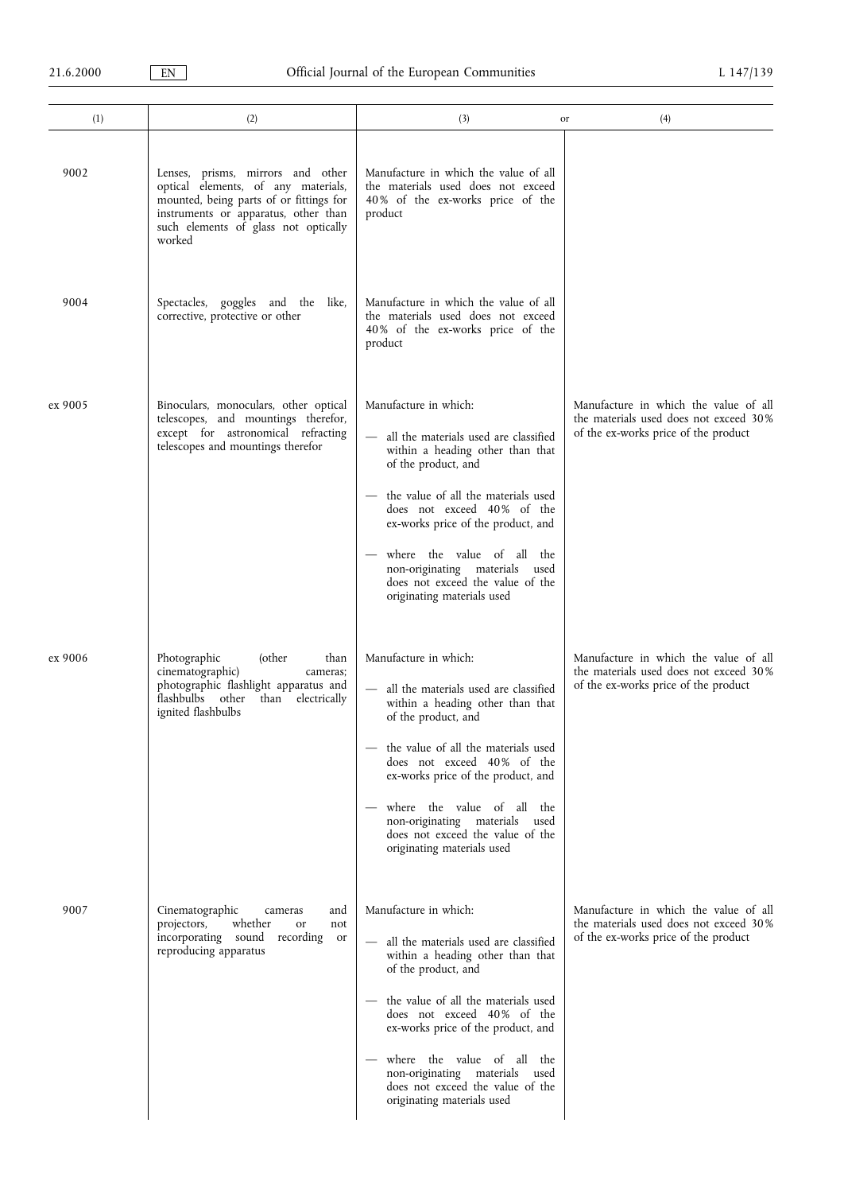| (1) | (2) | (3) or | (4) |
|---|---|---|---|
| 9002 | Lenses, prisms, mirrors and other optical elements, of any materials, mounted, being parts of or fittings for instruments or apparatus, other than such elements of glass not optically worked | Manufacture in which the value of all the materials used does not exceed 40% of the ex-works price of the product | |
| 9004 | Spectacles, goggles and the like, corrective, protective or other | Manufacture in which the value of all the materials used does not exceed 40% of the ex-works price of the product | |
| ex 9005 | Binoculars, monoculars, other optical telescopes, and mountings therefor, except for astronomical refracting telescopes and mountings therefor | Manufacture in which: <br> — all the materials used are classified within a heading other than that of the product, and <br> — the value of all the materials used does not exceed 40% of the ex-works price of the product, and <br> — where the value of all the non-originating materials used does not exceed the value of the originating materials used | Manufacture in which the value of all the materials used does not exceed 30% of the ex-works price of the product |
| ex 9006 | Photographic (other than cinematographic) cameras; photographic flashlight apparatus and flashbulbs other than electrically ignited flashbulbs | Manufacture in which: <br> — all the materials used are classified within a heading other than that of the product, and <br> — the value of all the materials used does not exceed 40% of the ex-works price of the product, and <br> — where the value of all the non-originating materials used does not exceed the value of the originating materials used | Manufacture in which the value of all the materials used does not exceed 30% of the ex-works price of the product |
| 9007 | Cinematographic cameras and projectors, whether or not incorporating sound recording or reproducing apparatus | Manufacture in which: <br> — all the materials used are classified within a heading other than that of the product, and <br> — the value of all the materials used does not exceed 40% of the ex-works price of the product, and <br> — where the value of all the non-originating materials used does not exceed the value of the originating materials used | Manufacture in which the value of all the materials used does not exceed 30% of the ex-works price of the product |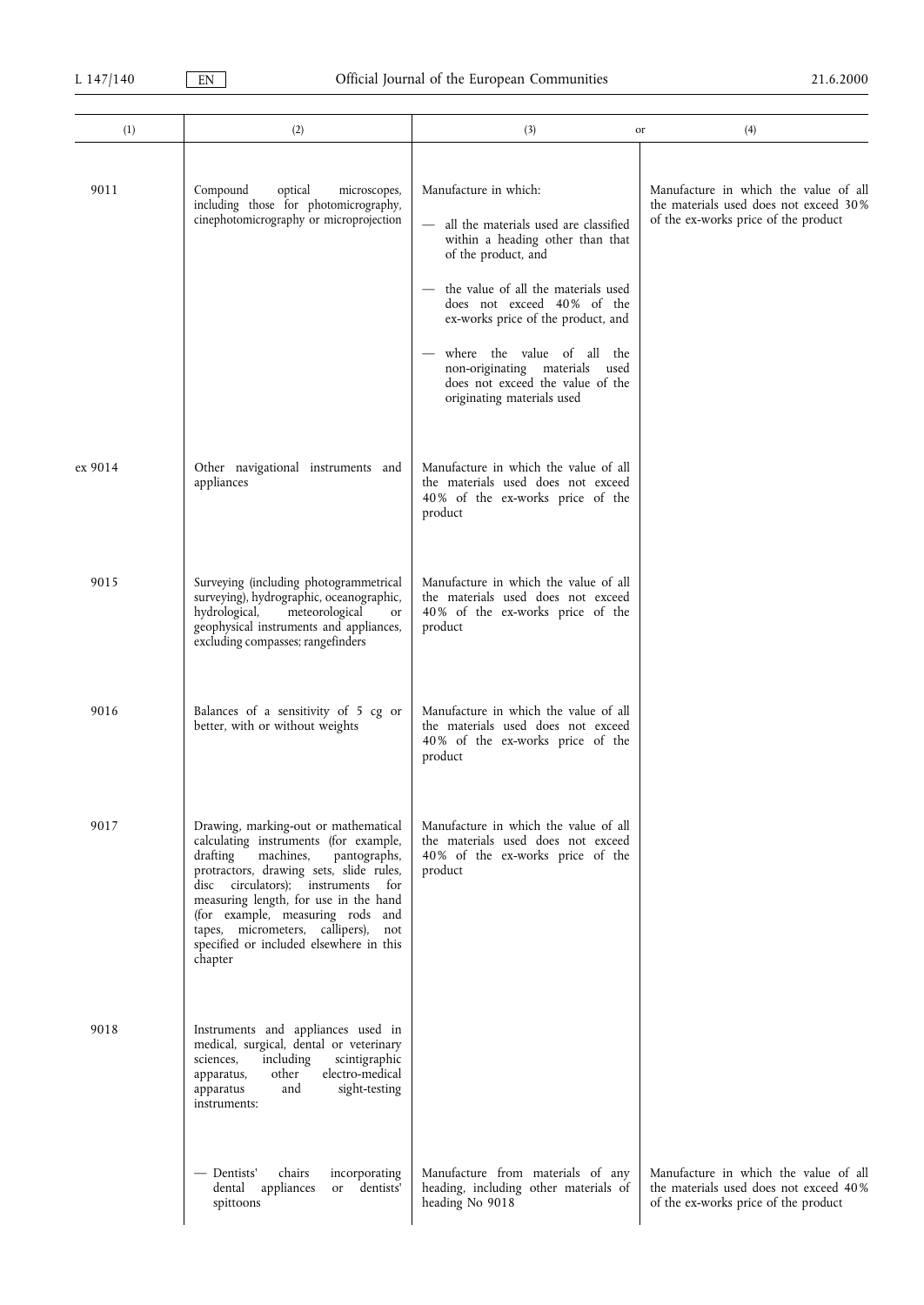| (1) | (2) | (3) or | (4) |
|---|---|---|---|
| 9011 | Compound optical microscopes, including those for photomicrography, cinephotomicrography or microprojection | Manufacture in which:<br>— all the materials used are classified within a heading other than that of the product, and<br>— the value of all the materials used does not exceed 40 % of the ex-works price of the product, and<br>— where the value of all the non-originating materials used does not exceed the value of the originating materials used | Manufacture in which the value of all the materials used does not exceed 30 % of the ex-works price of the product |
| ex 9014 | Other navigational instruments and appliances | Manufacture in which the value of all the materials used does not exceed 40 % of the ex-works price of the product | |
| 9015 | Surveying (including photogrammetrical surveying), hydrographic, oceanographic, hydrological, meteorological or geophysical instruments and appliances, excluding compasses; rangefinders | Manufacture in which the value of all the materials used does not exceed 40 % of the ex-works price of the product | |
| 9016 | Balances of a sensitivity of 5 cg or better, with or without weights | Manufacture in which the value of all the materials used does not exceed 40 % of the ex-works price of the product | |
| 9017 | Drawing, marking-out or mathematical calculating instruments (for example, drafting machines, pantographs, protractors, drawing sets, slide rules, disc circulators); instruments for measuring length, for use in the hand (for example, measuring rods and tapes, micrometers, callipers), not specified or included elsewhere in this chapter | Manufacture in which the value of all the materials used does not exceed 40 % of the ex-works price of the product | |
| 9018 | Instruments and appliances used in medical, surgical, dental or veterinary sciences, including scintigraphic apparatus, other electro-medical apparatus and sight-testing instruments: | | |
| | — Dentists' chairs incorporating dental appliances or dentists' spittoons | Manufacture from materials of any heading, including other materials of heading No 9018 | Manufacture in which the value of all the materials used does not exceed 40 % of the ex-works price of the product |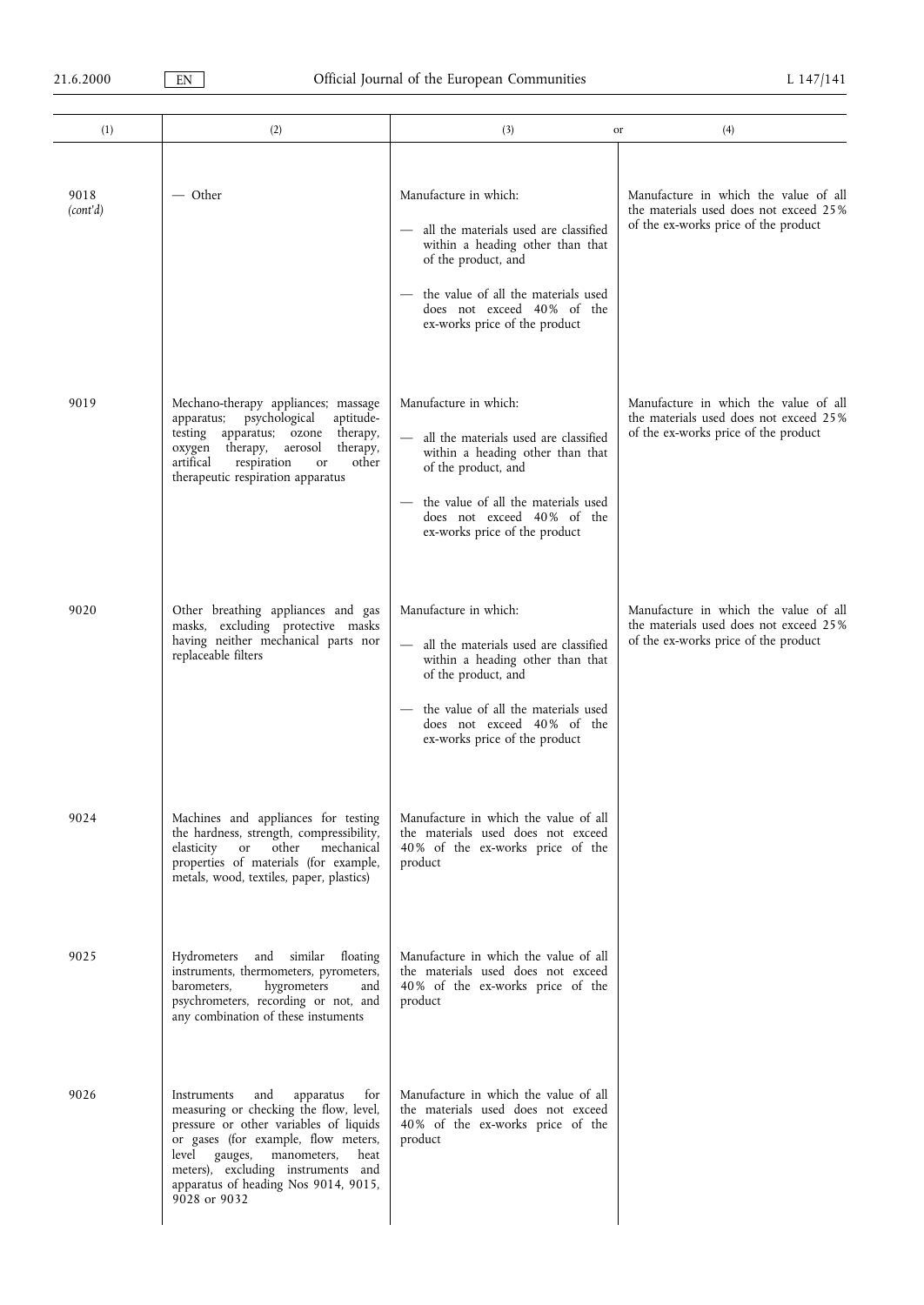| (1) | (2) | (3) or | (4) |
|---|---|---|---|
| 9018 *(cont'd)* | — Other | Manufacture in which: — all the materials used are classified within a heading other than that of the product, and — the value of all the materials used does not exceed 40% of the ex-works price of the product | Manufacture in which the value of all the materials used does not exceed 25% of the ex-works price of the product |
| 9019 | Mechano-therapy appliances; massage apparatus; psychological aptitude-testing apparatus; ozone therapy, oxygen therapy, aerosol therapy, artifical respiration or other therapeutic respiration apparatus | Manufacture in which: — all the materials used are classified within a heading other than that of the product, and — the value of all the materials used does not exceed 40% of the ex-works price of the product | Manufacture in which the value of all the materials used does not exceed 25% of the ex-works price of the product |
| 9020 | Other breathing appliances and gas masks, excluding protective masks having neither mechanical parts nor replaceable filters | Manufacture in which: — all the materials used are classified within a heading other than that of the product, and — the value of all the materials used does not exceed 40% of the ex-works price of the product | Manufacture in which the value of all the materials used does not exceed 25% of the ex-works price of the product |
| 9024 | Machines and appliances for testing the hardness, strength, compressibility, elasticity or other mechanical properties of materials (for example, metals, wood, textiles, paper, plastics) | Manufacture in which the value of all the materials used does not exceed 40% of the ex-works price of the product | |
| 9025 | Hydrometers and similar floating instruments, thermometers, pyrometers, barometers, hygrometers and psychrometers, recording or not, and any combination of these instuments | Manufacture in which the value of all the materials used does not exceed 40% of the ex-works price of the product | |
| 9026 | Instruments and apparatus for measuring or checking the flow, level, pressure or other variables of liquids or gases (for example, flow meters, level gauges, manometers, heat meters), excluding instruments and apparatus of heading Nos 9014, 9015, 9028 or 9032 | Manufacture in which the value of all the materials used does not exceed 40% of the ex-works price of the product | |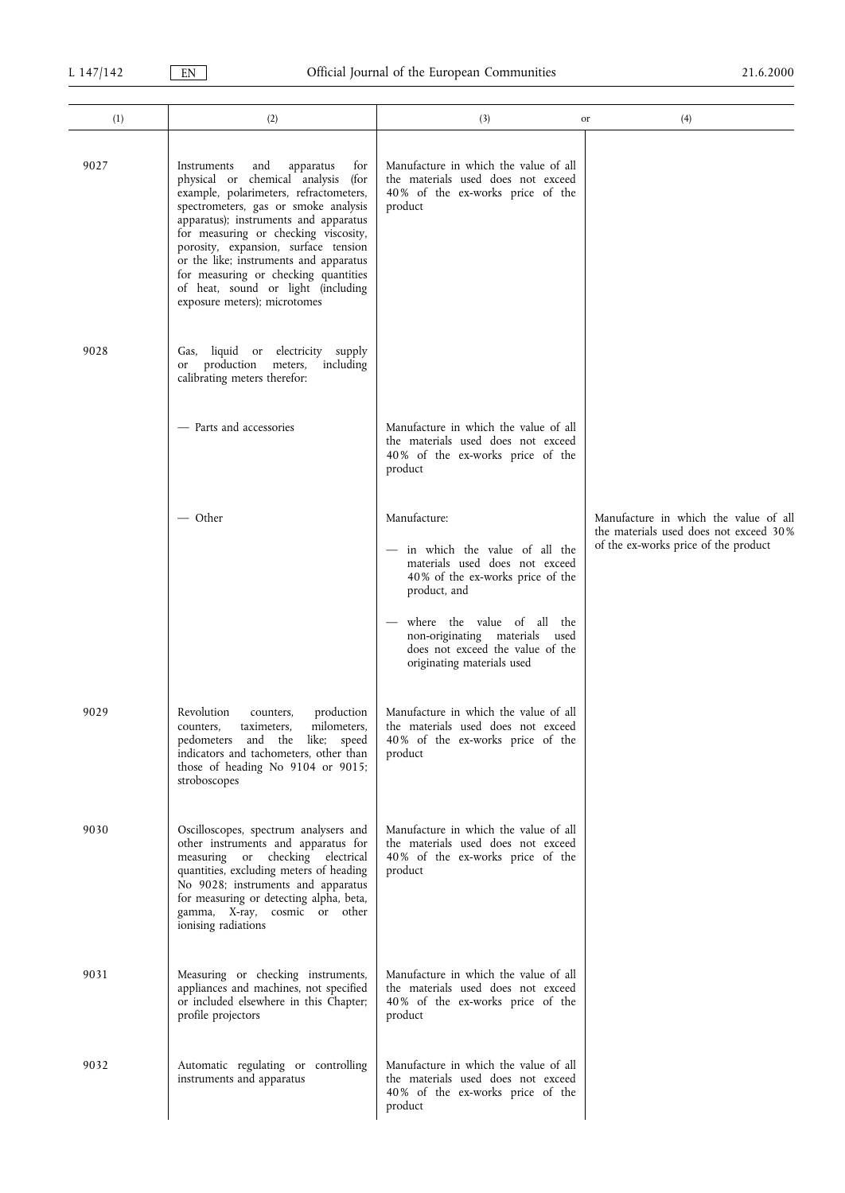| (1) | (2) | (3) or | (4) |
|---|---|---|---|
| 9027 | Instruments and apparatus for physical or chemical analysis (for example, polarimeters, refractometers, spectrometers, gas or smoke analysis apparatus); instruments and apparatus for measuring or checking viscosity, porosity, expansion, surface tension or the like; instruments and apparatus for measuring or checking quantities of heat, sound or light (including exposure meters); microtomes | Manufacture in which the value of all the materials used does not exceed 40% of the ex-works price of the product | |
| 9028 | Gas, liquid or electricity supply or production meters, including calibrating meters therefor: | | |
| | — Parts and accessories | Manufacture in which the value of all the materials used does not exceed 40% of the ex-works price of the product | |
| | — Other | Manufacture:<br>— in which the value of all the materials used does not exceed 40% of the ex-works price of the product, and<br>— where the value of all the non-originating materials used does not exceed the value of the originating materials used | Manufacture in which the value of all the materials used does not exceed 30% of the ex-works price of the product |
| 9029 | Revolution counters, production counters, taximeters, milometers, pedometers and the like; speed indicators and tachometers, other than those of heading No 9104 or 9015; stroboscopes | Manufacture in which the value of all the materials used does not exceed 40% of the ex-works price of the product | |
| 9030 | Oscilloscopes, spectrum analysers and other instruments and apparatus for measuring or checking electrical quantities, excluding meters of heading No 9028; instruments and apparatus for measuring or detecting alpha, beta, gamma, X-ray, cosmic or other ionising radiations | Manufacture in which the value of all the materials used does not exceed 40% of the ex-works price of the product | |
| 9031 | Measuring or checking instruments, appliances and machines, not specified or included elsewhere in this Chapter; profile projectors | Manufacture in which the value of all the materials used does not exceed 40% of the ex-works price of the product | |
| 9032 | Automatic regulating or controlling instruments and apparatus | Manufacture in which the value of all the materials used does not exceed 40% of the ex-works price of the product | |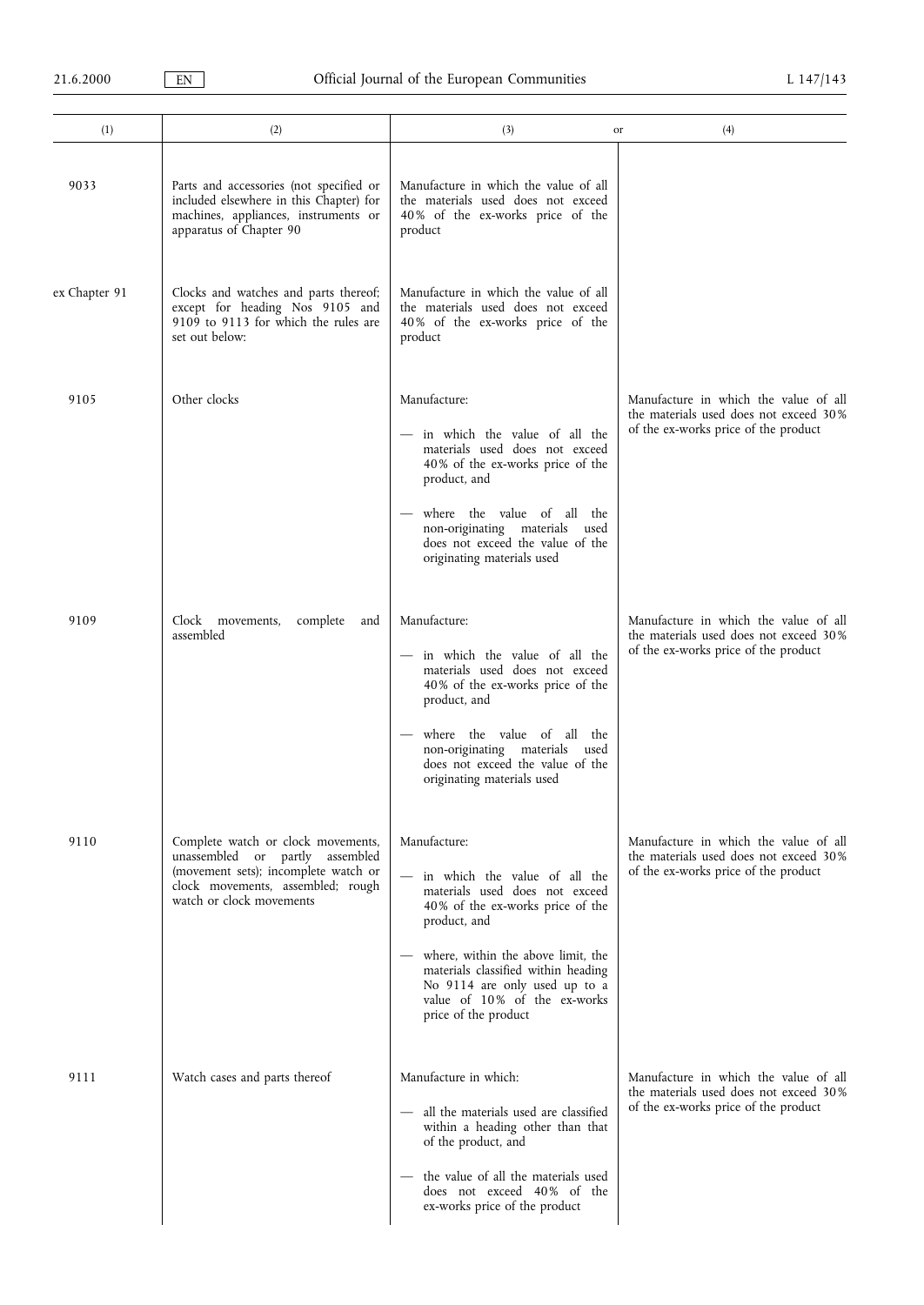| (1) | (2) | (3) or | (4) |
|---|---|---|---|
| 9033 | Parts and accessories (not specified or included elsewhere in this Chapter) for machines, appliances, instruments or apparatus of Chapter 90 | Manufacture in which the value of all the materials used does not exceed 40% of the ex-works price of the product | |
| ex Chapter 91 | Clocks and watches and parts thereof; except for heading Nos 9105 and 9109 to 9113 for which the rules are set out below: | Manufacture in which the value of all the materials used does not exceed 40% of the ex-works price of the product | |
| 9105 | Other clocks | Manufacture:<br>— in which the value of all the materials used does not exceed 40% of the ex-works price of the product, and<br>— where the value of all the non-originating materials used does not exceed the value of the originating materials used | Manufacture in which the value of all the materials used does not exceed 30% of the ex-works price of the product |
| 9109 | Clock movements, complete and assembled | Manufacture:<br>— in which the value of all the materials used does not exceed 40% of the ex-works price of the product, and<br>— where the value of all the non-originating materials used does not exceed the value of the originating materials used | Manufacture in which the value of all the materials used does not exceed 30% of the ex-works price of the product |
| 9110 | Complete watch or clock movements, unassembled or partly assembled (movement sets); incomplete watch or clock movements, assembled; rough watch or clock movements | Manufacture:<br>— in which the value of all the materials used does not exceed 40% of the ex-works price of the product, and<br>— where, within the above limit, the materials classified within heading No 9114 are only used up to a value of 10% of the ex-works price of the product | Manufacture in which the value of all the materials used does not exceed 30% of the ex-works price of the product |
| 9111 | Watch cases and parts thereof | Manufacture in which:<br>— all the materials used are classified within a heading other than that of the product, and<br>— the value of all the materials used does not exceed 40% of the ex-works price of the product | Manufacture in which the value of all the materials used does not exceed 30% of the ex-works price of the product |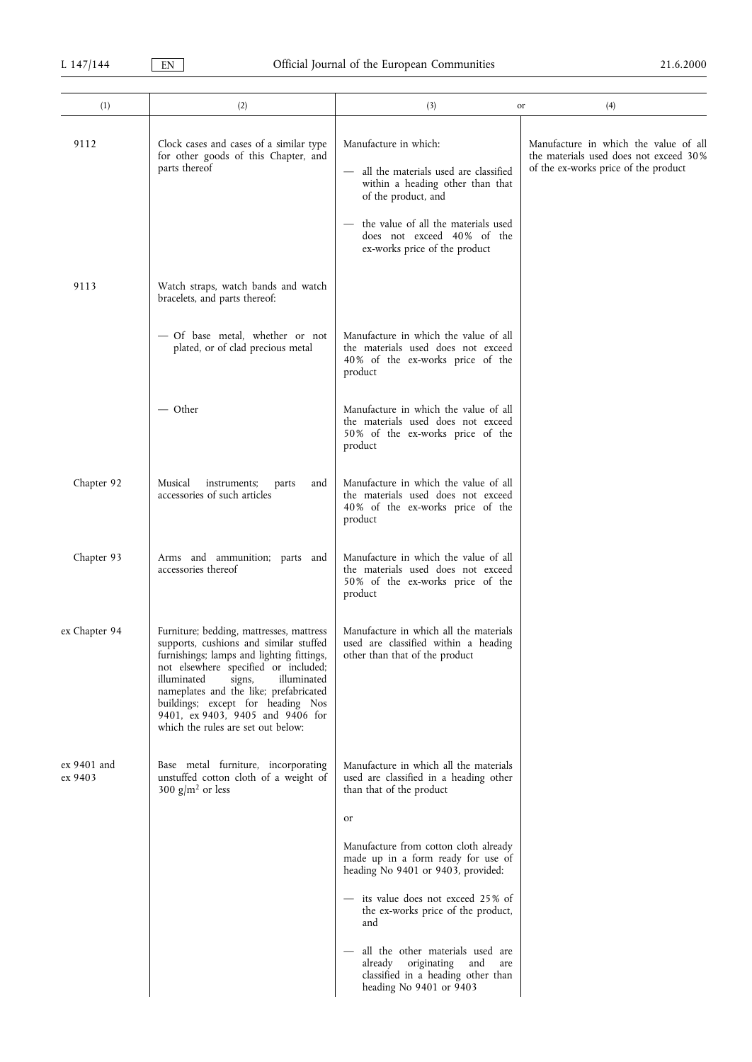| (1) | (2) | (3) or | (4) |
|---|---|---|---|
| 9112 | Clock cases and cases of a similar type for other goods of this Chapter, and parts thereof | Manufacture in which:<br>— all the materials used are classified within a heading other than that of the product, and<br>— the value of all the materials used does not exceed 40% of the ex-works price of the product | Manufacture in which the value of all the materials used does not exceed 30% of the ex-works price of the product |
| 9113 | Watch straps, watch bands and watch bracelets, and parts thereof: | | |
| | — Of base metal, whether or not plated, or of clad precious metal | Manufacture in which the value of all the materials used does not exceed 40% of the ex-works price of the product | |
| | — Other | Manufacture in which the value of all the materials used does not exceed 50% of the ex-works price of the product | |
| Chapter 92 | Musical instruments; parts and accessories of such articles | Manufacture in which the value of all the materials used does not exceed 40% of the ex-works price of the product | |
| Chapter 93 | Arms and ammunition; parts and accessories thereof | Manufacture in which the value of all the materials used does not exceed 50% of the ex-works price of the product | |
| ex Chapter 94 | Furniture; bedding, mattresses, mattress supports, cushions and similar stuffed furnishings; lamps and lighting fittings, not elsewhere specified or included; illuminated signs, illuminated nameplates and the like; prefabricated buildings; except for heading Nos 9401, ex 9403, 9405 and 9406 for which the rules are set out below: | Manufacture in which all the materials used are classified within a heading other than that of the product | |
| ex 9401 and ex 9403 | Base metal furniture, incorporating unstuffed cotton cloth of a weight of 300 g/m² or less | Manufacture in which all the materials used are classified in a heading other than that of the product<br>or<br>Manufacture from cotton cloth already made up in a form ready for use of heading No 9401 or 9403, provided:<br>— its value does not exceed 25% of the ex-works price of the product, and<br>— all the other materials used are already originating and are classified in a heading other than heading No 9401 or 9403 | |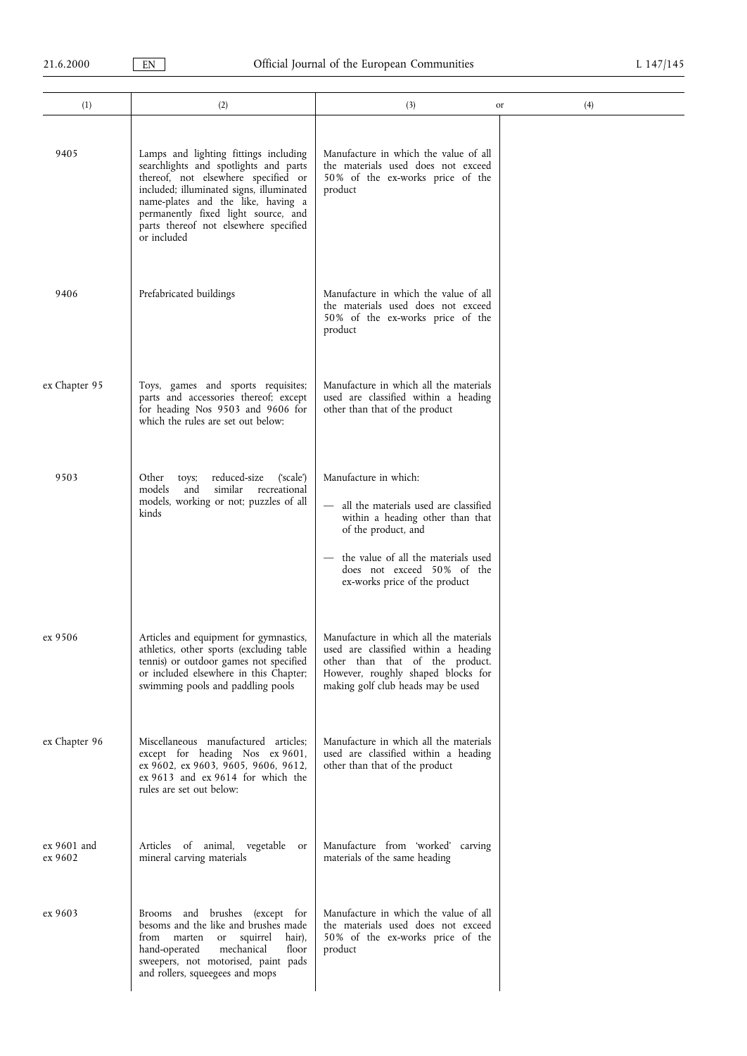| (1) | (2) | (3) or | (4) |
|---|---|---|---|
| 9405 | Lamps and lighting fittings including searchlights and spotlights and parts thereof, not elsewhere specified or included; illuminated signs, illuminated name-plates and the like, having a permanently fixed light source, and parts thereof not elsewhere specified or included | Manufacture in which the value of all the materials used does not exceed 50% of the ex-works price of the product | |
| 9406 | Prefabricated buildings | Manufacture in which the value of all the materials used does not exceed 50% of the ex-works price of the product | |
| ex Chapter 95 | Toys, games and sports requisites; parts and accessories thereof; except for heading Nos 9503 and 9606 for which the rules are set out below: | Manufacture in which all the materials used are classified within a heading other than that of the product | |
| 9503 | Other toys; reduced-size ('scale') models and similar recreational models, working or not; puzzles of all kinds | Manufacture in which:<br>— all the materials used are classified within a heading other than that of the product, and<br>— the value of all the materials used does not exceed 50% of the ex-works price of the product | |
| ex 9506 | Articles and equipment for gymnastics, athletics, other sports (excluding table tennis) or outdoor games not specified or included elsewhere in this Chapter; swimming pools and paddling pools | Manufacture in which all the materials used are classified within a heading other than that of the product. However, roughly shaped blocks for making golf club heads may be used | |
| ex Chapter 96 | Miscellaneous manufactured articles; except for heading Nos ex 9601, ex 9602, ex 9603, 9605, 9606, 9612, ex 9613 and ex 9614 for which the rules are set out below: | Manufacture in which all the materials used are classified within a heading other than that of the product | |
| ex 9601 and ex 9602 | Articles of animal, vegetable or mineral carving materials | Manufacture from 'worked' carving materials of the same heading | |
| ex 9603 | Brooms and brushes (except for besoms and the like and brushes made from marten or squirrel hair), hand-operated mechanical floor sweepers, not motorised, paint pads and rollers, squeegees and mops | Manufacture in which the value of all the materials used does not exceed 50% of the ex-works price of the product | |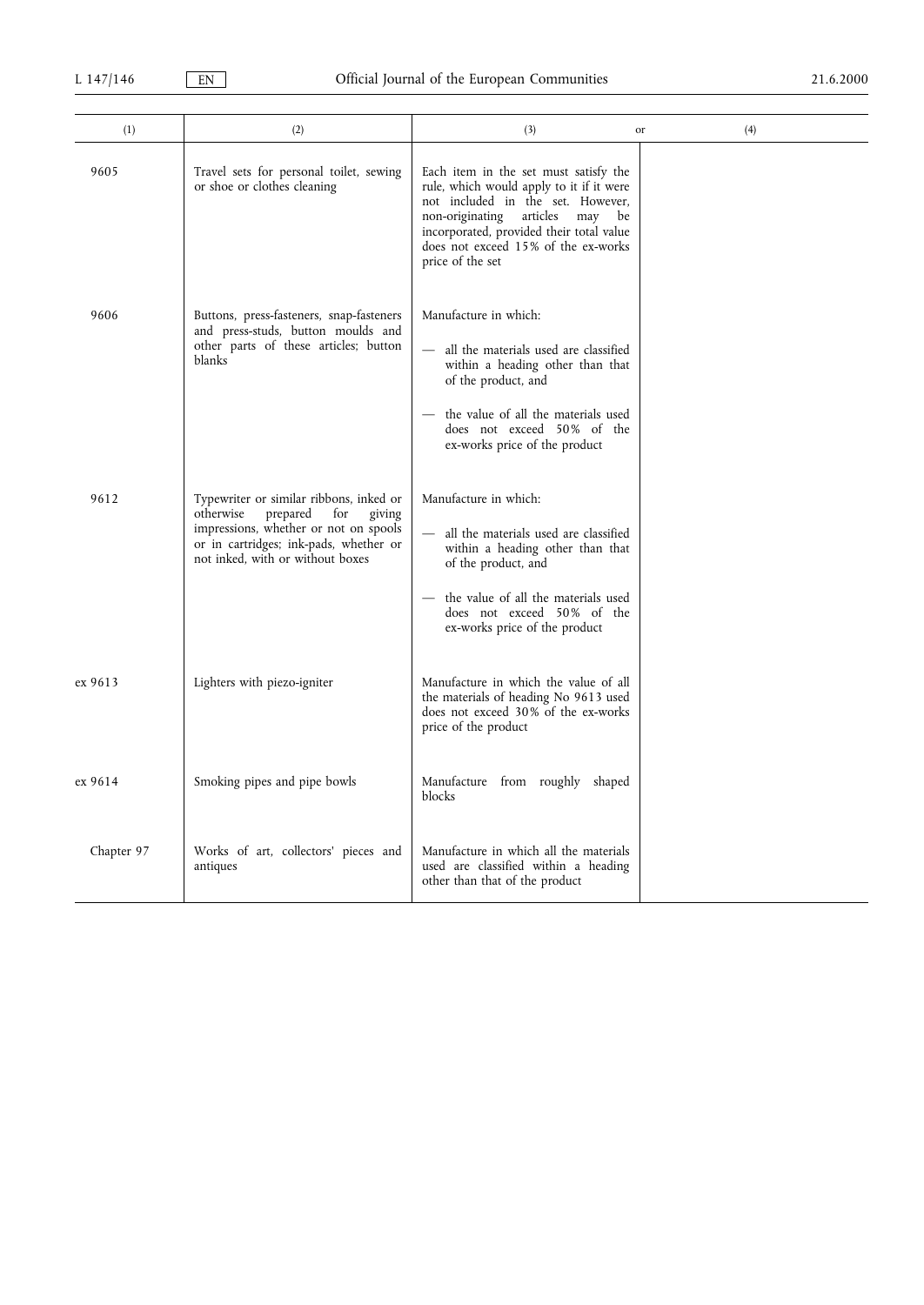| (1) | (2) | (3) or | (4) |
|---|---|---|---|
| 9605 | Travel sets for personal toilet, sewing or shoe or clothes cleaning | Each item in the set must satisfy the rule, which would apply to it if it were not included in the set. However, non-originating articles may be incorporated, provided their total value does not exceed 15% of the ex-works price of the set | |
| 9606 | Buttons, press-fasteners, snap-fasteners and press-studs, button moulds and other parts of these articles; button blanks | Manufacture in which:<br>— all the materials used are classified within a heading other than that of the product, and<br>— the value of all the materials used does not exceed 50% of the ex-works price of the product | |
| 9612 | Typewriter or similar ribbons, inked or otherwise prepared for giving impressions, whether or not on spools or in cartridges; ink-pads, whether or not inked, with or without boxes | Manufacture in which:<br>— all the materials used are classified within a heading other than that of the product, and<br>— the value of all the materials used does not exceed 50% of the ex-works price of the product | |
| ex 9613 | Lighters with piezo-igniter | Manufacture in which the value of all the materials of heading No 9613 used does not exceed 30% of the ex-works price of the product | |
| ex 9614 | Smoking pipes and pipe bowls | Manufacture from roughly shaped blocks | |
| Chapter 97 | Works of art, collectors' pieces and antiques | Manufacture in which all the materials used are classified within a heading other than that of the product | |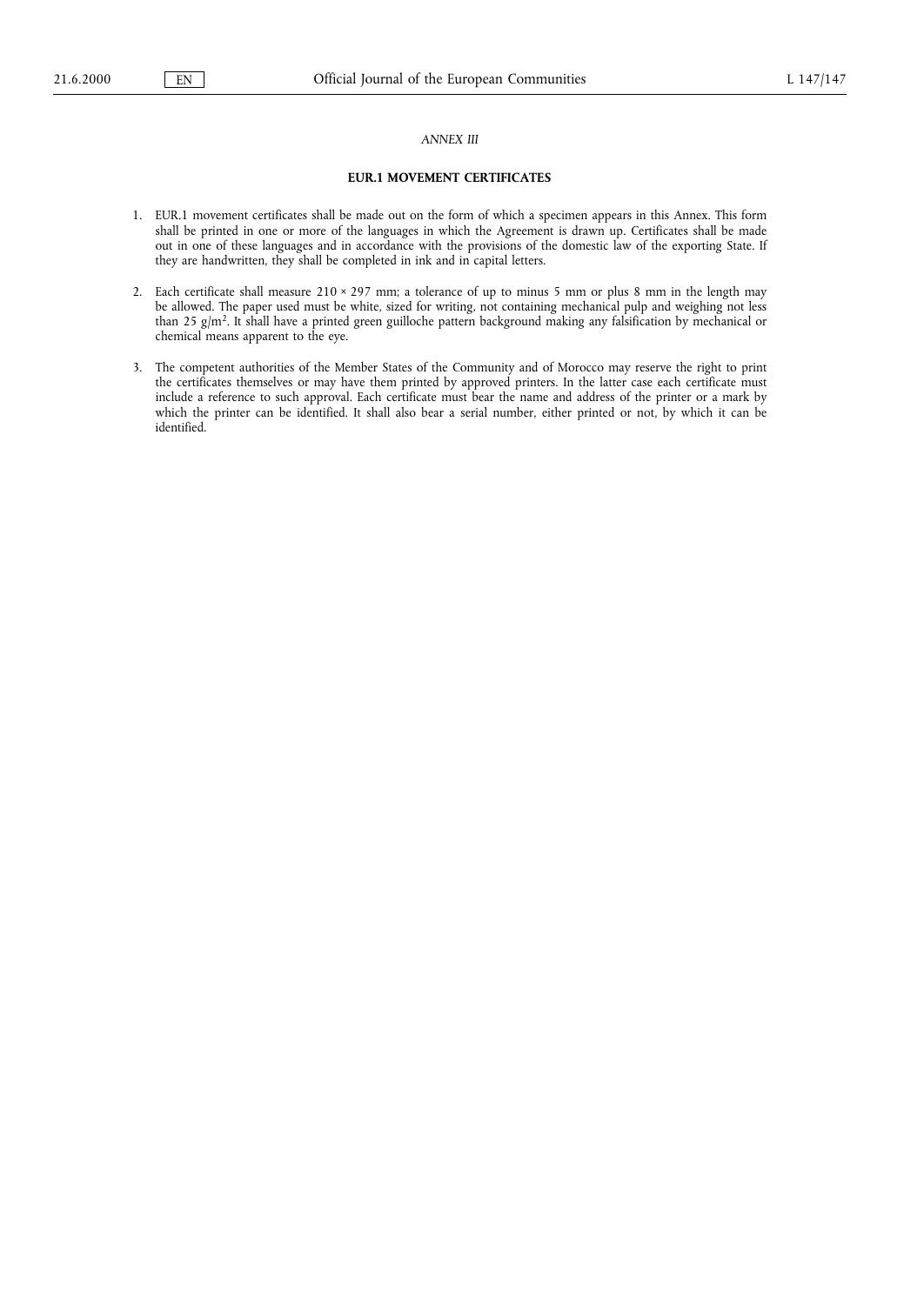*ANNEX III*

**EUR.1 MOVEMENT CERTIFICATES**

1. EUR.1 movement certificates shall be made out on the form of which a specimen appears in this Annex. This form shall be printed in one or more of the languages in which the Agreement is drawn up. Certificates shall be made out in one of these languages and in accordance with the provisions of the domestic law of the exporting State. If they are handwritten, they shall be completed in ink and in capital letters.

2. Each certificate shall measure 210 × 297 mm; a tolerance of up to minus 5 mm or plus 8 mm in the length may be allowed. The paper used must be white, sized for writing, not containing mechanical pulp and weighing not less than 25 $g/m^2$. It shall have a printed green guilloche pattern background making any falsification by mechanical or chemical means apparent to the eye.

3. The competent authorities of the Member States of the Community and of Morocco may reserve the right to print the certificates themselves or may have them printed by approved printers. In the latter case each certificate must include a reference to such approval. Each certificate must bear the name and address of the printer or a mark by which the printer can be identified. It shall also bear a serial number, either printed or not, by which it can be identified.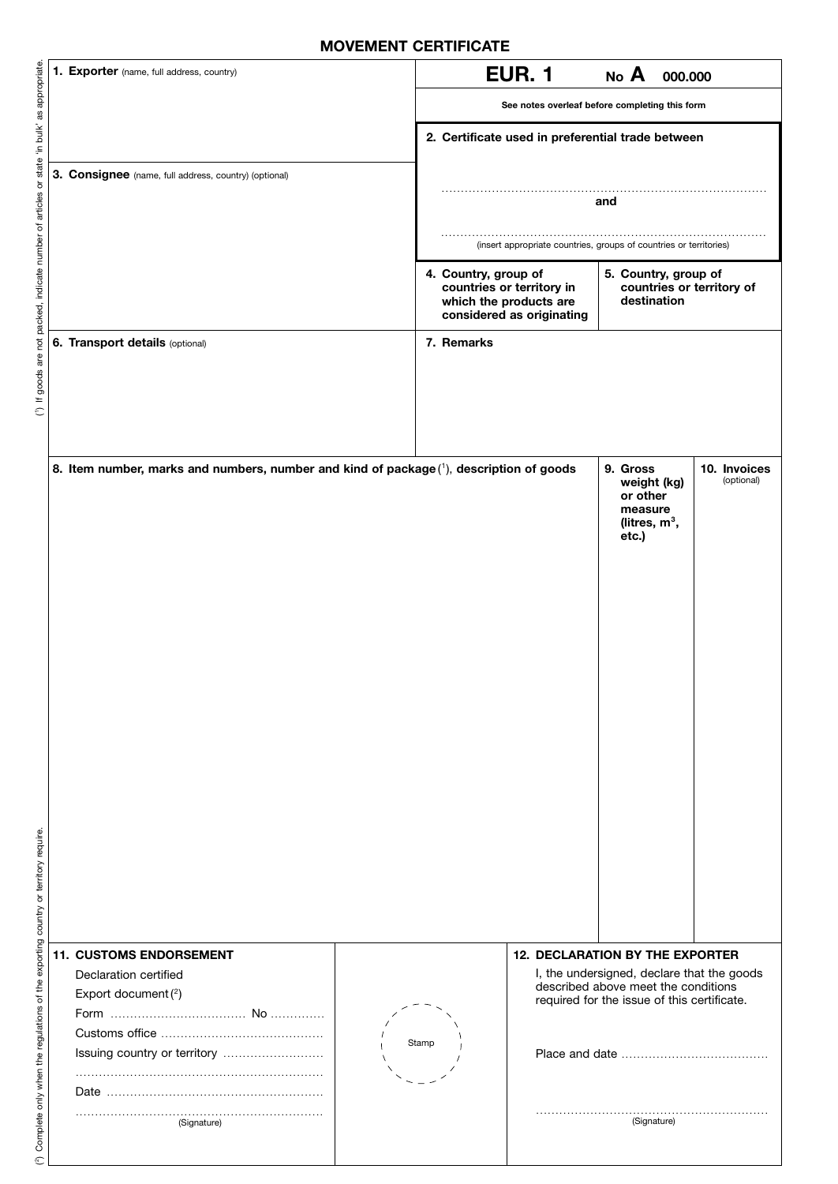## MOVEMENT CERTIFICATE

| | |
|---|---|
| **1. Exporter** (name, full address, country) | **EUR. 1** No **A** 000.000 |
| | See notes overleaf before completing this form |
| | **2. Certificate used in preferential trade between** ................................................ and ................................................ (insert appropriate countries, groups of countries or territories) |
| **3. Consignee** (name, full address, country) (optional) | **4. Country, group of countries or territory in which the products are considered as originating** / **5. Country, group of countries or territory of destination** |
| **6. Transport details** (optional) | **7. Remarks** |

| 8. Item number, marks and numbers, number and kind of package (1), description of goods | 9. Gross weight (kg) or other measure (litres, m³, etc.) | 10. Invoices (optional) |
|---|---|---|
| | | |

| **11. CUSTOMS ENDORSEMENT** | | **12. DECLARATION BY THE EXPORTER** |
|---|---|---|
| Declaration certified<br>Export document (2)<br>Form ................................ No .............<br>Customs office .......................................<br>Issuing country or territory ........................<br>.............................................................<br>Date .....................................................<br>.............................................................<br>(Signature) | Stamp | I, the undersigned, declare that the goods described above meet the conditions required for the issue of this certificate.<br><br>Place and date ....................................<br><br>.........................................................<br>(Signature) |

(1) If goods are not packed, indicate number of articles or state 'in bulk' as appropriate.

(2) Complete only when the regulations of the exporting country or territory require.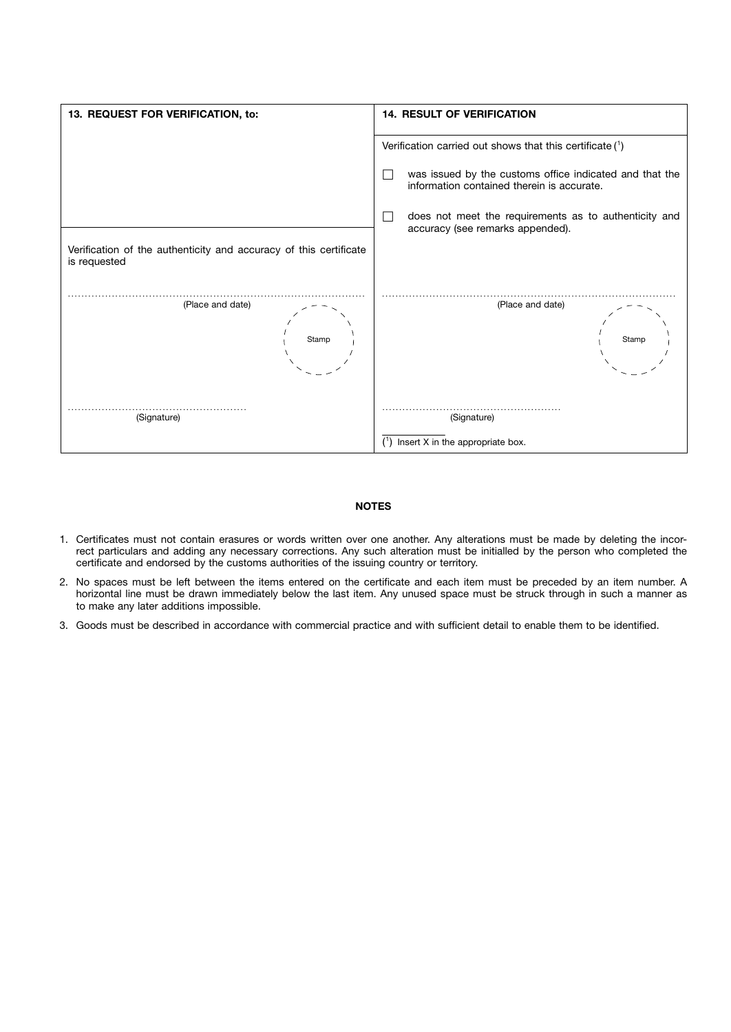| 13. REQUEST FOR VERIFICATION, to: | 14. RESULT OF VERIFICATION |
|---|---|
| | Verification carried out shows that this certificate (1)<br><br>☐ was issued by the customs office indicated and that the information contained therein is accurate.<br><br>☐ does not meet the requirements as to authenticity and accuracy (see remarks appended). |
| Verification of the authenticity and accuracy of this certificate is requested<br><br>.................................................<br>(Place and date)<br><br>Stamp<br><br>.................................................<br>(Signature) | .................................................<br>(Place and date)<br><br>Stamp<br><br>.................................................<br>(Signature)<br><br>(1) Insert X in the appropriate box. |

**NOTES**

1. Certificates must not contain erasures or words written over one another. Any alterations must be made by deleting the incorrect particulars and adding any necessary corrections. Any such alteration must be initialled by the person who completed the certificate and endorsed by the customs authorities of the issuing country or territory.
2. No spaces must be left between the items entered on the certificate and each item must be preceded by an item number. A horizontal line must be drawn immediately below the last item. Any unused space must be struck through in such a manner as to make any later additions impossible.
3. Goods must be described in accordance with commercial practice and with sufficient detail to enable them to be identified.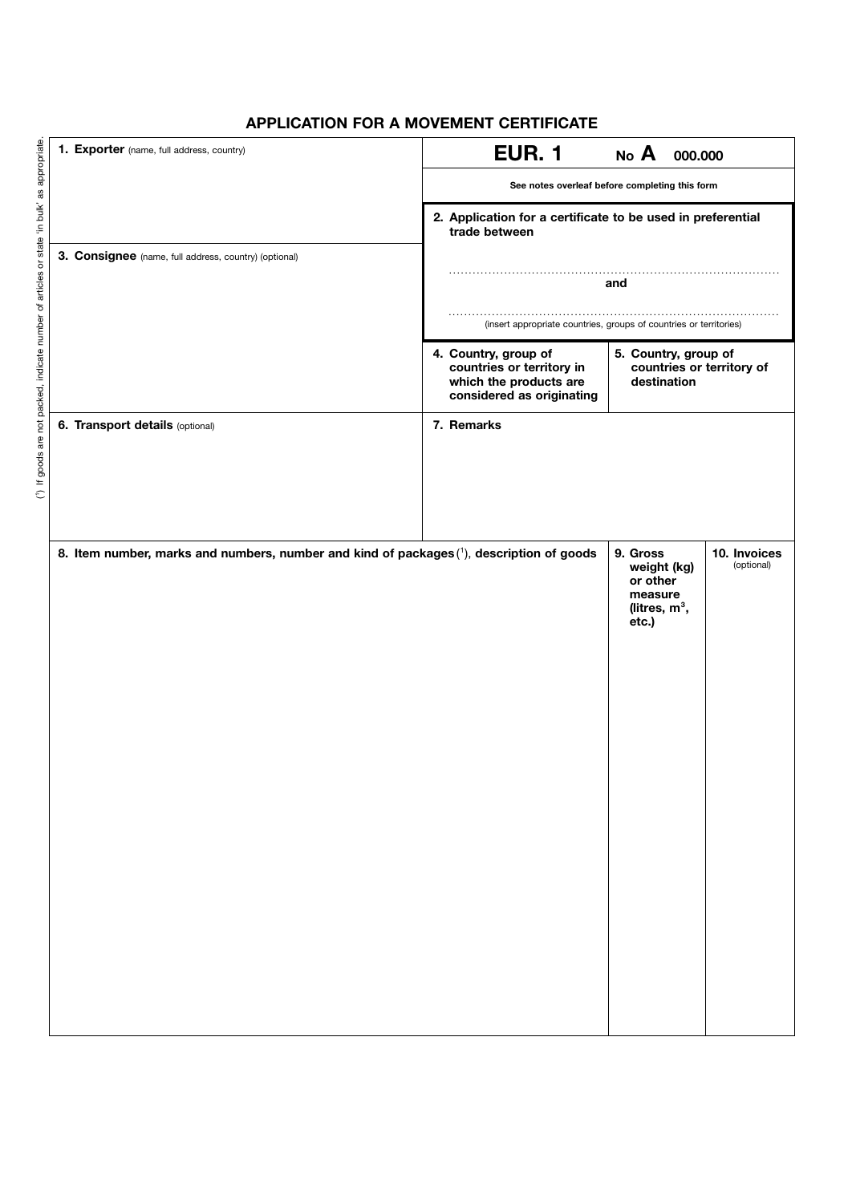# APPLICATION FOR A MOVEMENT CERTIFICATE

| | |
|---|---|
| **1. Exporter** (name, full address, country) | **EUR. 1** No **A** 000.000<br><br>See notes overleaf before completing this form |
| | **2. Application for a certificate to be used in preferential trade between**<br><br>..............................................................................<br>and<br>..............................................................................<br>(insert appropriate countries, groups of countries or territories) |
| **3. Consignee** (name, full address, country) (optional) | |
| | **4. Country, group of countries or territory in which the products are considered as originating** / **5. Country, group of countries or territory of destination** |
| **6. Transport details** (optional) | **7. Remarks** |

| 8. Item number, marks and numbers, number and kind of packages [1], description of goods | 9. Gross weight (kg) or other measure (litres, $m^3$, etc.) | 10. Invoices (optional) |
|---|---|---|
| | | |

[1] If goods are not packed, indicate number of articles or state 'in bulk' as appropriate.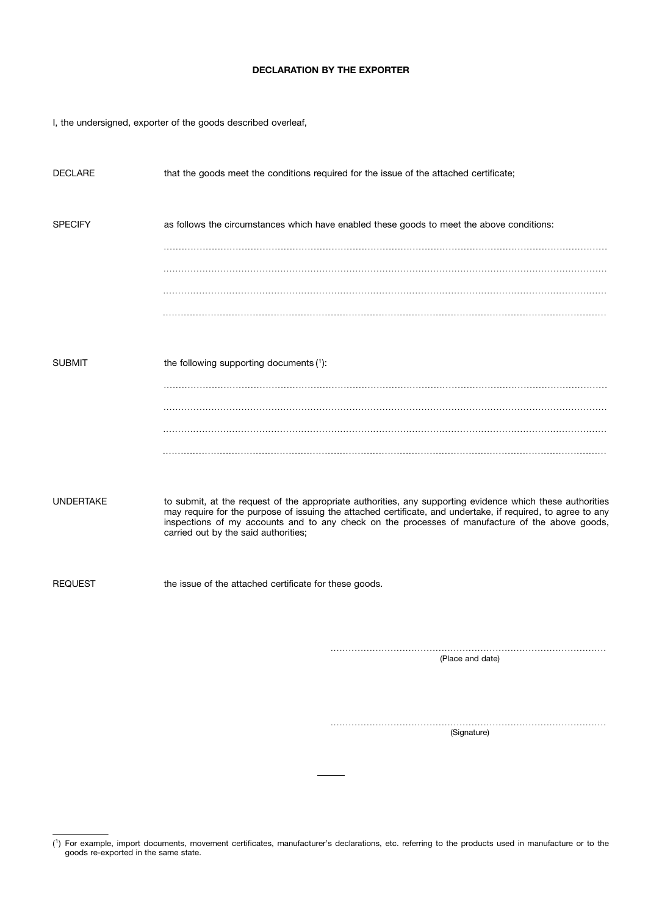**DECLARATION BY THE EXPORTER**

I, the undersigned, exporter of the goods described overleaf,

DECLARE that the goods meet the conditions required for the issue of the attached certificate;

SPECIFY as follows the circumstances which have enabled these goods to meet the above conditions:

.....................................................................................................................................

.....................................................................................................................................

.....................................................................................................................................

.....................................................................................................................................

SUBMIT the following supporting documents [1]:

.....................................................................................................................................

.....................................................................................................................................

.....................................................................................................................................

.....................................................................................................................................

UNDERTAKE to submit, at the request of the appropriate authorities, any supporting evidence which these authorities may require for the purpose of issuing the attached certificate, and undertake, if required, to agree to any inspections of my accounts and to any check on the processes of manufacture of the above goods, carried out by the said authorities;

REQUEST the issue of the attached certificate for these goods.

..........................................................................................

(Place and date)

..........................................................................................

(Signature)

---

[1] For example, import documents, movement certificates, manufacturer's declarations, etc. referring to the products used in manufacture or to the goods re-exported in the same state.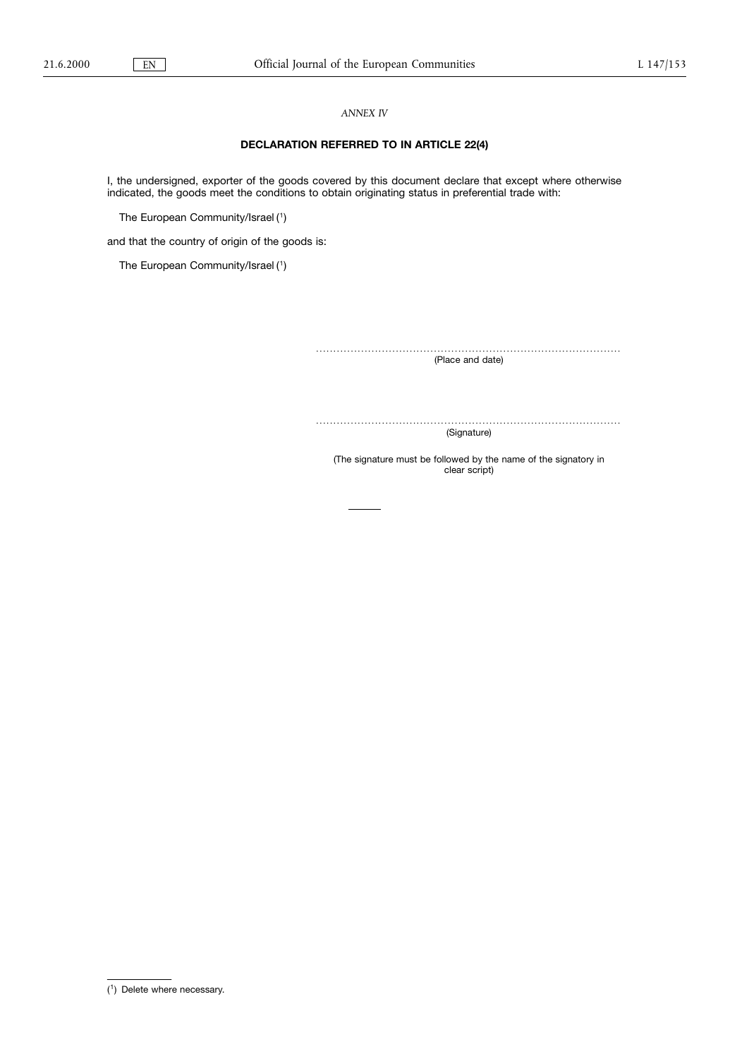*ANNEX IV*

**DECLARATION REFERRED TO IN ARTICLE 22(4)**

I, the undersigned, exporter of the goods covered by this document declare that except where otherwise indicated, the goods meet the conditions to obtain originating status in preferential trade with:

The European Community/Israel [1]

and that the country of origin of the goods is:

The European Community/Israel [1]

......................................................................................
(Place and date)

......................................................................................
(Signature)

(The signature must be followed by the name of the signatory in clear script)

---

[1] Delete where necessary.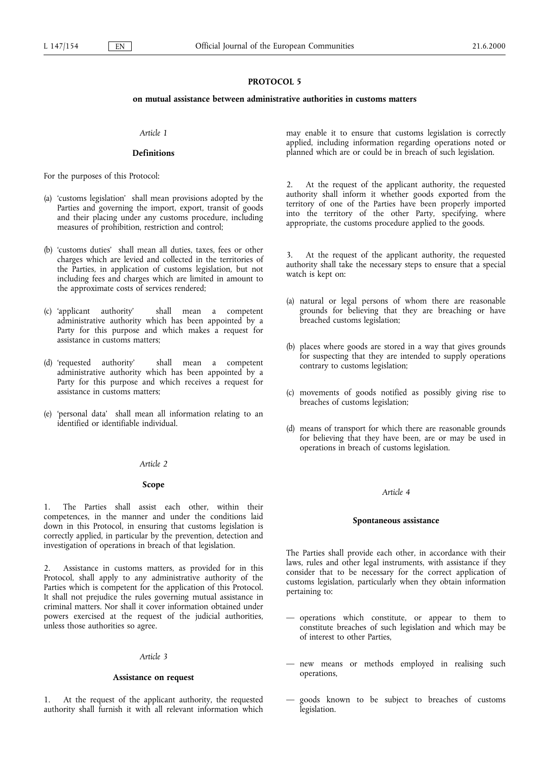## PROTOCOL 5

### on mutual assistance between administrative authorities in customs matters

*Article 1*

**Definitions**

For the purposes of this Protocol:

(a) 'customs legislation' shall mean provisions adopted by the Parties and governing the import, export, transit of goods and their placing under any customs procedure, including measures of prohibition, restriction and control;

(b) 'customs duties' shall mean all duties, taxes, fees or other charges which are levied and collected in the territories of the Parties, in application of customs legislation, but not including fees and charges which are limited in amount to the approximate costs of services rendered;

(c) 'applicant authority' shall mean a competent administrative authority which has been appointed by a Party for this purpose and which makes a request for assistance in customs matters;

(d) 'requested authority' shall mean a competent administrative authority which has been appointed by a Party for this purpose and which receives a request for assistance in customs matters;

(e) 'personal data' shall mean all information relating to an identified or identifiable individual.

*Article 2*

**Scope**

1. The Parties shall assist each other, within their competences, in the manner and under the conditions laid down in this Protocol, in ensuring that customs legislation is correctly applied, in particular by the prevention, detection and investigation of operations in breach of that legislation.

2. Assistance in customs matters, as provided for in this Protocol, shall apply to any administrative authority of the Parties which is competent for the application of this Protocol. It shall not prejudice the rules governing mutual assistance in criminal matters. Nor shall it cover information obtained under powers exercised at the request of the judicial authorities, unless those authorities so agree.

*Article 3*

**Assistance on request**

1. At the request of the applicant authority, the requested authority shall furnish it with all relevant information which may enable it to ensure that customs legislation is correctly applied, including information regarding operations noted or planned which are or could be in breach of such legislation.

2. At the request of the applicant authority, the requested authority shall inform it whether goods exported from the territory of one of the Parties have been properly imported into the territory of the other Party, specifying, where appropriate, the customs procedure applied to the goods.

3. At the request of the applicant authority, the requested authority shall take the necessary steps to ensure that a special watch is kept on:

(a) natural or legal persons of whom there are reasonable grounds for believing that they are breaching or have breached customs legislation;

(b) places where goods are stored in a way that gives grounds for suspecting that they are intended to supply operations contrary to customs legislation;

(c) movements of goods notified as possibly giving rise to breaches of customs legislation;

(d) means of transport for which there are reasonable grounds for believing that they have been, are or may be used in operations in breach of customs legislation.

*Article 4*

**Spontaneous assistance**

The Parties shall provide each other, in accordance with their laws, rules and other legal instruments, with assistance if they consider that to be necessary for the correct application of customs legislation, particularly when they obtain information pertaining to:

— operations which constitute, or appear to them to constitute breaches of such legislation and which may be of interest to other Parties,

— new means or methods employed in realising such operations,

— goods known to be subject to breaches of customs legislation.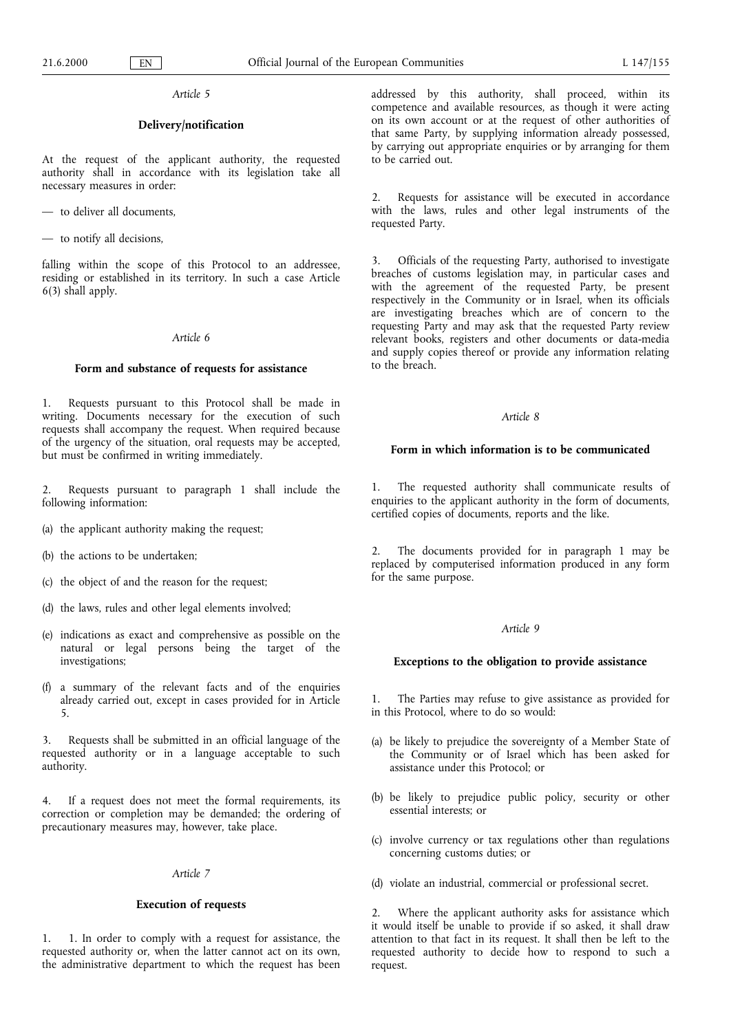*Article 5*

**Delivery/notification**

At the request of the applicant authority, the requested authority shall in accordance with its legislation take all necessary measures in order:

— to deliver all documents,

— to notify all decisions,

falling within the scope of this Protocol to an addressee, residing or established in its territory. In such a case Article 6(3) shall apply.

*Article 6*

**Form and substance of requests for assistance**

1. Requests pursuant to this Protocol shall be made in writing. Documents necessary for the execution of such requests shall accompany the request. When required because of the urgency of the situation, oral requests may be accepted, but must be confirmed in writing immediately.

2. Requests pursuant to paragraph 1 shall include the following information:

(a) the applicant authority making the request;

(b) the actions to be undertaken;

(c) the object of and the reason for the request;

(d) the laws, rules and other legal elements involved;

(e) indications as exact and comprehensive as possible on the natural or legal persons being the target of the investigations;

(f) a summary of the relevant facts and of the enquiries already carried out, except in cases provided for in Article 5.

3. Requests shall be submitted in an official language of the requested authority or in a language acceptable to such authority.

4. If a request does not meet the formal requirements, its correction or completion may be demanded; the ordering of precautionary measures may, however, take place.

*Article 7*

**Execution of requests**

1. 1. In order to comply with a request for assistance, the requested authority or, when the latter cannot act on its own, the administrative department to which the request has been addressed by this authority, shall proceed, within its competence and available resources, as though it were acting on its own account or at the request of other authorities of that same Party, by supplying information already possessed, by carrying out appropriate enquiries or by arranging for them to be carried out.

2. Requests for assistance will be executed in accordance with the laws, rules and other legal instruments of the requested Party.

3. Officials of the requesting Party, authorised to investigate breaches of customs legislation may, in particular cases and with the agreement of the requested Party, be present respectively in the Community or in Israel, when its officials are investigating breaches which are of concern to the requesting Party and may ask that the requested Party review relevant books, registers and other documents or data-media and supply copies thereof or provide any information relating to the breach.

*Article 8*

**Form in which information is to be communicated**

1. The requested authority shall communicate results of enquiries to the applicant authority in the form of documents, certified copies of documents, reports and the like.

2. The documents provided for in paragraph 1 may be replaced by computerised information produced in any form for the same purpose.

*Article 9*

**Exceptions to the obligation to provide assistance**

1. The Parties may refuse to give assistance as provided for in this Protocol, where to do so would:

(a) be likely to prejudice the sovereignty of a Member State of the Community or of Israel which has been asked for assistance under this Protocol; or

(b) be likely to prejudice public policy, security or other essential interests; or

(c) involve currency or tax regulations other than regulations concerning customs duties; or

(d) violate an industrial, commercial or professional secret.

2. Where the applicant authority asks for assistance which it would itself be unable to provide if so asked, it shall draw attention to that fact in its request. It shall then be left to the requested authority to decide how to respond to such a request.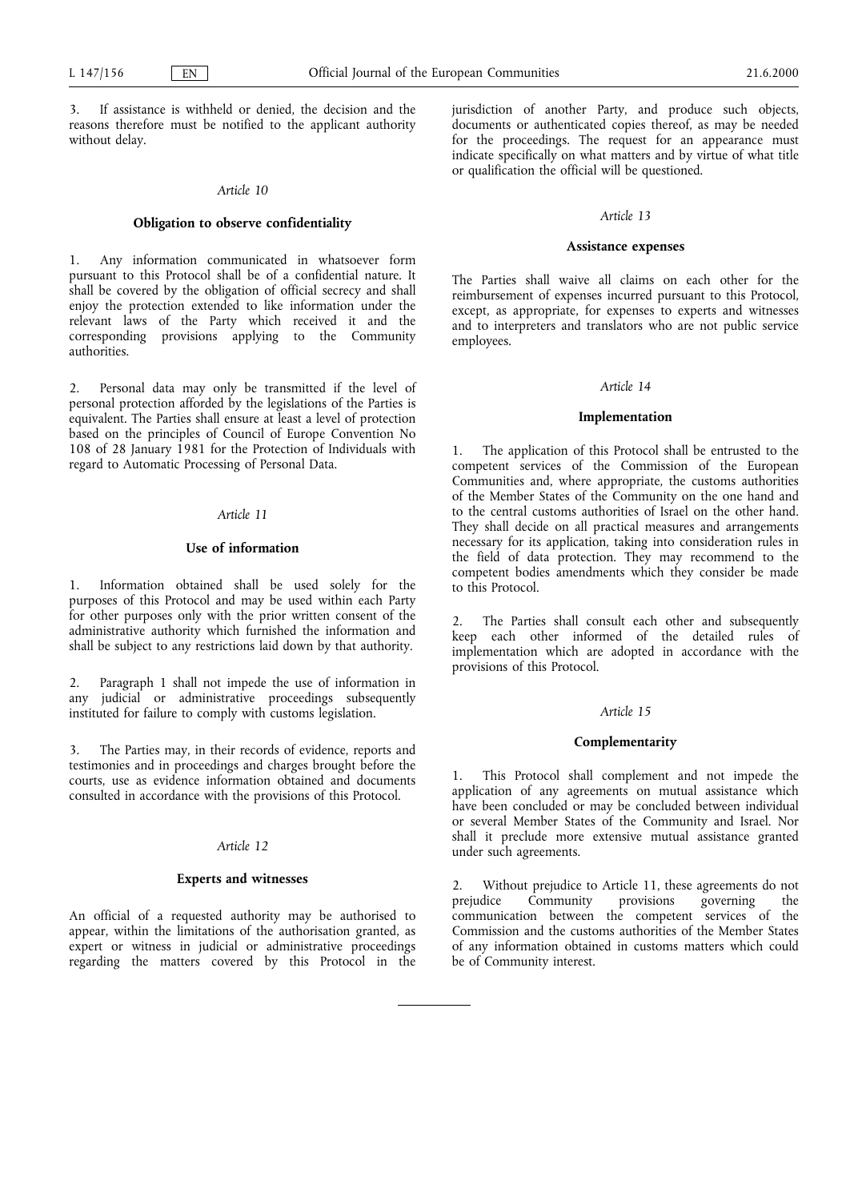3. If assistance is withheld or denied, the decision and the reasons therefore must be notified to the applicant authority without delay.

*Article 10*

**Obligation to observe confidentiality**

1. Any information communicated in whatsoever form pursuant to this Protocol shall be of a confidential nature. It shall be covered by the obligation of official secrecy and shall enjoy the protection extended to like information under the relevant laws of the Party which received it and the corresponding provisions applying to the Community authorities.

2. Personal data may only be transmitted if the level of personal protection afforded by the legislations of the Parties is equivalent. The Parties shall ensure at least a level of protection based on the principles of Council of Europe Convention No 108 of 28 January 1981 for the Protection of Individuals with regard to Automatic Processing of Personal Data.

*Article 11*

**Use of information**

1. Information obtained shall be used solely for the purposes of this Protocol and may be used within each Party for other purposes only with the prior written consent of the administrative authority which furnished the information and shall be subject to any restrictions laid down by that authority.

2. Paragraph 1 shall not impede the use of information in any judicial or administrative proceedings subsequently instituted for failure to comply with customs legislation.

3. The Parties may, in their records of evidence, reports and testimonies and in proceedings and charges brought before the courts, use as evidence information obtained and documents consulted in accordance with the provisions of this Protocol.

*Article 12*

**Experts and witnesses**

An official of a requested authority may be authorised to appear, within the limitations of the authorisation granted, as expert or witness in judicial or administrative proceedings regarding the matters covered by this Protocol in the jurisdiction of another Party, and produce such objects, documents or authenticated copies thereof, as may be needed for the proceedings. The request for an appearance must indicate specifically on what matters and by virtue of what title or qualification the official will be questioned.

*Article 13*

**Assistance expenses**

The Parties shall waive all claims on each other for the reimbursement of expenses incurred pursuant to this Protocol, except, as appropriate, for expenses to experts and witnesses and to interpreters and translators who are not public service employees.

*Article 14*

**Implementation**

1. The application of this Protocol shall be entrusted to the competent services of the Commission of the European Communities and, where appropriate, the customs authorities of the Member States of the Community on the one hand and to the central customs authorities of Israel on the other hand. They shall decide on all practical measures and arrangements necessary for its application, taking into consideration rules in the field of data protection. They may recommend to the competent bodies amendments which they consider be made to this Protocol.

2. The Parties shall consult each other and subsequently keep each other informed of the detailed rules of implementation which are adopted in accordance with the provisions of this Protocol.

*Article 15*

**Complementarity**

1. This Protocol shall complement and not impede the application of any agreements on mutual assistance which have been concluded or may be concluded between individual or several Member States of the Community and Israel. Nor shall it preclude more extensive mutual assistance granted under such agreements.

2. Without prejudice to Article 11, these agreements do not prejudice Community provisions governing the communication between the competent services of the Commission and the customs authorities of the Member States of any information obtained in customs matters which could be of Community interest.